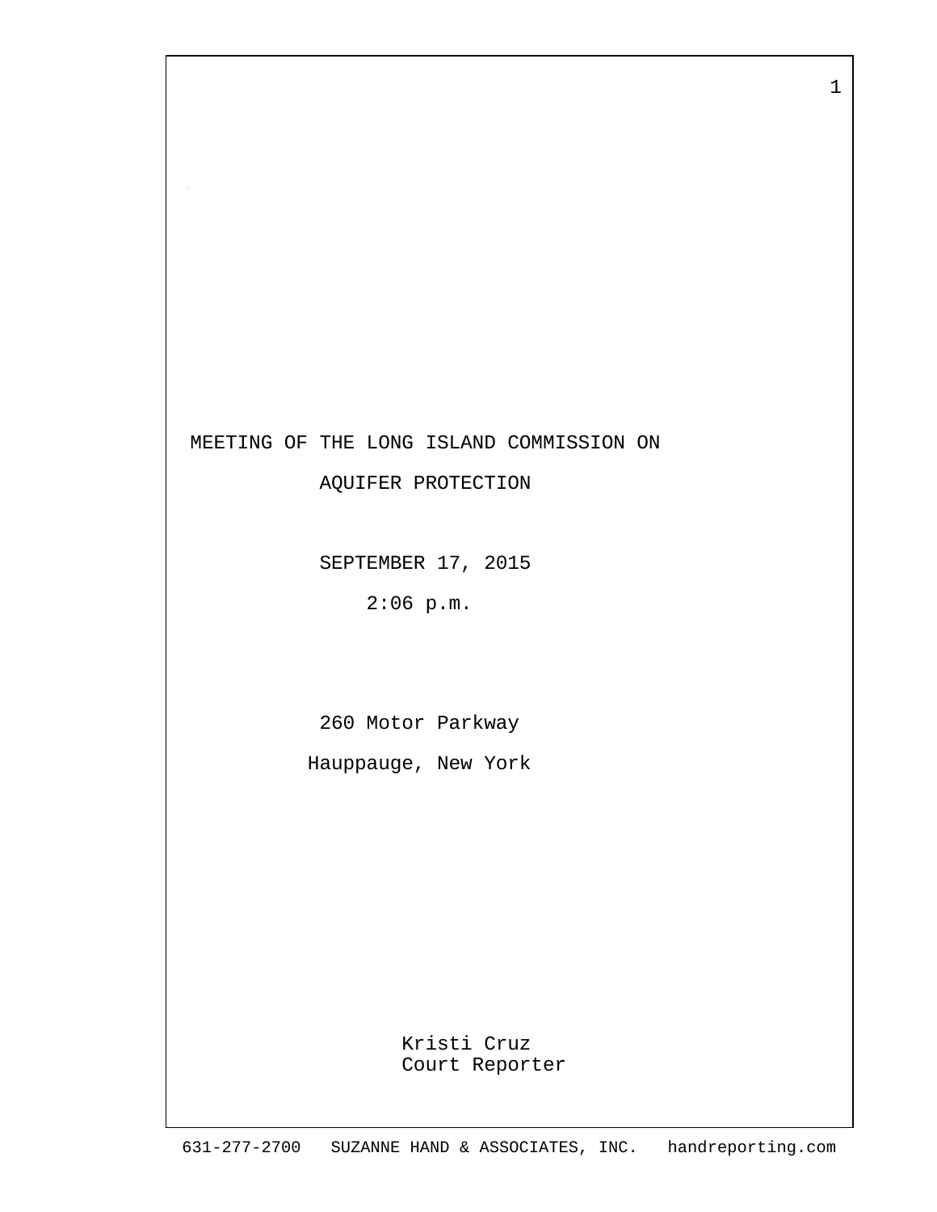# MEETING OF THE LONG ISLAND COMMISSION ON AQUIFER PROTECTION

SEPTEMBER 17, 2015

2:06 p.m.

260 Motor Parkway

Hauppauge, New York

Kristi Cruz
Court Reporter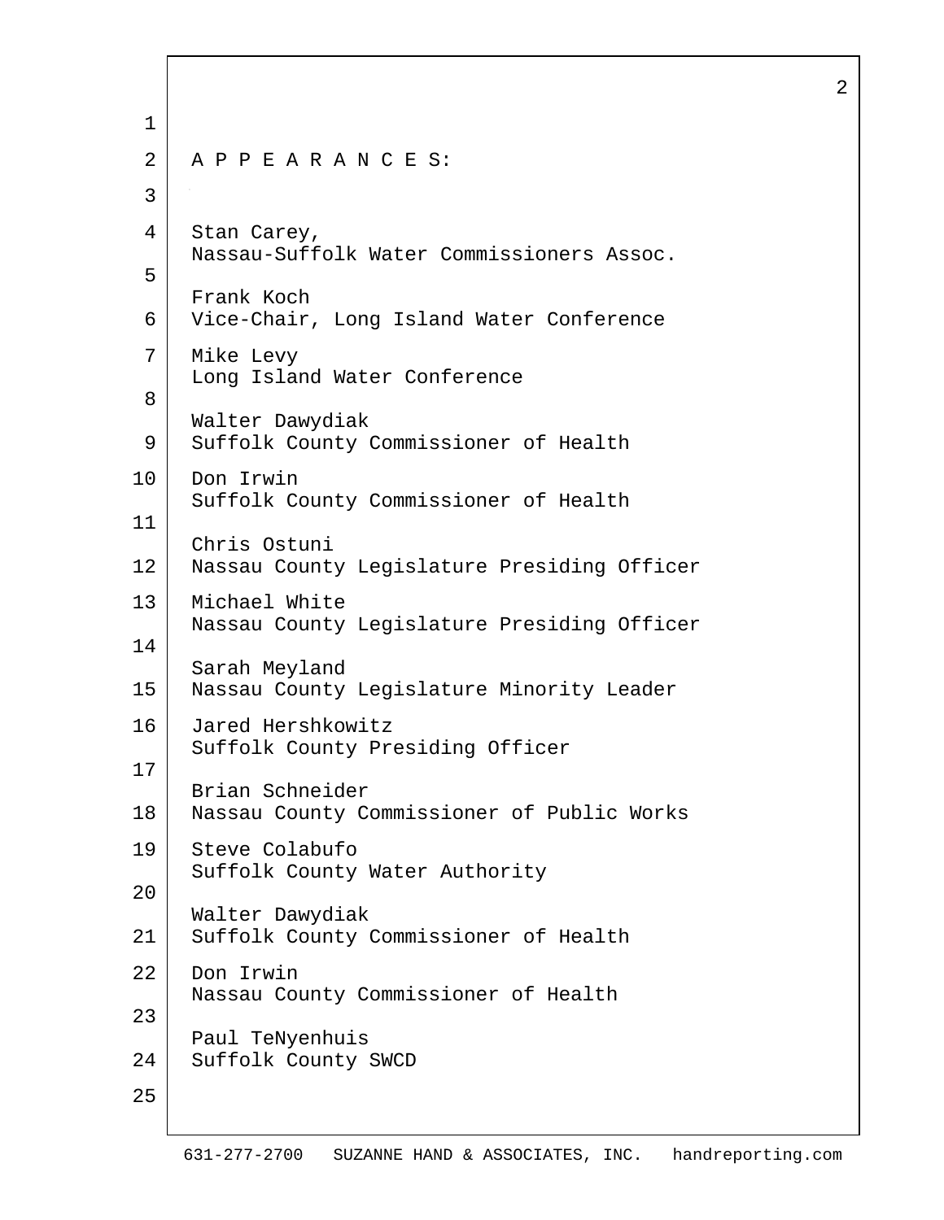A P P E A R A N C E S:

Stan Carey,
Nassau-Suffolk Water Commissioners Assoc.

Frank Koch
Vice-Chair, Long Island Water Conference

Mike Levy
Long Island Water Conference

Walter Dawydiak
Suffolk County Commissioner of Health

Don Irwin
Suffolk County Commissioner of Health

Chris Ostuni
Nassau County Legislature Presiding Officer

Michael White
Nassau County Legislature Presiding Officer

Sarah Meyland
Nassau County Legislature Minority Leader

Jared Hershkowitz
Suffolk County Presiding Officer

Brian Schneider
Nassau County Commissioner of Public Works

Steve Colabufo
Suffolk County Water Authority

Walter Dawydiak
Suffolk County Commissioner of Health

Don Irwin
Nassau County Commissioner of Health

Paul TeNyenhuis
Suffolk County SWCD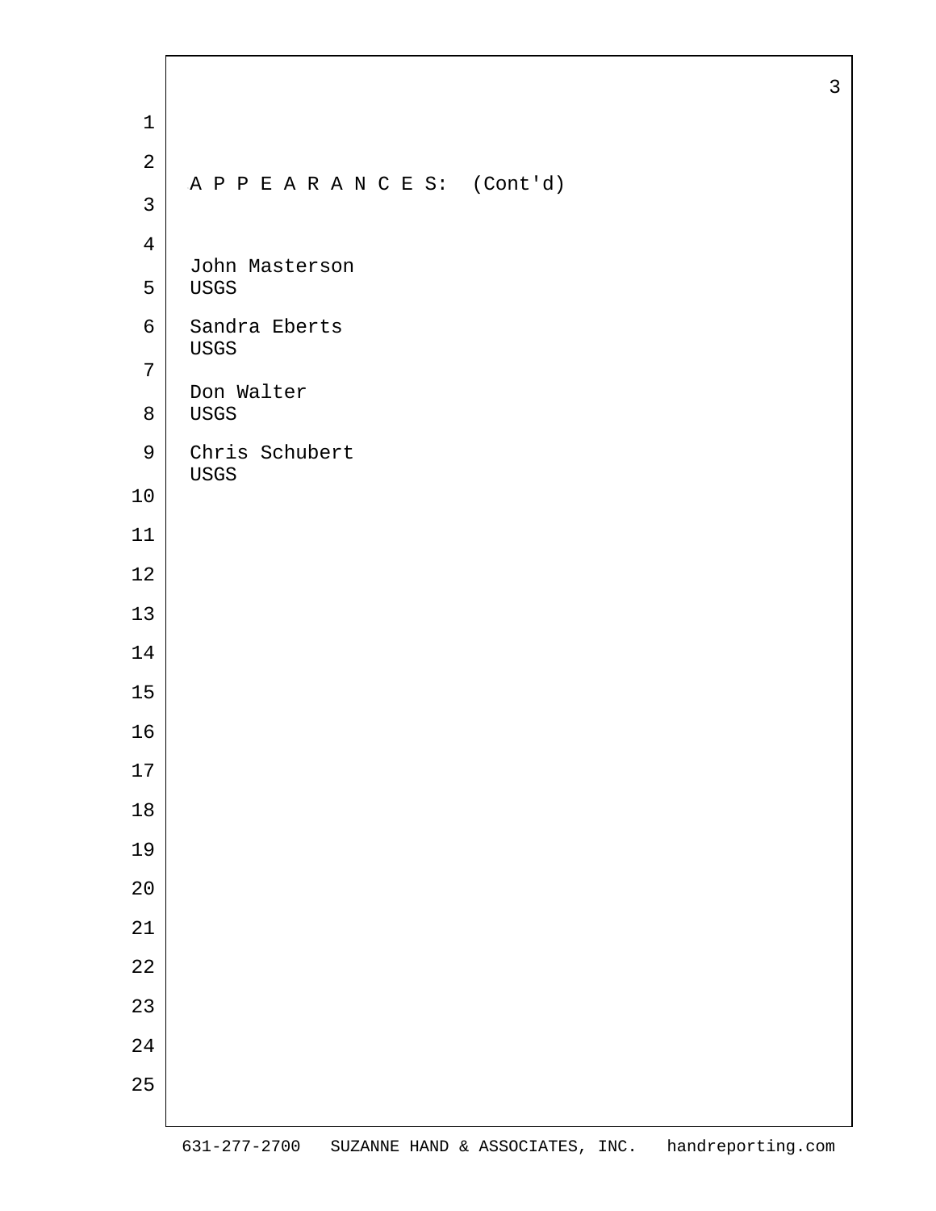A P P E A R A N C E S: (Cont'd)

John Masterson
USGS

Sandra Eberts
USGS

Don Walter
USGS

Chris Schubert
USGS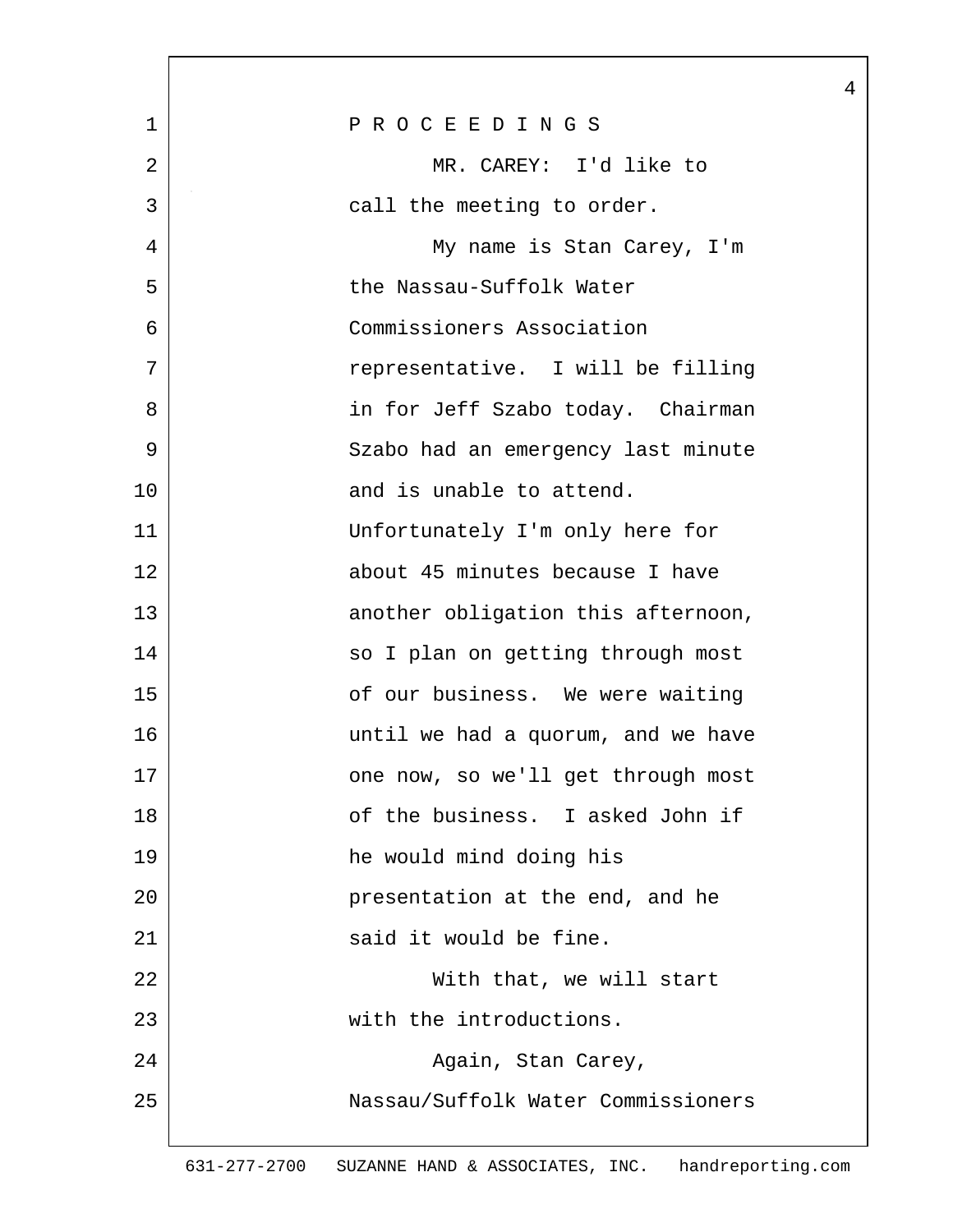PROCEEDINGS

MR. CAREY: I'd like to call the meeting to order.

My name is Stan Carey, I'm the Nassau-Suffolk Water Commissioners Association representative. I will be filling in for Jeff Szabo today. Chairman Szabo had an emergency last minute and is unable to attend. Unfortunately I'm only here for about 45 minutes because I have another obligation this afternoon, so I plan on getting through most of our business. We were waiting until we had a quorum, and we have one now, so we'll get through most of the business. I asked John if he would mind doing his presentation at the end, and he said it would be fine.

With that, we will start with the introductions.

Again, Stan Carey, Nassau/Suffolk Water Commissioners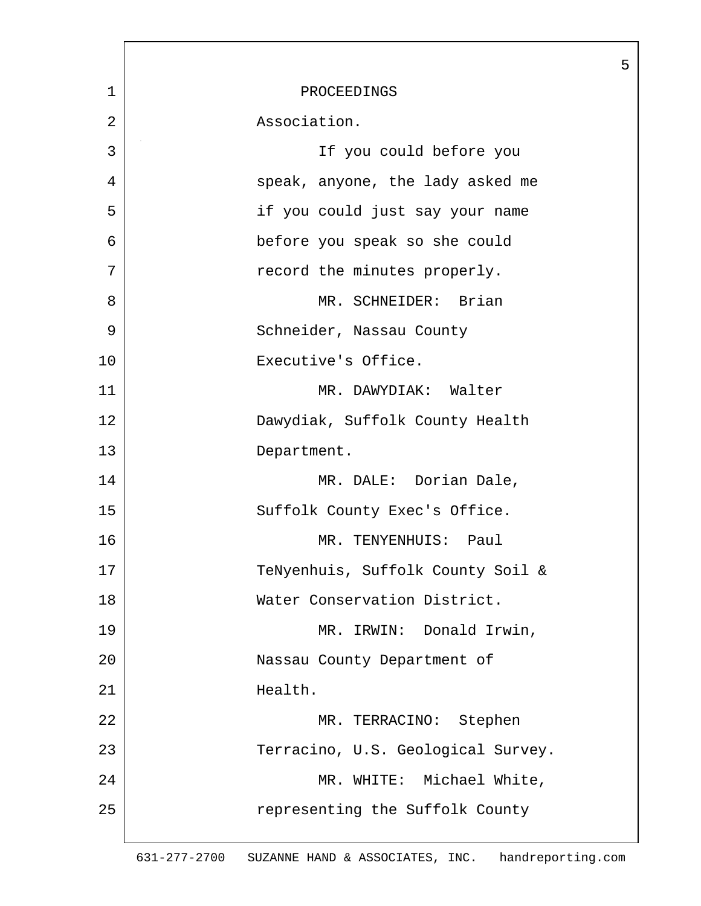PROCEEDINGS

Association.

If you could before you speak, anyone, the lady asked me if you could just say your name before you speak so she could record the minutes properly.

MR. SCHNEIDER: Brian Schneider, Nassau County Executive's Office.

MR. DAWYDIAK: Walter Dawydiak, Suffolk County Health Department.

MR. DALE: Dorian Dale, Suffolk County Exec's Office.

MR. TENYENHUIS: Paul TeNyenhuis, Suffolk County Soil & Water Conservation District.

MR. IRWIN: Donald Irwin, Nassau County Department of Health.

MR. TERRACINO: Stephen Terracino, U.S. Geological Survey.

MR. WHITE: Michael White, representing the Suffolk County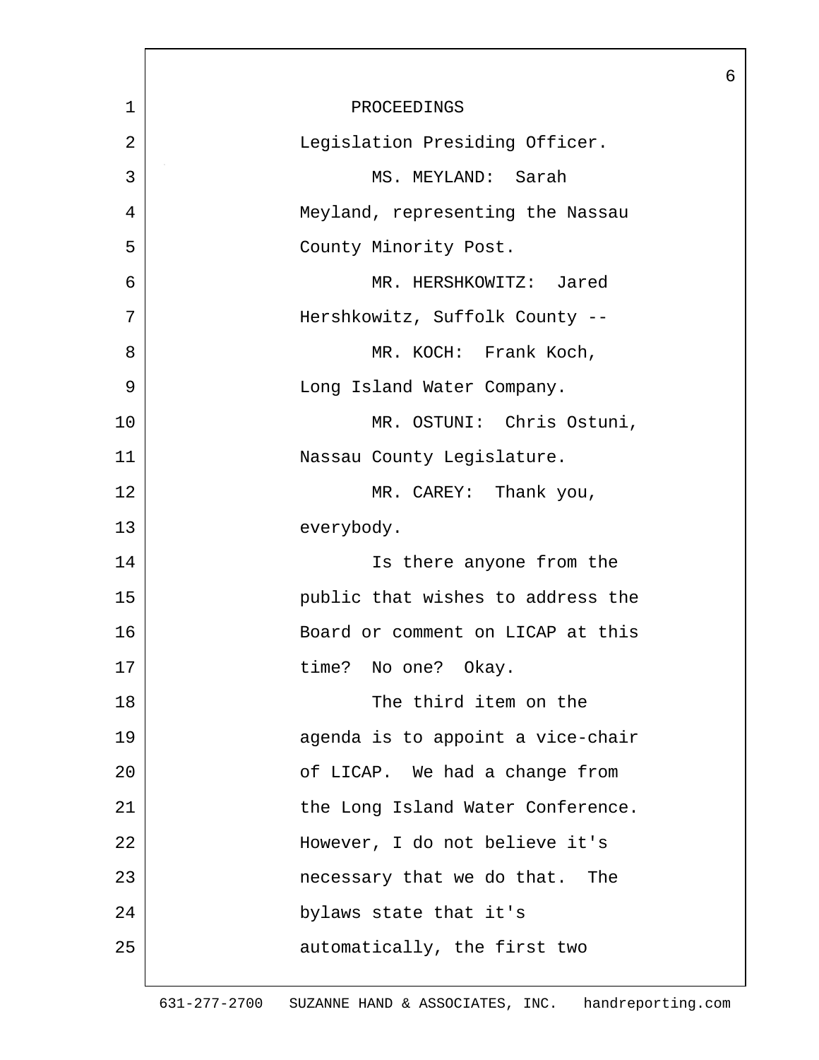PROCEEDINGS

Legislation Presiding Officer.

MS. MEYLAND: Sarah Meyland, representing the Nassau County Minority Post.

MR. HERSHKOWITZ: Jared Hershkowitz, Suffolk County --

MR. KOCH: Frank Koch, Long Island Water Company.

MR. OSTUNI: Chris Ostuni, Nassau County Legislature.

MR. CAREY: Thank you, everybody.

Is there anyone from the public that wishes to address the Board or comment on LICAP at this time? No one? Okay.

The third item on the agenda is to appoint a vice-chair of LICAP. We had a change from the Long Island Water Conference. However, I do not believe it's necessary that we do that. The bylaws state that it's automatically, the first two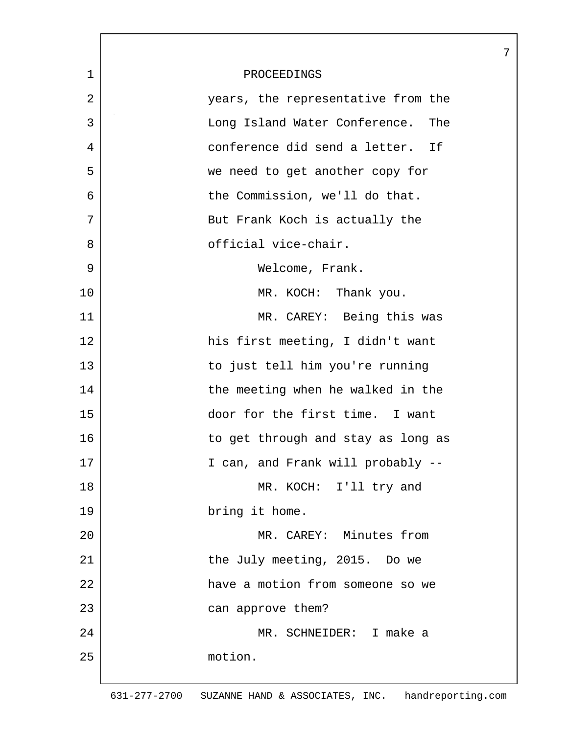PROCEEDINGS

years, the representative from the Long Island Water Conference. The conference did send a letter. If we need to get another copy for the Commission, we'll do that. But Frank Koch is actually the official vice-chair.

Welcome, Frank.

MR. KOCH: Thank you.

MR. CAREY: Being this was his first meeting, I didn't want to just tell him you're running the meeting when he walked in the door for the first time. I want to get through and stay as long as I can, and Frank will probably --

MR. KOCH: I'll try and bring it home.

MR. CAREY: Minutes from the July meeting, 2015. Do we have a motion from someone so we can approve them?

MR. SCHNEIDER: I make a motion.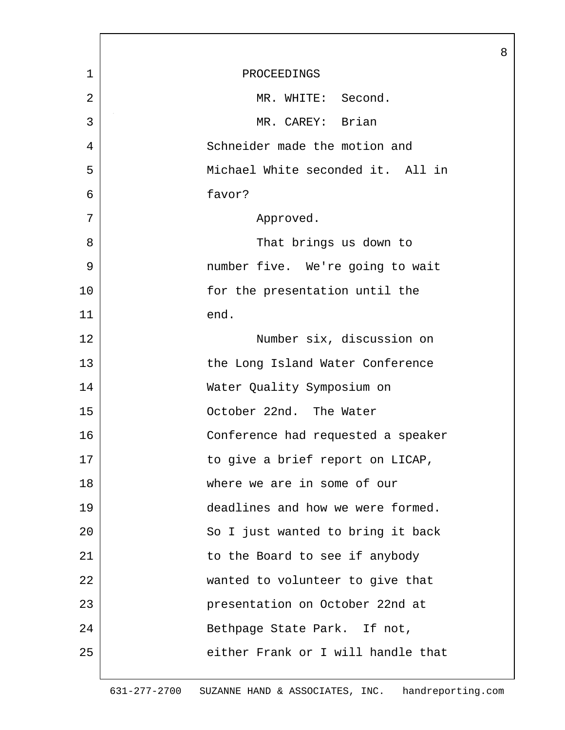PROCEEDINGS

MR. WHITE: Second.

MR. CAREY: Brian Schneider made the motion and Michael White seconded it. All in favor?

Approved.

That brings us down to number five. We're going to wait for the presentation until the end.

Number six, discussion on the Long Island Water Conference Water Quality Symposium on October 22nd. The Water Conference had requested a speaker to give a brief report on LICAP, where we are in some of our deadlines and how we were formed. So I just wanted to bring it back to the Board to see if anybody wanted to volunteer to give that presentation on October 22nd at Bethpage State Park. If not, either Frank or I will handle that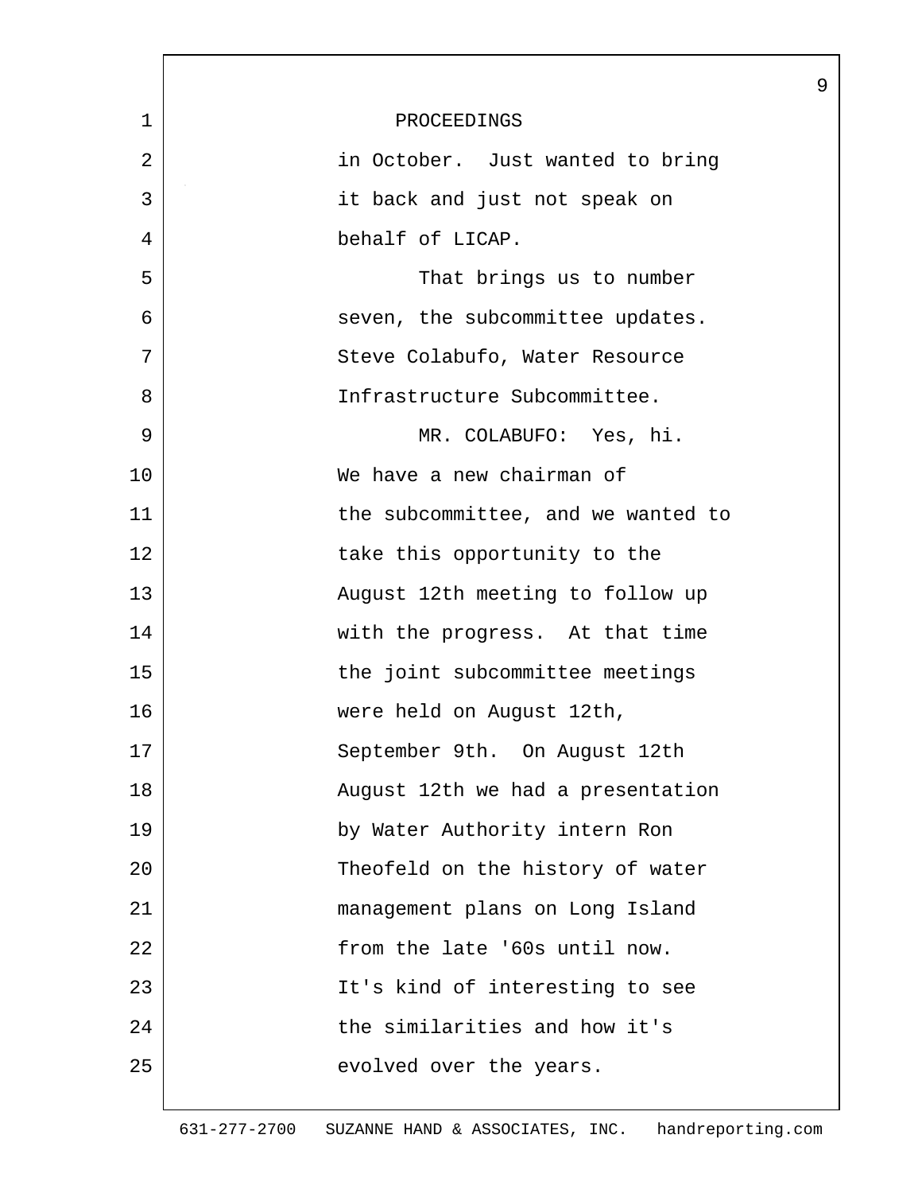PROCEEDINGS

in October. Just wanted to bring it back and just not speak on behalf of LICAP.

That brings us to number seven, the subcommittee updates. Steve Colabufo, Water Resource Infrastructure Subcommittee.

MR. COLABUFO: Yes, hi. We have a new chairman of the subcommittee, and we wanted to take this opportunity to the August 12th meeting to follow up with the progress. At that time the joint subcommittee meetings were held on August 12th, September 9th. On August 12th August 12th we had a presentation by Water Authority intern Ron Theofeld on the history of water management plans on Long Island from the late '60s until now. It's kind of interesting to see the similarities and how it's evolved over the years.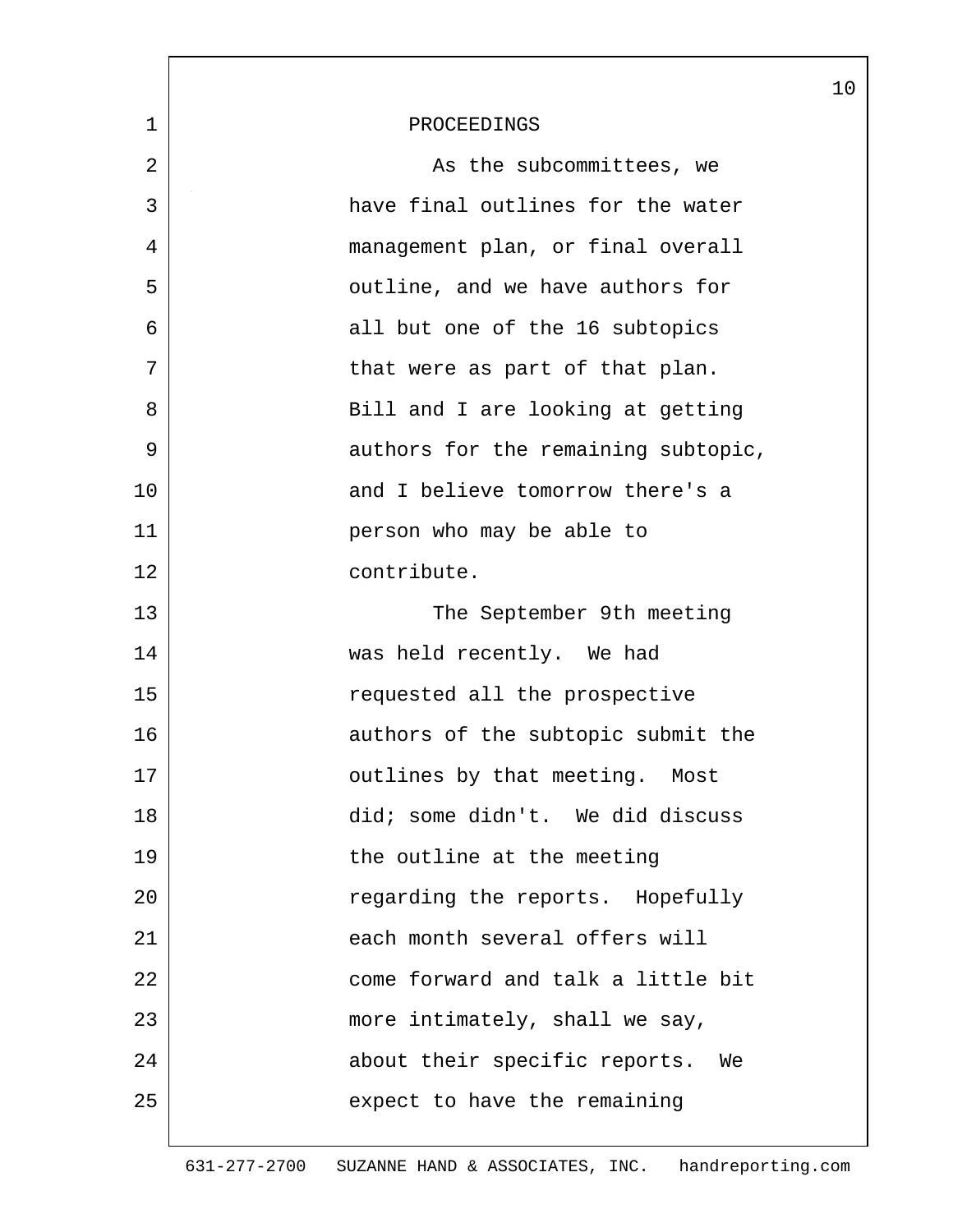PROCEEDINGS

As the subcommittees, we have final outlines for the water management plan, or final overall outline, and we have authors for all but one of the 16 subtopics that were as part of that plan. Bill and I are looking at getting authors for the remaining subtopic, and I believe tomorrow there's a person who may be able to contribute.

The September 9th meeting was held recently. We had requested all the prospective authors of the subtopic submit the outlines by that meeting. Most did; some didn't. We did discuss the outline at the meeting regarding the reports. Hopefully each month several offers will come forward and talk a little bit more intimately, shall we say, about their specific reports. We expect to have the remaining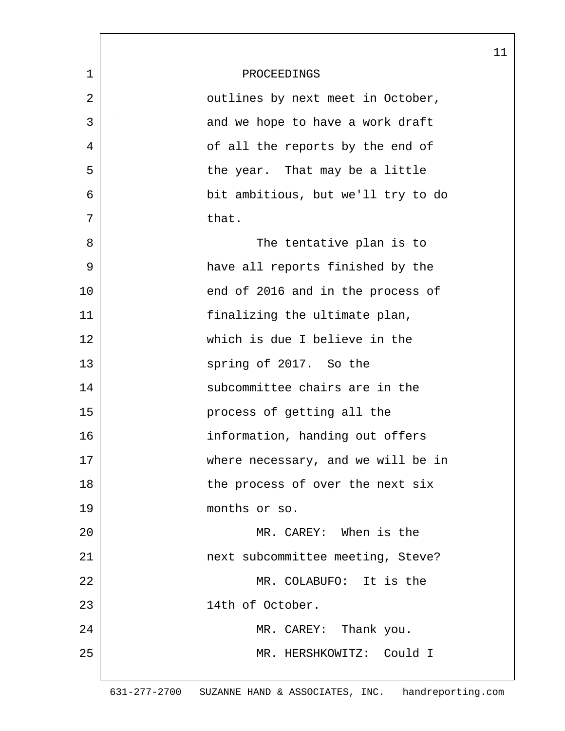PROCEEDINGS

outlines by next meet in October, and we hope to have a work draft of all the reports by the end of the year. That may be a little bit ambitious, but we'll try to do that.

The tentative plan is to have all reports finished by the end of 2016 and in the process of finalizing the ultimate plan, which is due I believe in the spring of 2017. So the subcommittee chairs are in the process of getting all the information, handing out offers where necessary, and we will be in the process of over the next six months or so.

MR. CAREY: When is the next subcommittee meeting, Steve?

MR. COLABUFO: It is the 14th of October.

MR. CAREY: Thank you.

MR. HERSHKOWITZ: Could I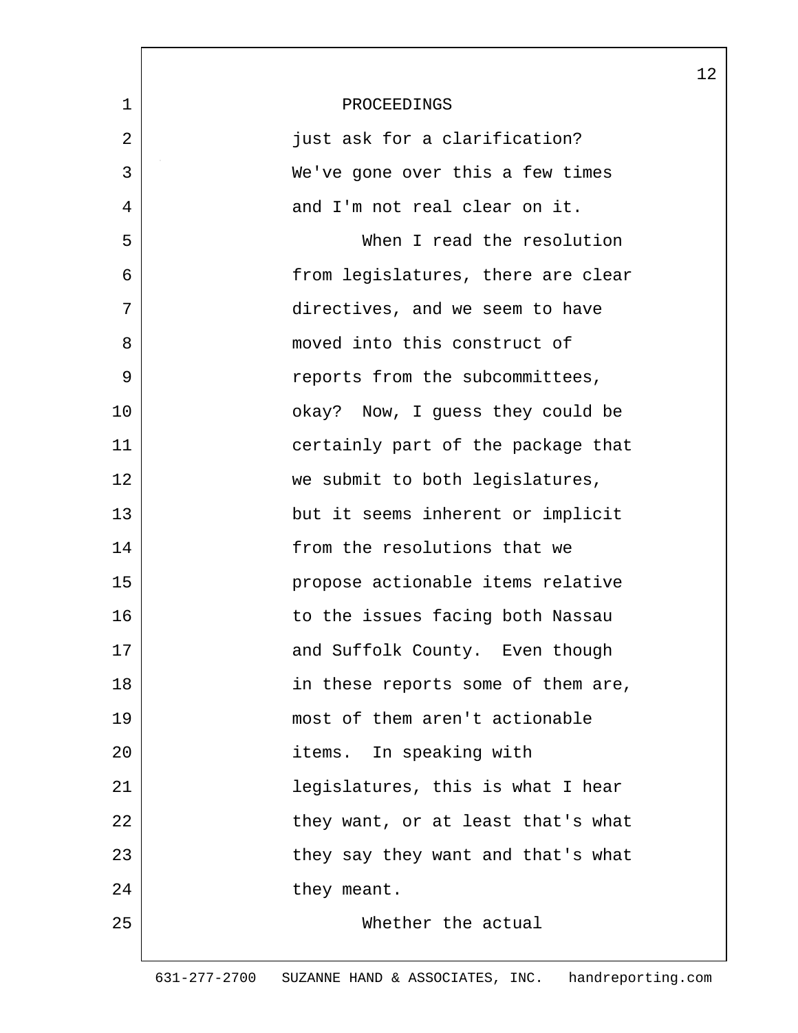PROCEEDINGS

just ask for a clarification? We've gone over this a few times and I'm not real clear on it.

When I read the resolution from legislatures, there are clear directives, and we seem to have moved into this construct of reports from the subcommittees, okay? Now, I guess they could be certainly part of the package that we submit to both legislatures, but it seems inherent or implicit from the resolutions that we propose actionable items relative to the issues facing both Nassau and Suffolk County. Even though in these reports some of them are, most of them aren't actionable items. In speaking with legislatures, this is what I hear they want, or at least that's what they say they want and that's what they meant.

Whether the actual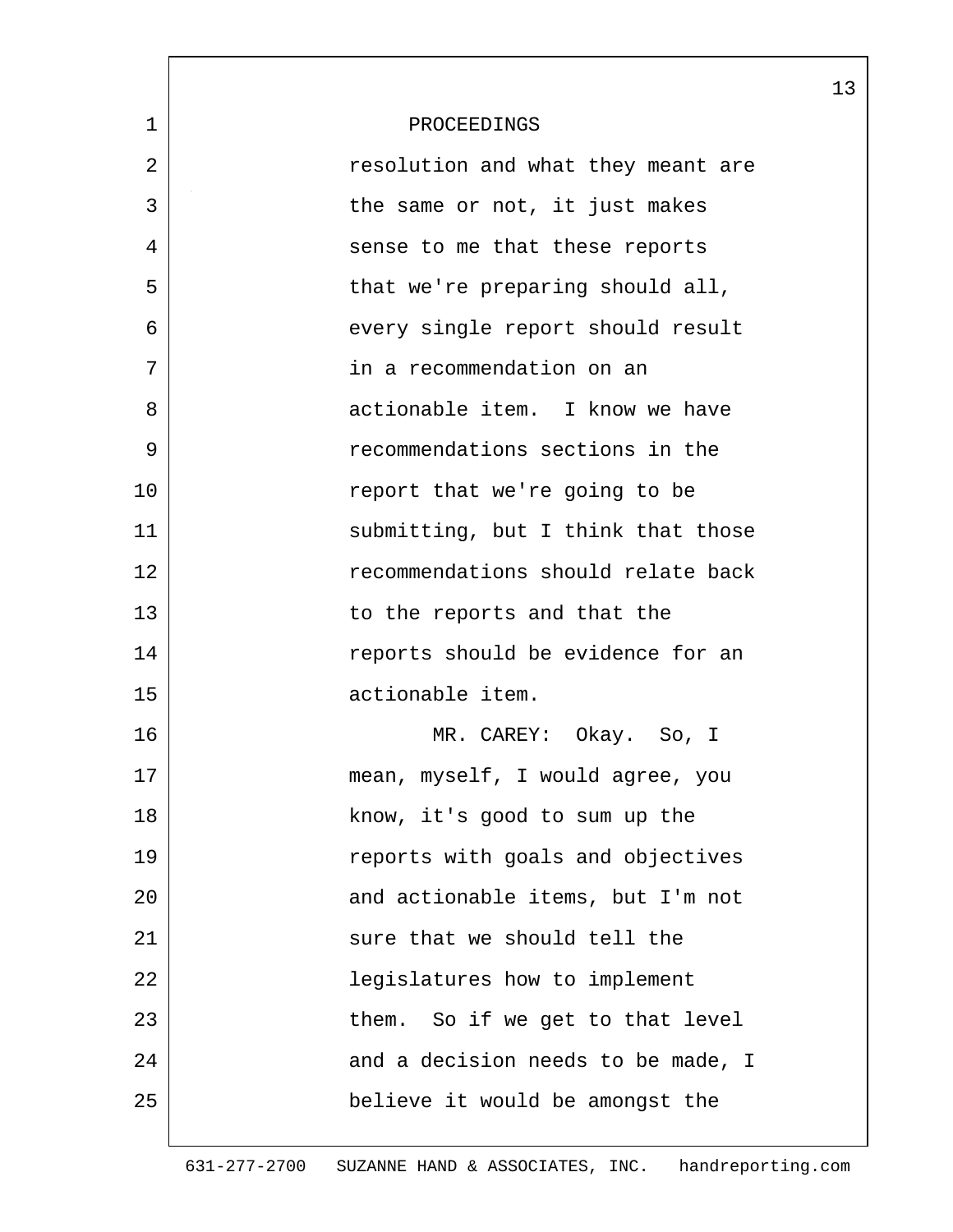PROCEEDINGS

resolution and what they meant are the same or not, it just makes sense to me that these reports that we're preparing should all, every single report should result in a recommendation on an actionable item. I know we have recommendations sections in the report that we're going to be submitting, but I think that those recommendations should relate back to the reports and that the reports should be evidence for an actionable item.

MR. CAREY: Okay. So, I mean, myself, I would agree, you know, it's good to sum up the reports with goals and objectives and actionable items, but I'm not sure that we should tell the legislatures how to implement them. So if we get to that level and a decision needs to be made, I believe it would be amongst the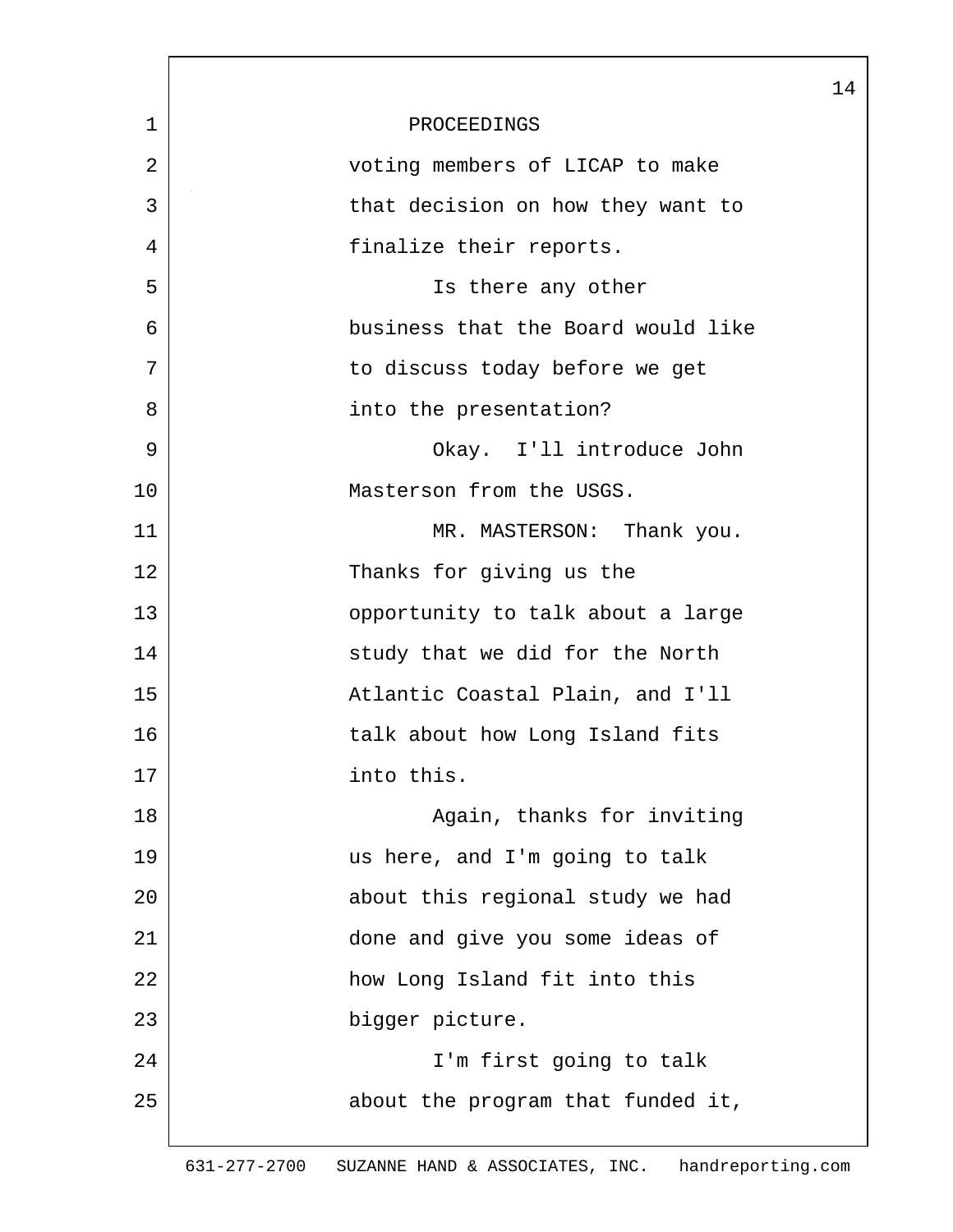PROCEEDINGS

voting members of LICAP to make that decision on how they want to finalize their reports.

Is there any other business that the Board would like to discuss today before we get into the presentation?

Okay. I'll introduce John Masterson from the USGS.

MR. MASTERSON: Thank you. Thanks for giving us the opportunity to talk about a large study that we did for the North Atlantic Coastal Plain, and I'll talk about how Long Island fits into this.

Again, thanks for inviting us here, and I'm going to talk about this regional study we had done and give you some ideas of how Long Island fit into this bigger picture.

I'm first going to talk about the program that funded it,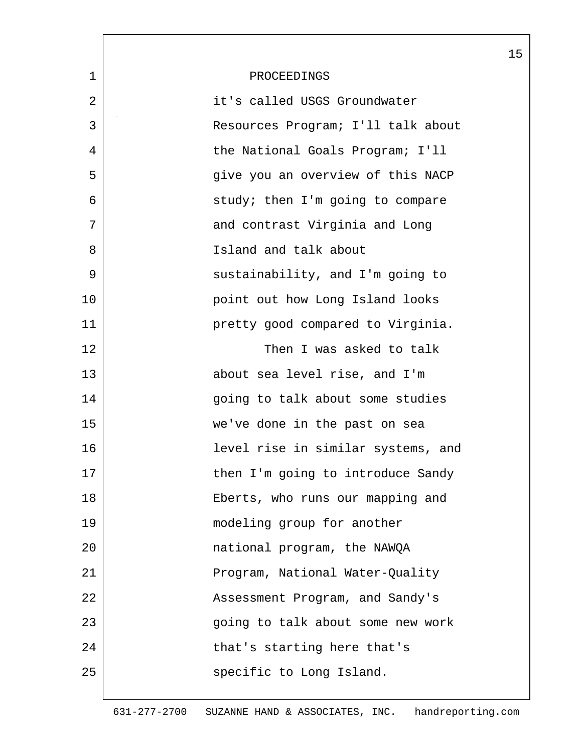PROCEEDINGS

it's called USGS Groundwater Resources Program; I'll talk about the National Goals Program; I'll give you an overview of this NACP study; then I'm going to compare and contrast Virginia and Long Island and talk about sustainability, and I'm going to point out how Long Island looks pretty good compared to Virginia.

Then I was asked to talk about sea level rise, and I'm going to talk about some studies we've done in the past on sea level rise in similar systems, and then I'm going to introduce Sandy Eberts, who runs our mapping and modeling group for another national program, the NAWQA Program, National Water-Quality Assessment Program, and Sandy's going to talk about some new work that's starting here that's specific to Long Island.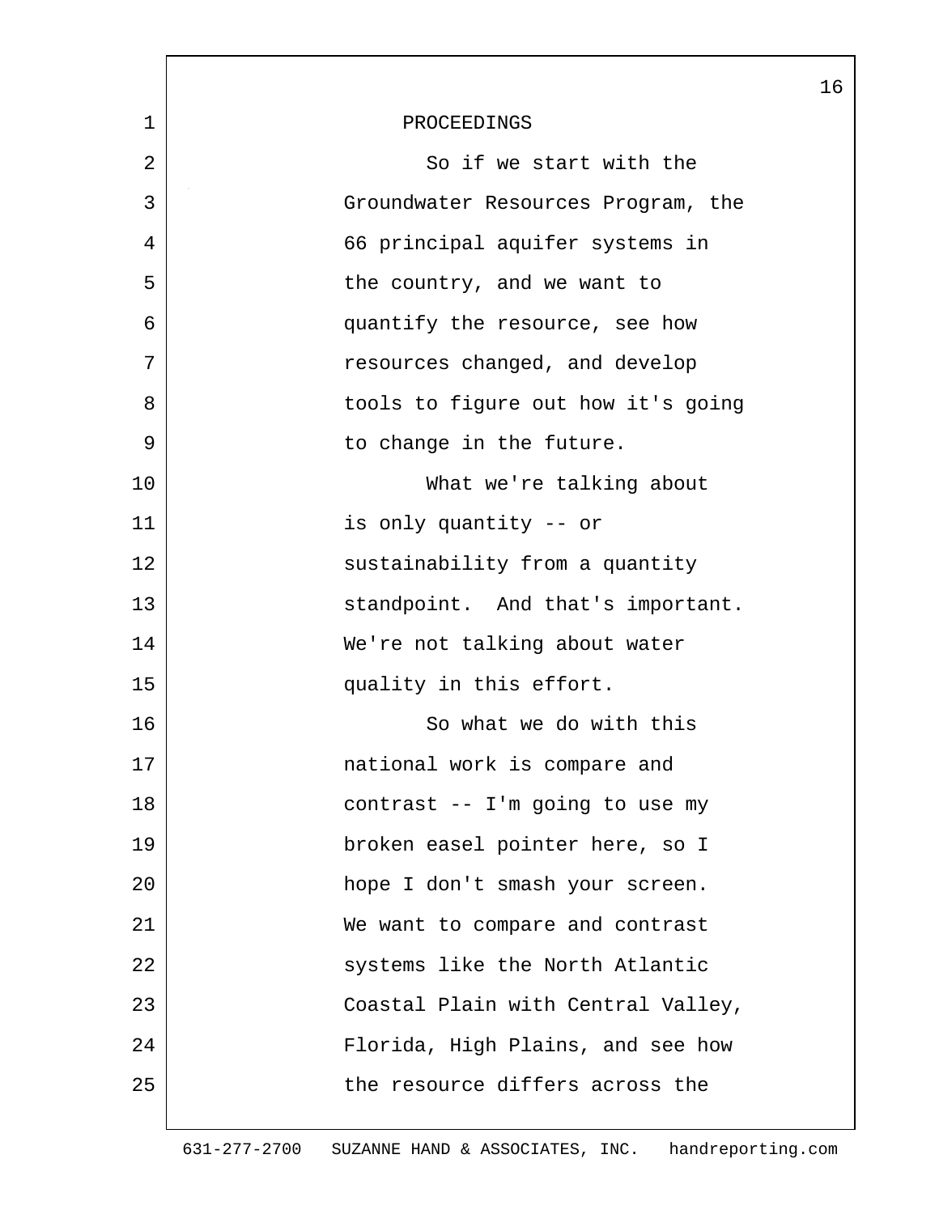PROCEEDINGS

So if we start with the Groundwater Resources Program, the 66 principal aquifer systems in the country, and we want to quantify the resource, see how resources changed, and develop tools to figure out how it's going to change in the future.

What we're talking about is only quantity -- or sustainability from a quantity standpoint. And that's important. We're not talking about water quality in this effort.

So what we do with this national work is compare and contrast -- I'm going to use my broken easel pointer here, so I hope I don't smash your screen. We want to compare and contrast systems like the North Atlantic Coastal Plain with Central Valley, Florida, High Plains, and see how the resource differs across the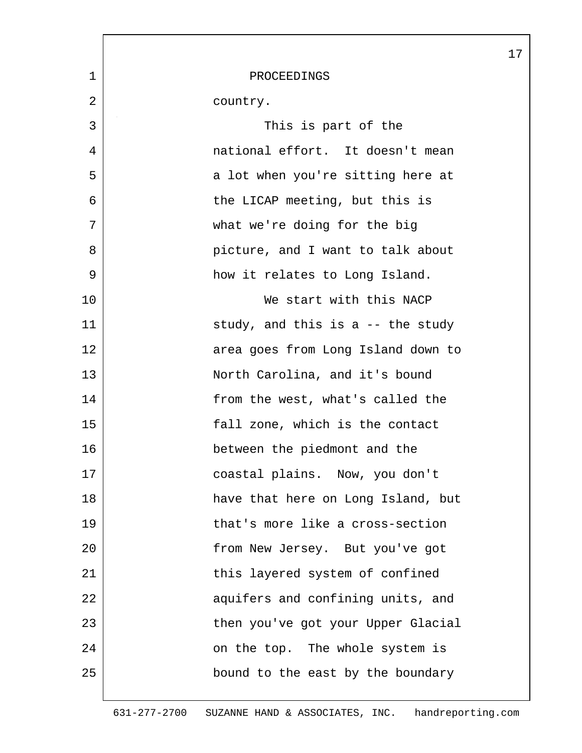PROCEEDINGS

country.

This is part of the national effort. It doesn't mean a lot when you're sitting here at the LICAP meeting, but this is what we're doing for the big picture, and I want to talk about how it relates to Long Island.

We start with this NACP study, and this is a -- the study area goes from Long Island down to North Carolina, and it's bound from the west, what's called the fall zone, which is the contact between the piedmont and the coastal plains. Now, you don't have that here on Long Island, but that's more like a cross-section from New Jersey. But you've got this layered system of confined aquifers and confining units, and then you've got your Upper Glacial on the top. The whole system is bound to the east by the boundary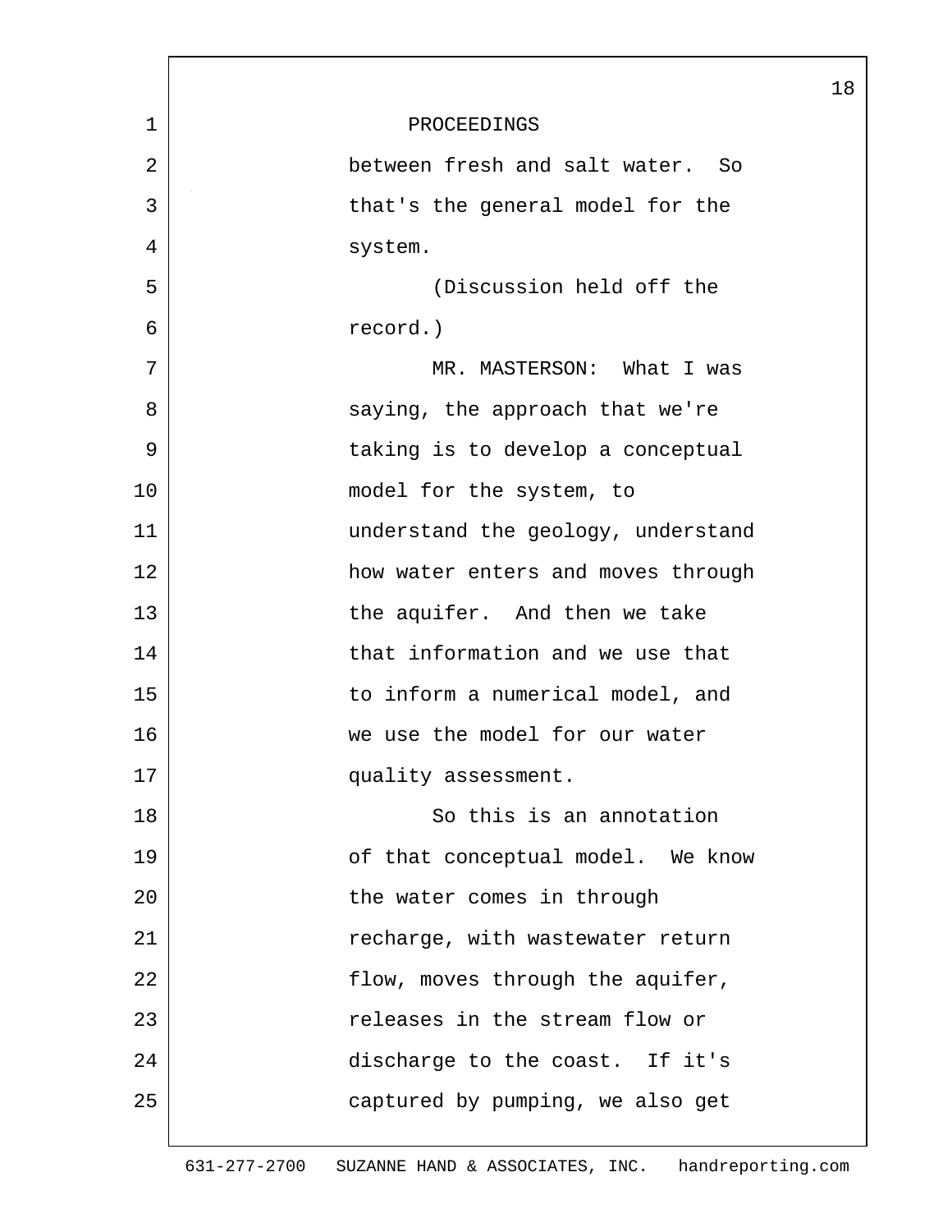PROCEEDINGS

between fresh and salt water. So that's the general model for the system.

(Discussion held off the record.)

MR. MASTERSON: What I was saying, the approach that we're taking is to develop a conceptual model for the system, to understand the geology, understand how water enters and moves through the aquifer. And then we take that information and we use that to inform a numerical model, and we use the model for our water quality assessment.

So this is an annotation of that conceptual model. We know the water comes in through recharge, with wastewater return flow, moves through the aquifer, releases in the stream flow or discharge to the coast. If it's captured by pumping, we also get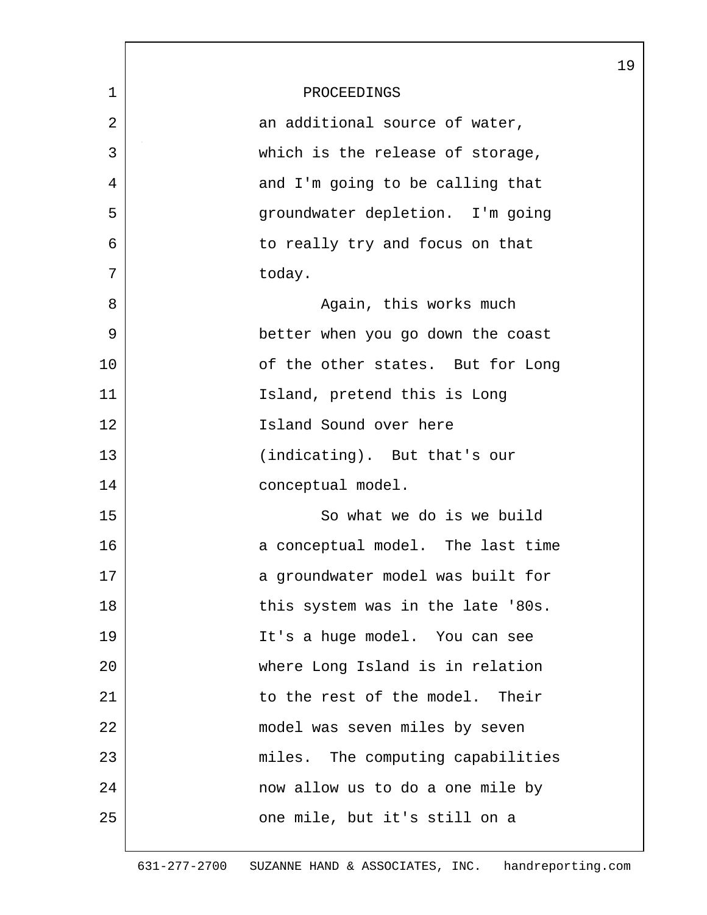PROCEEDINGS

an additional source of water, which is the release of storage, and I'm going to be calling that groundwater depletion. I'm going to really try and focus on that today.

Again, this works much better when you go down the coast of the other states. But for Long Island, pretend this is Long Island Sound over here (indicating). But that's our conceptual model.

So what we do is we build a conceptual model. The last time a groundwater model was built for this system was in the late '80s. It's a huge model. You can see where Long Island is in relation to the rest of the model. Their model was seven miles by seven miles. The computing capabilities now allow us to do a one mile by one mile, but it's still on a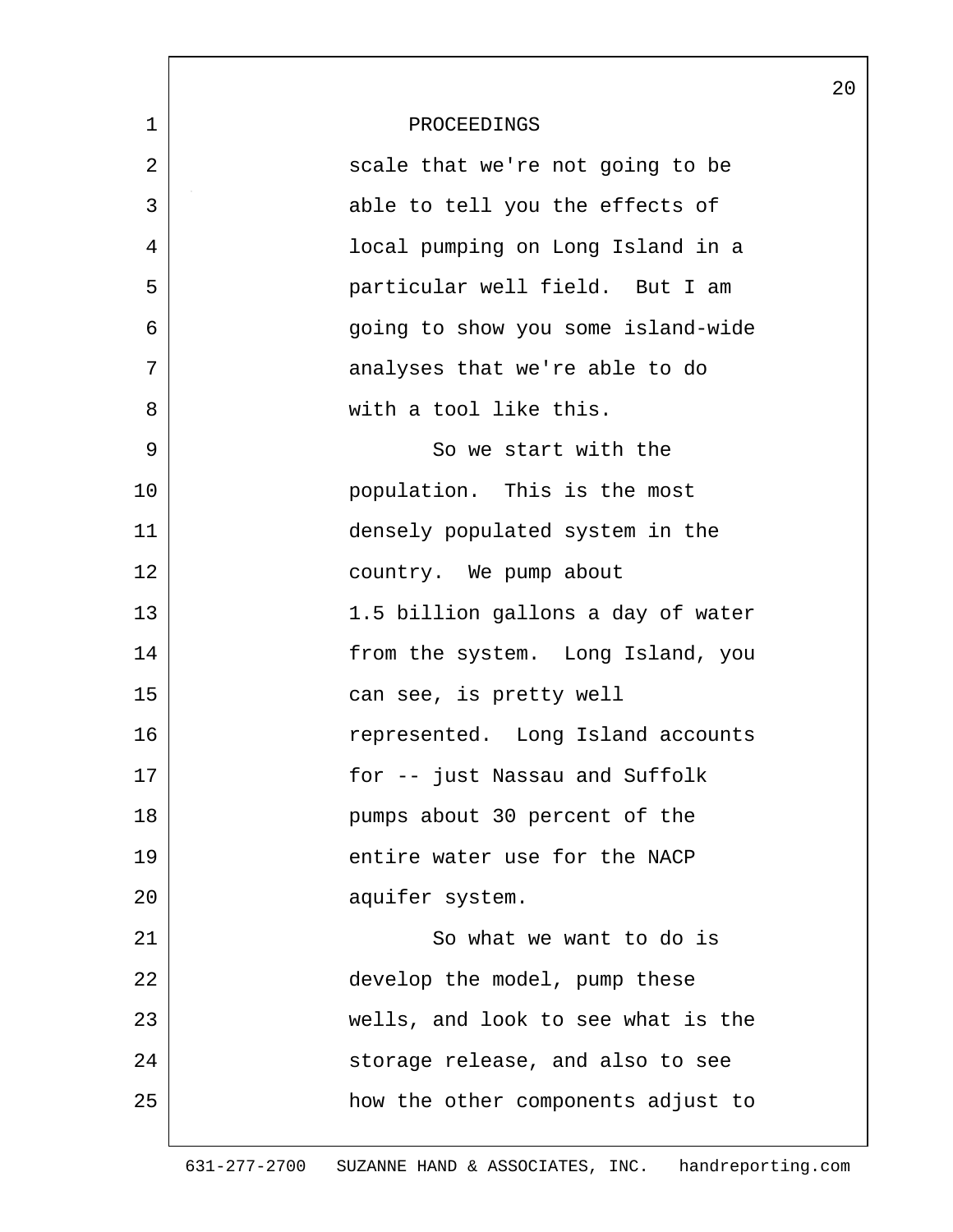PROCEEDINGS

scale that we're not going to be able to tell you the effects of local pumping on Long Island in a particular well field. But I am going to show you some island-wide analyses that we're able to do with a tool like this.

So we start with the population. This is the most densely populated system in the country. We pump about 1.5 billion gallons a day of water from the system. Long Island, you can see, is pretty well represented. Long Island accounts for -- just Nassau and Suffolk pumps about 30 percent of the entire water use for the NACP aquifer system.

So what we want to do is develop the model, pump these wells, and look to see what is the storage release, and also to see how the other components adjust to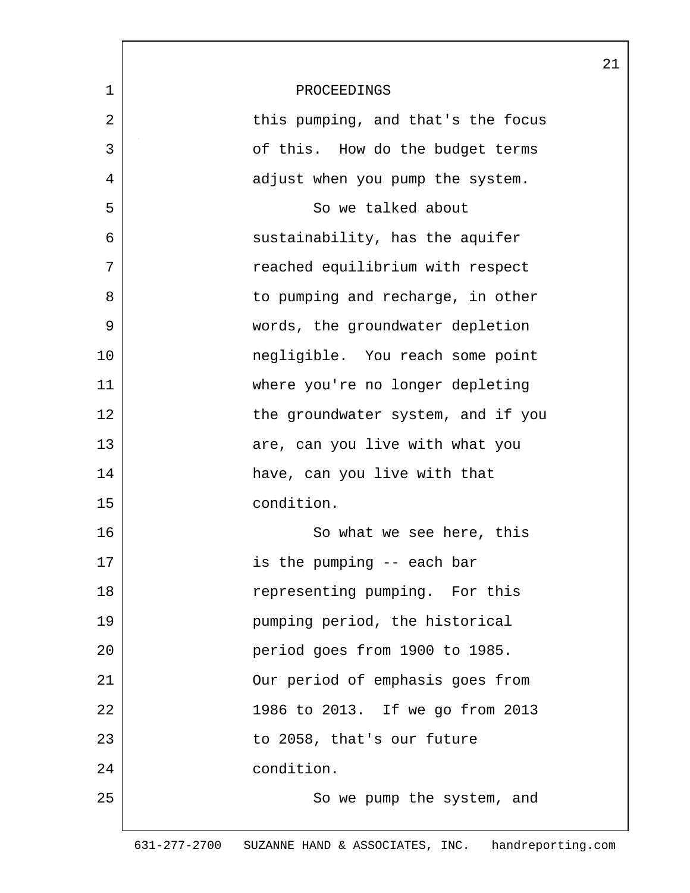PROCEEDINGS

this pumping, and that's the focus of this. How do the budget terms adjust when you pump the system.

So we talked about sustainability, has the aquifer reached equilibrium with respect to pumping and recharge, in other words, the groundwater depletion negligible. You reach some point where you're no longer depleting the groundwater system, and if you are, can you live with what you have, can you live with that condition.

So what we see here, this is the pumping -- each bar representing pumping. For this pumping period, the historical period goes from 1900 to 1985. Our period of emphasis goes from 1986 to 2013. If we go from 2013 to 2058, that's our future condition.

So we pump the system, and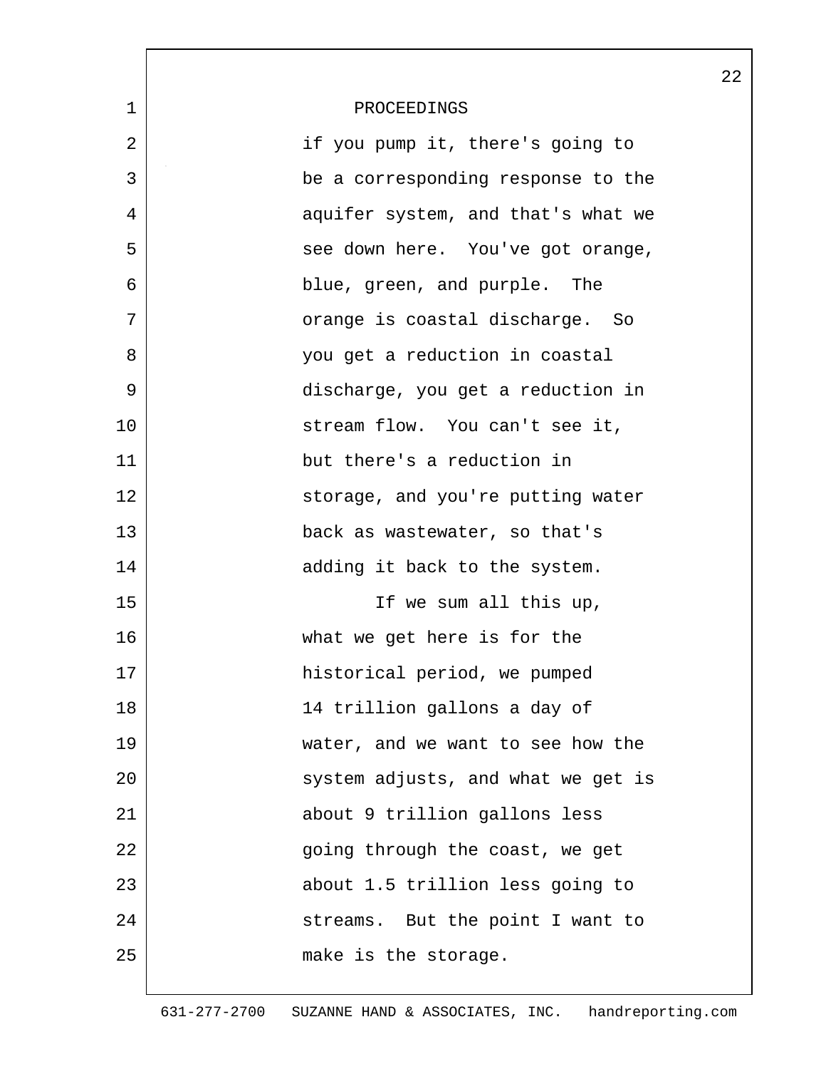PROCEEDINGS

if you pump it, there's going to be a corresponding response to the aquifer system, and that's what we see down here. You've got orange, blue, green, and purple. The orange is coastal discharge. So you get a reduction in coastal discharge, you get a reduction in stream flow. You can't see it, but there's a reduction in storage, and you're putting water back as wastewater, so that's adding it back to the system.

If we sum all this up, what we get here is for the historical period, we pumped 14 trillion gallons a day of water, and we want to see how the system adjusts, and what we get is about 9 trillion gallons less going through the coast, we get about 1.5 trillion less going to streams. But the point I want to make is the storage.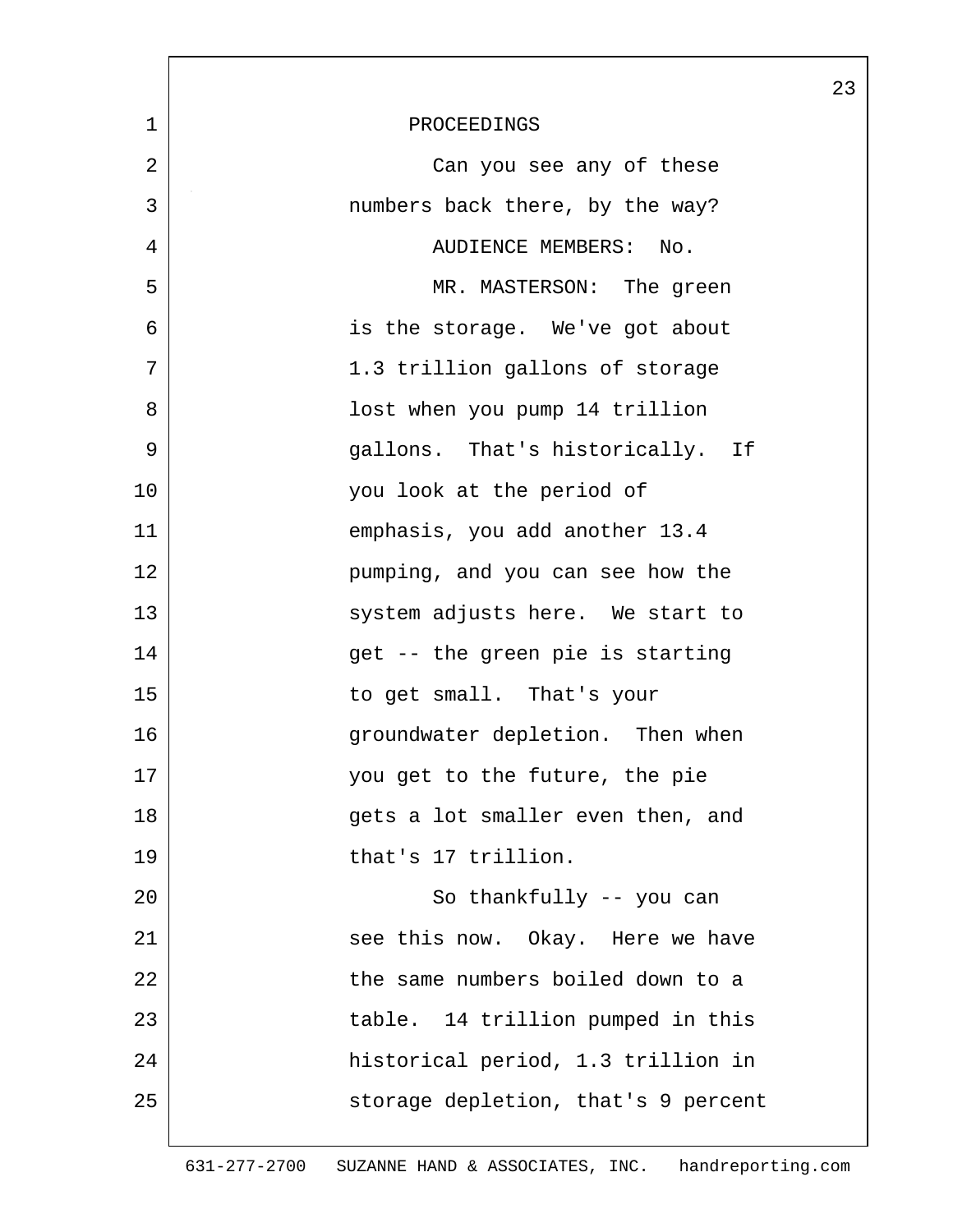PROCEEDINGS

Can you see any of these numbers back there, by the way?

AUDIENCE MEMBERS: No.

MR. MASTERSON: The green is the storage. We've got about 1.3 trillion gallons of storage lost when you pump 14 trillion gallons. That's historically. If you look at the period of emphasis, you add another 13.4 pumping, and you can see how the system adjusts here. We start to get -- the green pie is starting to get small. That's your groundwater depletion. Then when you get to the future, the pie gets a lot smaller even then, and that's 17 trillion.

So thankfully -- you can see this now. Okay. Here we have the same numbers boiled down to a table. 14 trillion pumped in this historical period, 1.3 trillion in storage depletion, that's 9 percent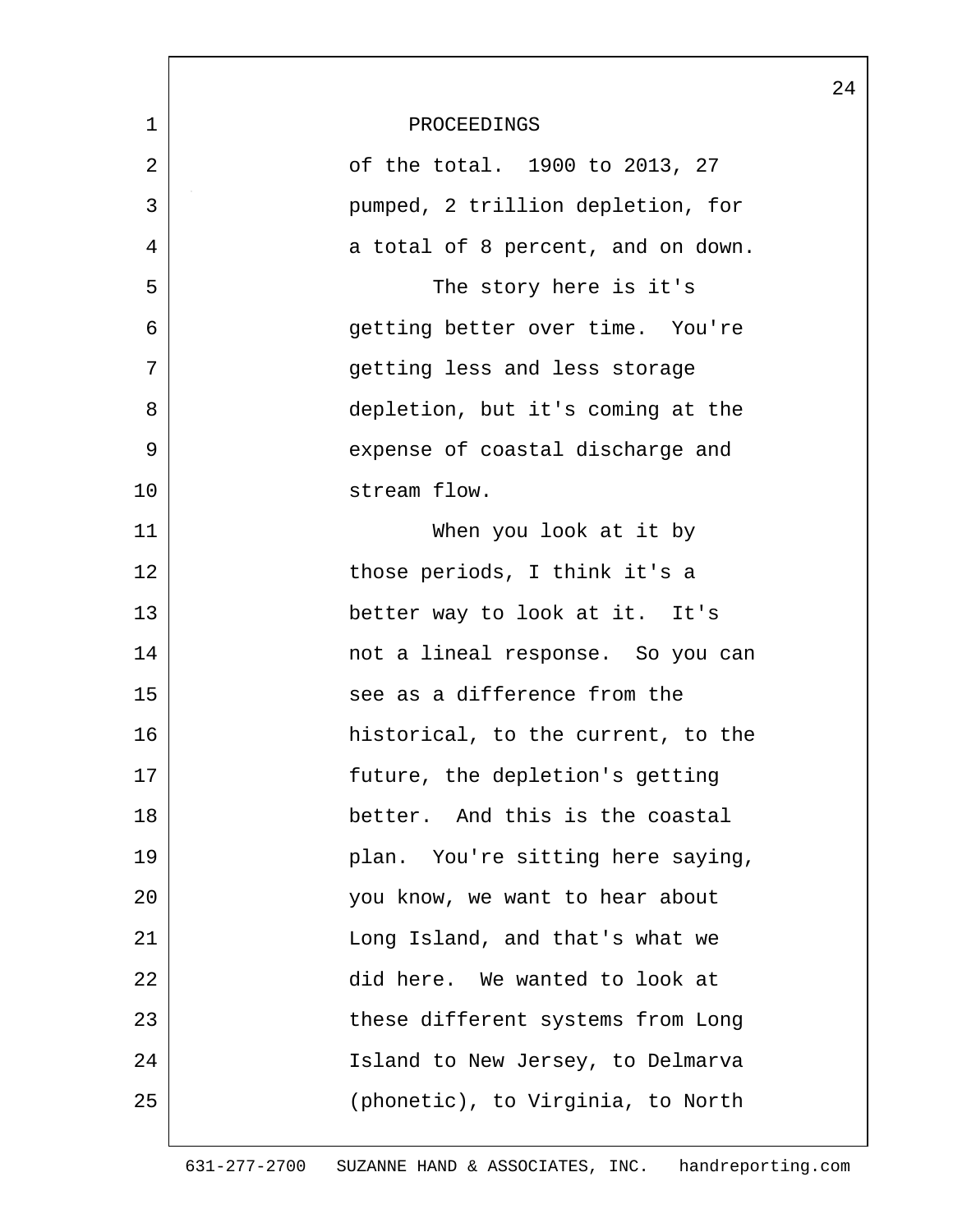PROCEEDINGS

of the total. 1900 to 2013, 27 pumped, 2 trillion depletion, for a total of 8 percent, and on down.

The story here is it's getting better over time. You're getting less and less storage depletion, but it's coming at the expense of coastal discharge and stream flow.

When you look at it by those periods, I think it's a better way to look at it. It's not a lineal response. So you can see as a difference from the historical, to the current, to the future, the depletion's getting better. And this is the coastal plan. You're sitting here saying, you know, we want to hear about Long Island, and that's what we did here. We wanted to look at these different systems from Long Island to New Jersey, to Delmarva (phonetic), to Virginia, to North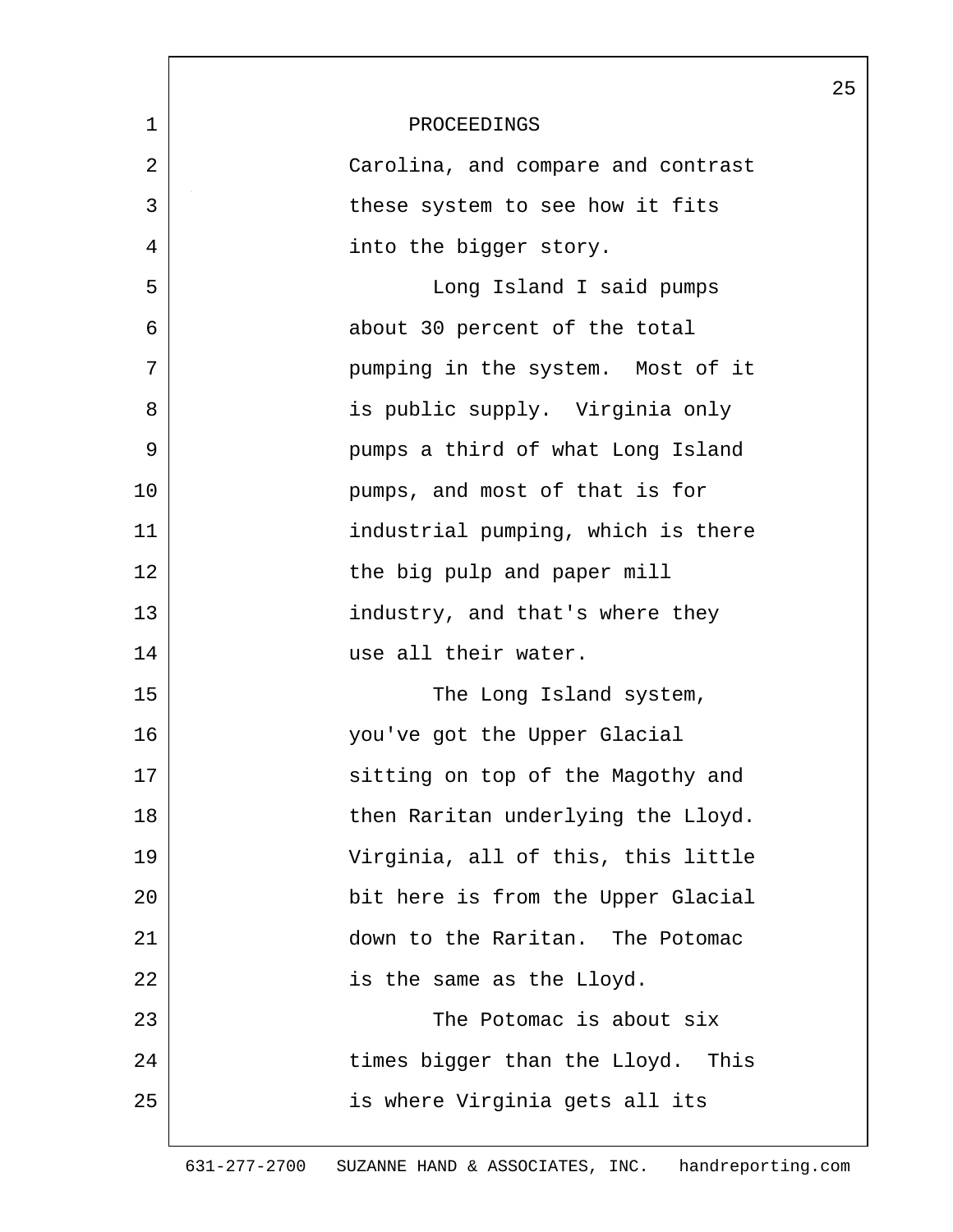PROCEEDINGS

Carolina, and compare and contrast these system to see how it fits into the bigger story.

Long Island I said pumps about 30 percent of the total pumping in the system. Most of it is public supply. Virginia only pumps a third of what Long Island pumps, and most of that is for industrial pumping, which is there the big pulp and paper mill industry, and that's where they use all their water.

The Long Island system, you've got the Upper Glacial sitting on top of the Magothy and then Raritan underlying the Lloyd. Virginia, all of this, this little bit here is from the Upper Glacial down to the Raritan. The Potomac is the same as the Lloyd.

The Potomac is about six times bigger than the Lloyd. This is where Virginia gets all its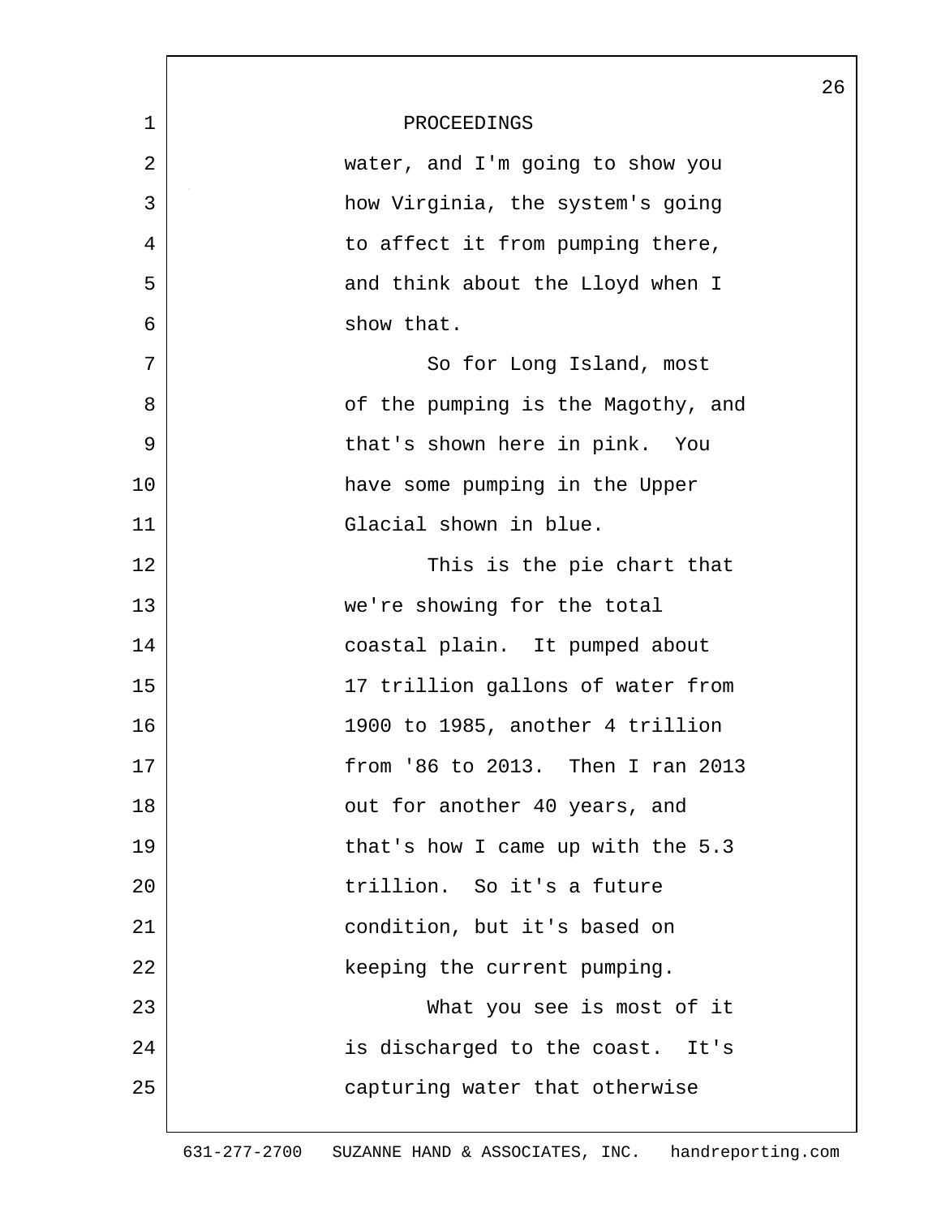PROCEEDINGS

water, and I'm going to show you how Virginia, the system's going to affect it from pumping there, and think about the Lloyd when I show that.

So for Long Island, most of the pumping is the Magothy, and that's shown here in pink. You have some pumping in the Upper Glacial shown in blue.

This is the pie chart that we're showing for the total coastal plain. It pumped about 17 trillion gallons of water from 1900 to 1985, another 4 trillion from '86 to 2013. Then I ran 2013 out for another 40 years, and that's how I came up with the 5.3 trillion. So it's a future condition, but it's based on keeping the current pumping.

What you see is most of it is discharged to the coast. It's capturing water that otherwise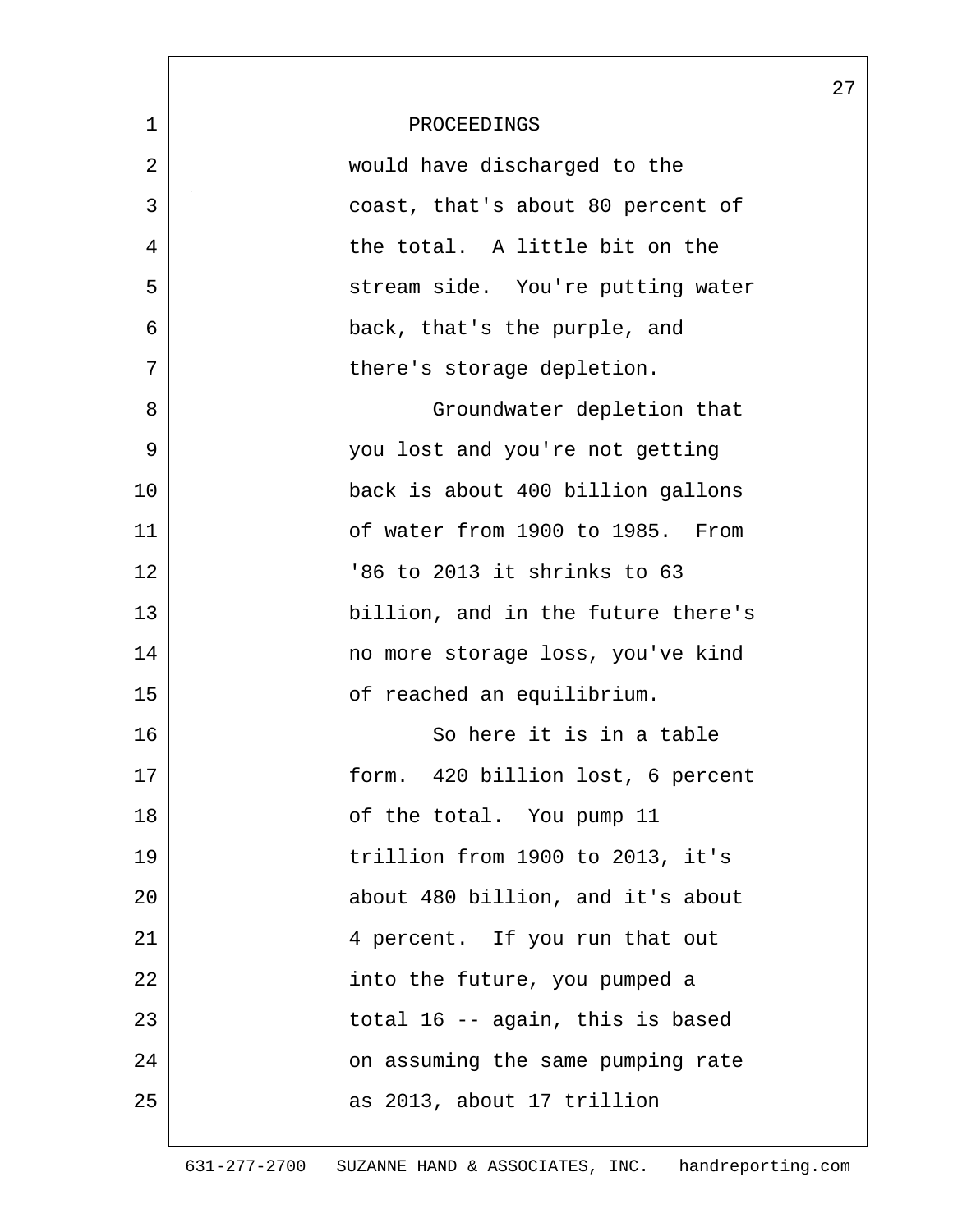PROCEEDINGS

would have discharged to the coast, that's about 80 percent of the total. A little bit on the stream side. You're putting water back, that's the purple, and there's storage depletion.

Groundwater depletion that you lost and you're not getting back is about 400 billion gallons of water from 1900 to 1985. From '86 to 2013 it shrinks to 63 billion, and in the future there's no more storage loss, you've kind of reached an equilibrium.

So here it is in a table form. 420 billion lost, 6 percent of the total. You pump 11 trillion from 1900 to 2013, it's about 480 billion, and it's about 4 percent. If you run that out into the future, you pumped a total 16 -- again, this is based on assuming the same pumping rate as 2013, about 17 trillion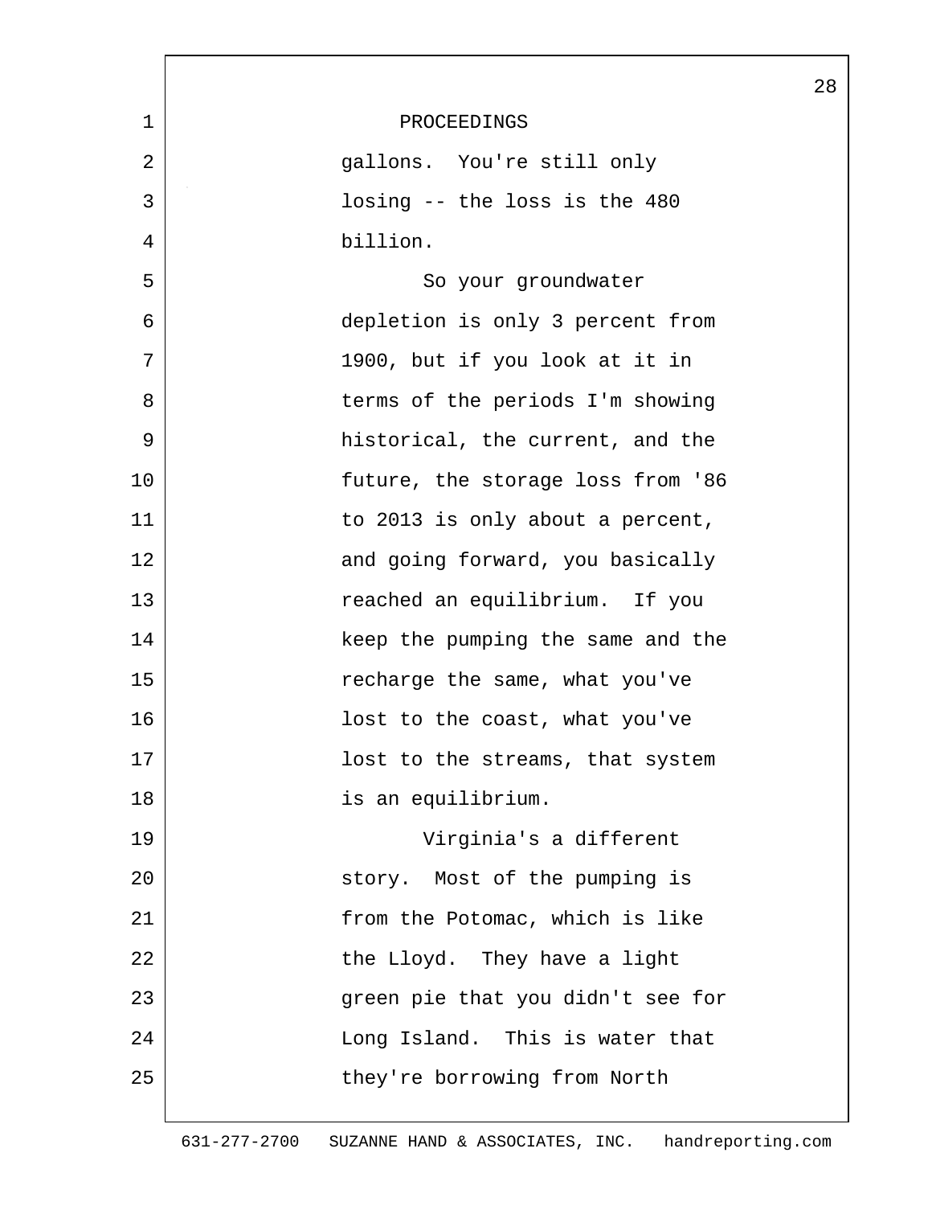PROCEEDINGS

gallons. You're still only losing -- the loss is the 480 billion.

So your groundwater depletion is only 3 percent from 1900, but if you look at it in terms of the periods I'm showing historical, the current, and the future, the storage loss from '86 to 2013 is only about a percent, and going forward, you basically reached an equilibrium. If you keep the pumping the same and the recharge the same, what you've lost to the coast, what you've lost to the streams, that system is an equilibrium.

Virginia's a different story. Most of the pumping is from the Potomac, which is like the Lloyd. They have a light green pie that you didn't see for Long Island. This is water that they're borrowing from North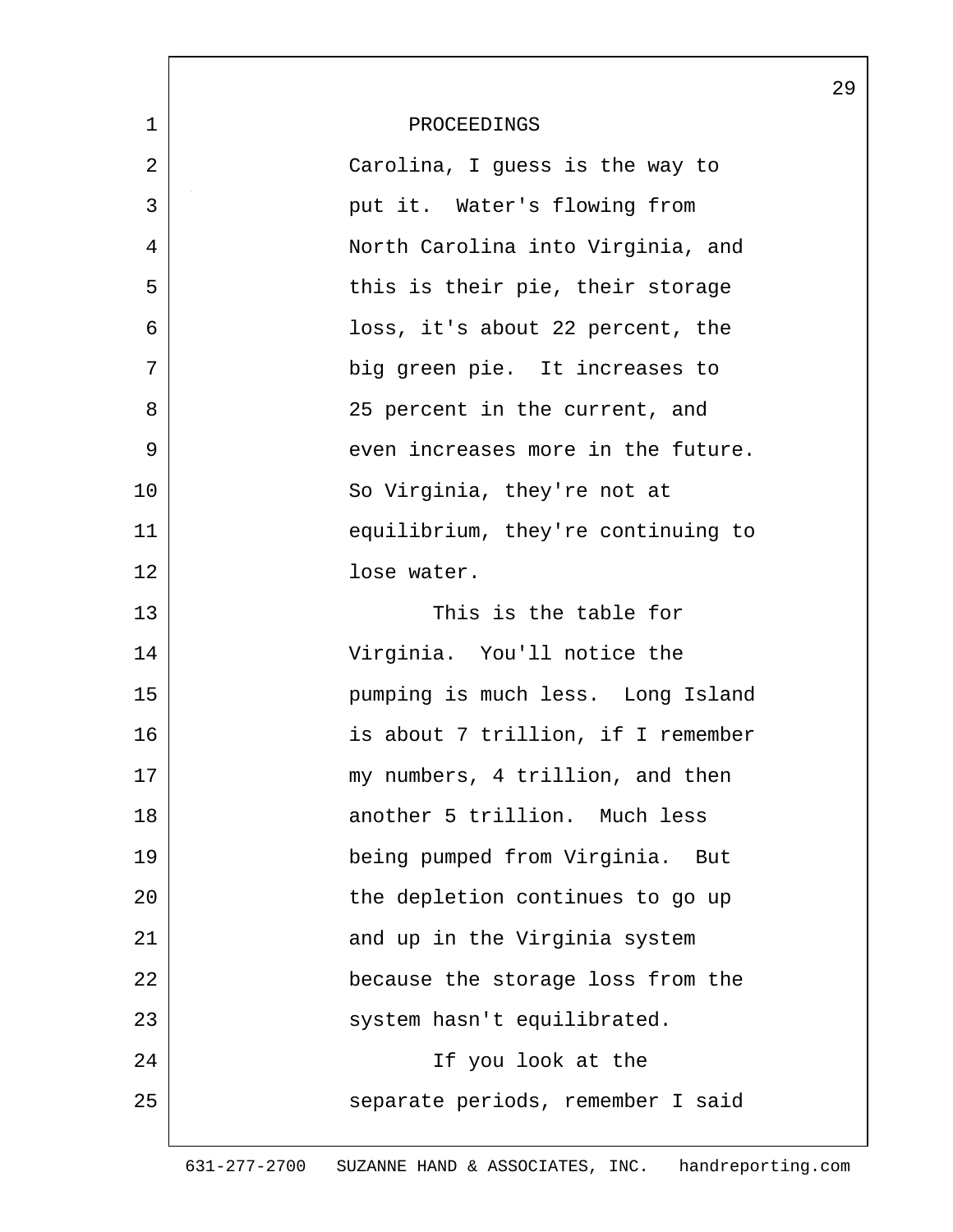PROCEEDINGS

Carolina, I guess is the way to put it. Water's flowing from North Carolina into Virginia, and this is their pie, their storage loss, it's about 22 percent, the big green pie. It increases to 25 percent in the current, and even increases more in the future. So Virginia, they're not at equilibrium, they're continuing to lose water.

This is the table for Virginia. You'll notice the pumping is much less. Long Island is about 7 trillion, if I remember my numbers, 4 trillion, and then another 5 trillion. Much less being pumped from Virginia. But the depletion continues to go up and up in the Virginia system because the storage loss from the system hasn't equilibrated.

If you look at the separate periods, remember I said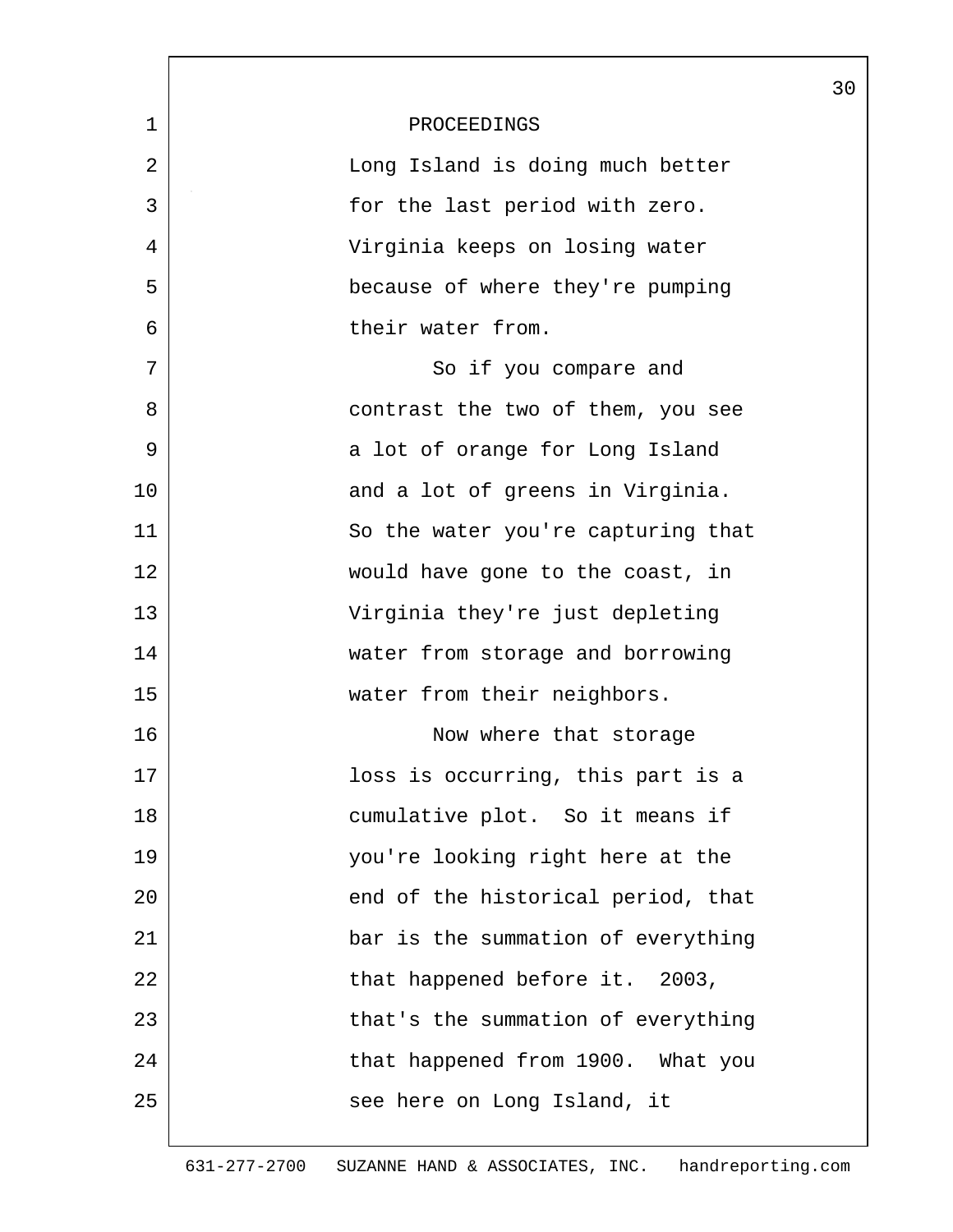PROCEEDINGS

Long Island is doing much better for the last period with zero. Virginia keeps on losing water because of where they're pumping their water from.

So if you compare and contrast the two of them, you see a lot of orange for Long Island and a lot of greens in Virginia. So the water you're capturing that would have gone to the coast, in Virginia they're just depleting water from storage and borrowing water from their neighbors.

Now where that storage loss is occurring, this part is a cumulative plot. So it means if you're looking right here at the end of the historical period, that bar is the summation of everything that happened before it. 2003, that's the summation of everything that happened from 1900. What you see here on Long Island, it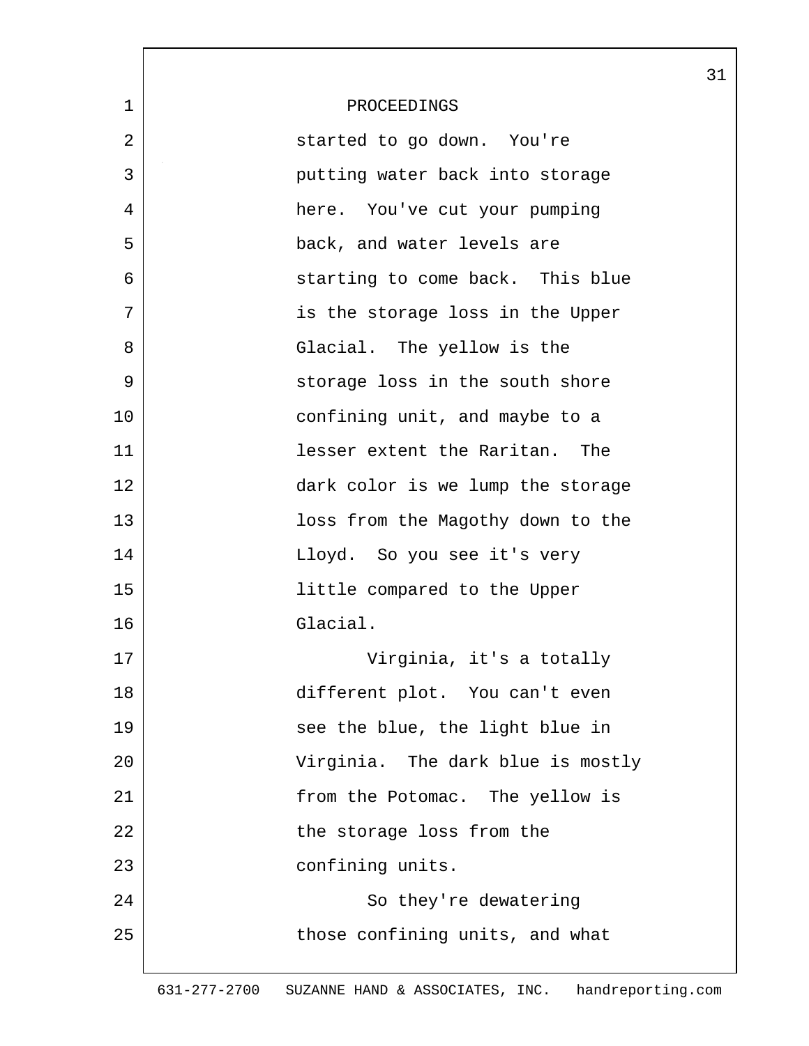PROCEEDINGS

started to go down. You're putting water back into storage here. You've cut your pumping back, and water levels are starting to come back. This blue is the storage loss in the Upper Glacial. The yellow is the storage loss in the south shore confining unit, and maybe to a lesser extent the Raritan. The dark color is we lump the storage loss from the Magothy down to the Lloyd. So you see it's very little compared to the Upper Glacial.

Virginia, it's a totally different plot. You can't even see the blue, the light blue in Virginia. The dark blue is mostly from the Potomac. The yellow is the storage loss from the confining units.

So they're dewatering those confining units, and what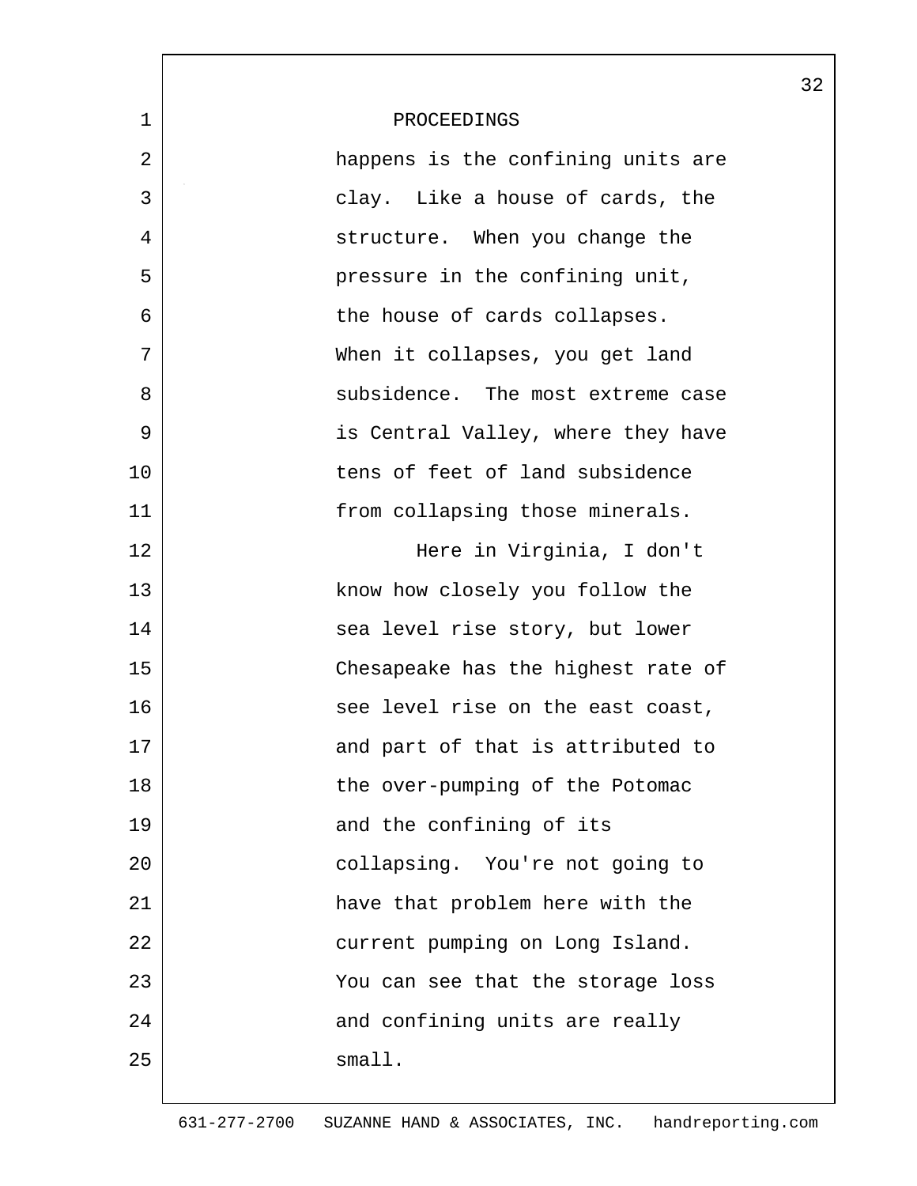PROCEEDINGS

happens is the confining units are clay. Like a house of cards, the structure. When you change the pressure in the confining unit, the house of cards collapses. When it collapses, you get land subsidence. The most extreme case is Central Valley, where they have tens of feet of land subsidence from collapsing those minerals.

Here in Virginia, I don't know how closely you follow the sea level rise story, but lower Chesapeake has the highest rate of see level rise on the east coast, and part of that is attributed to the over-pumping of the Potomac and the confining of its collapsing. You're not going to have that problem here with the current pumping on Long Island. You can see that the storage loss and confining units are really small.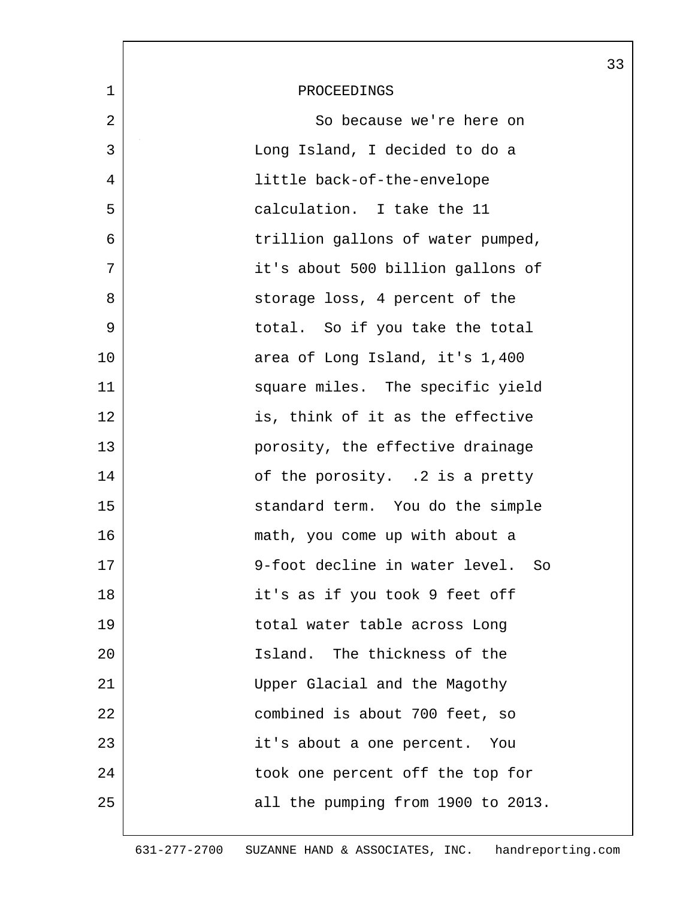PROCEEDINGS

So because we're here on Long Island, I decided to do a little back-of-the-envelope calculation. I take the 11 trillion gallons of water pumped, it's about 500 billion gallons of storage loss, 4 percent of the total. So if you take the total area of Long Island, it's 1,400 square miles. The specific yield is, think of it as the effective porosity, the effective drainage of the porosity. .2 is a pretty standard term. You do the simple math, you come up with about a 9-foot decline in water level. So it's as if you took 9 feet off total water table across Long Island. The thickness of the Upper Glacial and the Magothy combined is about 700 feet, so it's about a one percent. You took one percent off the top for all the pumping from 1900 to 2013.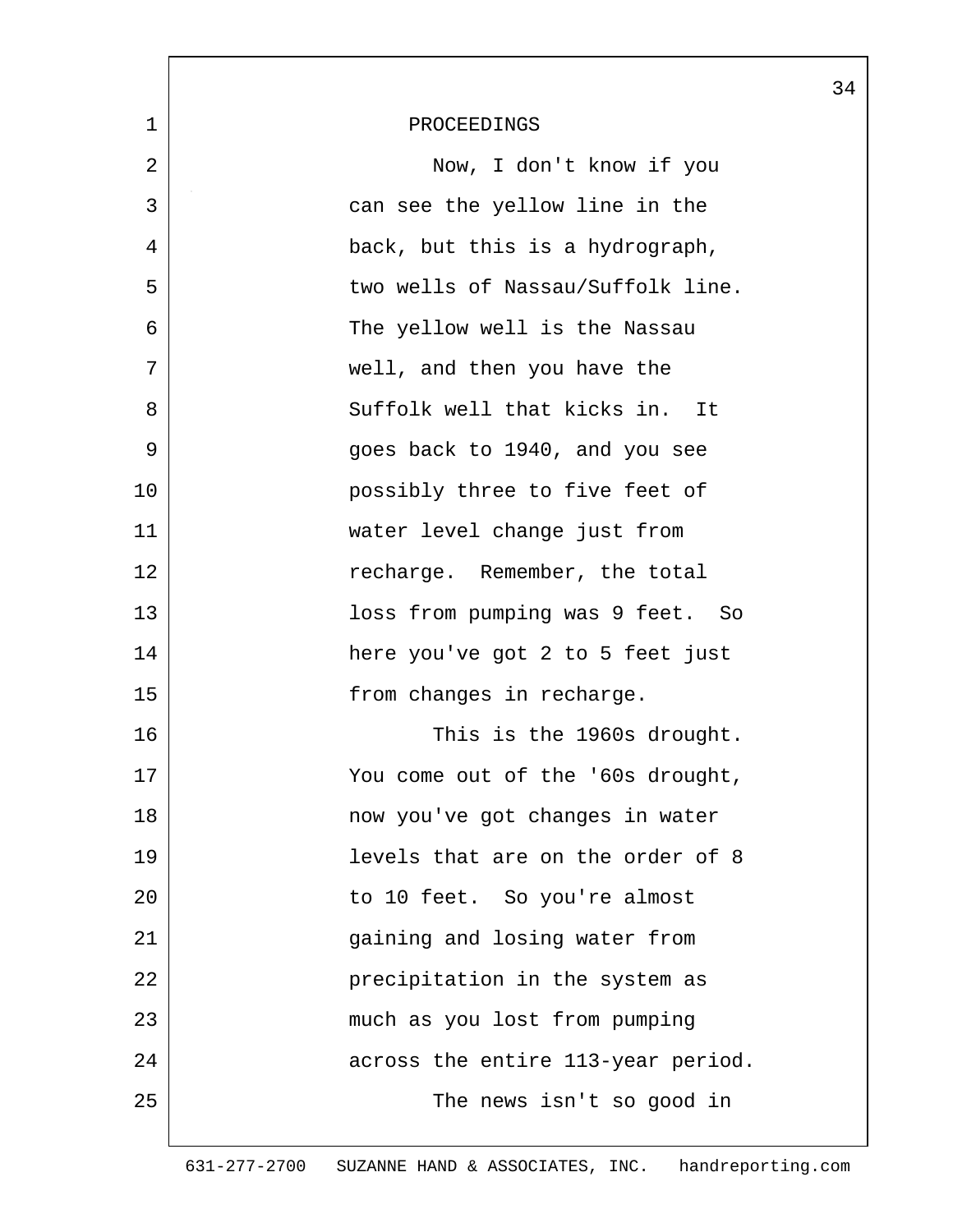PROCEEDINGS

Now, I don't know if you can see the yellow line in the back, but this is a hydrograph, two wells of Nassau/Suffolk line. The yellow well is the Nassau well, and then you have the Suffolk well that kicks in. It goes back to 1940, and you see possibly three to five feet of water level change just from recharge. Remember, the total loss from pumping was 9 feet. So here you've got 2 to 5 feet just from changes in recharge.

This is the 1960s drought. You come out of the '60s drought, now you've got changes in water levels that are on the order of 8 to 10 feet. So you're almost gaining and losing water from precipitation in the system as much as you lost from pumping across the entire 113-year period.

The news isn't so good in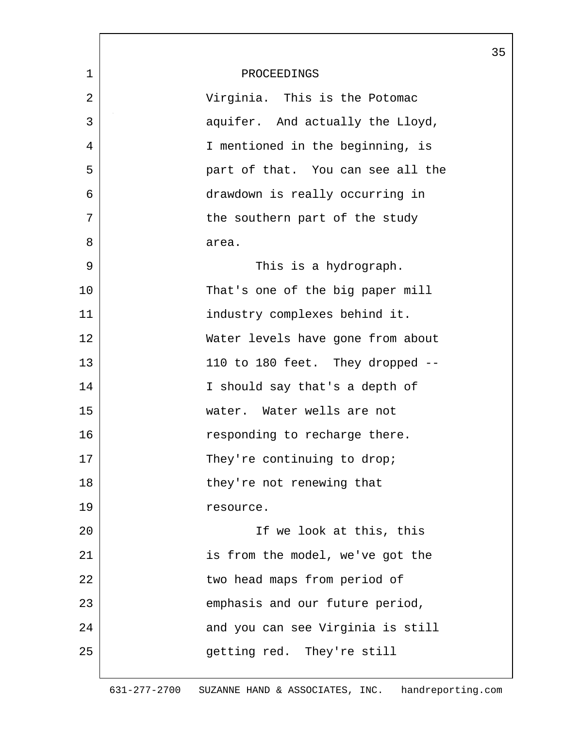PROCEEDINGS

Virginia. This is the Potomac aquifer. And actually the Lloyd, I mentioned in the beginning, is part of that. You can see all the drawdown is really occurring in the southern part of the study area.

This is a hydrograph. That's one of the big paper mill industry complexes behind it. Water levels have gone from about 110 to 180 feet. They dropped -- I should say that's a depth of water. Water wells are not responding to recharge there. They're continuing to drop; they're not renewing that resource.

If we look at this, this is from the model, we've got the two head maps from period of emphasis and our future period, and you can see Virginia is still getting red. They're still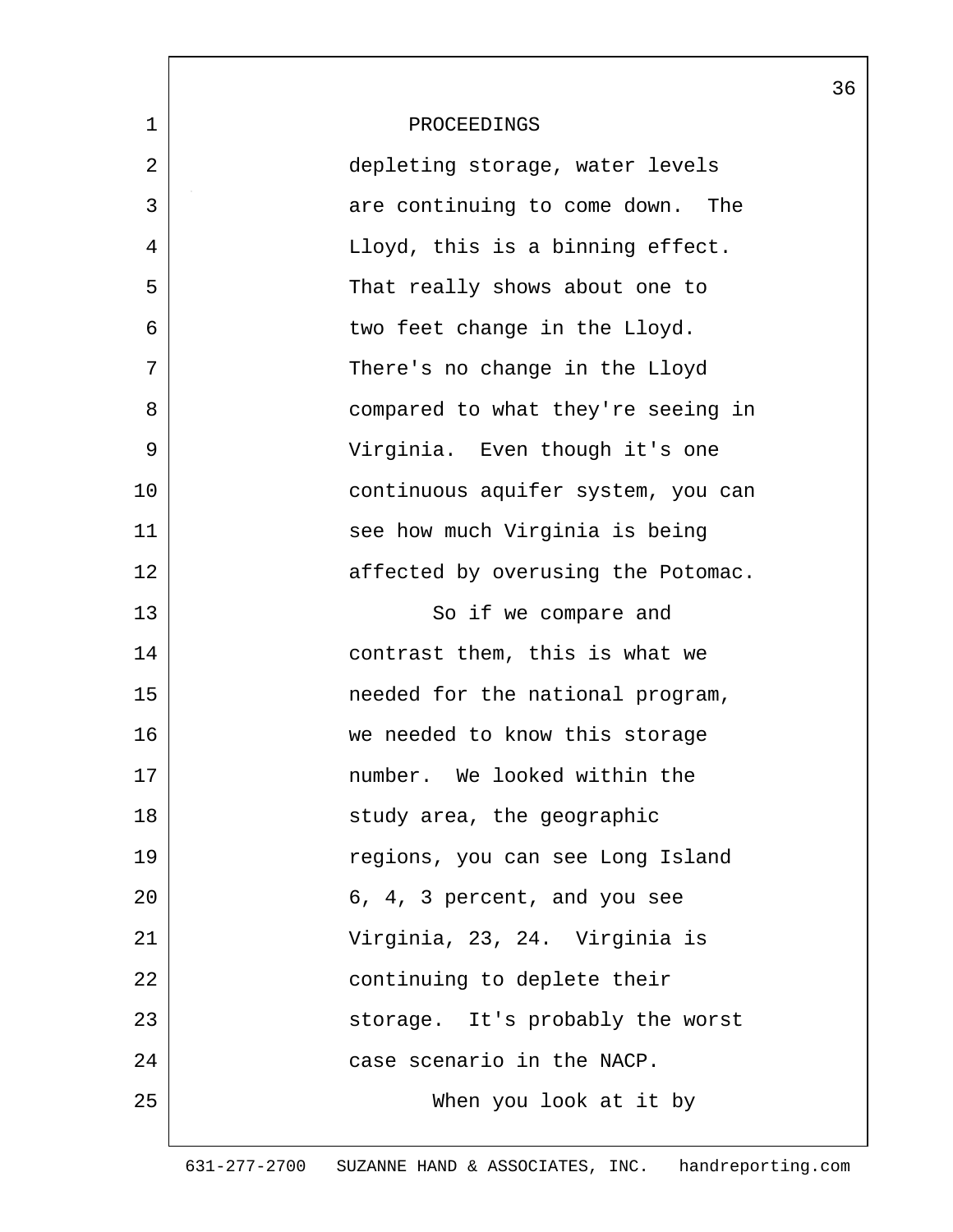PROCEEDINGS

depleting storage, water levels are continuing to come down. The Lloyd, this is a binning effect. That really shows about one to two feet change in the Lloyd. There's no change in the Lloyd compared to what they're seeing in Virginia. Even though it's one continuous aquifer system, you can see how much Virginia is being affected by overusing the Potomac.

So if we compare and contrast them, this is what we needed for the national program, we needed to know this storage number. We looked within the study area, the geographic regions, you can see Long Island 6, 4, 3 percent, and you see Virginia, 23, 24. Virginia is continuing to deplete their storage. It's probably the worst case scenario in the NACP.

When you look at it by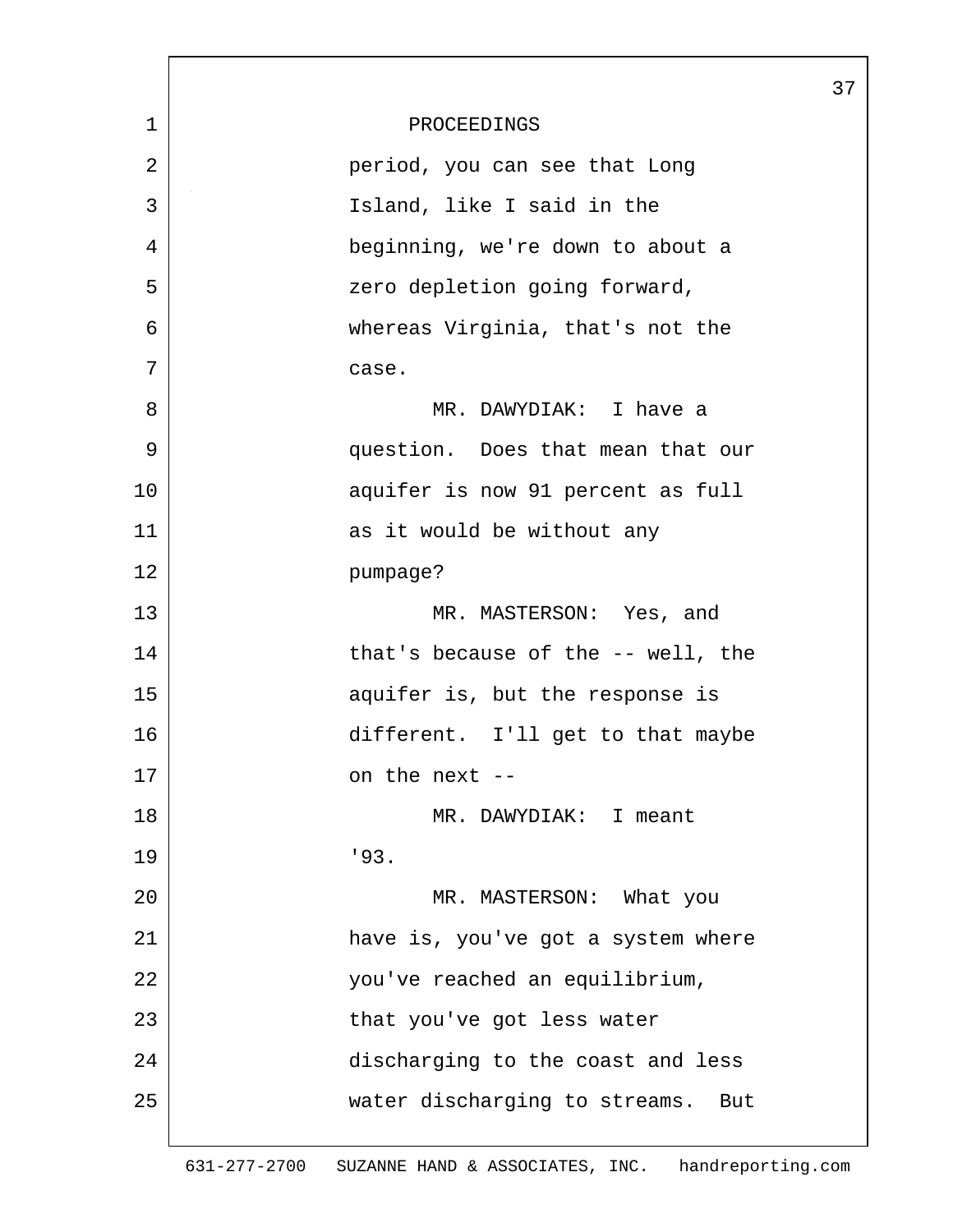PROCEEDINGS

period, you can see that Long Island, like I said in the beginning, we're down to about a zero depletion going forward, whereas Virginia, that's not the case.

MR. DAWYDIAK: I have a question. Does that mean that our aquifer is now 91 percent as full as it would be without any pumpage?

MR. MASTERSON: Yes, and that's because of the -- well, the aquifer is, but the response is different. I'll get to that maybe on the next --

MR. DAWYDIAK: I meant '93.

MR. MASTERSON: What you have is, you've got a system where you've reached an equilibrium, that you've got less water discharging to the coast and less water discharging to streams. But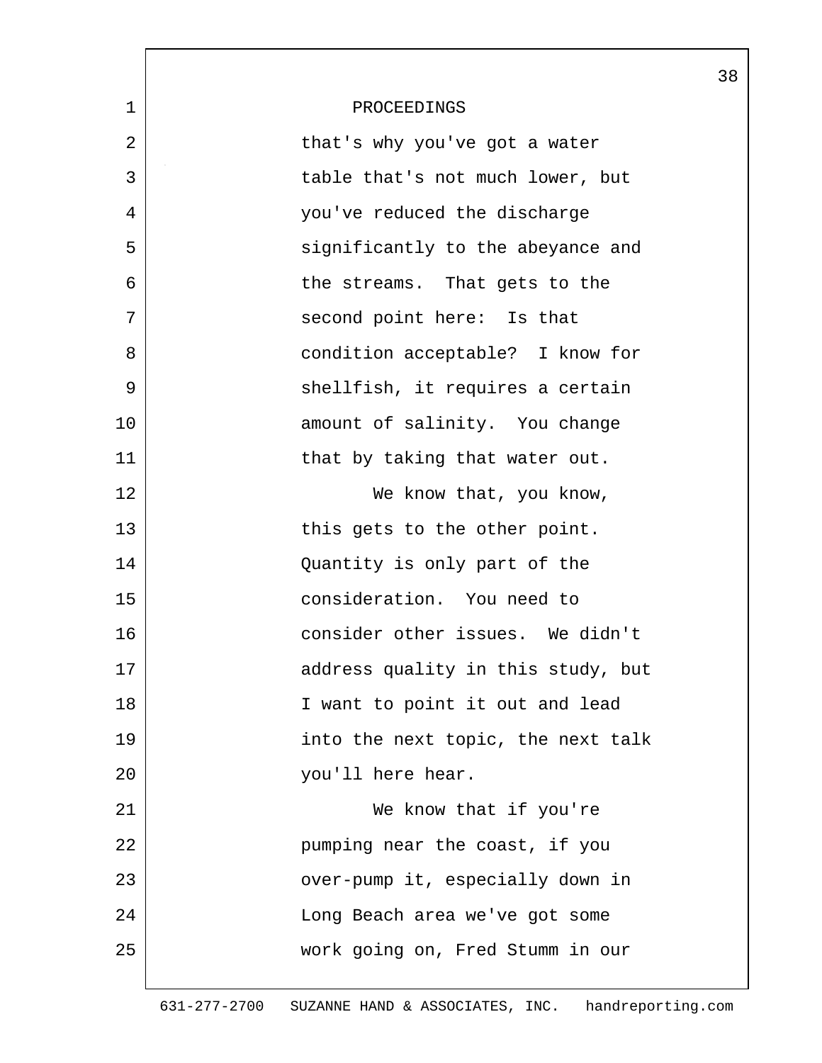PROCEEDINGS

that's why you've got a water table that's not much lower, but you've reduced the discharge significantly to the abeyance and the streams. That gets to the second point here: Is that condition acceptable? I know for shellfish, it requires a certain amount of salinity. You change that by taking that water out.

We know that, you know, this gets to the other point. Quantity is only part of the consideration. You need to consider other issues. We didn't address quality in this study, but I want to point it out and lead into the next topic, the next talk you'll here hear.

We know that if you're pumping near the coast, if you over-pump it, especially down in Long Beach area we've got some work going on, Fred Stumm in our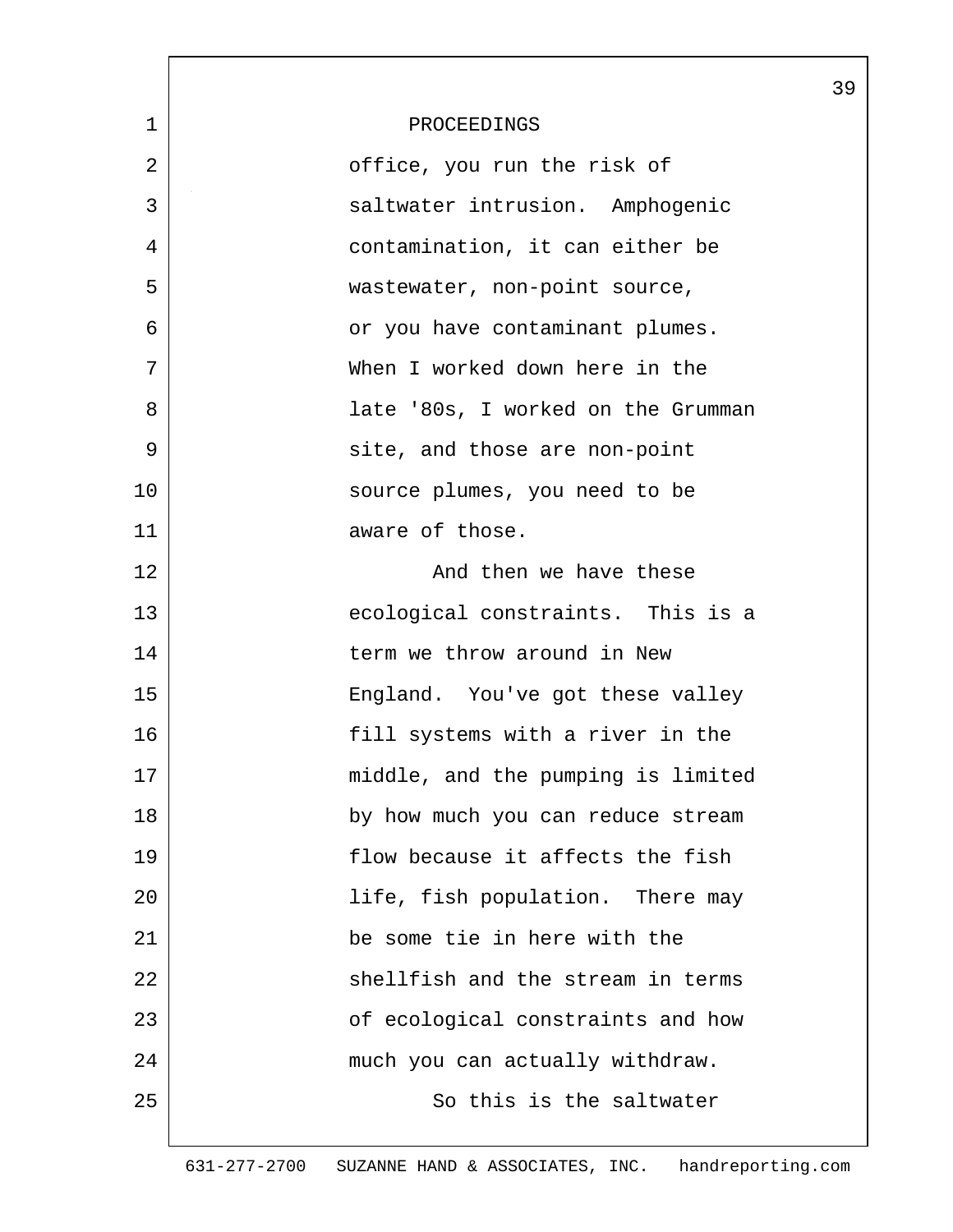PROCEEDINGS

office, you run the risk of saltwater intrusion. Amphogenic contamination, it can either be wastewater, non-point source, or you have contaminant plumes. When I worked down here in the late '80s, I worked on the Grumman site, and those are non-point source plumes, you need to be aware of those.

And then we have these ecological constraints. This is a term we throw around in New England. You've got these valley fill systems with a river in the middle, and the pumping is limited by how much you can reduce stream flow because it affects the fish life, fish population. There may be some tie in here with the shellfish and the stream in terms of ecological constraints and how much you can actually withdraw.

So this is the saltwater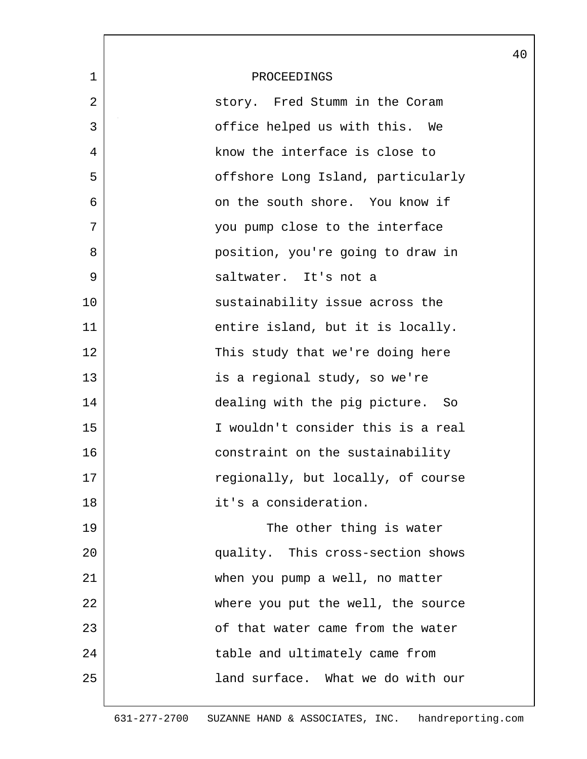PROCEEDINGS

story. Fred Stumm in the Coram office helped us with this. We know the interface is close to offshore Long Island, particularly on the south shore. You know if you pump close to the interface position, you're going to draw in saltwater. It's not a sustainability issue across the entire island, but it is locally. This study that we're doing here is a regional study, so we're dealing with the pig picture. So I wouldn't consider this is a real constraint on the sustainability regionally, but locally, of course it's a consideration.

The other thing is water quality. This cross-section shows when you pump a well, no matter where you put the well, the source of that water came from the water table and ultimately came from land surface. What we do with our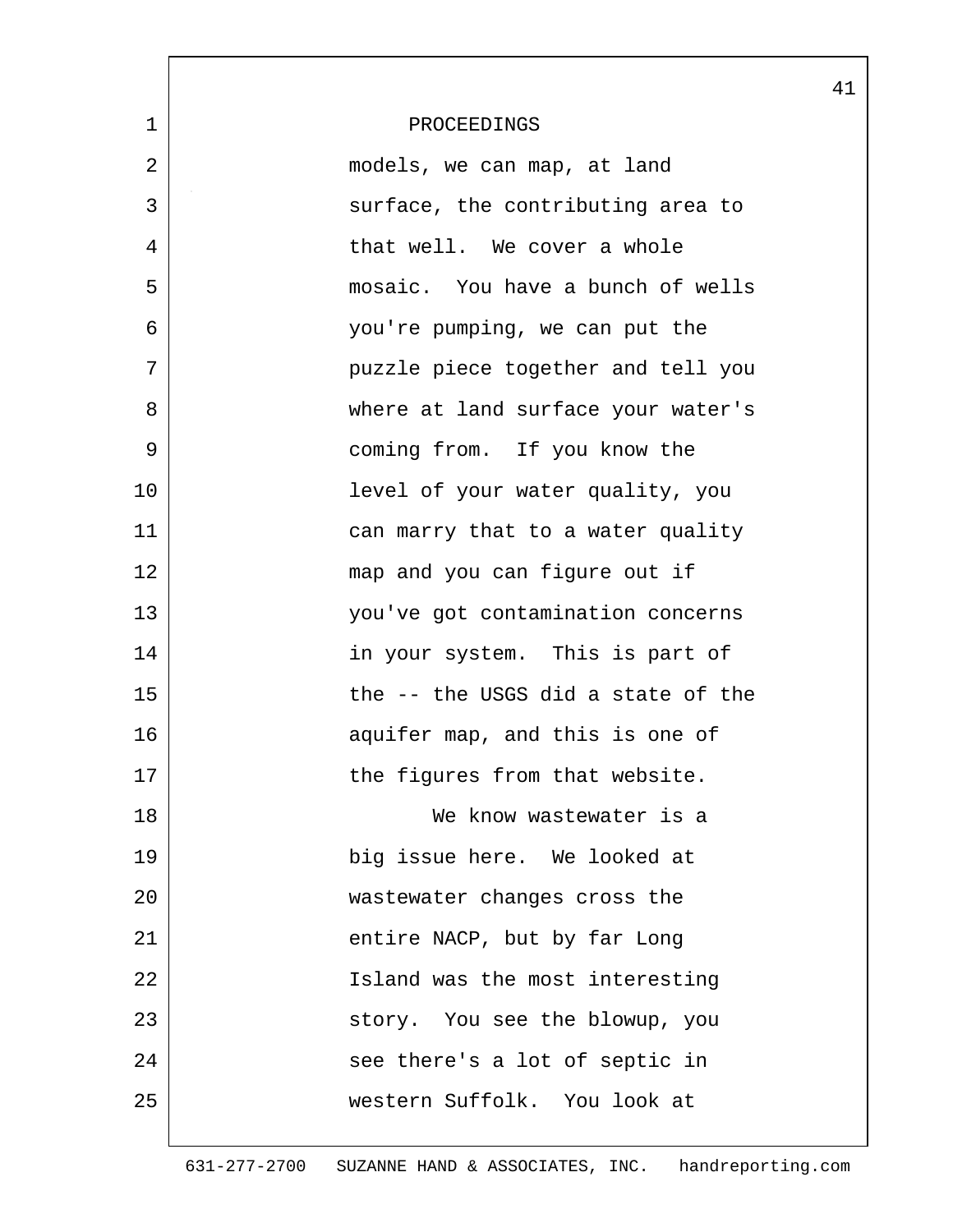PROCEEDINGS

models, we can map, at land surface, the contributing area to that well. We cover a whole mosaic. You have a bunch of wells you're pumping, we can put the puzzle piece together and tell you where at land surface your water's coming from. If you know the level of your water quality, you can marry that to a water quality map and you can figure out if you've got contamination concerns in your system. This is part of the -- the USGS did a state of the aquifer map, and this is one of the figures from that website.

We know wastewater is a big issue here. We looked at wastewater changes cross the entire NACP, but by far Long Island was the most interesting story. You see the blowup, you see there's a lot of septic in western Suffolk. You look at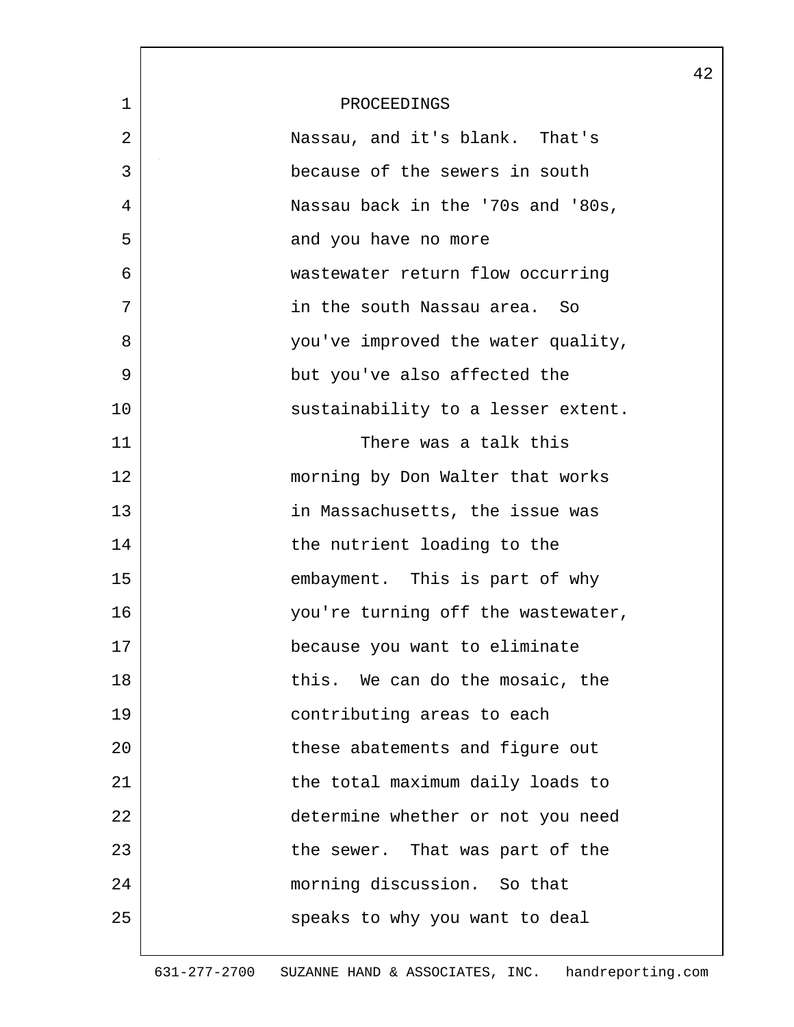PROCEEDINGS

Nassau, and it's blank. That's because of the sewers in south Nassau back in the '70s and '80s, and you have no more wastewater return flow occurring in the south Nassau area. So you've improved the water quality, but you've also affected the sustainability to a lesser extent.

There was a talk this morning by Don Walter that works in Massachusetts, the issue was the nutrient loading to the embayment. This is part of why you're turning off the wastewater, because you want to eliminate this. We can do the mosaic, the contributing areas to each these abatements and figure out the total maximum daily loads to determine whether or not you need the sewer. That was part of the morning discussion. So that speaks to why you want to deal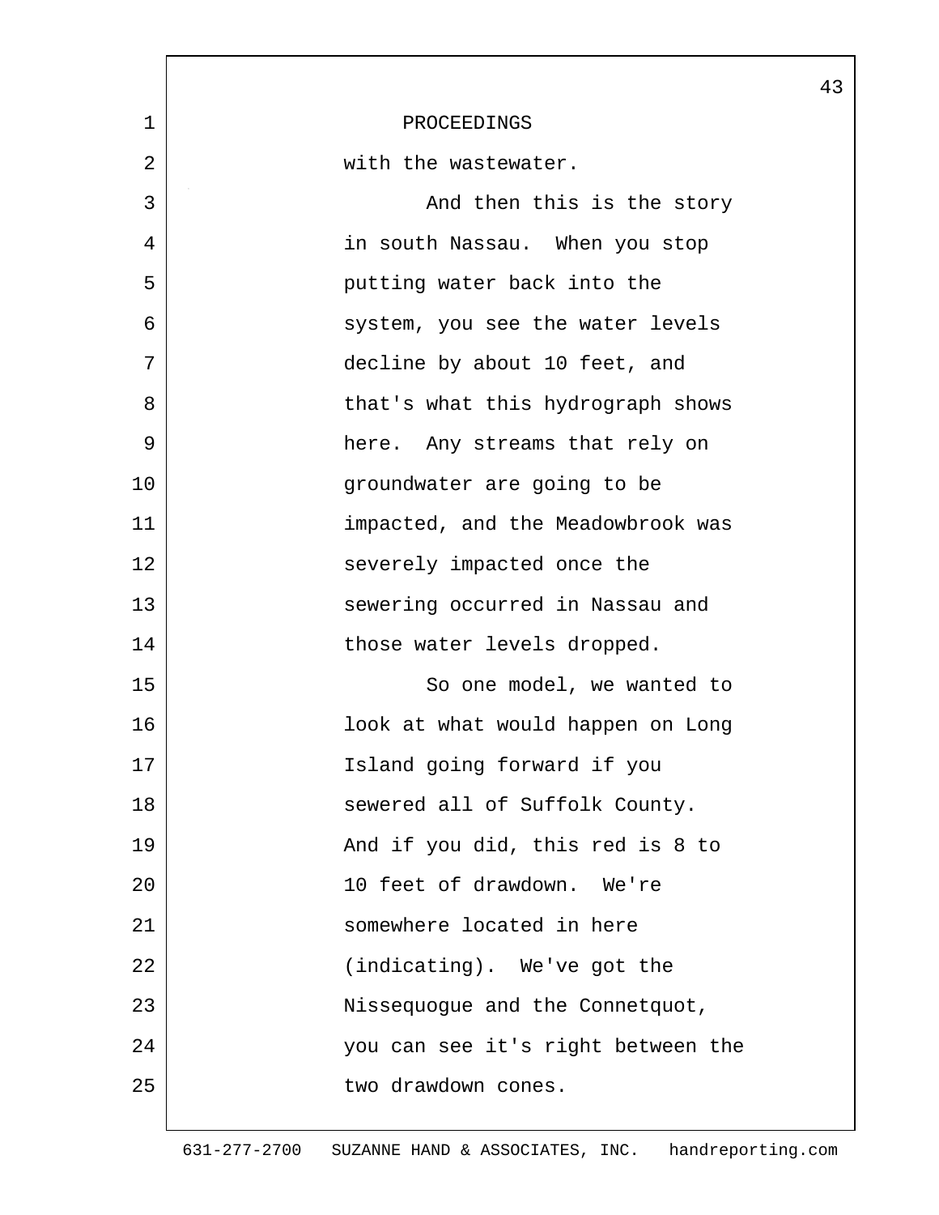PROCEEDINGS

with the wastewater.

And then this is the story in south Nassau. When you stop putting water back into the system, you see the water levels decline by about 10 feet, and that's what this hydrograph shows here. Any streams that rely on groundwater are going to be impacted, and the Meadowbrook was severely impacted once the sewering occurred in Nassau and those water levels dropped.

So one model, we wanted to look at what would happen on Long Island going forward if you sewered all of Suffolk County. And if you did, this red is 8 to 10 feet of drawdown. We're somewhere located in here (indicating). We've got the Nissequogue and the Connetquot, you can see it's right between the two drawdown cones.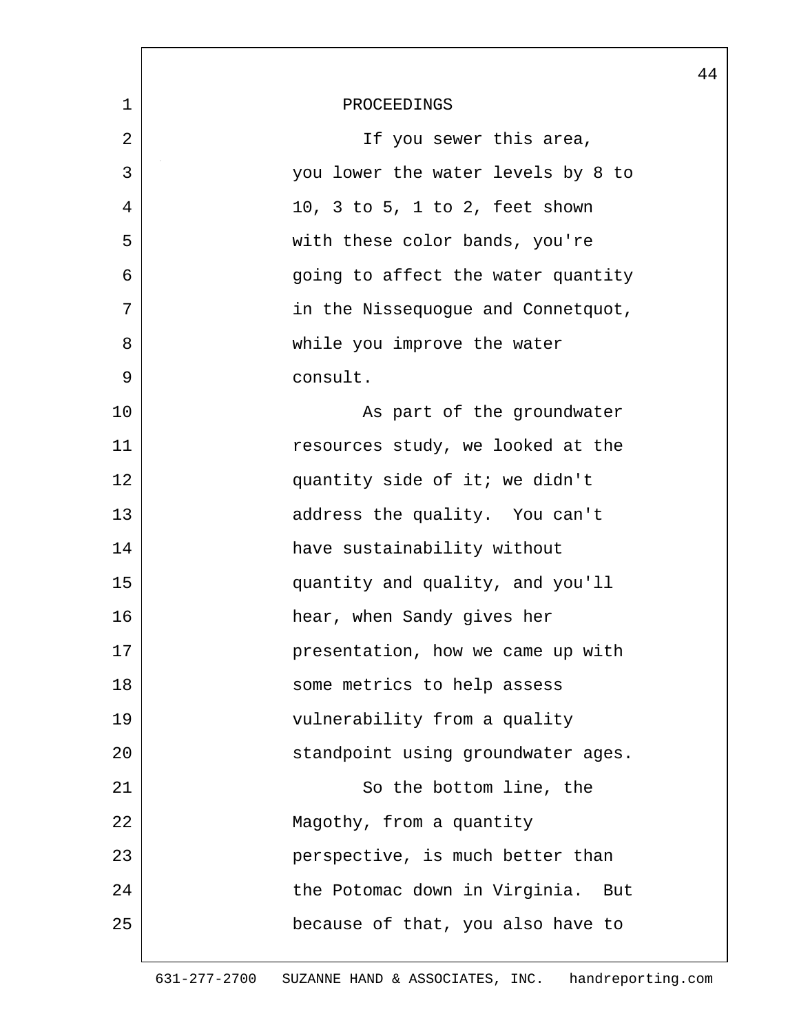PROCEEDINGS

If you sewer this area, you lower the water levels by 8 to 10, 3 to 5, 1 to 2, feet shown with these color bands, you're going to affect the water quantity in the Nissequogue and Connetquot, while you improve the water consult.

As part of the groundwater resources study, we looked at the quantity side of it; we didn't address the quality. You can't have sustainability without quantity and quality, and you'll hear, when Sandy gives her presentation, how we came up with some metrics to help assess vulnerability from a quality standpoint using groundwater ages.

So the bottom line, the Magothy, from a quantity perspective, is much better than the Potomac down in Virginia. But because of that, you also have to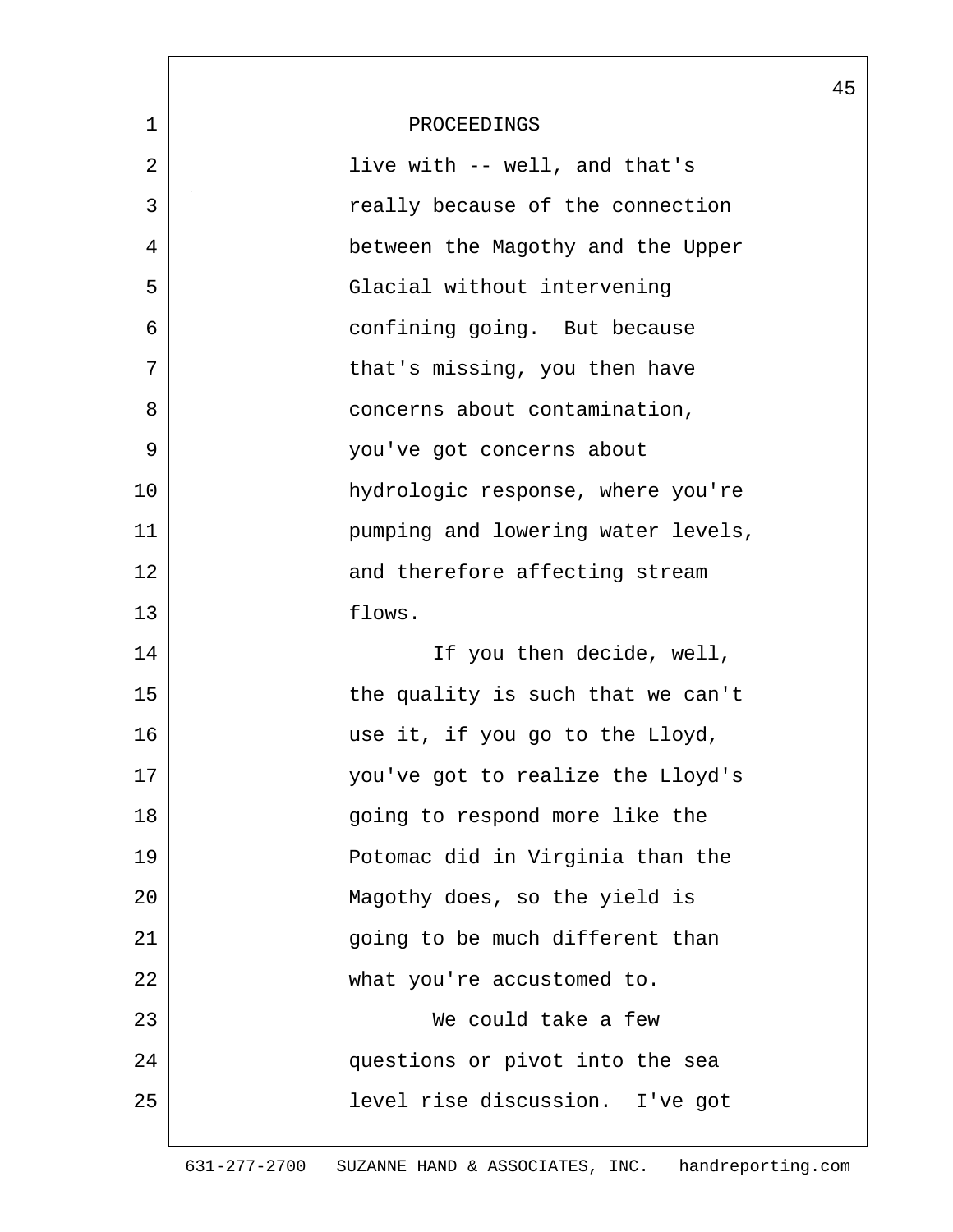PROCEEDINGS

live with -- well, and that's really because of the connection between the Magothy and the Upper Glacial without intervening confining going. But because that's missing, you then have concerns about contamination, you've got concerns about hydrologic response, where you're pumping and lowering water levels, and therefore affecting stream flows.

If you then decide, well, the quality is such that we can't use it, if you go to the Lloyd, you've got to realize the Lloyd's going to respond more like the Potomac did in Virginia than the Magothy does, so the yield is going to be much different than what you're accustomed to.

We could take a few questions or pivot into the sea level rise discussion. I've got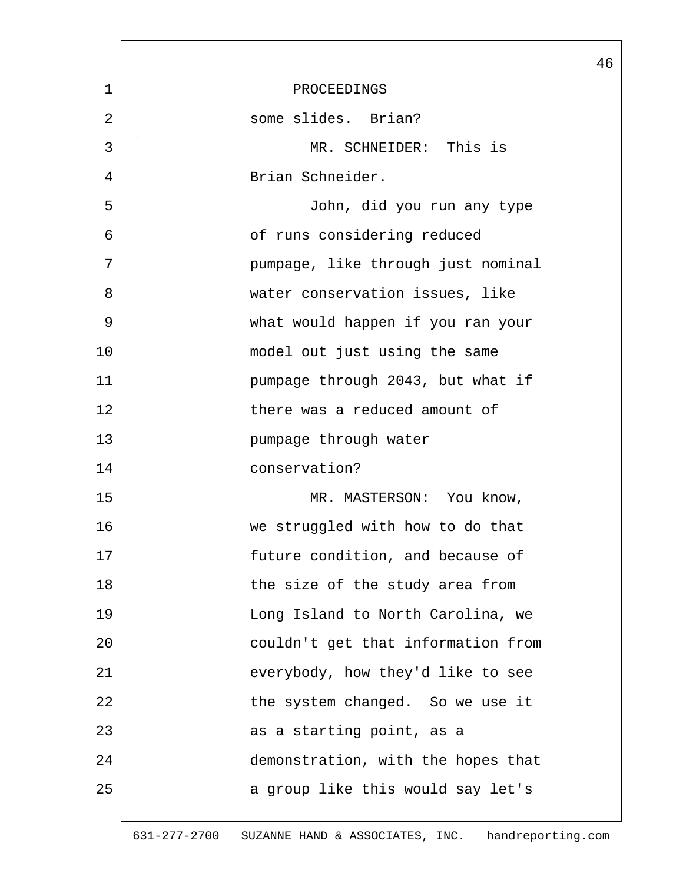PROCEEDINGS

some slides. Brian?

MR. SCHNEIDER: This is Brian Schneider.

John, did you run any type of runs considering reduced pumpage, like through just nominal water conservation issues, like what would happen if you ran your model out just using the same pumpage through 2043, but what if there was a reduced amount of pumpage through water conservation?

MR. MASTERSON: You know, we struggled with how to do that future condition, and because of the size of the study area from Long Island to North Carolina, we couldn't get that information from everybody, how they'd like to see the system changed. So we use it as a starting point, as a demonstration, with the hopes that a group like this would say let's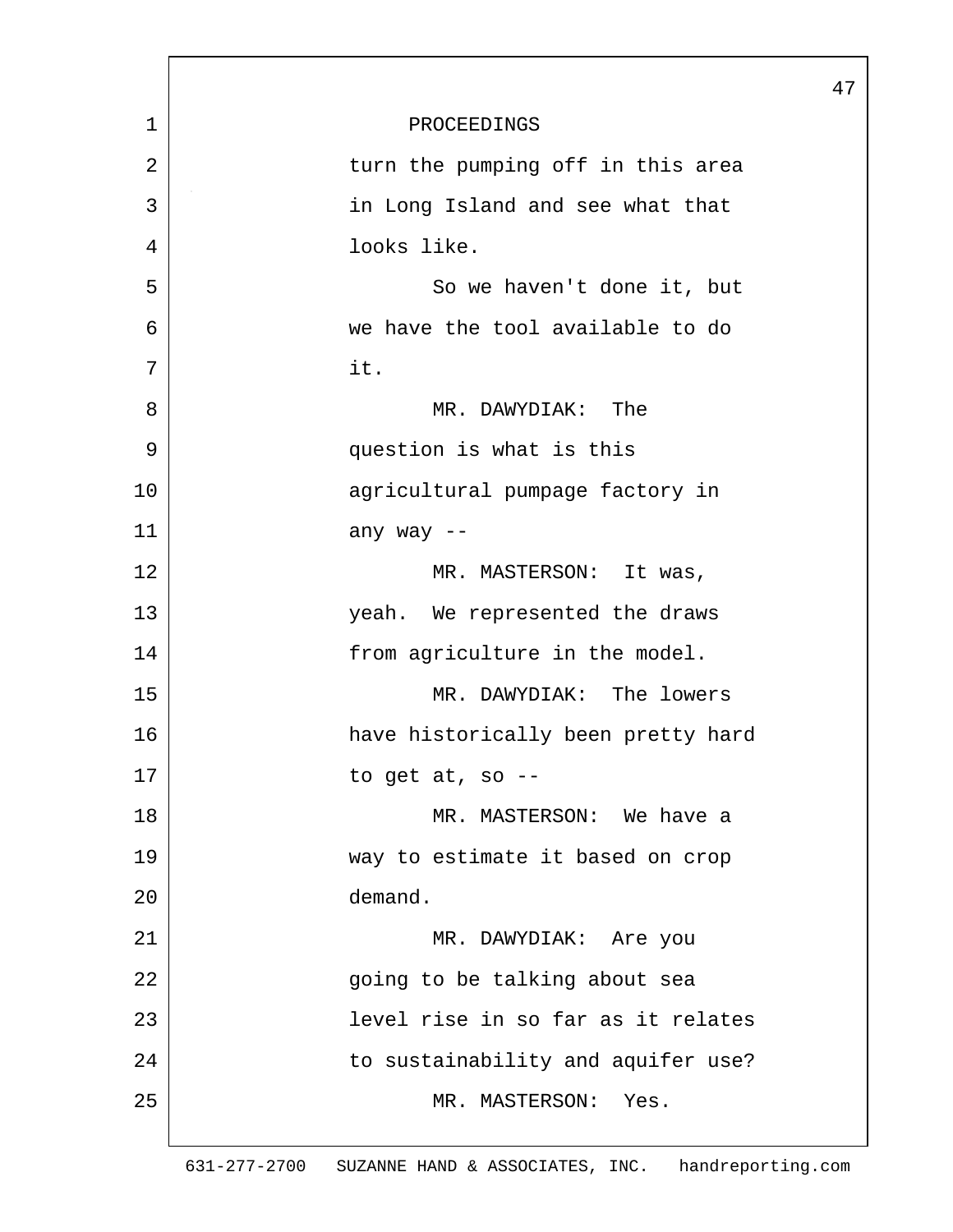PROCEEDINGS

turn the pumping off in this area in Long Island and see what that looks like.

So we haven't done it, but we have the tool available to do it.

MR. DAWYDIAK: The question is what is this agricultural pumpage factory in any way --

MR. MASTERSON: It was, yeah. We represented the draws from agriculture in the model.

MR. DAWYDIAK: The lowers have historically been pretty hard to get at, so --

MR. MASTERSON: We have a way to estimate it based on crop demand.

MR. DAWYDIAK: Are you going to be talking about sea level rise in so far as it relates to sustainability and aquifer use?

MR. MASTERSON: Yes.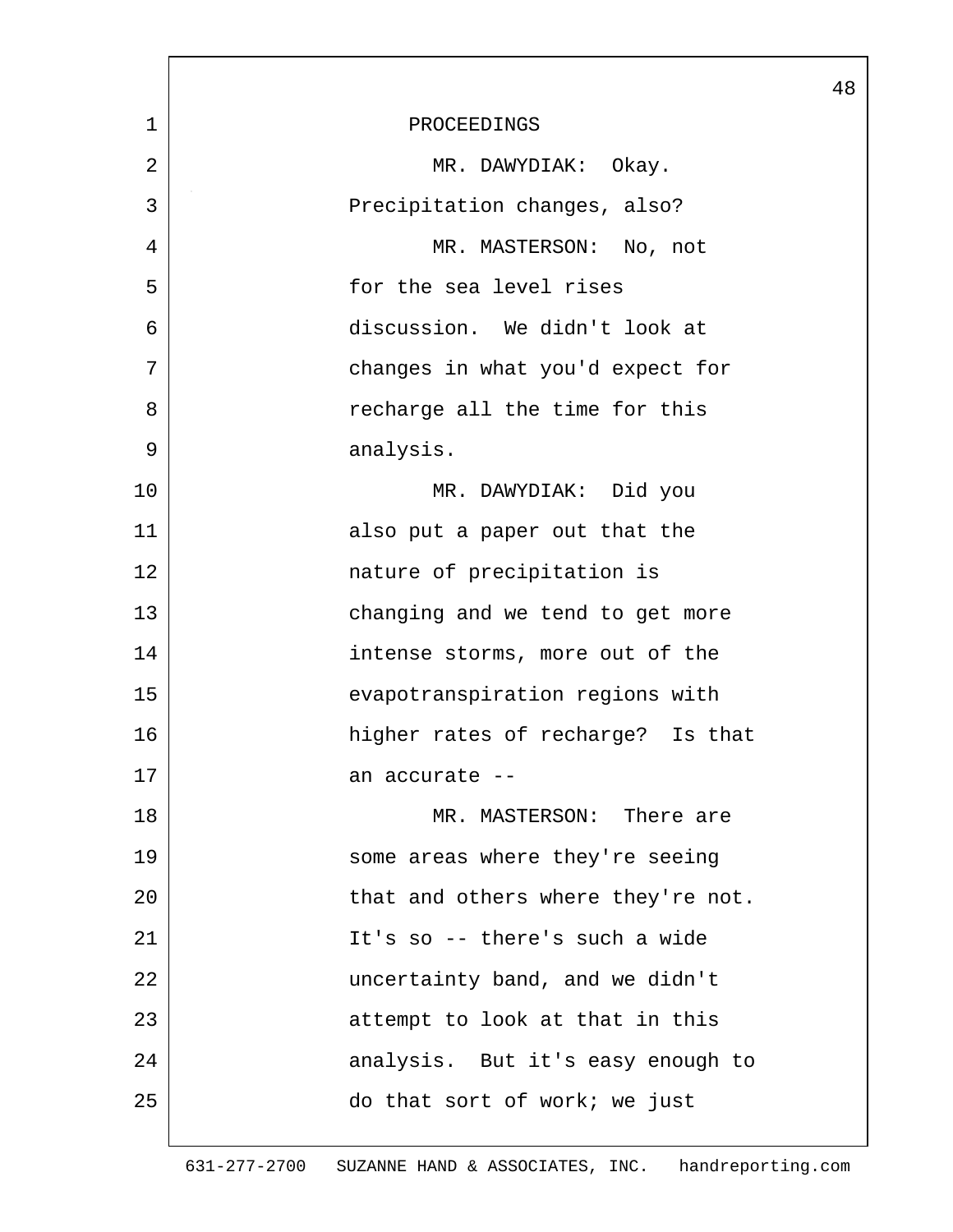PROCEEDINGS

MR. DAWYDIAK: Okay. Precipitation changes, also?

MR. MASTERSON: No, not for the sea level rises discussion. We didn't look at changes in what you'd expect for recharge all the time for this analysis.

MR. DAWYDIAK: Did you also put a paper out that the nature of precipitation is changing and we tend to get more intense storms, more out of the evapotranspiration regions with higher rates of recharge? Is that an accurate --

MR. MASTERSON: There are some areas where they're seeing that and others where they're not. It's so -- there's such a wide uncertainty band, and we didn't attempt to look at that in this analysis. But it's easy enough to do that sort of work; we just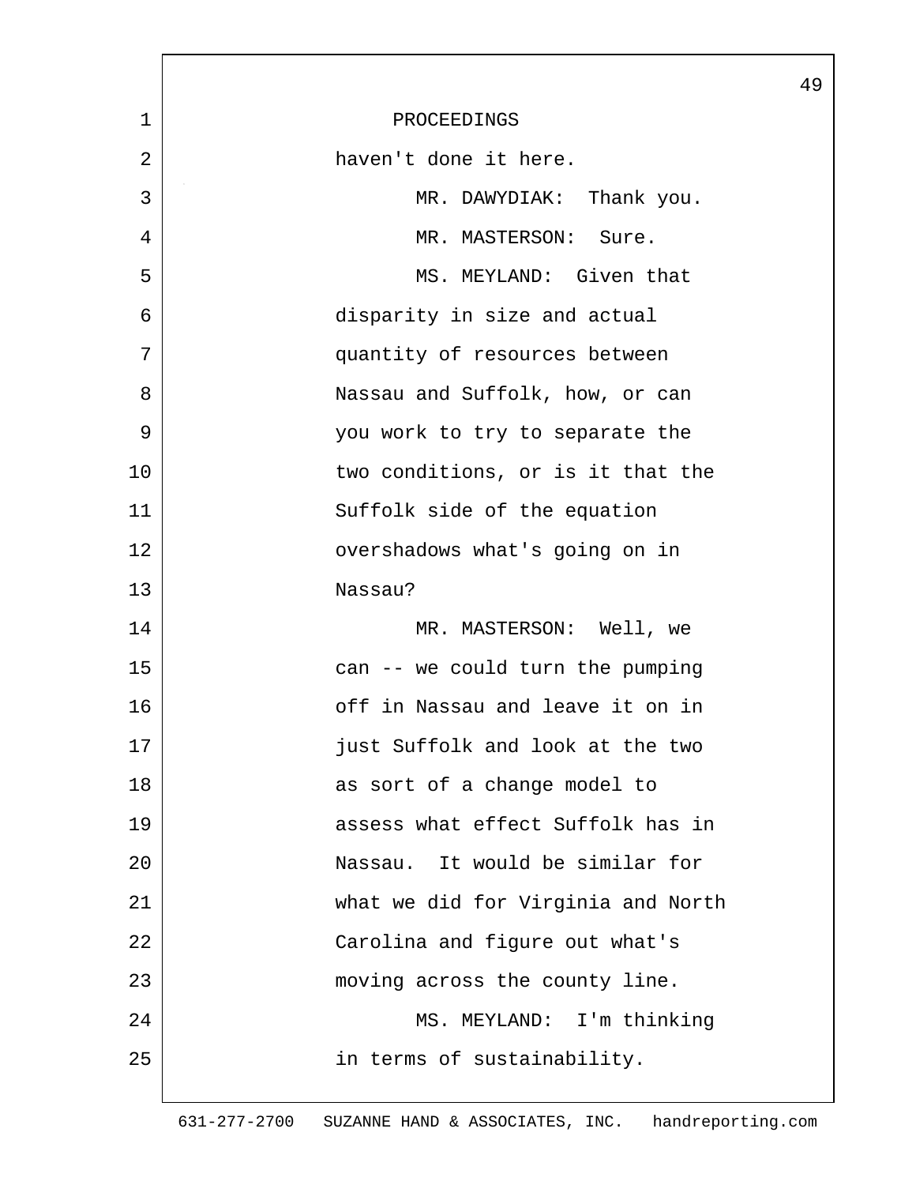PROCEEDINGS

haven't done it here.

MR. DAWYDIAK: Thank you.

MR. MASTERSON: Sure.

MS. MEYLAND: Given that disparity in size and actual quantity of resources between Nassau and Suffolk, how, or can you work to try to separate the two conditions, or is it that the Suffolk side of the equation overshadows what's going on in Nassau?

MR. MASTERSON: Well, we can -- we could turn the pumping off in Nassau and leave it on in just Suffolk and look at the two as sort of a change model to assess what effect Suffolk has in Nassau. It would be similar for what we did for Virginia and North Carolina and figure out what's moving across the county line.

MS. MEYLAND: I'm thinking in terms of sustainability.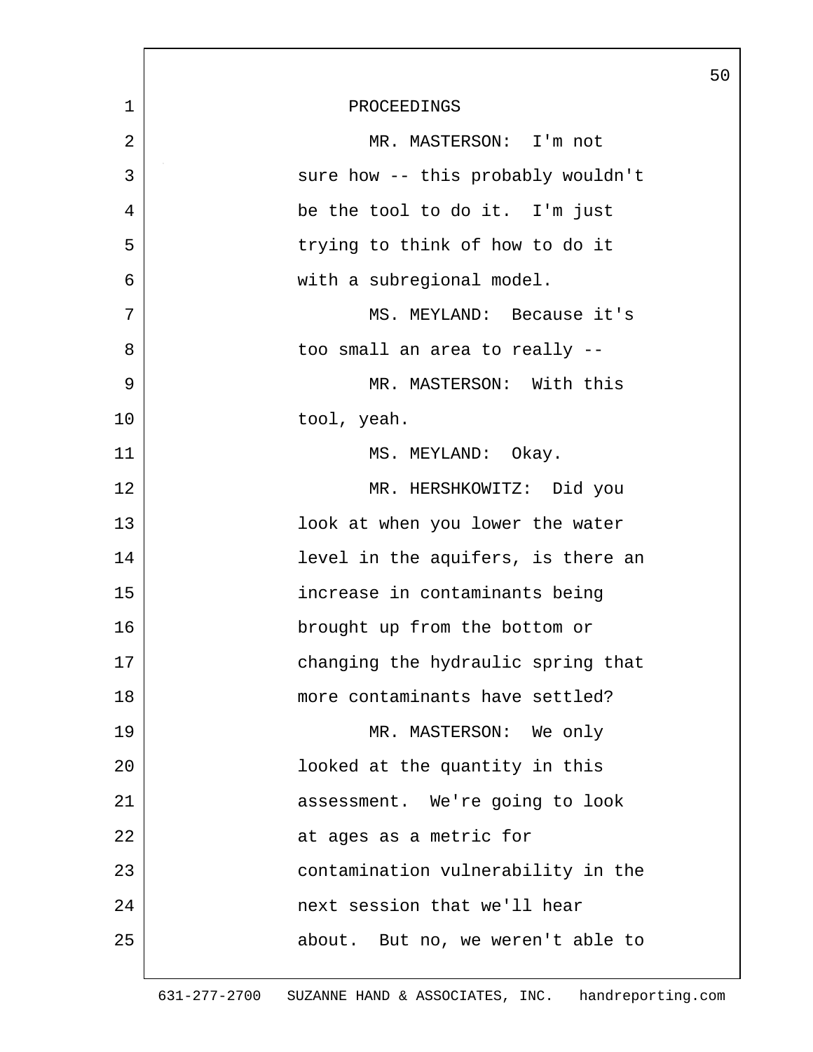PROCEEDINGS

MR. MASTERSON: I'm not sure how -- this probably wouldn't be the tool to do it. I'm just trying to think of how to do it with a subregional model.

MS. MEYLAND: Because it's too small an area to really --

MR. MASTERSON: With this tool, yeah.

MS. MEYLAND: Okay.

MR. HERSHKOWITZ: Did you look at when you lower the water level in the aquifers, is there an increase in contaminants being brought up from the bottom or changing the hydraulic spring that more contaminants have settled?

MR. MASTERSON: We only looked at the quantity in this assessment. We're going to look at ages as a metric for contamination vulnerability in the next session that we'll hear about. But no, we weren't able to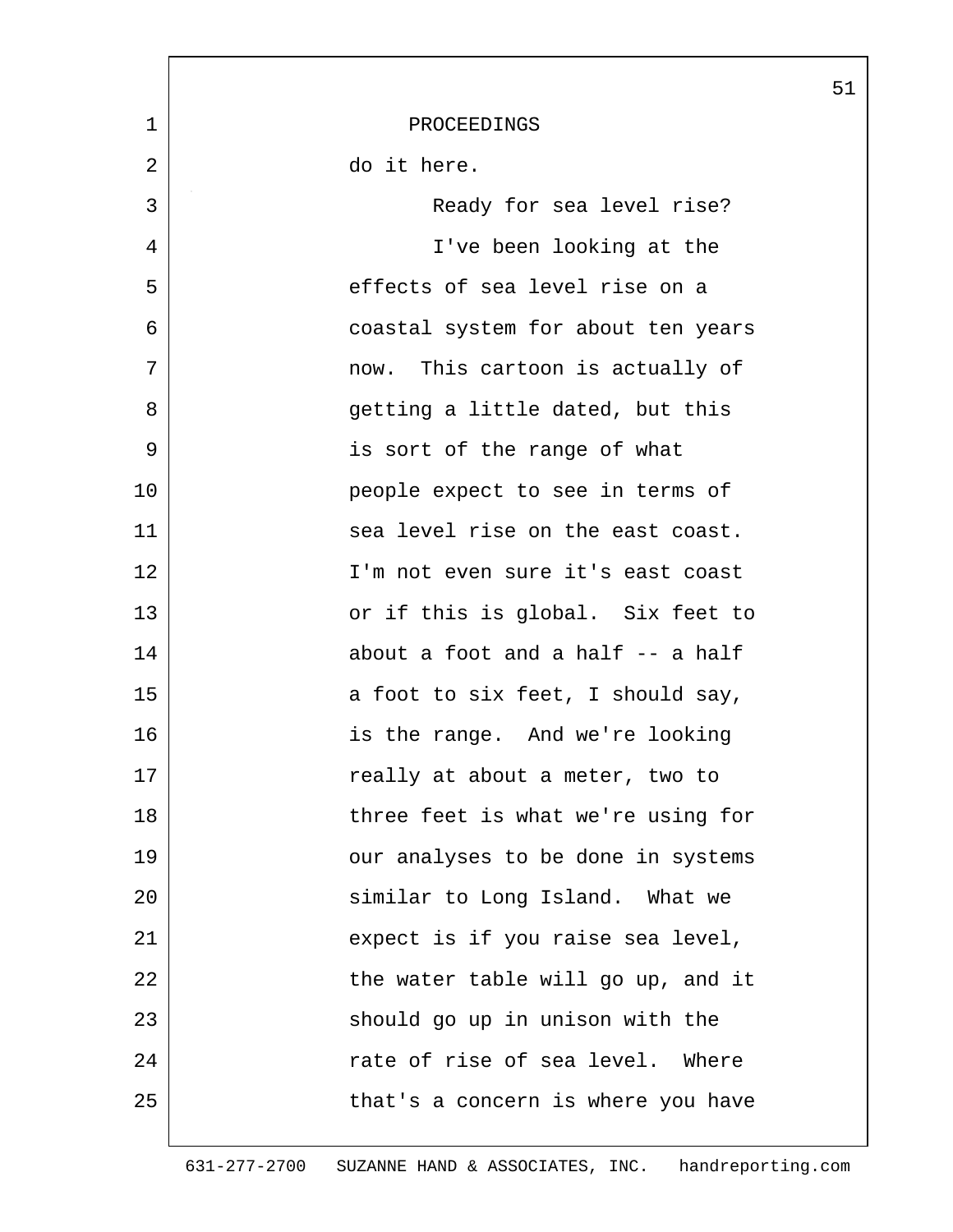PROCEEDINGS

do it here.

Ready for sea level rise?

I've been looking at the effects of sea level rise on a coastal system for about ten years now. This cartoon is actually of getting a little dated, but this is sort of the range of what people expect to see in terms of sea level rise on the east coast. I'm not even sure it's east coast or if this is global. Six feet to about a foot and a half -- a half a foot to six feet, I should say, is the range. And we're looking really at about a meter, two to three feet is what we're using for our analyses to be done in systems similar to Long Island. What we expect is if you raise sea level, the water table will go up, and it should go up in unison with the rate of rise of sea level. Where that's a concern is where you have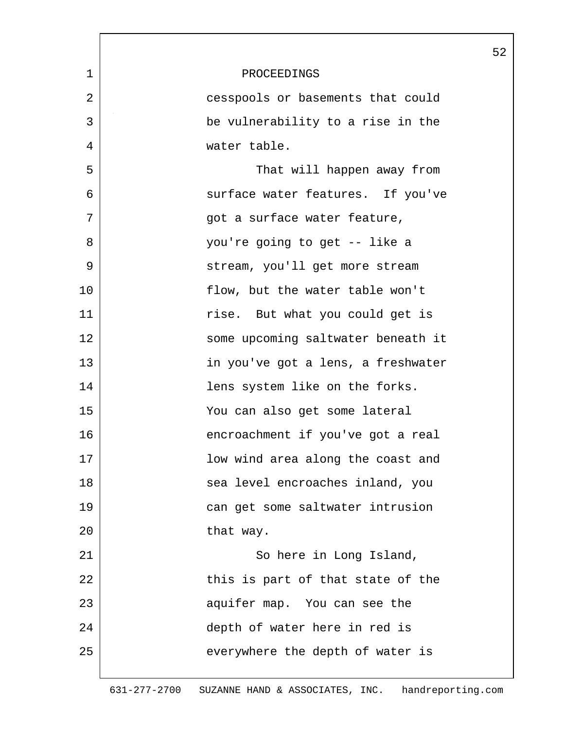PROCEEDINGS

cesspools or basements that could be vulnerability to a rise in the water table.

That will happen away from surface water features. If you've got a surface water feature, you're going to get -- like a stream, you'll get more stream flow, but the water table won't rise. But what you could get is some upcoming saltwater beneath it in you've got a lens, a freshwater lens system like on the forks. You can also get some lateral encroachment if you've got a real low wind area along the coast and sea level encroaches inland, you can get some saltwater intrusion that way.

So here in Long Island, this is part of that state of the aquifer map. You can see the depth of water here in red is everywhere the depth of water is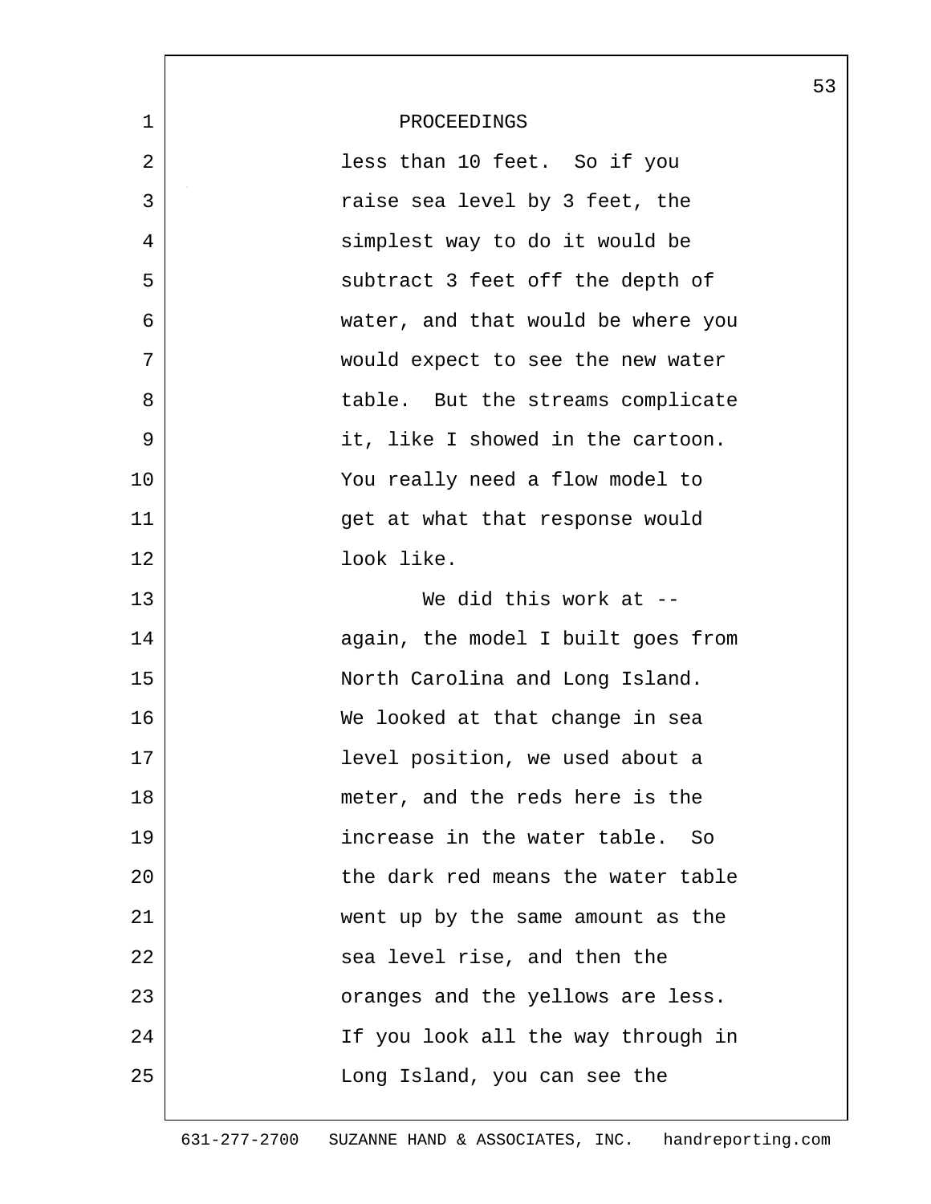PROCEEDINGS

less than 10 feet. So if you raise sea level by 3 feet, the simplest way to do it would be subtract 3 feet off the depth of water, and that would be where you would expect to see the new water table. But the streams complicate it, like I showed in the cartoon. You really need a flow model to get at what that response would look like.

We did this work at -- again, the model I built goes from North Carolina and Long Island. We looked at that change in sea level position, we used about a meter, and the reds here is the increase in the water table. So the dark red means the water table went up by the same amount as the sea level rise, and then the oranges and the yellows are less. If you look all the way through in Long Island, you can see the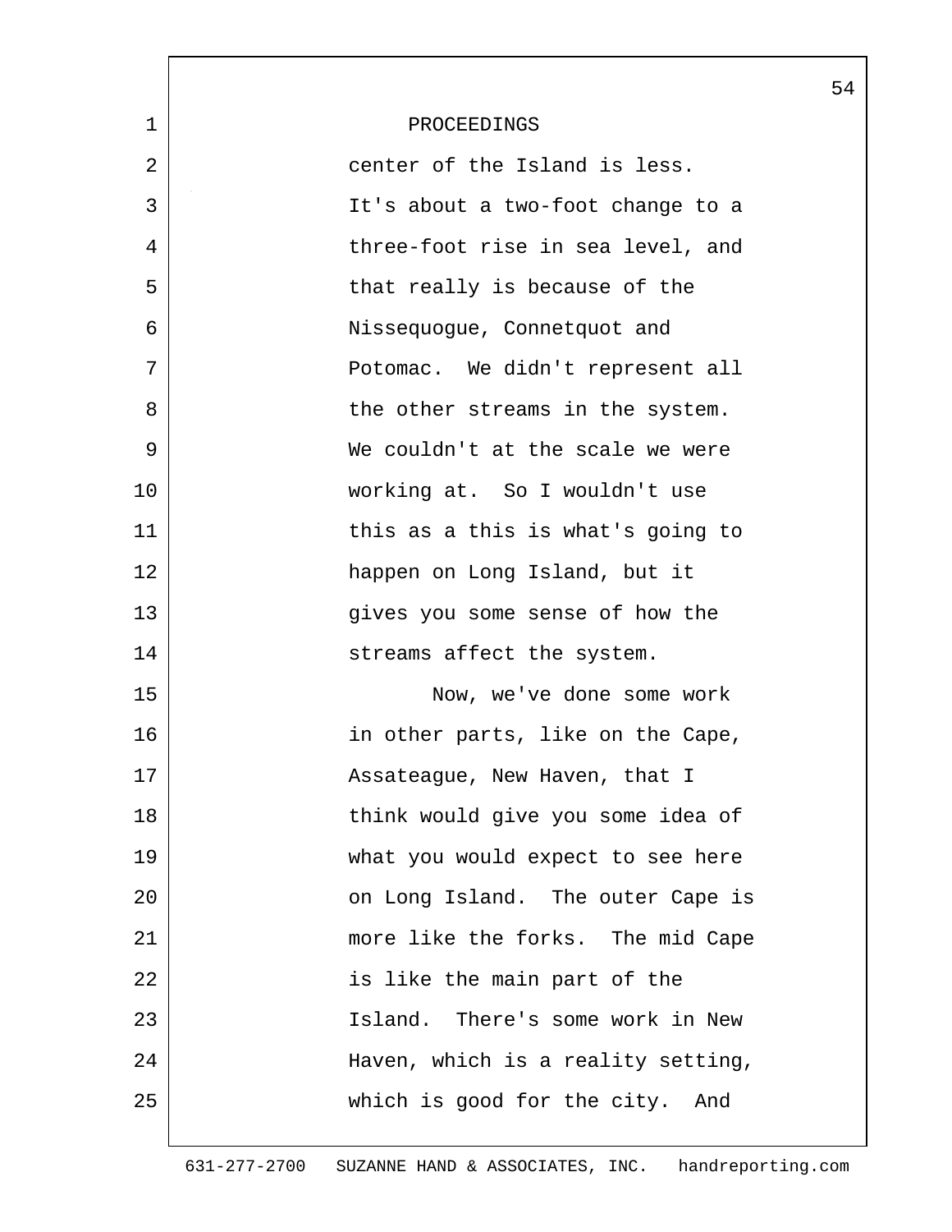PROCEEDINGS

center of the Island is less. It's about a two-foot change to a three-foot rise in sea level, and that really is because of the Nissequogue, Connetquot and Potomac. We didn't represent all the other streams in the system. We couldn't at the scale we were working at. So I wouldn't use this as a this is what's going to happen on Long Island, but it gives you some sense of how the streams affect the system.

Now, we've done some work in other parts, like on the Cape, Assateague, New Haven, that I think would give you some idea of what you would expect to see here on Long Island. The outer Cape is more like the forks. The mid Cape is like the main part of the Island. There's some work in New Haven, which is a reality setting, which is good for the city. And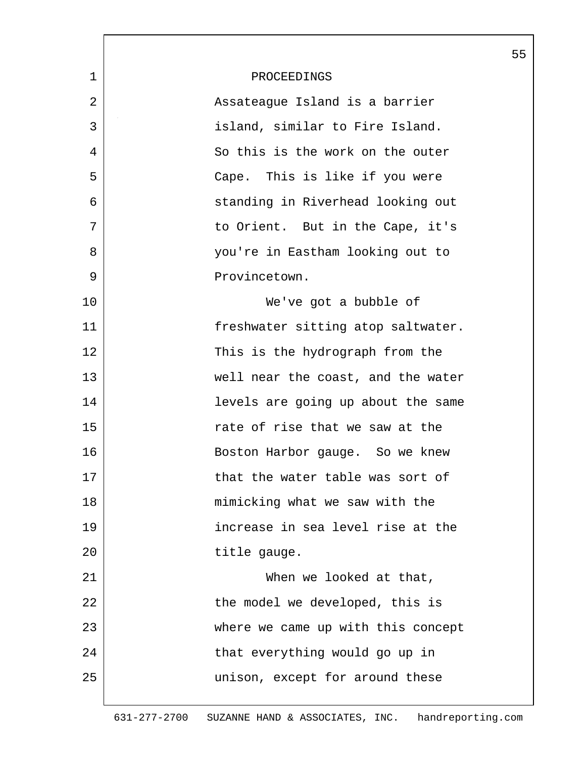PROCEEDINGS

Assateague Island is a barrier island, similar to Fire Island. So this is the work on the outer Cape. This is like if you were standing in Riverhead looking out to Orient. But in the Cape, it's you're in Eastham looking out to Provincetown.

We've got a bubble of freshwater sitting atop saltwater. This is the hydrograph from the well near the coast, and the water levels are going up about the same rate of rise that we saw at the Boston Harbor gauge. So we knew that the water table was sort of mimicking what we saw with the increase in sea level rise at the title gauge.

When we looked at that, the model we developed, this is where we came up with this concept that everything would go up in unison, except for around these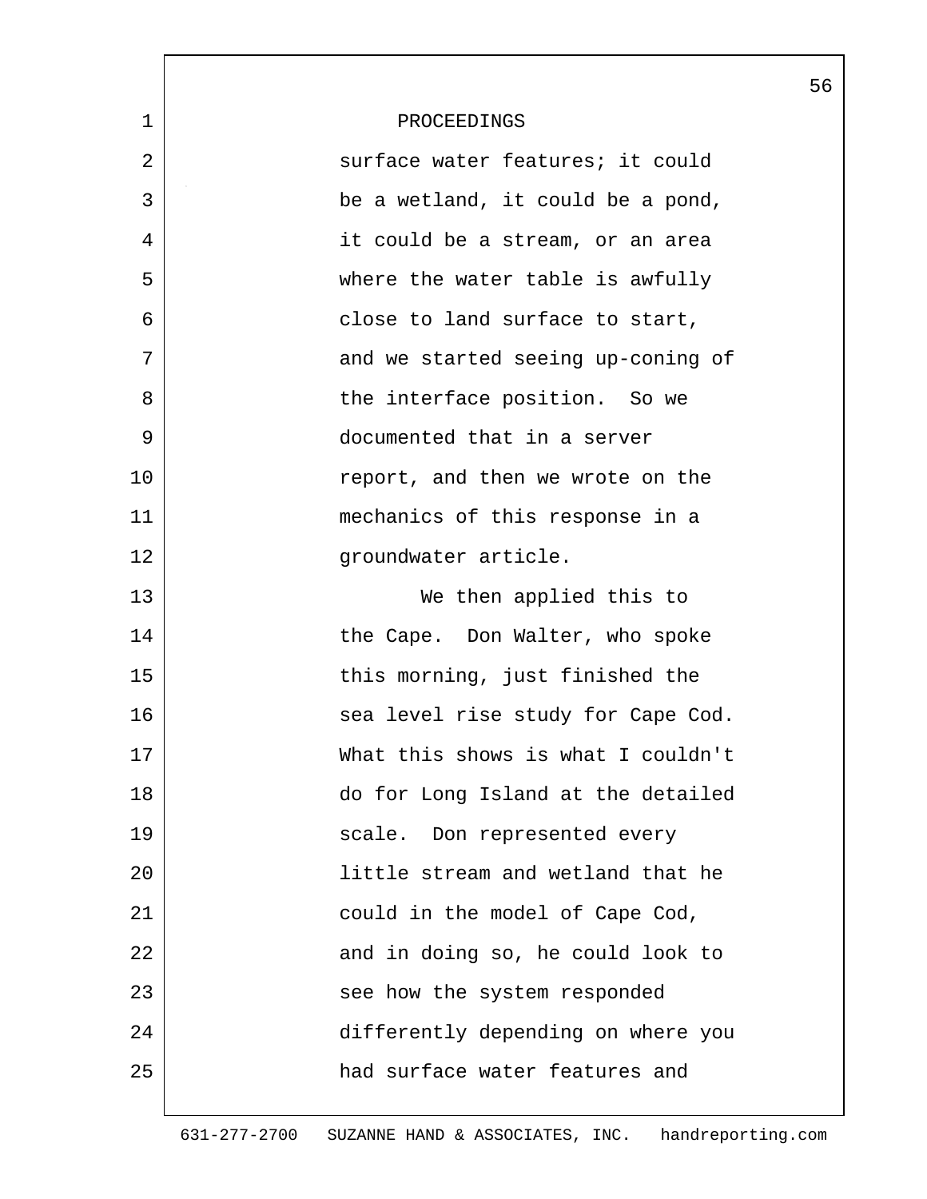PROCEEDINGS

surface water features; it could be a wetland, it could be a pond, it could be a stream, or an area where the water table is awfully close to land surface to start, and we started seeing up-coning of the interface position. So we documented that in a server report, and then we wrote on the mechanics of this response in a groundwater article.

We then applied this to the Cape. Don Walter, who spoke this morning, just finished the sea level rise study for Cape Cod. What this shows is what I couldn't do for Long Island at the detailed scale. Don represented every little stream and wetland that he could in the model of Cape Cod, and in doing so, he could look to see how the system responded differently depending on where you had surface water features and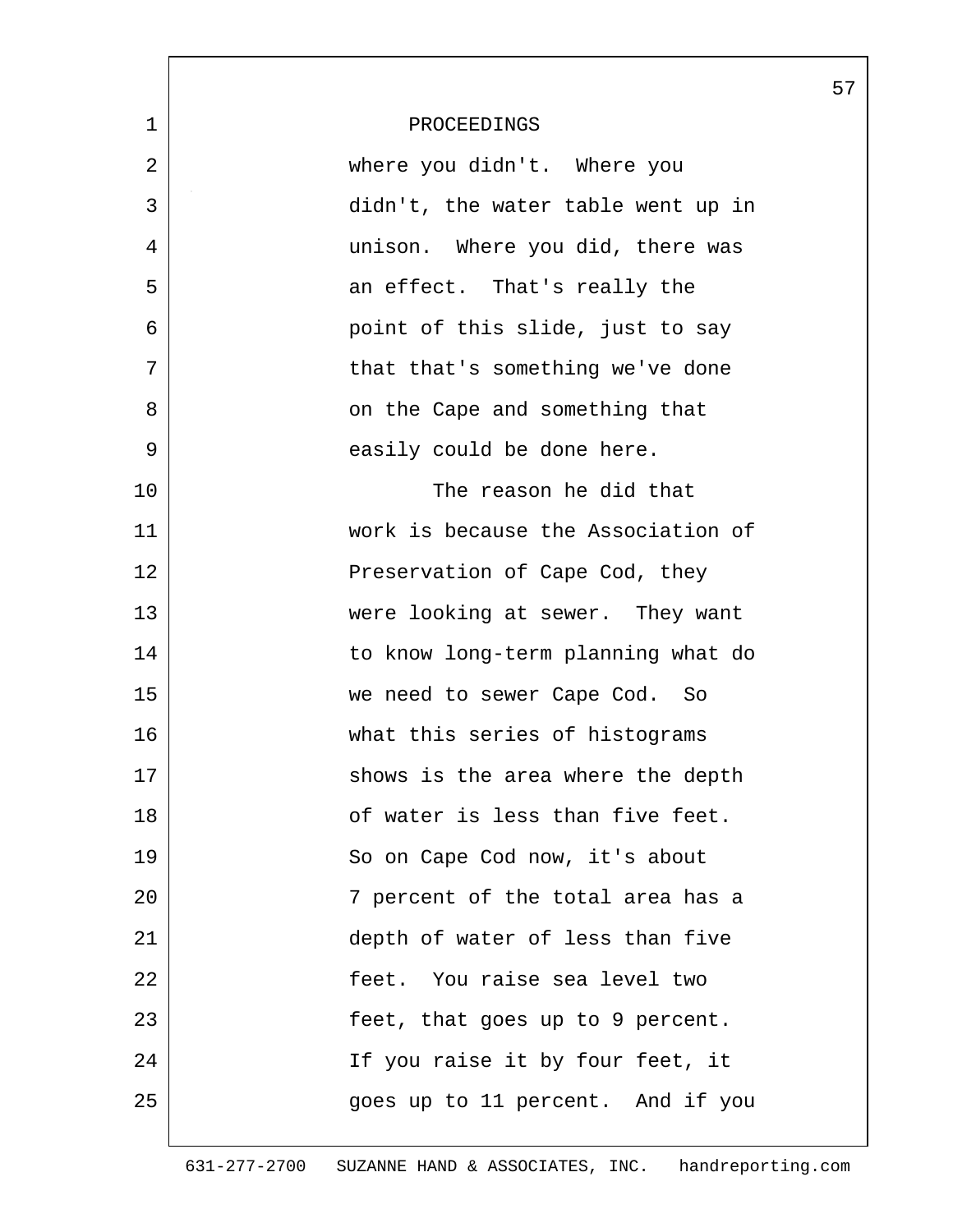PROCEEDINGS

where you didn't. Where you didn't, the water table went up in unison. Where you did, there was an effect. That's really the point of this slide, just to say that that's something we've done on the Cape and something that easily could be done here.

The reason he did that work is because the Association of Preservation of Cape Cod, they were looking at sewer. They want to know long-term planning what do we need to sewer Cape Cod. So what this series of histograms shows is the area where the depth of water is less than five feet. So on Cape Cod now, it's about 7 percent of the total area has a depth of water of less than five feet. You raise sea level two feet, that goes up to 9 percent. If you raise it by four feet, it goes up to 11 percent. And if you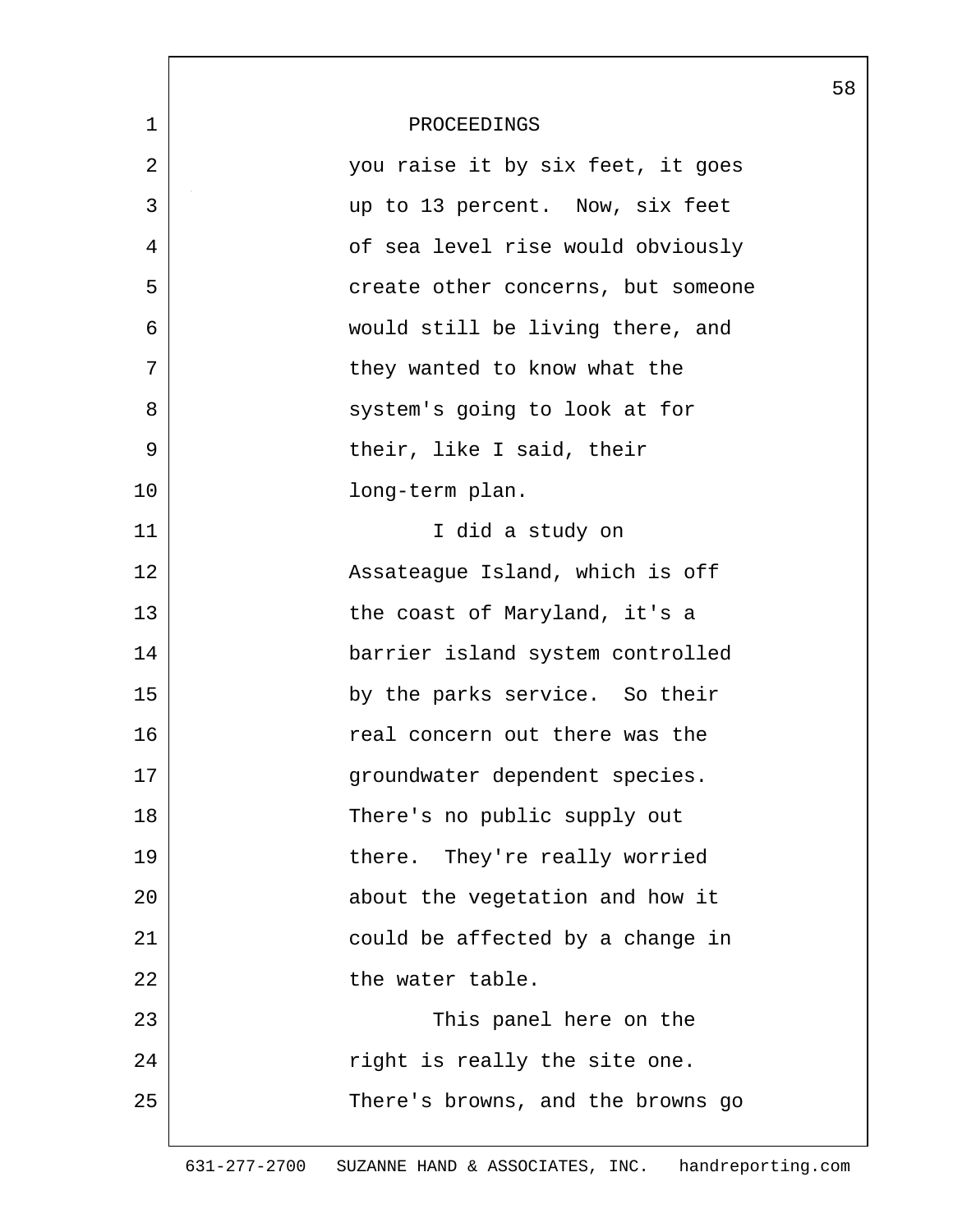PROCEEDINGS

you raise it by six feet, it goes up to 13 percent. Now, six feet of sea level rise would obviously create other concerns, but someone would still be living there, and they wanted to know what the system's going to look at for their, like I said, their long-term plan.

I did a study on Assateague Island, which is off the coast of Maryland, it's a barrier island system controlled by the parks service. So their real concern out there was the groundwater dependent species. There's no public supply out there. They're really worried about the vegetation and how it could be affected by a change in the water table.

This panel here on the right is really the site one. There's browns, and the browns go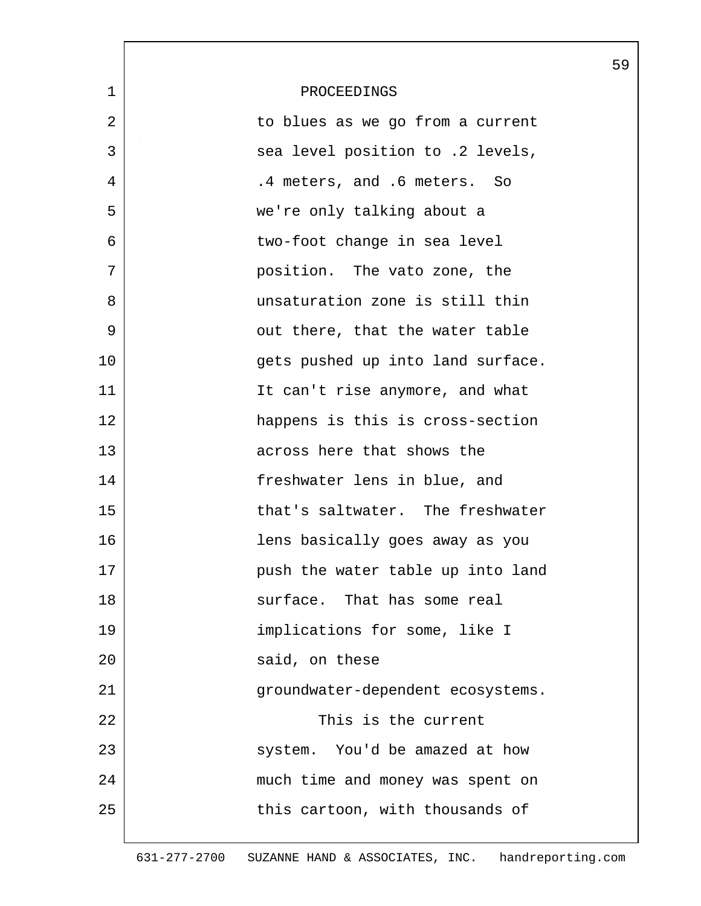PROCEEDINGS

to blues as we go from a current sea level position to .2 levels, .4 meters, and .6 meters. So we're only talking about a two-foot change in sea level position. The vato zone, the unsaturation zone is still thin out there, that the water table gets pushed up into land surface. It can't rise anymore, and what happens is this is cross-section across here that shows the freshwater lens in blue, and that's saltwater. The freshwater lens basically goes away as you push the water table up into land surface. That has some real implications for some, like I said, on these groundwater-dependent ecosystems.

This is the current system. You'd be amazed at how much time and money was spent on this cartoon, with thousands of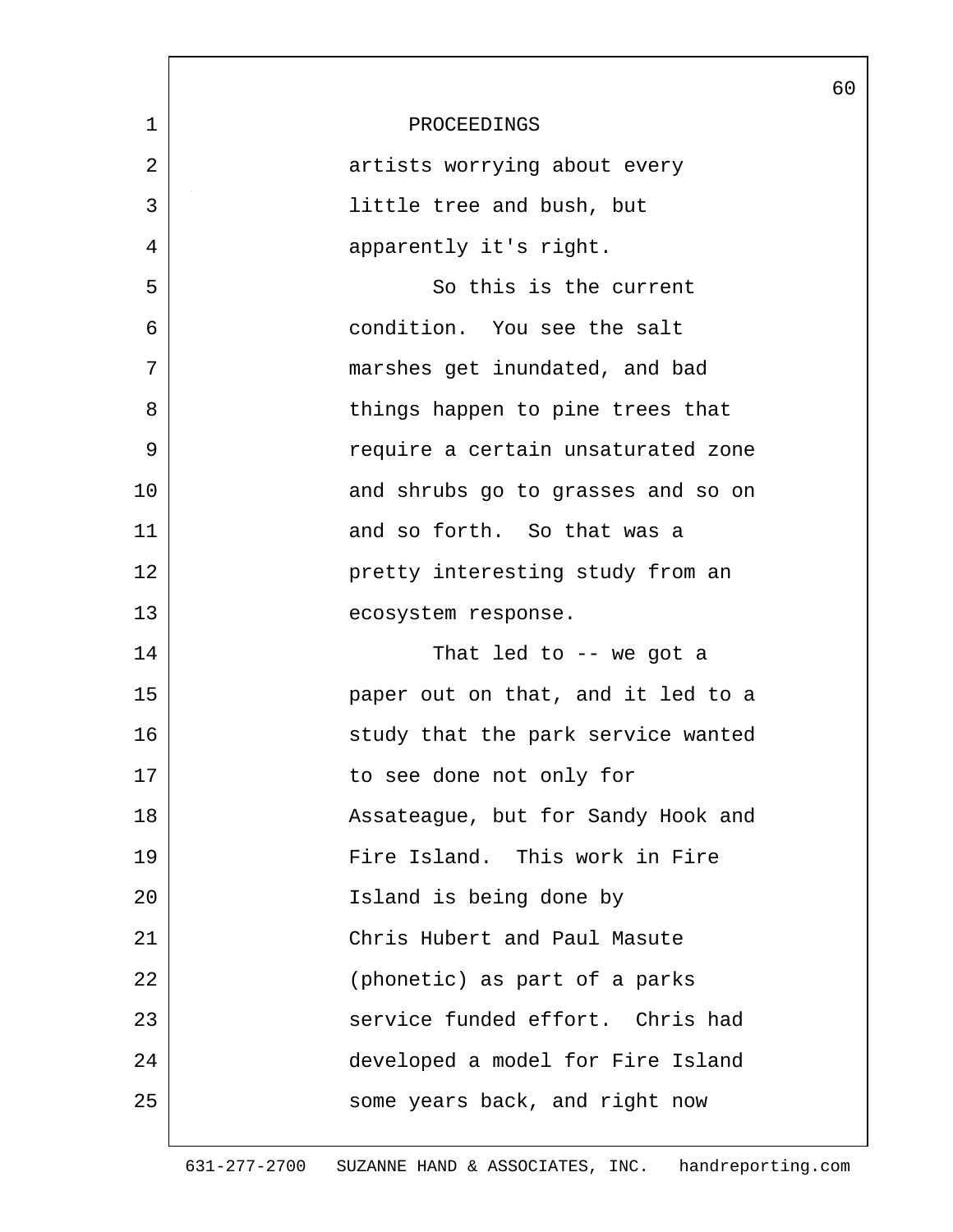PROCEEDINGS

artists worrying about every little tree and bush, but apparently it's right.

So this is the current condition. You see the salt marshes get inundated, and bad things happen to pine trees that require a certain unsaturated zone and shrubs go to grasses and so on and so forth. So that was a pretty interesting study from an ecosystem response.

That led to -- we got a paper out on that, and it led to a study that the park service wanted to see done not only for Assateague, but for Sandy Hook and Fire Island. This work in Fire Island is being done by Chris Hubert and Paul Masute (phonetic) as part of a parks service funded effort. Chris had developed a model for Fire Island some years back, and right now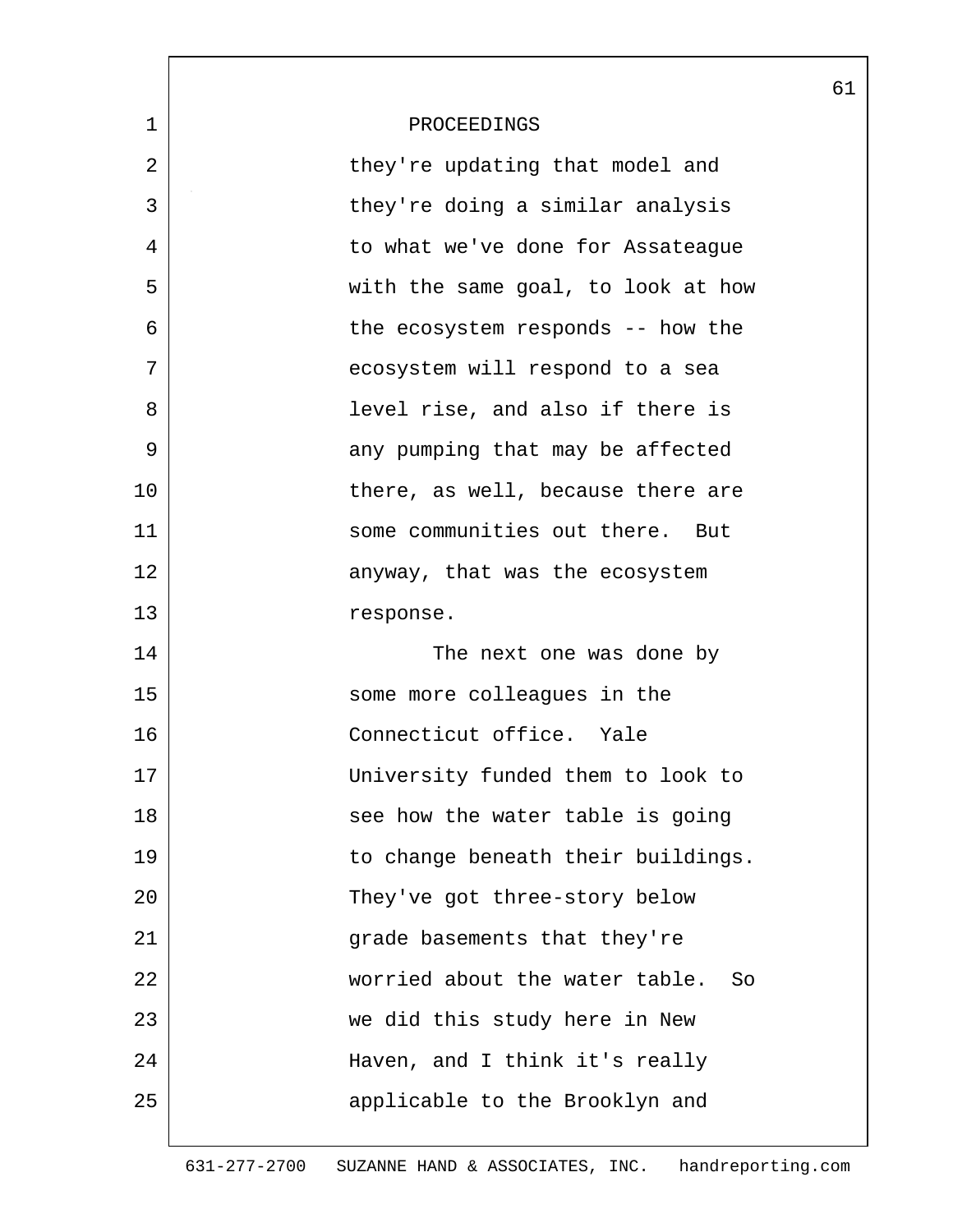PROCEEDINGS

they're updating that model and they're doing a similar analysis to what we've done for Assateague with the same goal, to look at how the ecosystem responds -- how the ecosystem will respond to a sea level rise, and also if there is any pumping that may be affected there, as well, because there are some communities out there. But anyway, that was the ecosystem response.

The next one was done by some more colleagues in the Connecticut office. Yale University funded them to look to see how the water table is going to change beneath their buildings. They've got three-story below grade basements that they're worried about the water table. So we did this study here in New Haven, and I think it's really applicable to the Brooklyn and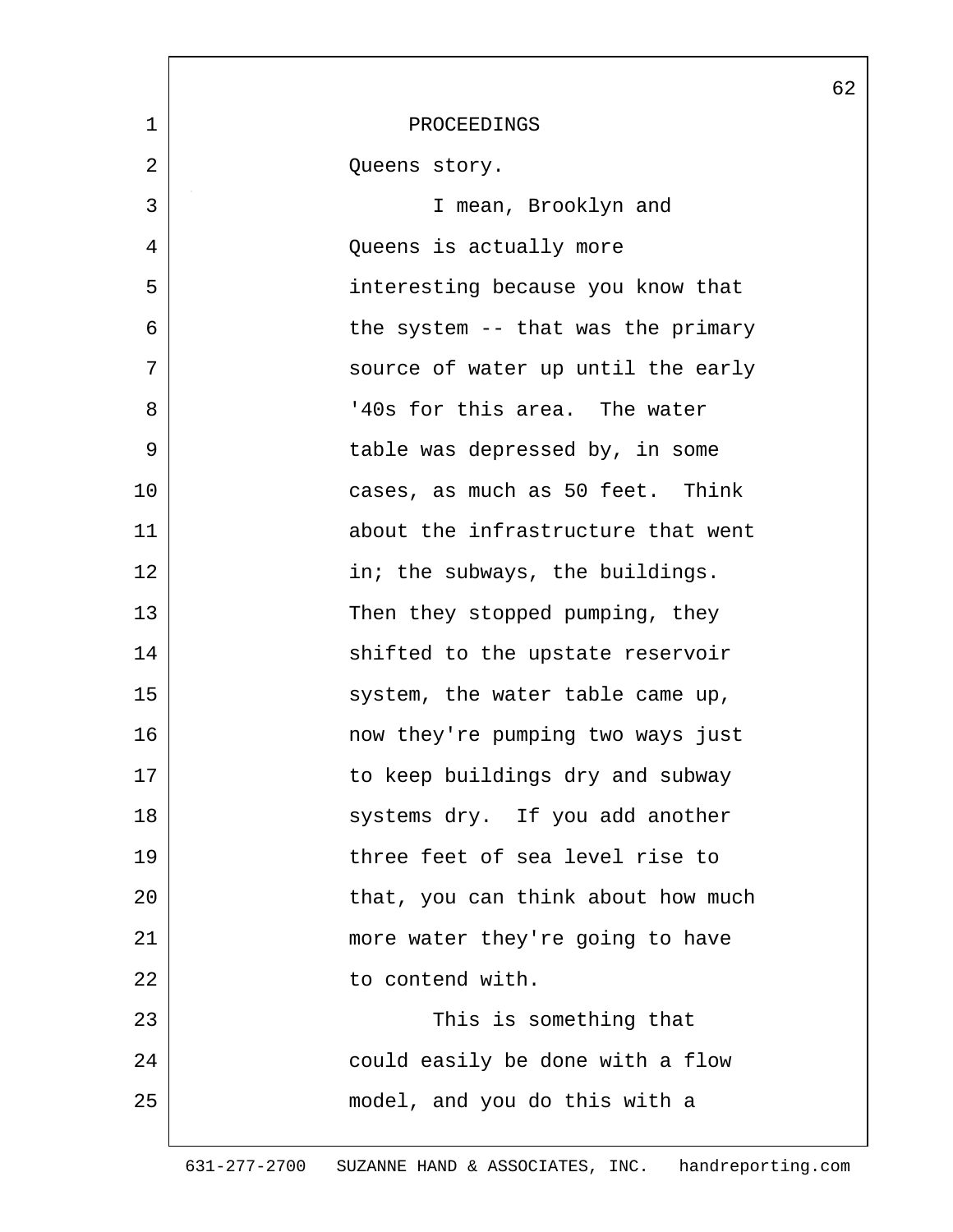PROCEEDINGS

Queens story.

I mean, Brooklyn and Queens is actually more interesting because you know that the system -- that was the primary source of water up until the early '40s for this area. The water table was depressed by, in some cases, as much as 50 feet. Think about the infrastructure that went in; the subways, the buildings. Then they stopped pumping, they shifted to the upstate reservoir system, the water table came up, now they're pumping two ways just to keep buildings dry and subway systems dry. If you add another three feet of sea level rise to that, you can think about how much more water they're going to have to contend with.

This is something that could easily be done with a flow model, and you do this with a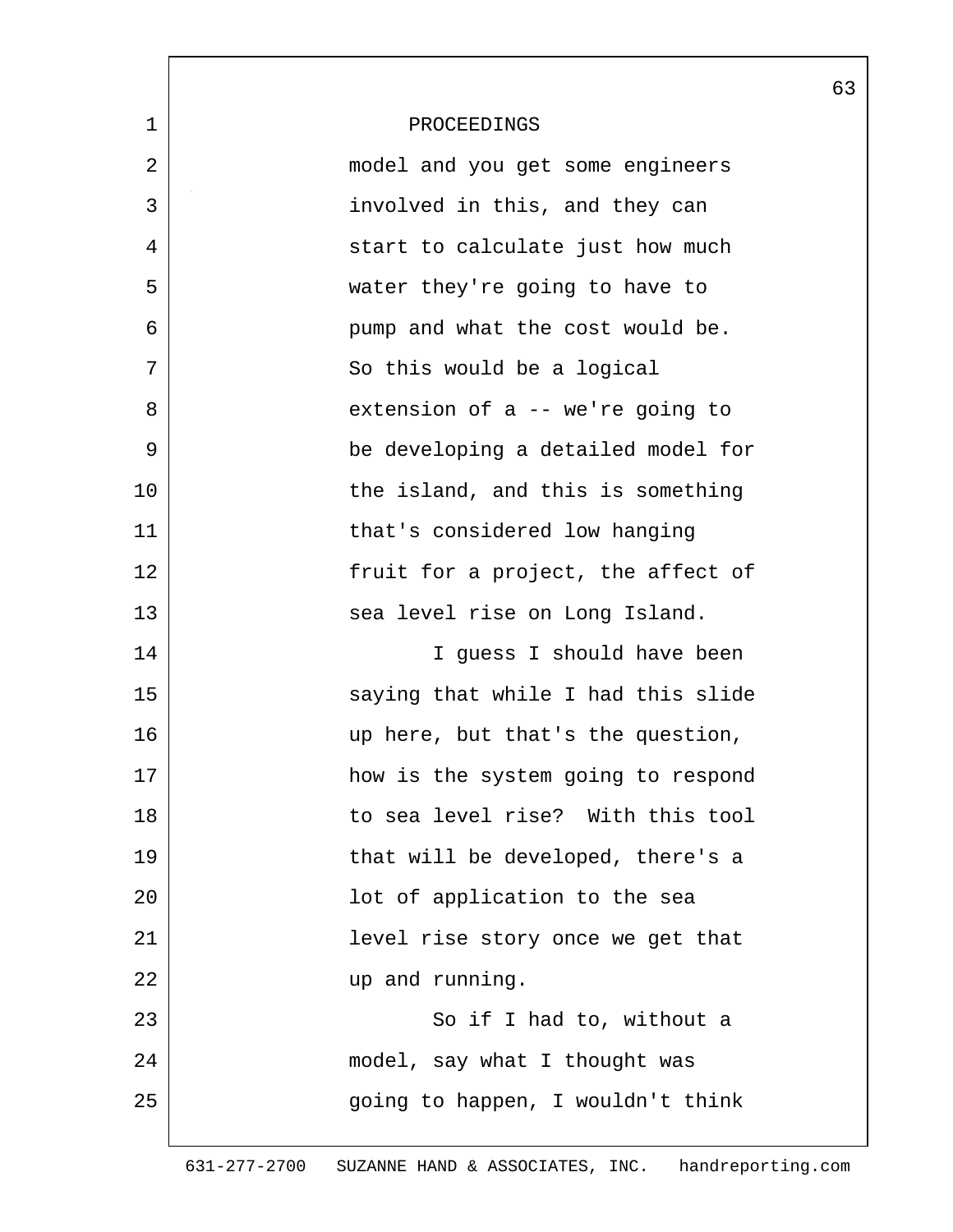PROCEEDINGS

model and you get some engineers involved in this, and they can start to calculate just how much water they're going to have to pump and what the cost would be. So this would be a logical extension of a -- we're going to be developing a detailed model for the island, and this is something that's considered low hanging fruit for a project, the affect of sea level rise on Long Island.

I guess I should have been saying that while I had this slide up here, but that's the question, how is the system going to respond to sea level rise? With this tool that will be developed, there's a lot of application to the sea level rise story once we get that up and running.

So if I had to, without a model, say what I thought was going to happen, I wouldn't think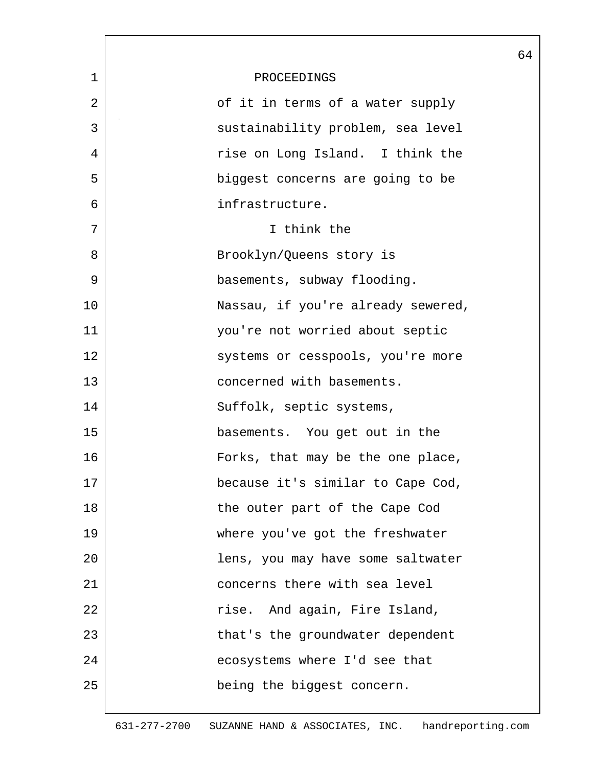PROCEEDINGS

of it in terms of a water supply sustainability problem, sea level rise on Long Island. I think the biggest concerns are going to be infrastructure.

I think the Brooklyn/Queens story is basements, subway flooding. Nassau, if you're already sewered, you're not worried about septic systems or cesspools, you're more concerned with basements. Suffolk, septic systems, basements. You get out in the Forks, that may be the one place, because it's similar to Cape Cod, the outer part of the Cape Cod where you've got the freshwater lens, you may have some saltwater concerns there with sea level rise. And again, Fire Island, that's the groundwater dependent ecosystems where I'd see that being the biggest concern.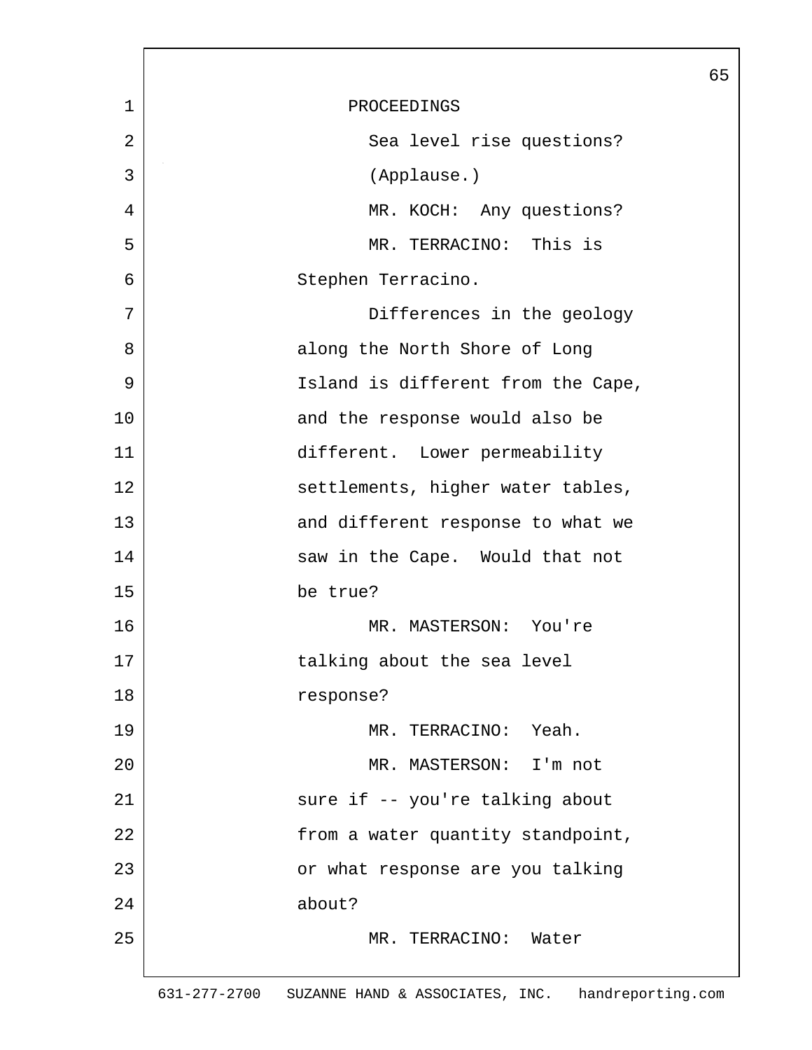PROCEEDINGS

Sea level rise questions?

(Applause.)

MR. KOCH: Any questions?

MR. TERRACINO: This is Stephen Terracino.

Differences in the geology along the North Shore of Long Island is different from the Cape, and the response would also be different. Lower permeability settlements, higher water tables, and different response to what we saw in the Cape. Would that not be true?

MR. MASTERSON: You're talking about the sea level response?

MR. TERRACINO: Yeah.

MR. MASTERSON: I'm not sure if -- you're talking about from a water quantity standpoint, or what response are you talking about?

MR. TERRACINO: Water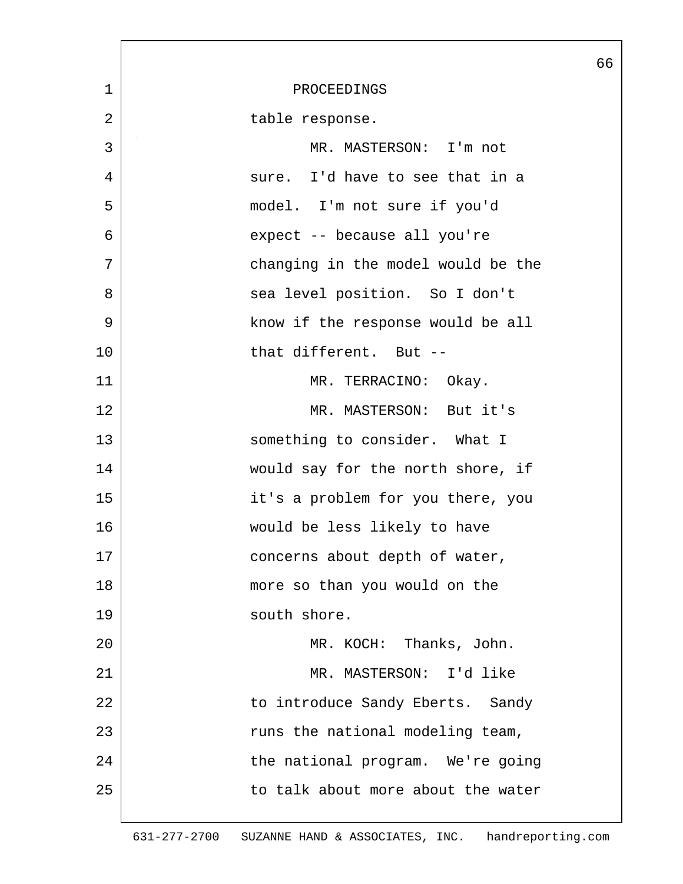PROCEEDINGS

table response.

MR. MASTERSON: I'm not sure. I'd have to see that in a model. I'm not sure if you'd expect -- because all you're changing in the model would be the sea level position. So I don't know if the response would be all that different. But --

MR. TERRACINO: Okay.

MR. MASTERSON: But it's something to consider. What I would say for the north shore, if it's a problem for you there, you would be less likely to have concerns about depth of water, more so than you would on the south shore.

MR. KOCH: Thanks, John.

MR. MASTERSON: I'd like to introduce Sandy Eberts. Sandy runs the national modeling team, the national program. We're going to talk about more about the water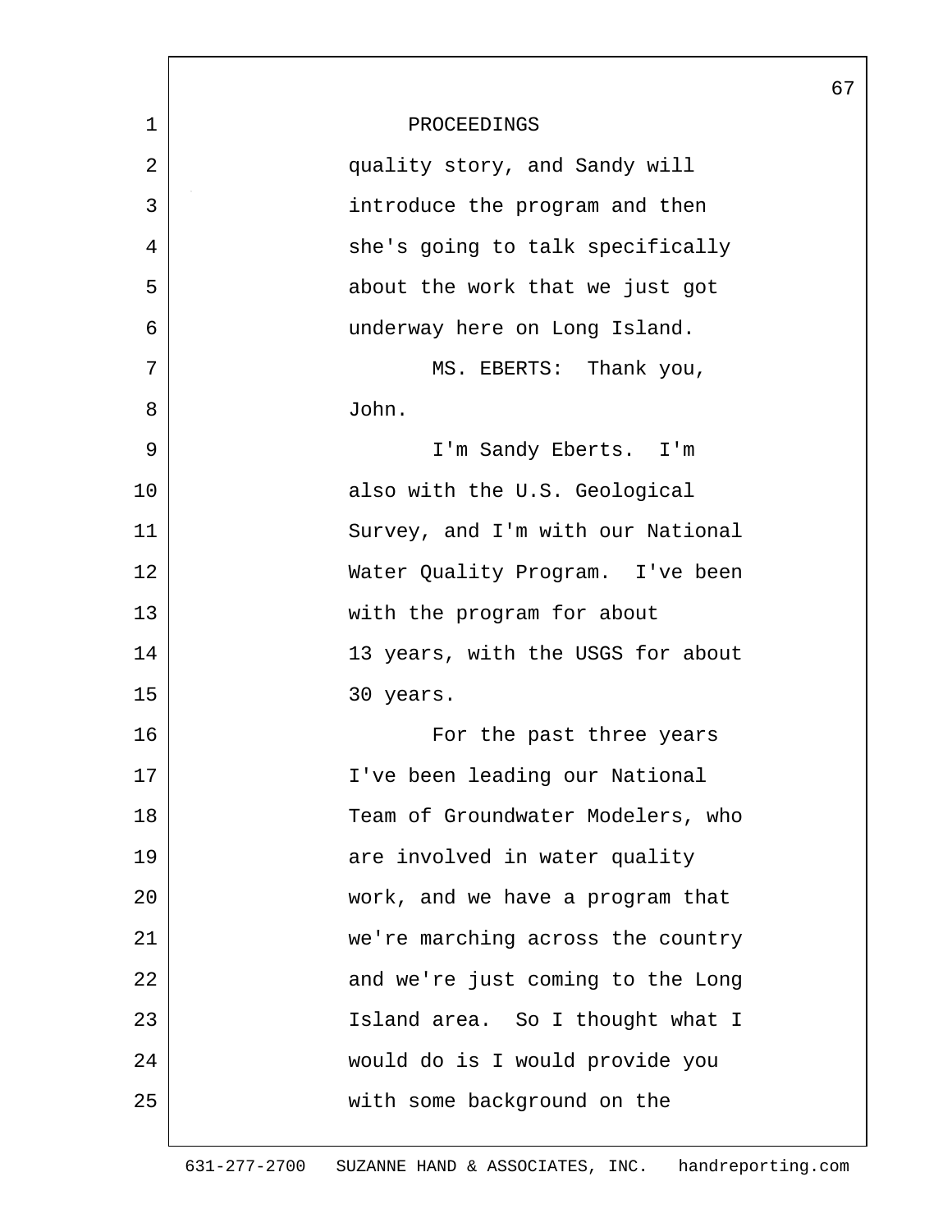PROCEEDINGS

quality story, and Sandy will introduce the program and then she's going to talk specifically about the work that we just got underway here on Long Island.

MS. EBERTS: Thank you, John.

I'm Sandy Eberts. I'm also with the U.S. Geological Survey, and I'm with our National Water Quality Program. I've been with the program for about 13 years, with the USGS for about 30 years.

For the past three years I've been leading our National Team of Groundwater Modelers, who are involved in water quality work, and we have a program that we're marching across the country and we're just coming to the Long Island area. So I thought what I would do is I would provide you with some background on the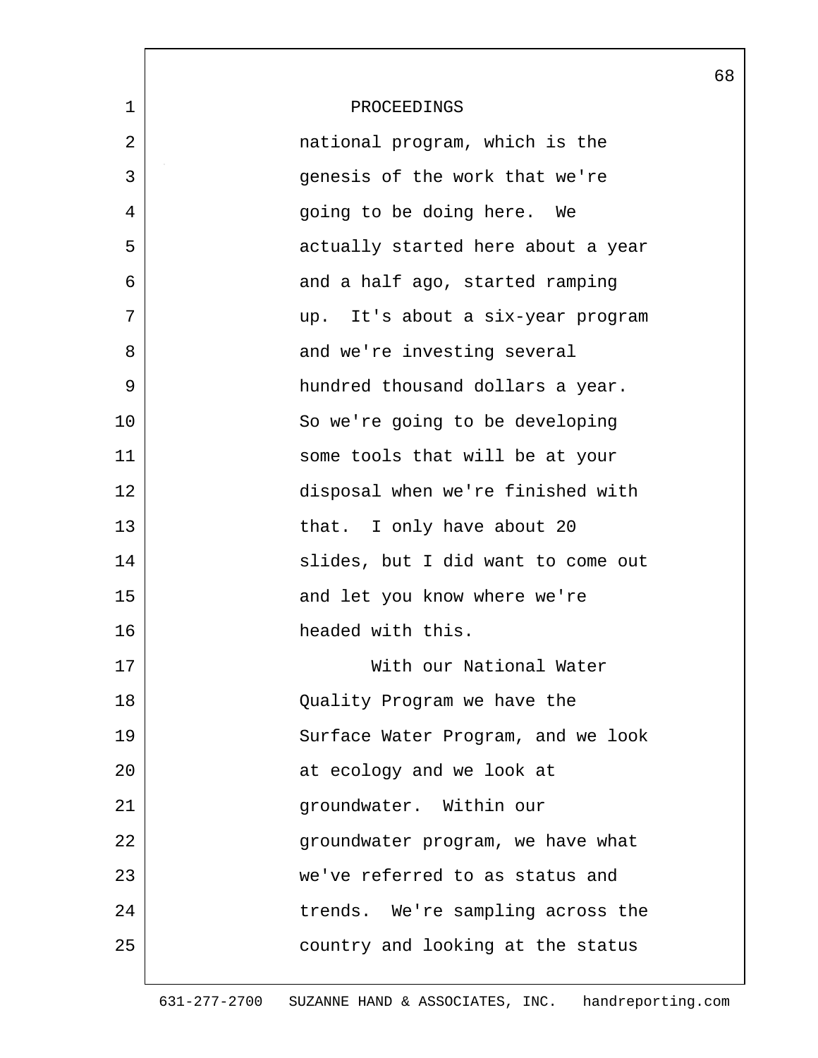PROCEEDINGS

national program, which is the genesis of the work that we're going to be doing here. We actually started here about a year and a half ago, started ramping up. It's about a six-year program and we're investing several hundred thousand dollars a year. So we're going to be developing some tools that will be at your disposal when we're finished with that. I only have about 20 slides, but I did want to come out and let you know where we're headed with this.

With our National Water Quality Program we have the Surface Water Program, and we look at ecology and we look at groundwater. Within our groundwater program, we have what we've referred to as status and trends. We're sampling across the country and looking at the status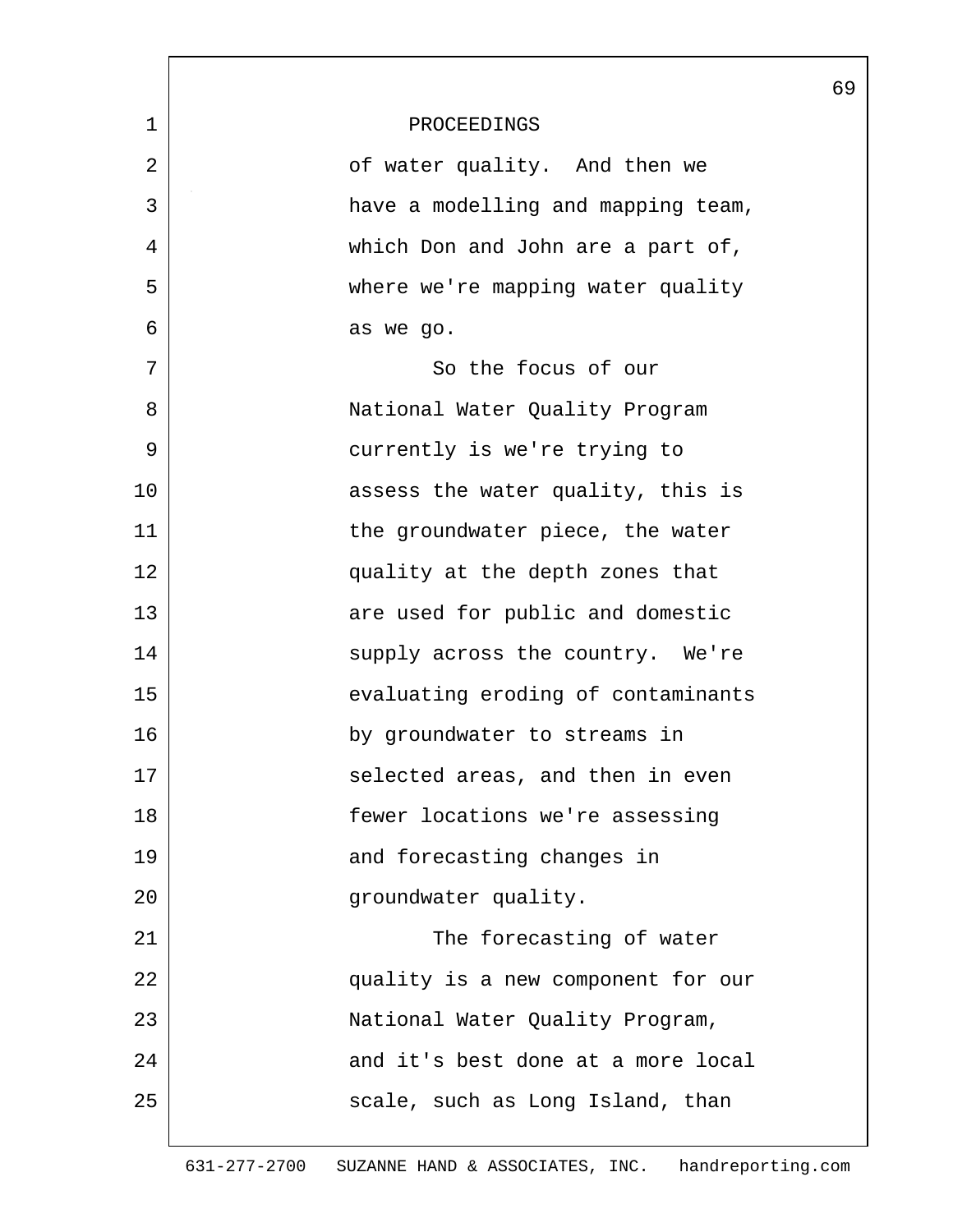PROCEEDINGS

of water quality. And then we have a modelling and mapping team, which Don and John are a part of, where we're mapping water quality as we go.

So the focus of our National Water Quality Program currently is we're trying to assess the water quality, this is the groundwater piece, the water quality at the depth zones that are used for public and domestic supply across the country. We're evaluating eroding of contaminants by groundwater to streams in selected areas, and then in even fewer locations we're assessing and forecasting changes in groundwater quality.

The forecasting of water quality is a new component for our National Water Quality Program, and it's best done at a more local scale, such as Long Island, than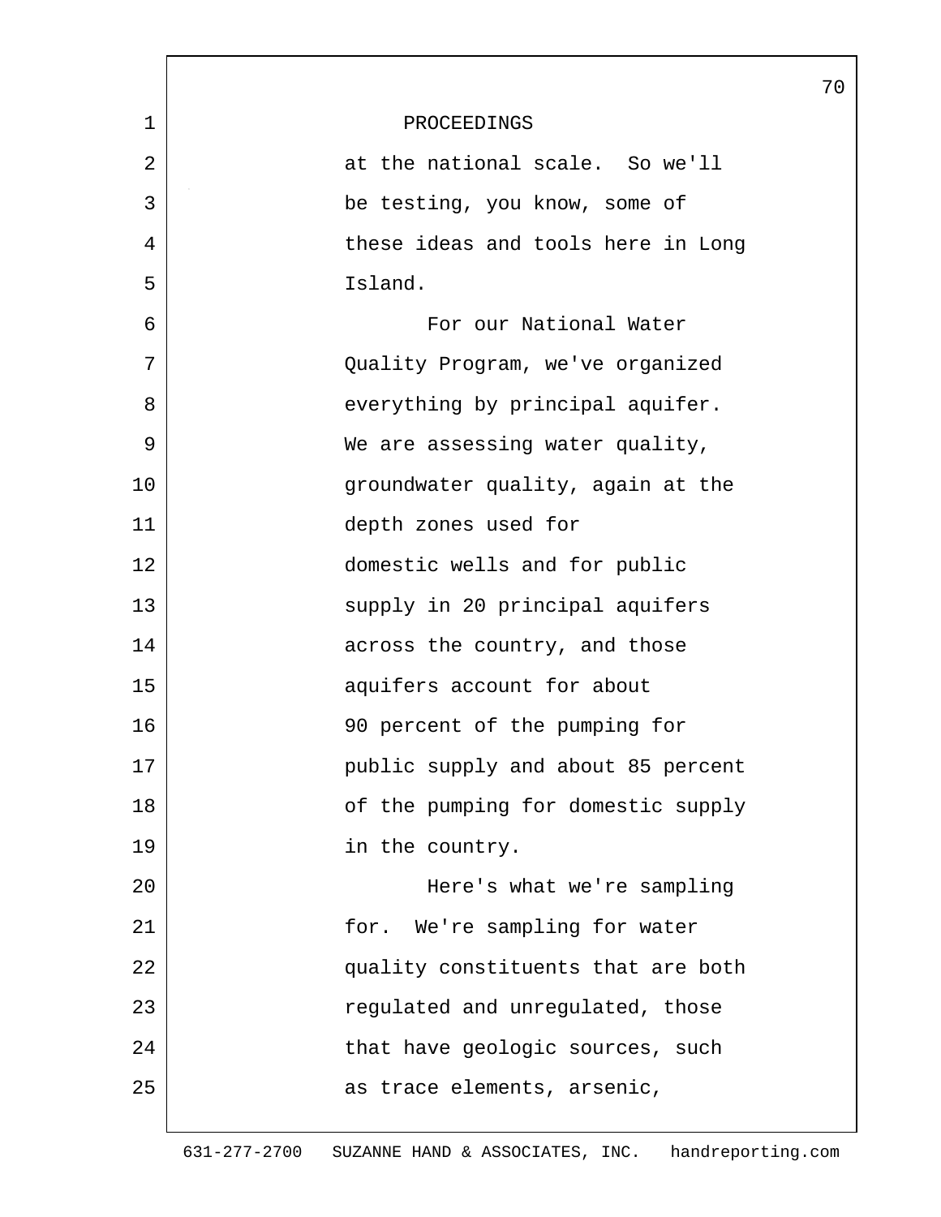PROCEEDINGS

at the national scale. So we'll be testing, you know, some of these ideas and tools here in Long Island.

For our National Water Quality Program, we've organized everything by principal aquifer. We are assessing water quality, groundwater quality, again at the depth zones used for domestic wells and for public supply in 20 principal aquifers across the country, and those aquifers account for about 90 percent of the pumping for public supply and about 85 percent of the pumping for domestic supply in the country.

Here's what we're sampling for. We're sampling for water quality constituents that are both regulated and unregulated, those that have geologic sources, such as trace elements, arsenic,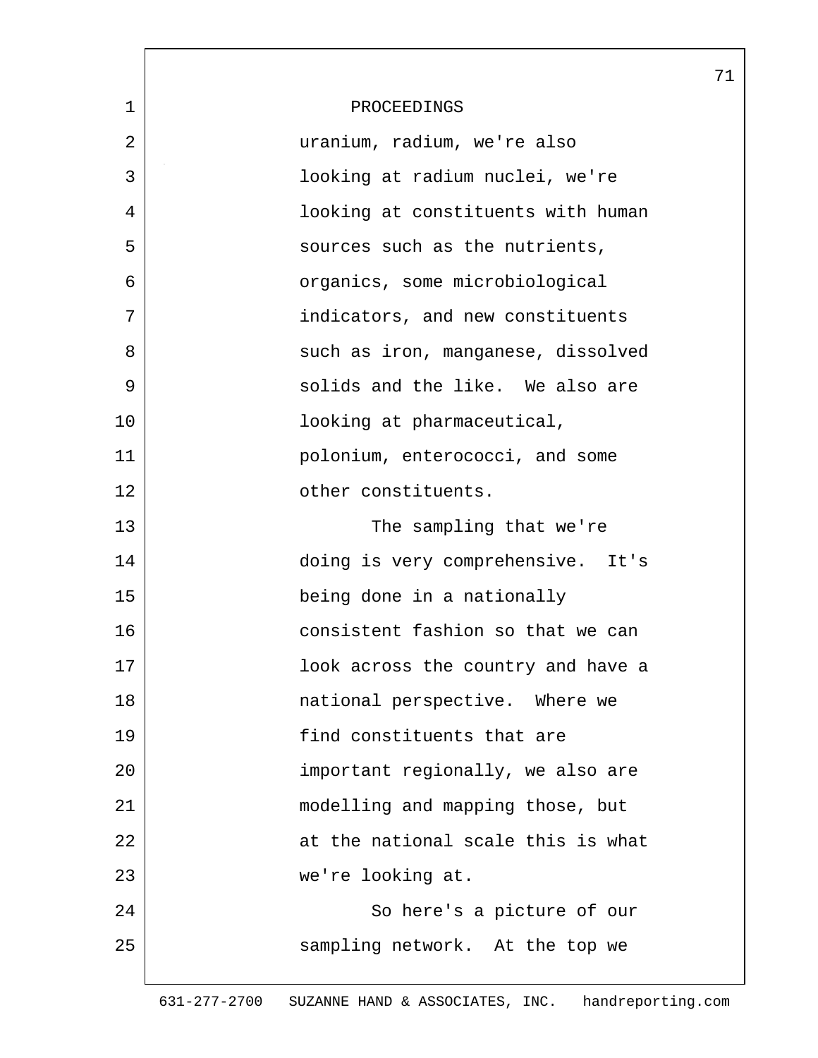PROCEEDINGS

uranium, radium, we're also looking at radium nuclei, we're looking at constituents with human sources such as the nutrients, organics, some microbiological indicators, and new constituents such as iron, manganese, dissolved solids and the like. We also are looking at pharmaceutical, polonium, enterococci, and some other constituents.

The sampling that we're doing is very comprehensive. It's being done in a nationally consistent fashion so that we can look across the country and have a national perspective. Where we find constituents that are important regionally, we also are modelling and mapping those, but at the national scale this is what we're looking at.

So here's a picture of our sampling network. At the top we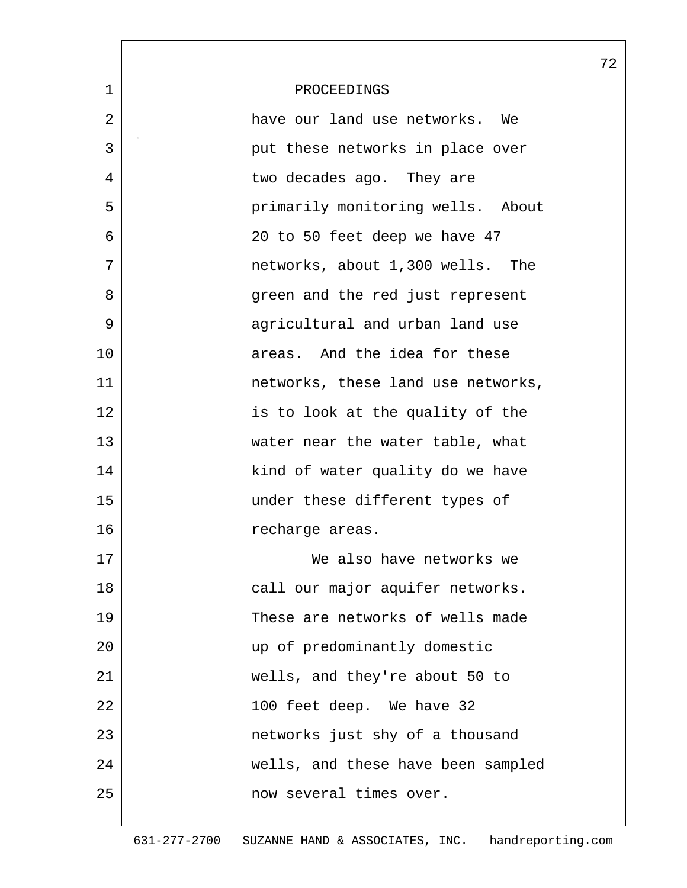PROCEEDINGS

have our land use networks. We put these networks in place over two decades ago. They are primarily monitoring wells. About 20 to 50 feet deep we have 47 networks, about 1,300 wells. The green and the red just represent agricultural and urban land use areas. And the idea for these networks, these land use networks, is to look at the quality of the water near the water table, what kind of water quality do we have under these different types of recharge areas.

We also have networks we call our major aquifer networks. These are networks of wells made up of predominantly domestic wells, and they're about 50 to 100 feet deep. We have 32 networks just shy of a thousand wells, and these have been sampled now several times over.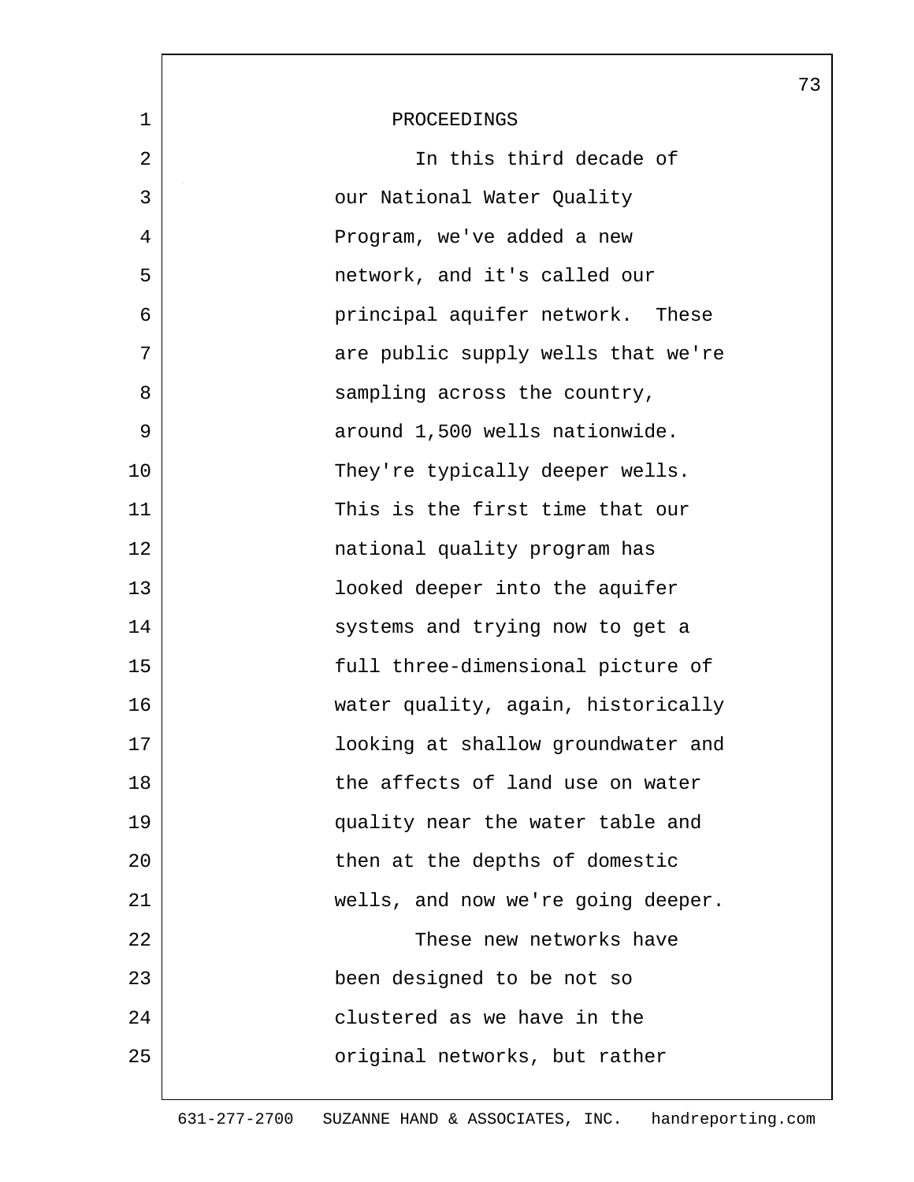PROCEEDINGS

In this third decade of our National Water Quality Program, we've added a new network, and it's called our principal aquifer network. These are public supply wells that we're sampling across the country, around 1,500 wells nationwide. They're typically deeper wells. This is the first time that our national quality program has looked deeper into the aquifer systems and trying now to get a full three-dimensional picture of water quality, again, historically looking at shallow groundwater and the affects of land use on water quality near the water table and then at the depths of domestic wells, and now we're going deeper.

These new networks have been designed to be not so clustered as we have in the original networks, but rather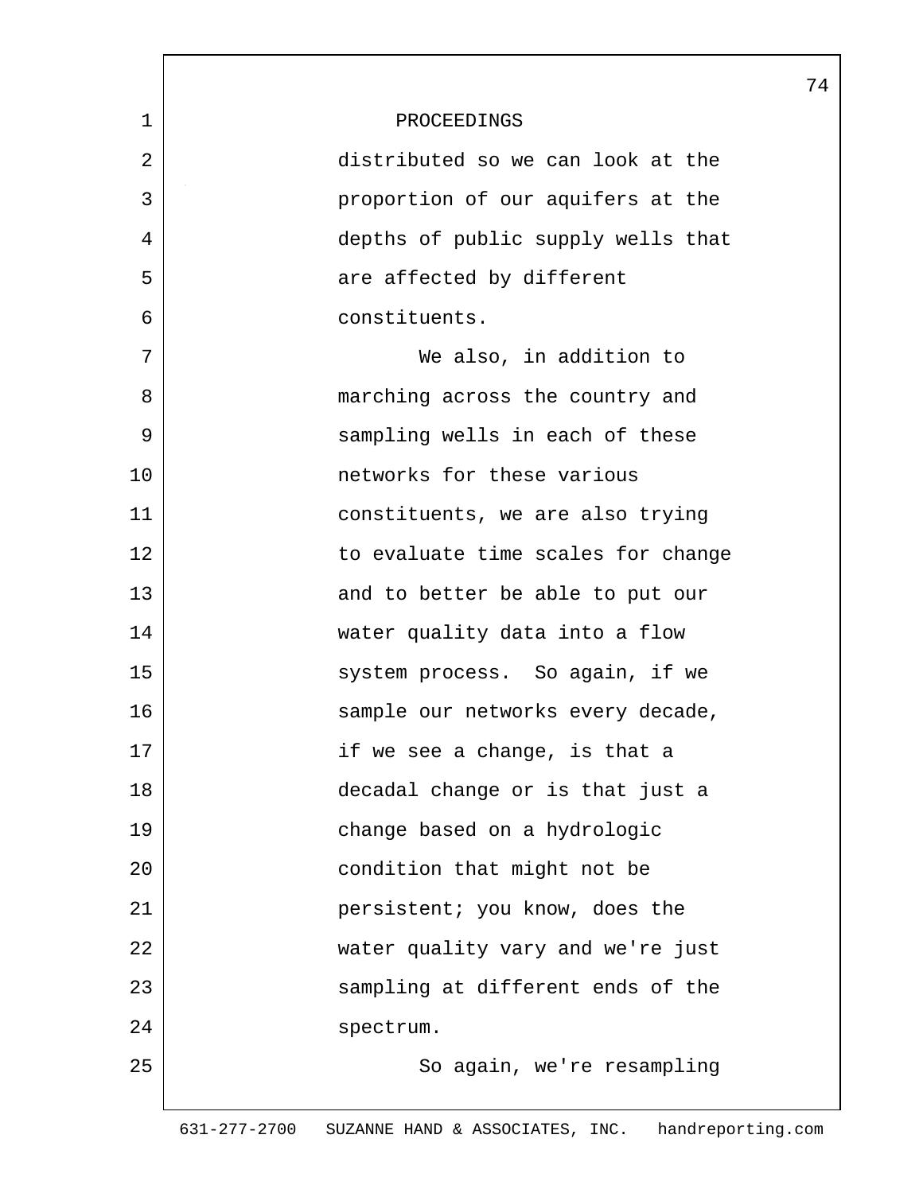PROCEEDINGS

distributed so we can look at the proportion of our aquifers at the depths of public supply wells that are affected by different constituents.

We also, in addition to marching across the country and sampling wells in each of these networks for these various constituents, we are also trying to evaluate time scales for change and to better be able to put our water quality data into a flow system process. So again, if we sample our networks every decade, if we see a change, is that a decadal change or is that just a change based on a hydrologic condition that might not be persistent; you know, does the water quality vary and we're just sampling at different ends of the spectrum.

So again, we're resampling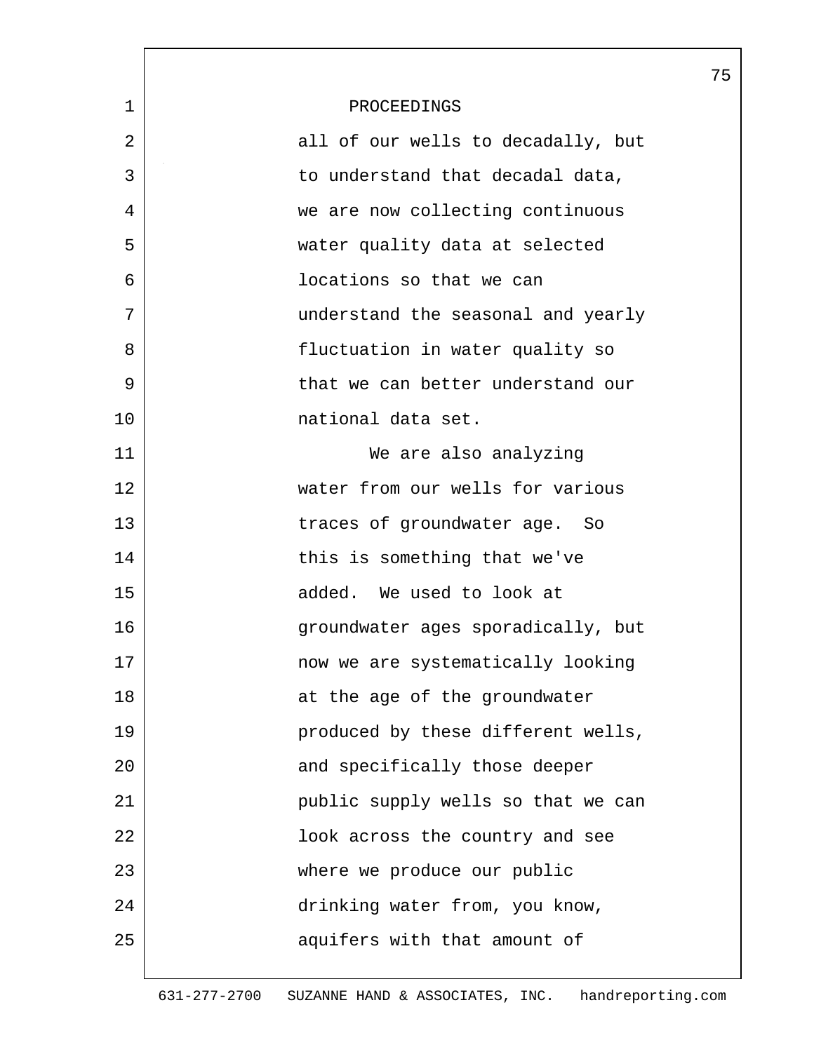PROCEEDINGS

all of our wells to decadally, but to understand that decadal data, we are now collecting continuous water quality data at selected locations so that we can understand the seasonal and yearly fluctuation in water quality so that we can better understand our national data set.

We are also analyzing water from our wells for various traces of groundwater age. So this is something that we've added. We used to look at groundwater ages sporadically, but now we are systematically looking at the age of the groundwater produced by these different wells, and specifically those deeper public supply wells so that we can look across the country and see where we produce our public drinking water from, you know, aquifers with that amount of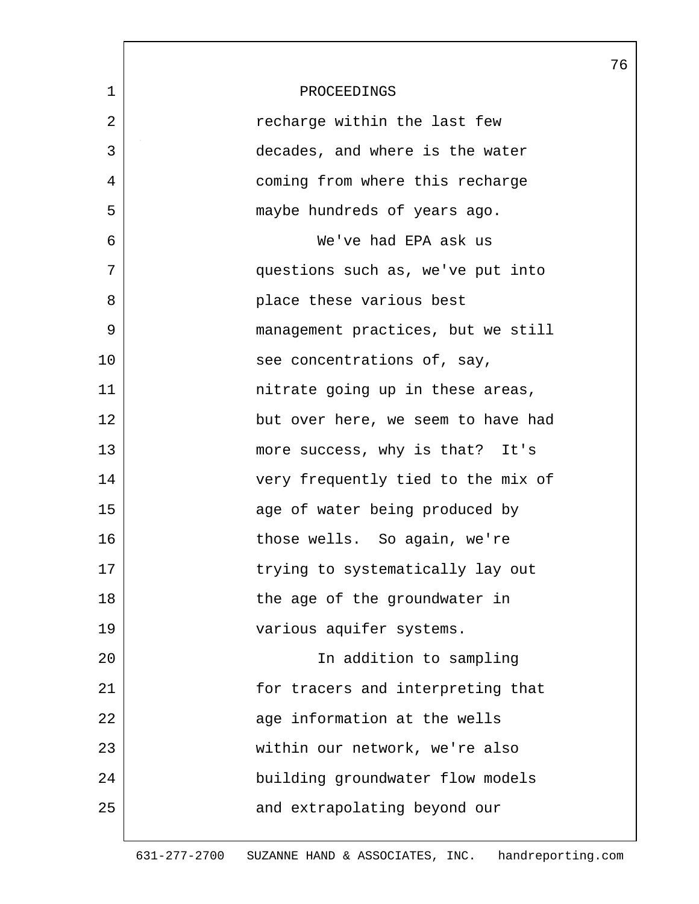PROCEEDINGS

recharge within the last few decades, and where is the water coming from where this recharge maybe hundreds of years ago.

We've had EPA ask us questions such as, we've put into place these various best management practices, but we still see concentrations of, say, nitrate going up in these areas, but over here, we seem to have had more success, why is that? It's very frequently tied to the mix of age of water being produced by those wells. So again, we're trying to systematically lay out the age of the groundwater in various aquifer systems.

In addition to sampling for tracers and interpreting that age information at the wells within our network, we're also building groundwater flow models and extrapolating beyond our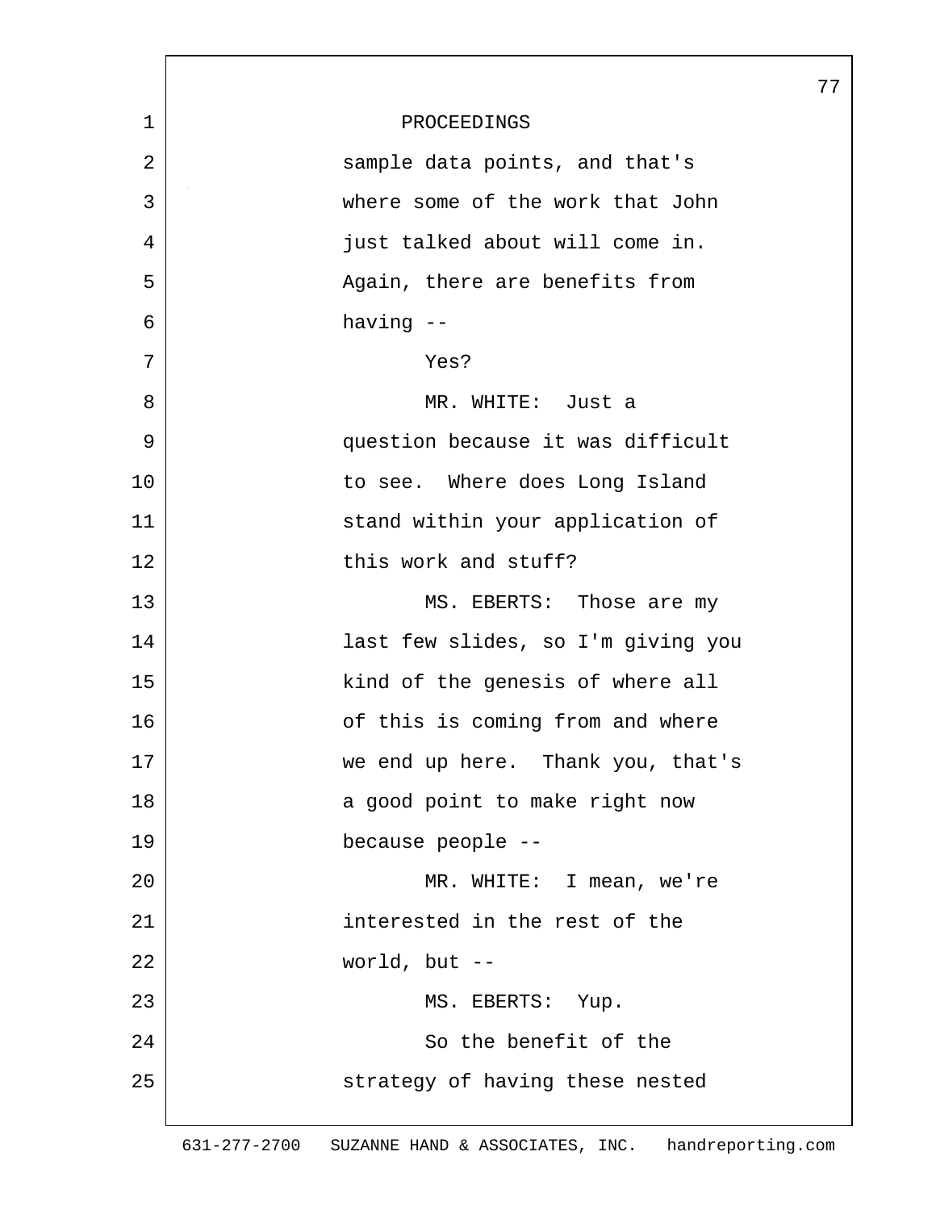PROCEEDINGS

sample data points, and that's where some of the work that John just talked about will come in. Again, there are benefits from having --

Yes?

MR. WHITE: Just a question because it was difficult to see. Where does Long Island stand within your application of this work and stuff?

MS. EBERTS: Those are my last few slides, so I'm giving you kind of the genesis of where all of this is coming from and where we end up here. Thank you, that's a good point to make right now because people --

MR. WHITE: I mean, we're interested in the rest of the world, but --

MS. EBERTS: Yup.

So the benefit of the strategy of having these nested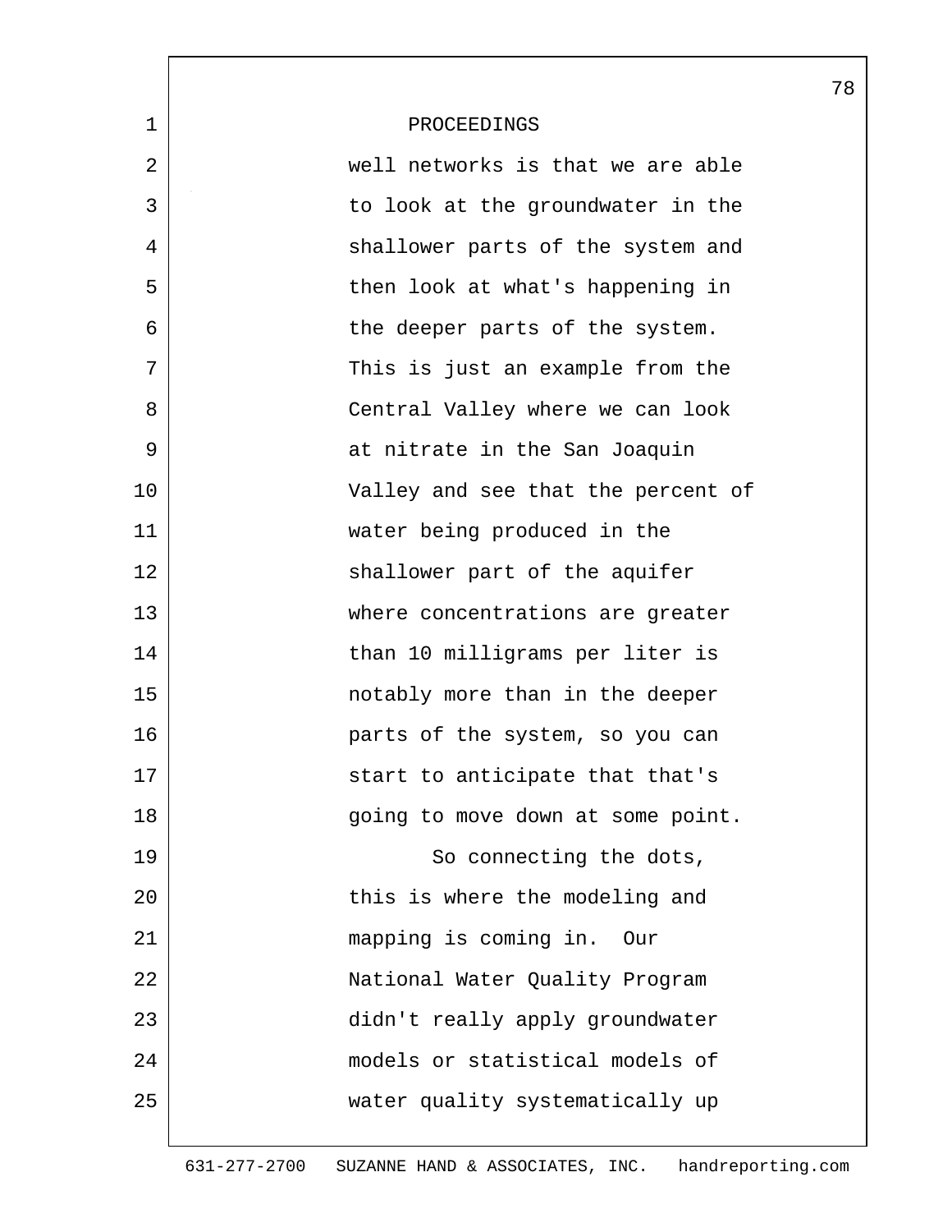PROCEEDINGS

well networks is that we are able to look at the groundwater in the shallower parts of the system and then look at what's happening in the deeper parts of the system. This is just an example from the Central Valley where we can look at nitrate in the San Joaquin Valley and see that the percent of water being produced in the shallower part of the aquifer where concentrations are greater than 10 milligrams per liter is notably more than in the deeper parts of the system, so you can start to anticipate that that's going to move down at some point.

So connecting the dots, this is where the modeling and mapping is coming in. Our National Water Quality Program didn't really apply groundwater models or statistical models of water quality systematically up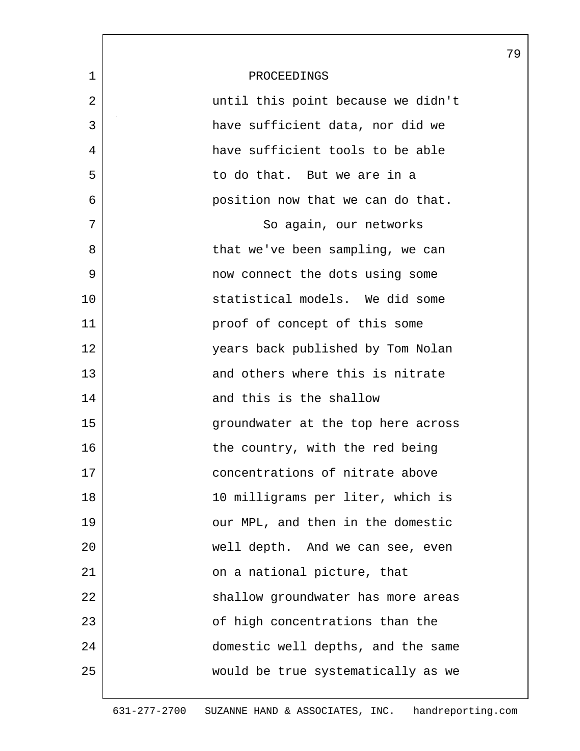PROCEEDINGS

until this point because we didn't have sufficient data, nor did we have sufficient tools to be able to do that. But we are in a position now that we can do that.

So again, our networks that we've been sampling, we can now connect the dots using some statistical models. We did some proof of concept of this some years back published by Tom Nolan and others where this is nitrate and this is the shallow groundwater at the top here across the country, with the red being concentrations of nitrate above 10 milligrams per liter, which is our MPL, and then in the domestic well depth. And we can see, even on a national picture, that shallow groundwater has more areas of high concentrations than the domestic well depths, and the same would be true systematically as we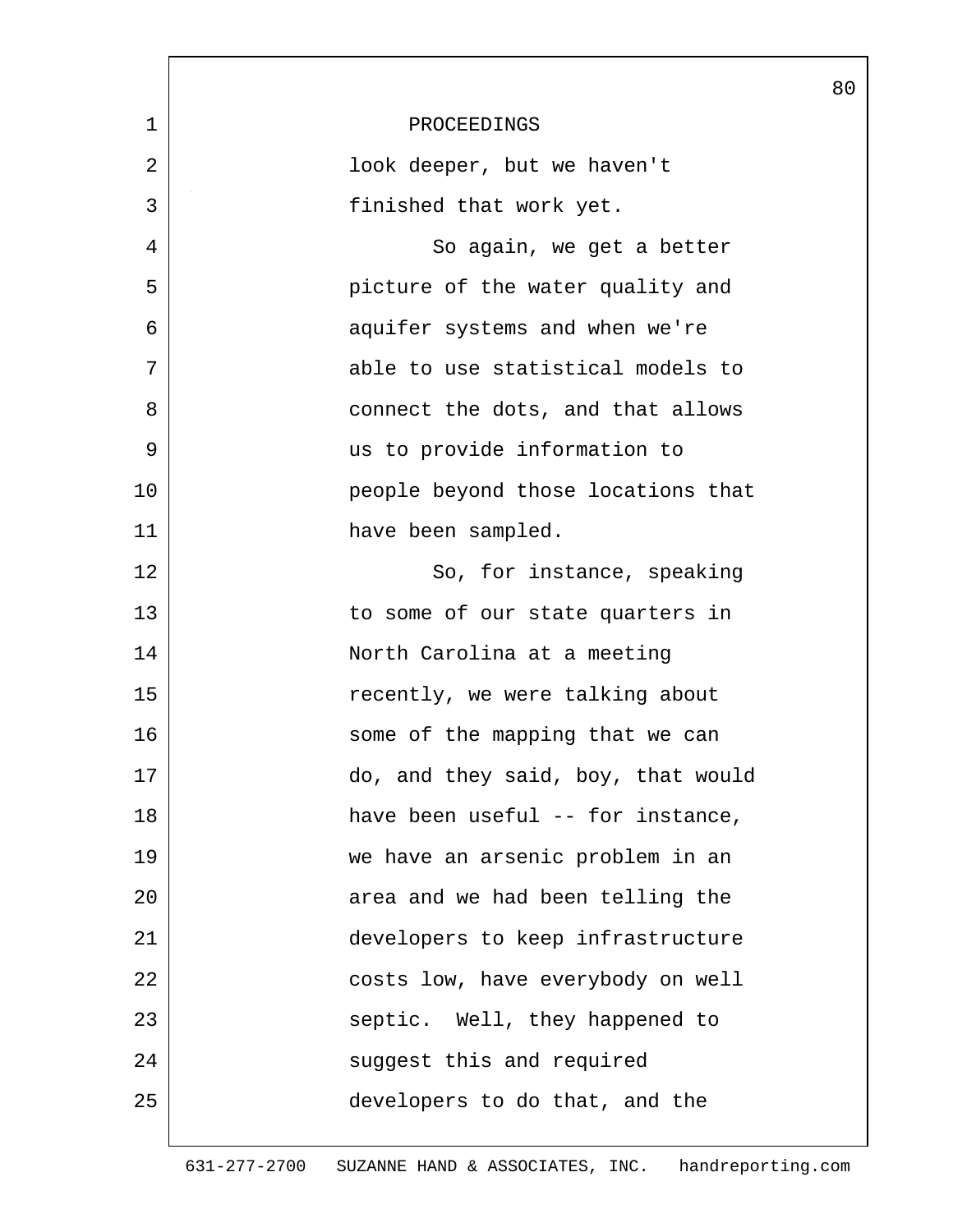PROCEEDINGS

look deeper, but we haven't finished that work yet.

So again, we get a better picture of the water quality and aquifer systems and when we're able to use statistical models to connect the dots, and that allows us to provide information to people beyond those locations that have been sampled.

So, for instance, speaking to some of our state quarters in North Carolina at a meeting recently, we were talking about some of the mapping that we can do, and they said, boy, that would have been useful -- for instance, we have an arsenic problem in an area and we had been telling the developers to keep infrastructure costs low, have everybody on well septic. Well, they happened to suggest this and required developers to do that, and the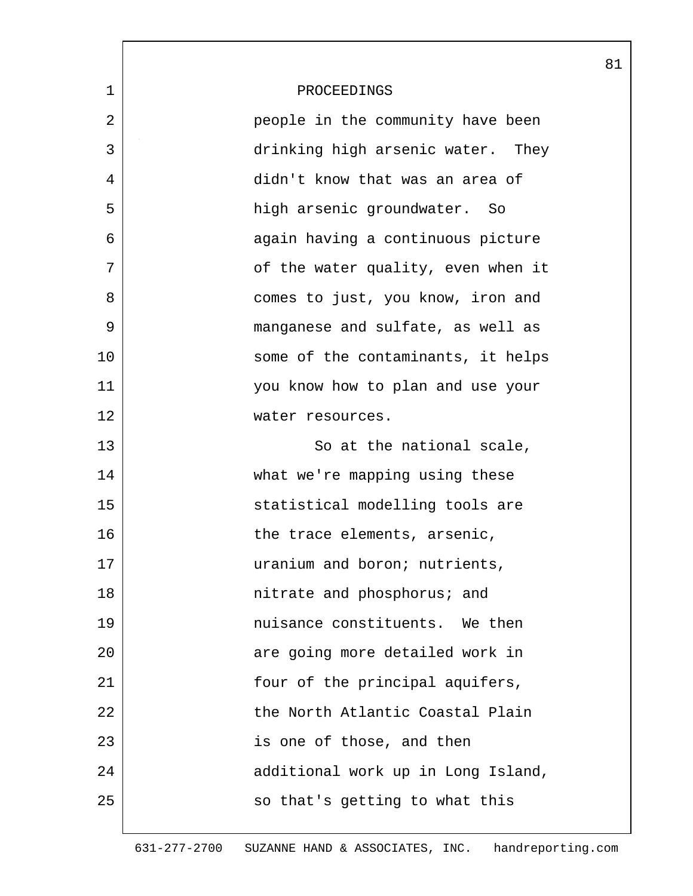PROCEEDINGS

people in the community have been drinking high arsenic water. They didn't know that was an area of high arsenic groundwater. So again having a continuous picture of the water quality, even when it comes to just, you know, iron and manganese and sulfate, as well as some of the contaminants, it helps you know how to plan and use your water resources.

So at the national scale, what we're mapping using these statistical modelling tools are the trace elements, arsenic, uranium and boron; nutrients, nitrate and phosphorus; and nuisance constituents. We then are going more detailed work in four of the principal aquifers, the North Atlantic Coastal Plain is one of those, and then additional work up in Long Island, so that's getting to what this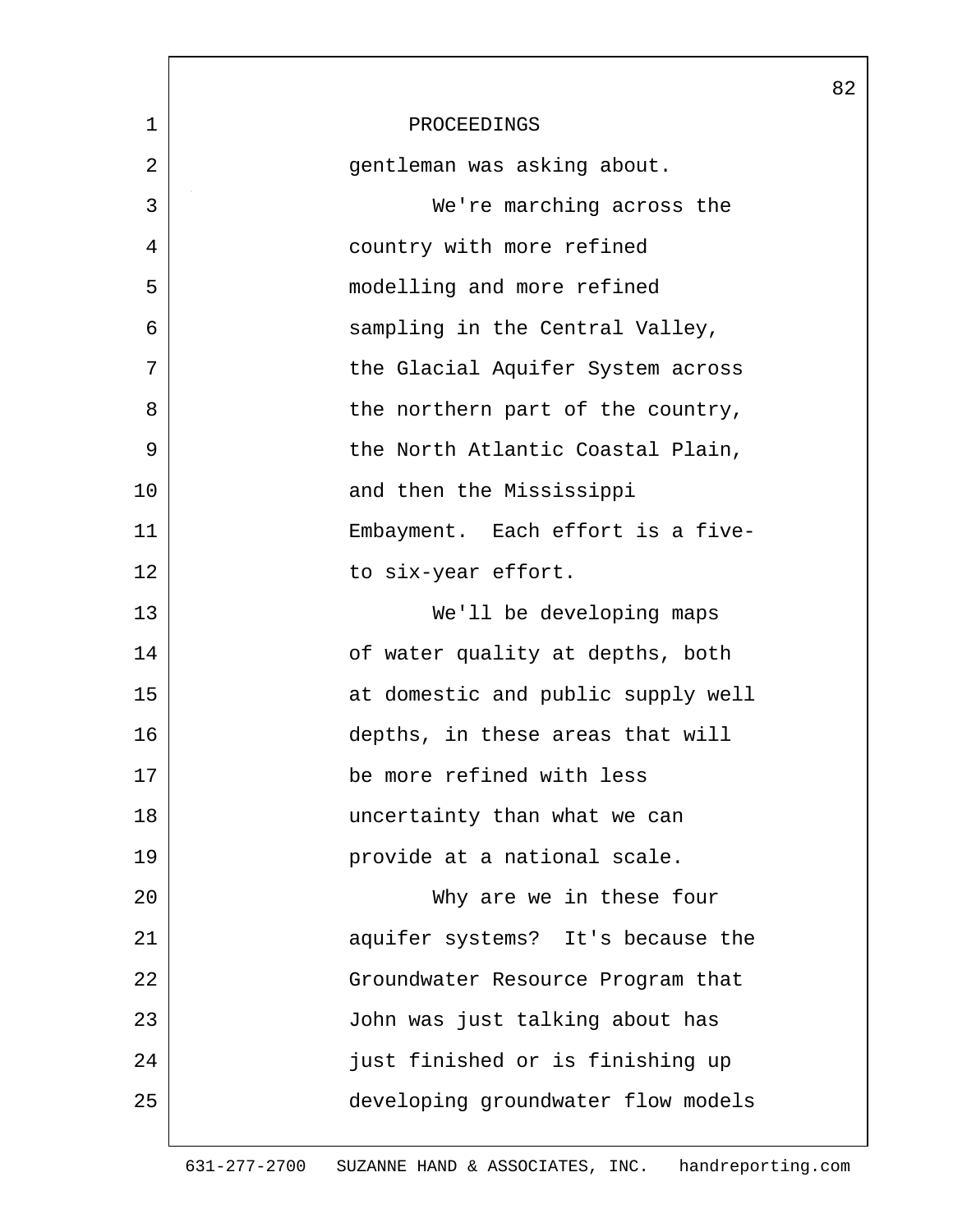PROCEEDINGS

gentleman was asking about.

We're marching across the country with more refined modelling and more refined sampling in the Central Valley, the Glacial Aquifer System across the northern part of the country, the North Atlantic Coastal Plain, and then the Mississippi Embayment. Each effort is a five- to six-year effort.

We'll be developing maps of water quality at depths, both at domestic and public supply well depths, in these areas that will be more refined with less uncertainty than what we can provide at a national scale.

Why are we in these four aquifer systems? It's because the Groundwater Resource Program that John was just talking about has just finished or is finishing up developing groundwater flow models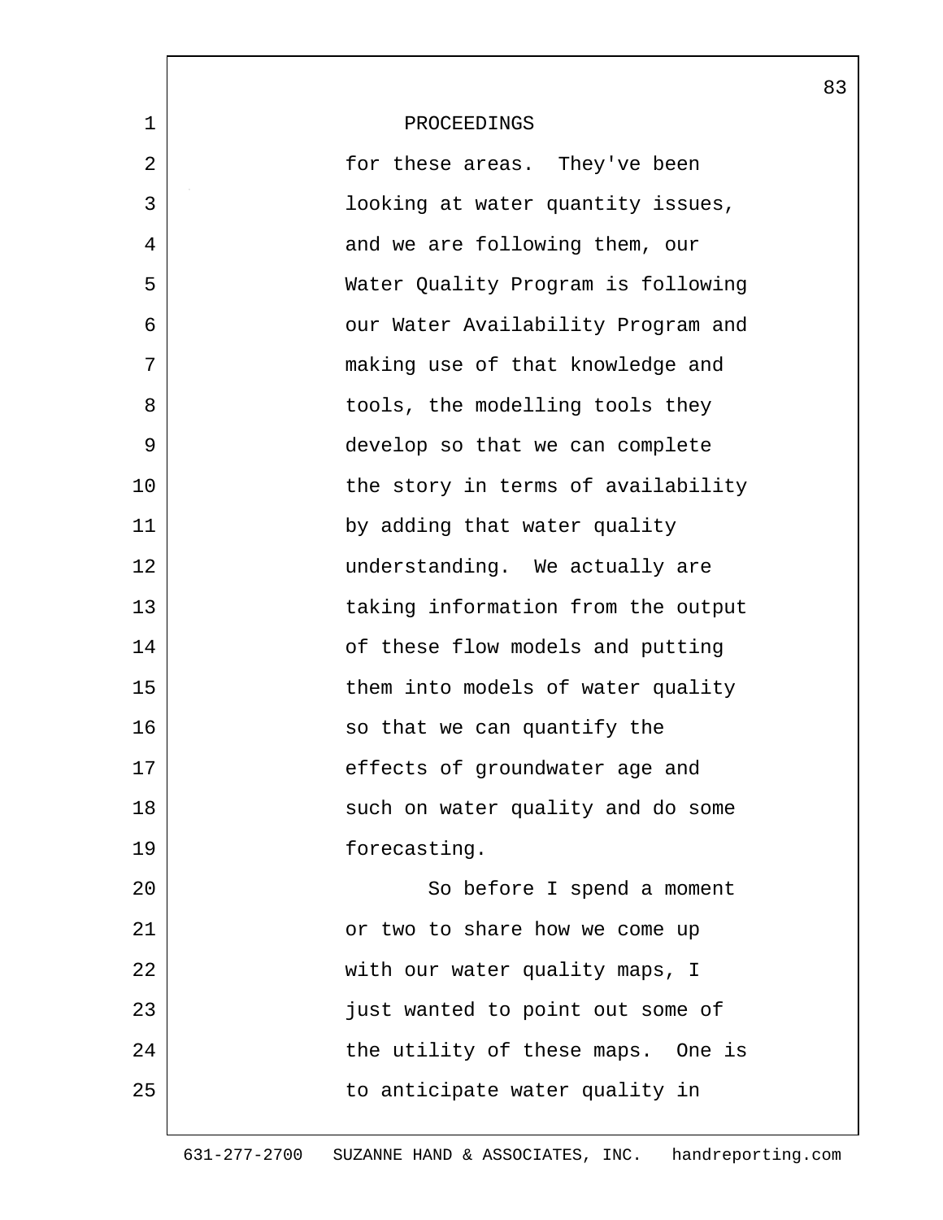PROCEEDINGS

for these areas. They've been looking at water quantity issues, and we are following them, our Water Quality Program is following our Water Availability Program and making use of that knowledge and tools, the modelling tools they develop so that we can complete the story in terms of availability by adding that water quality understanding. We actually are taking information from the output of these flow models and putting them into models of water quality so that we can quantify the effects of groundwater age and such on water quality and do some forecasting.

So before I spend a moment or two to share how we come up with our water quality maps, I just wanted to point out some of the utility of these maps. One is to anticipate water quality in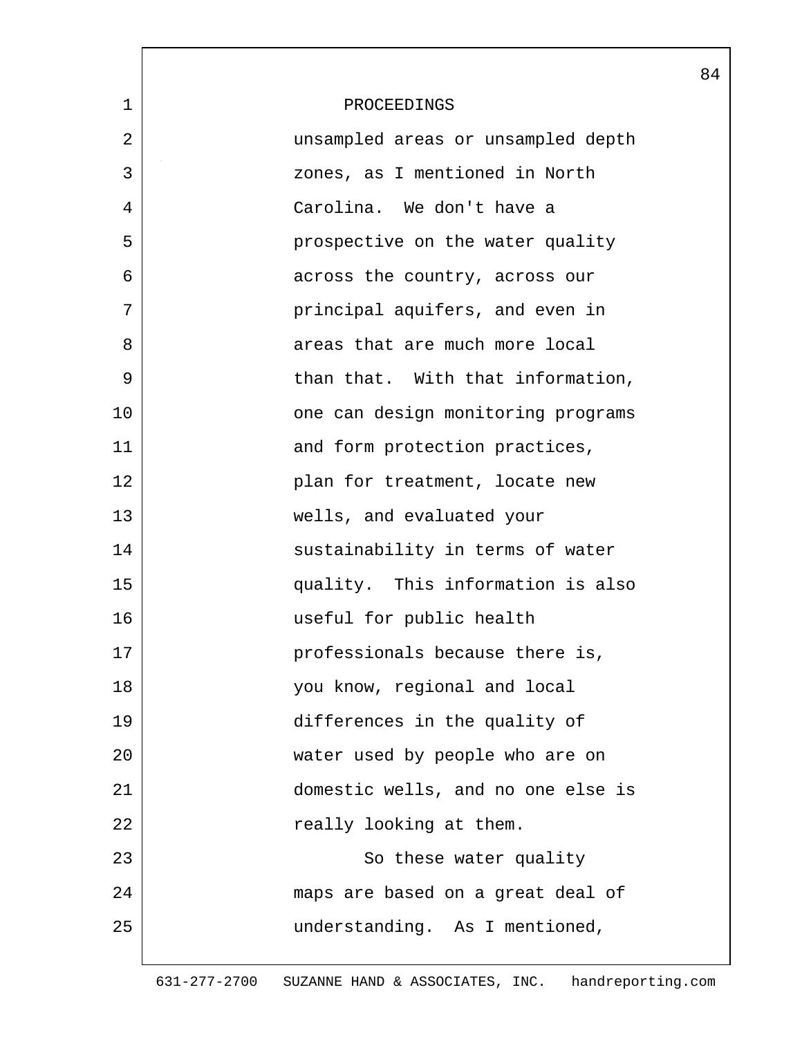PROCEEDINGS

unsampled areas or unsampled depth zones, as I mentioned in North Carolina. We don't have a prospective on the water quality across the country, across our principal aquifers, and even in areas that are much more local than that. With that information, one can design monitoring programs and form protection practices, plan for treatment, locate new wells, and evaluated your sustainability in terms of water quality. This information is also useful for public health professionals because there is, you know, regional and local differences in the quality of water used by people who are on domestic wells, and no one else is really looking at them.

So these water quality maps are based on a great deal of understanding. As I mentioned,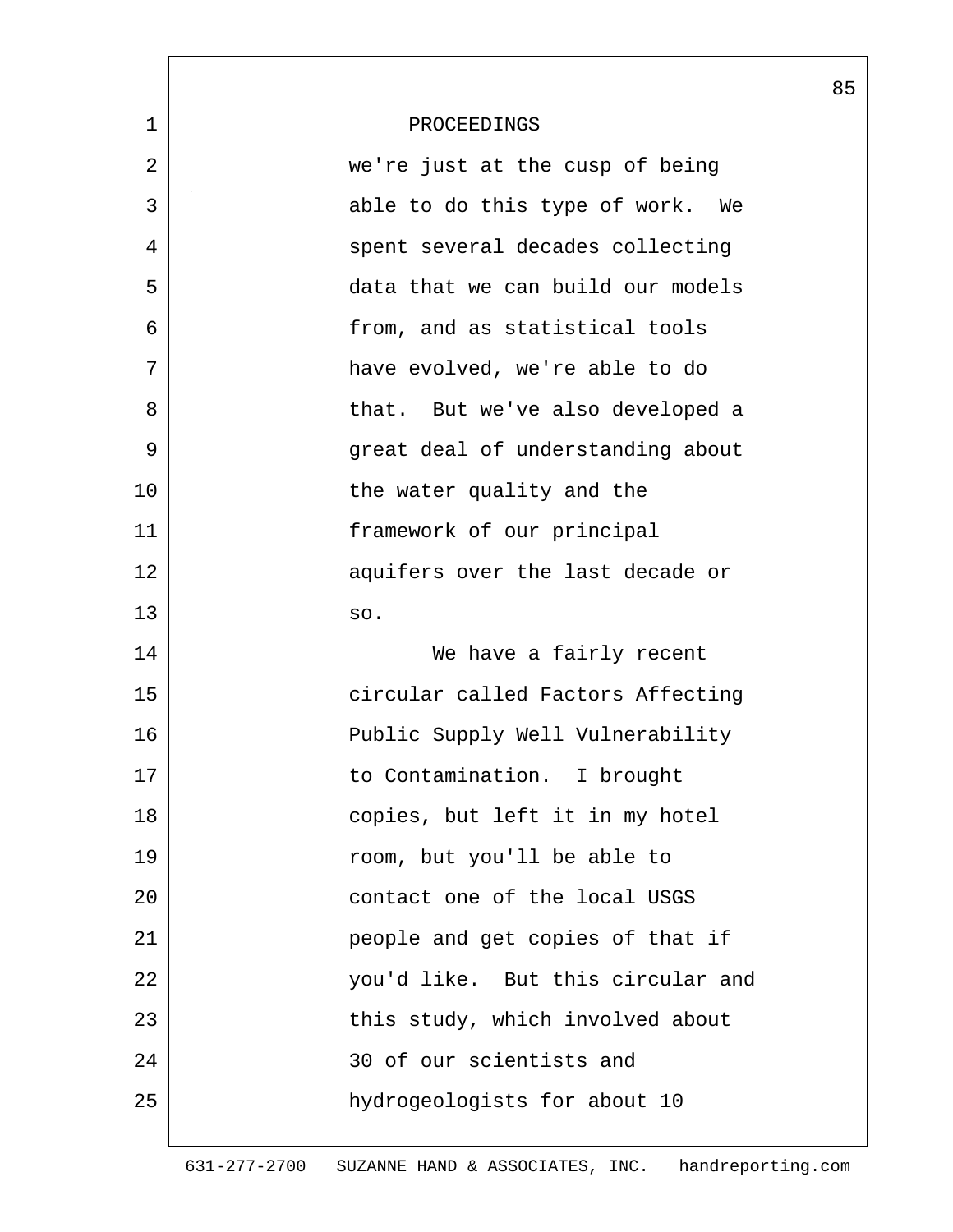PROCEEDINGS

we're just at the cusp of being able to do this type of work. We spent several decades collecting data that we can build our models from, and as statistical tools have evolved, we're able to do that. But we've also developed a great deal of understanding about the water quality and the framework of our principal aquifers over the last decade or so.

We have a fairly recent circular called Factors Affecting Public Supply Well Vulnerability to Contamination. I brought copies, but left it in my hotel room, but you'll be able to contact one of the local USGS people and get copies of that if you'd like. But this circular and this study, which involved about 30 of our scientists and hydrogeologists for about 10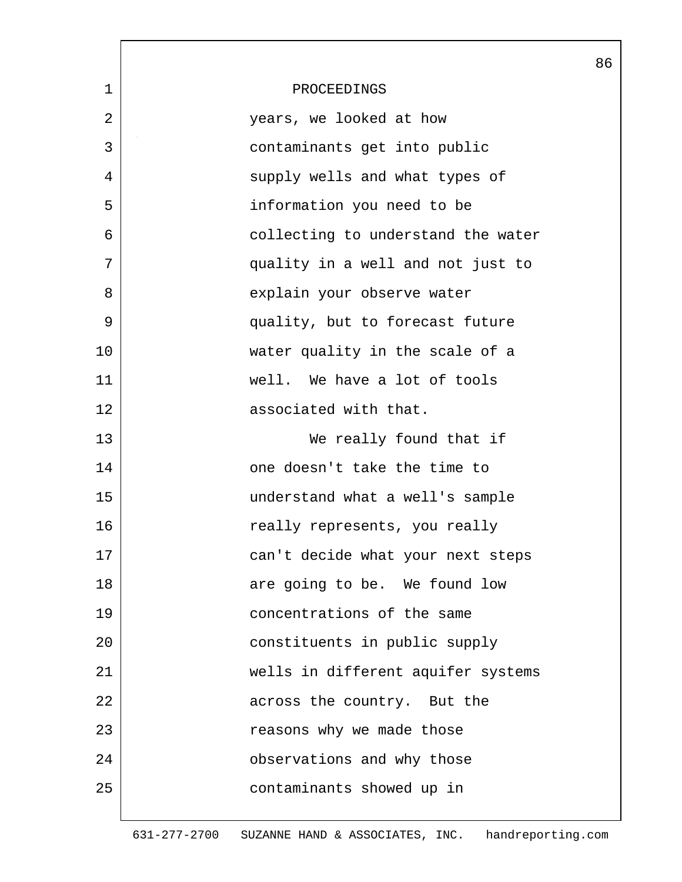PROCEEDINGS

years, we looked at how contaminants get into public supply wells and what types of information you need to be collecting to understand the water quality in a well and not just to explain your observe water quality, but to forecast future water quality in the scale of a well. We have a lot of tools associated with that.

We really found that if one doesn't take the time to understand what a well's sample really represents, you really can't decide what your next steps are going to be. We found low concentrations of the same constituents in public supply wells in different aquifer systems across the country. But the reasons why we made those observations and why those contaminants showed up in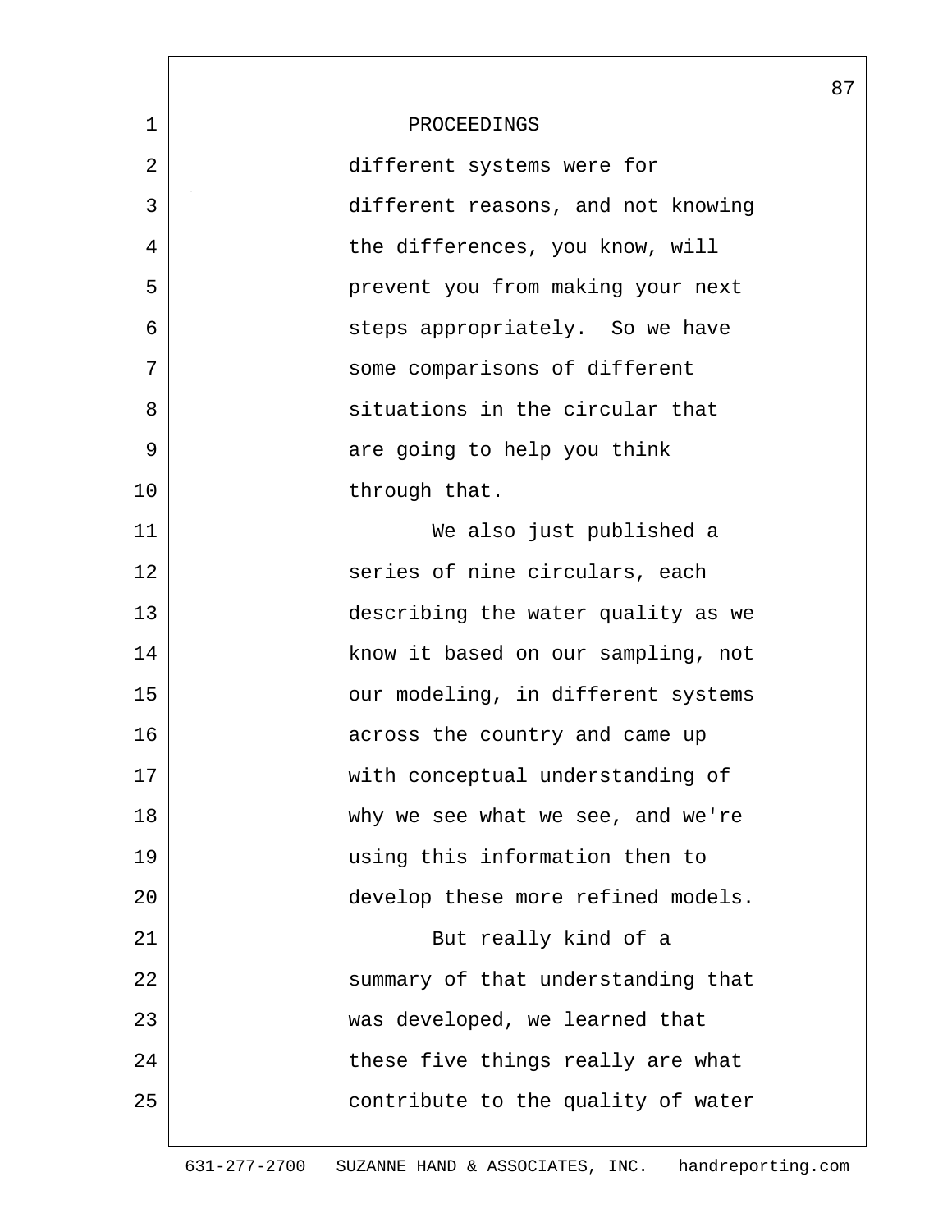PROCEEDINGS

different systems were for different reasons, and not knowing the differences, you know, will prevent you from making your next steps appropriately. So we have some comparisons of different situations in the circular that are going to help you think through that.

We also just published a series of nine circulars, each describing the water quality as we know it based on our sampling, not our modeling, in different systems across the country and came up with conceptual understanding of why we see what we see, and we're using this information then to develop these more refined models.

But really kind of a summary of that understanding that was developed, we learned that these five things really are what contribute to the quality of water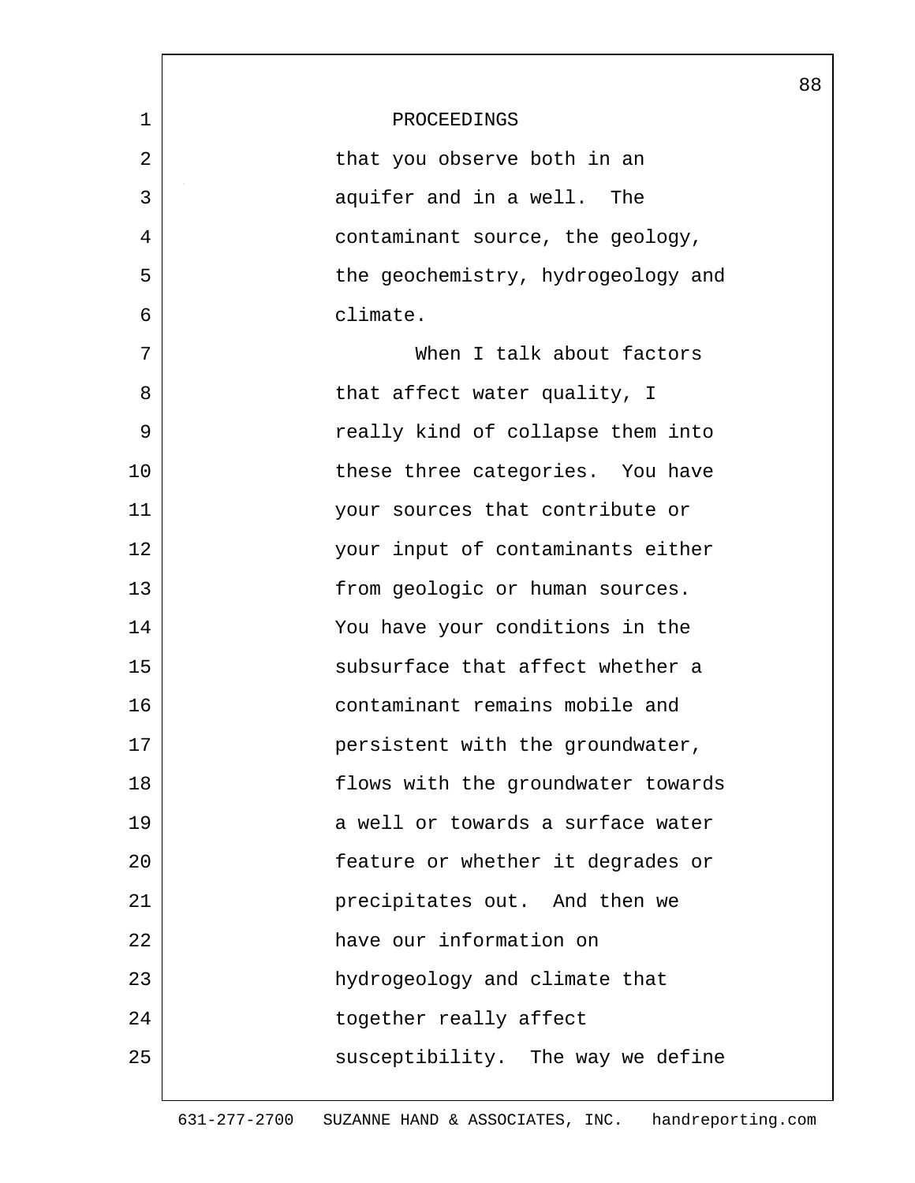PROCEEDINGS

that you observe both in an aquifer and in a well. The contaminant source, the geology, the geochemistry, hydrogeology and climate.

When I talk about factors that affect water quality, I really kind of collapse them into these three categories. You have your sources that contribute or your input of contaminants either from geologic or human sources. You have your conditions in the subsurface that affect whether a contaminant remains mobile and persistent with the groundwater, flows with the groundwater towards a well or towards a surface water feature or whether it degrades or precipitates out. And then we have our information on hydrogeology and climate that together really affect susceptibility. The way we define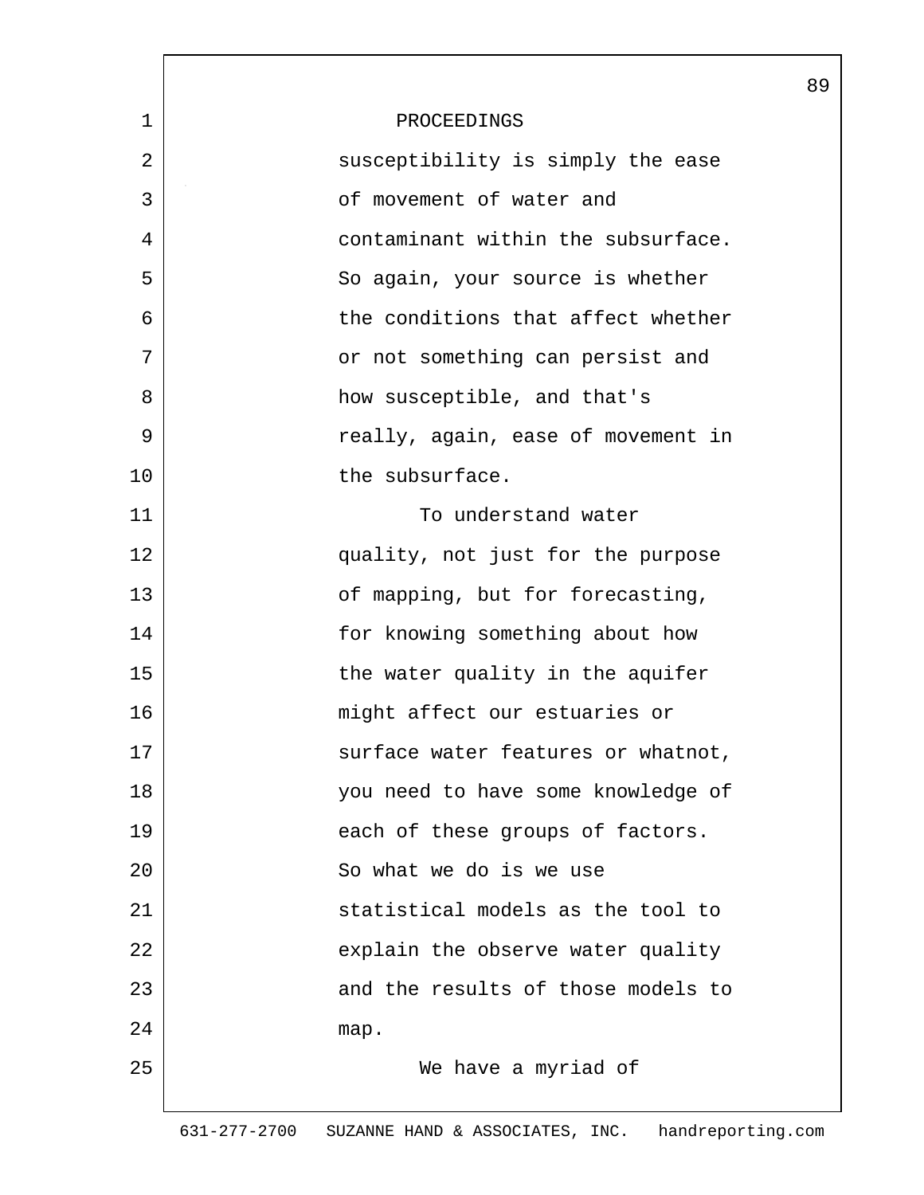PROCEEDINGS

susceptibility is simply the ease of movement of water and contaminant within the subsurface. So again, your source is whether the conditions that affect whether or not something can persist and how susceptible, and that's really, again, ease of movement in the subsurface.

To understand water quality, not just for the purpose of mapping, but for forecasting, for knowing something about how the water quality in the aquifer might affect our estuaries or surface water features or whatnot, you need to have some knowledge of each of these groups of factors. So what we do is we use statistical models as the tool to explain the observe water quality and the results of those models to map.

We have a myriad of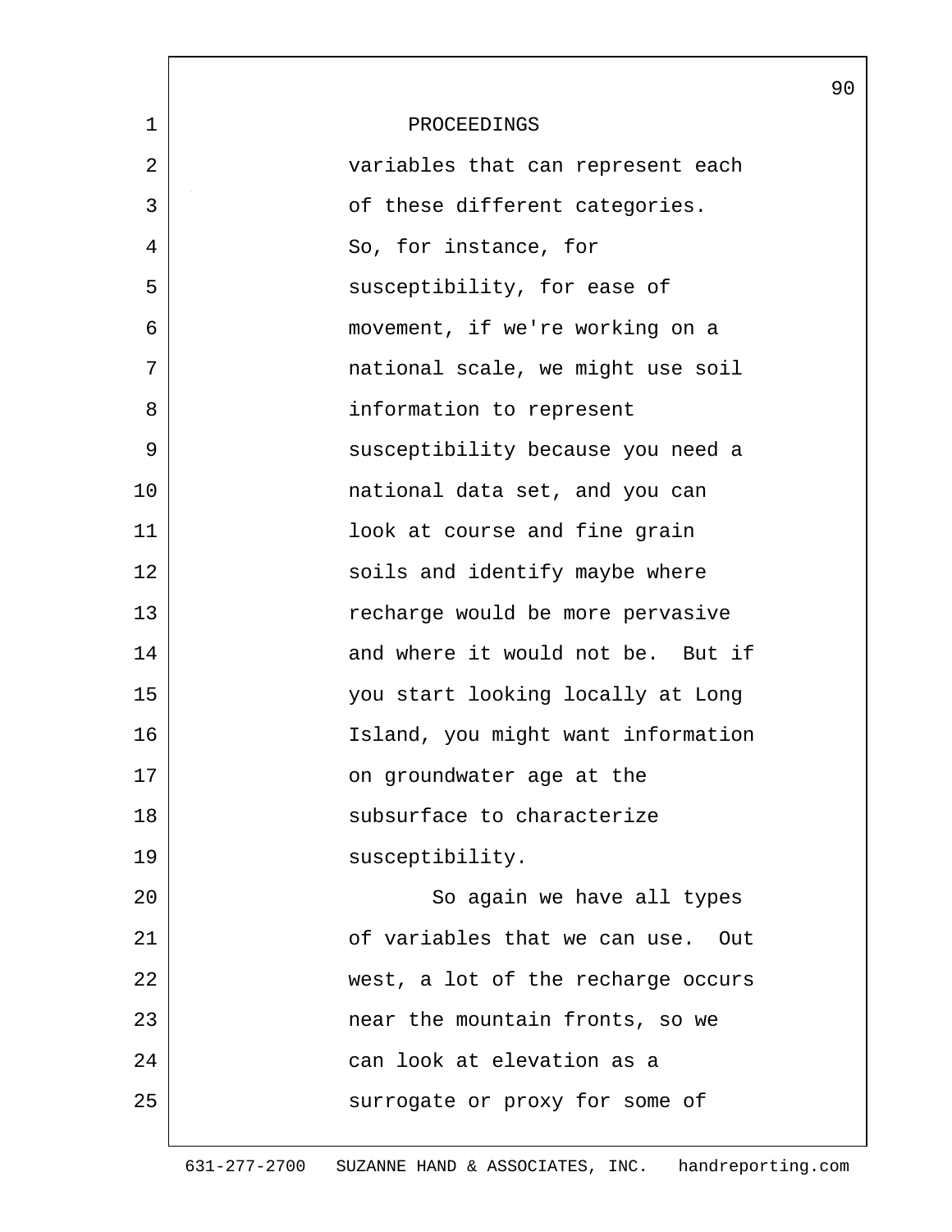PROCEEDINGS

variables that can represent each of these different categories. So, for instance, for susceptibility, for ease of movement, if we're working on a national scale, we might use soil information to represent susceptibility because you need a national data set, and you can look at course and fine grain soils and identify maybe where recharge would be more pervasive and where it would not be. But if you start looking locally at Long Island, you might want information on groundwater age at the subsurface to characterize susceptibility.

So again we have all types of variables that we can use. Out west, a lot of the recharge occurs near the mountain fronts, so we can look at elevation as a surrogate or proxy for some of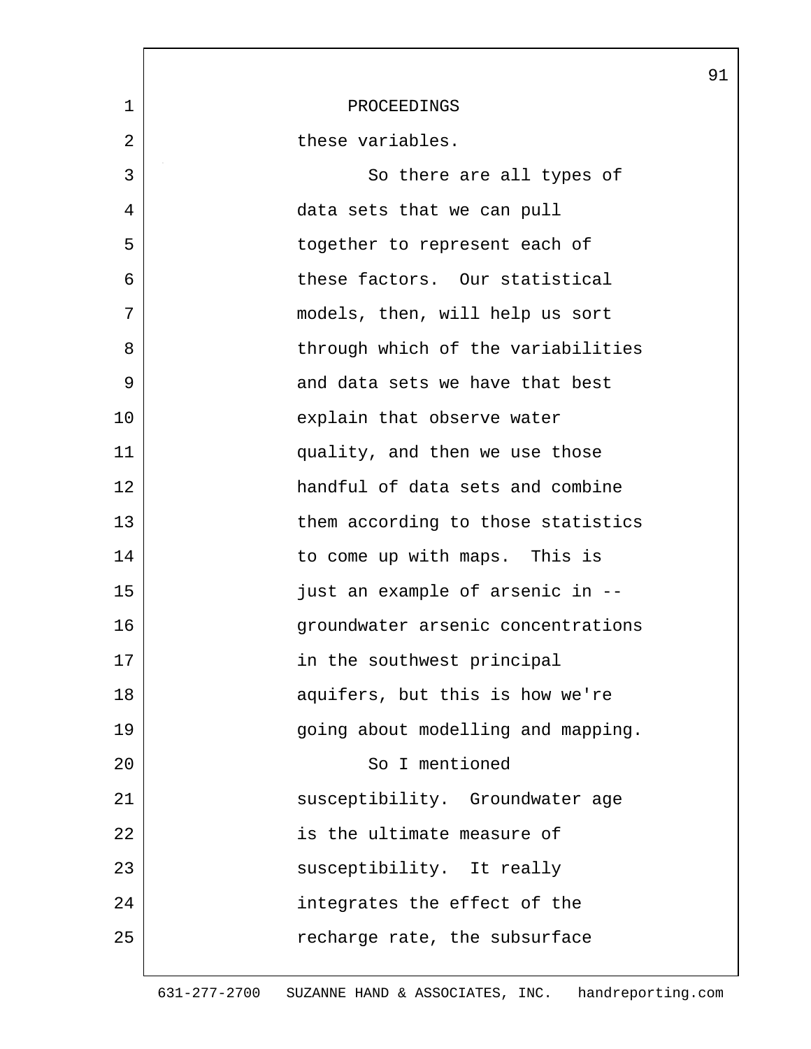PROCEEDINGS

these variables.

So there are all types of data sets that we can pull together to represent each of these factors. Our statistical models, then, will help us sort through which of the variabilities and data sets we have that best explain that observe water quality, and then we use those handful of data sets and combine them according to those statistics to come up with maps. This is just an example of arsenic in -- groundwater arsenic concentrations in the southwest principal aquifers, but this is how we're going about modelling and mapping.

So I mentioned susceptibility. Groundwater age is the ultimate measure of susceptibility. It really integrates the effect of the recharge rate, the subsurface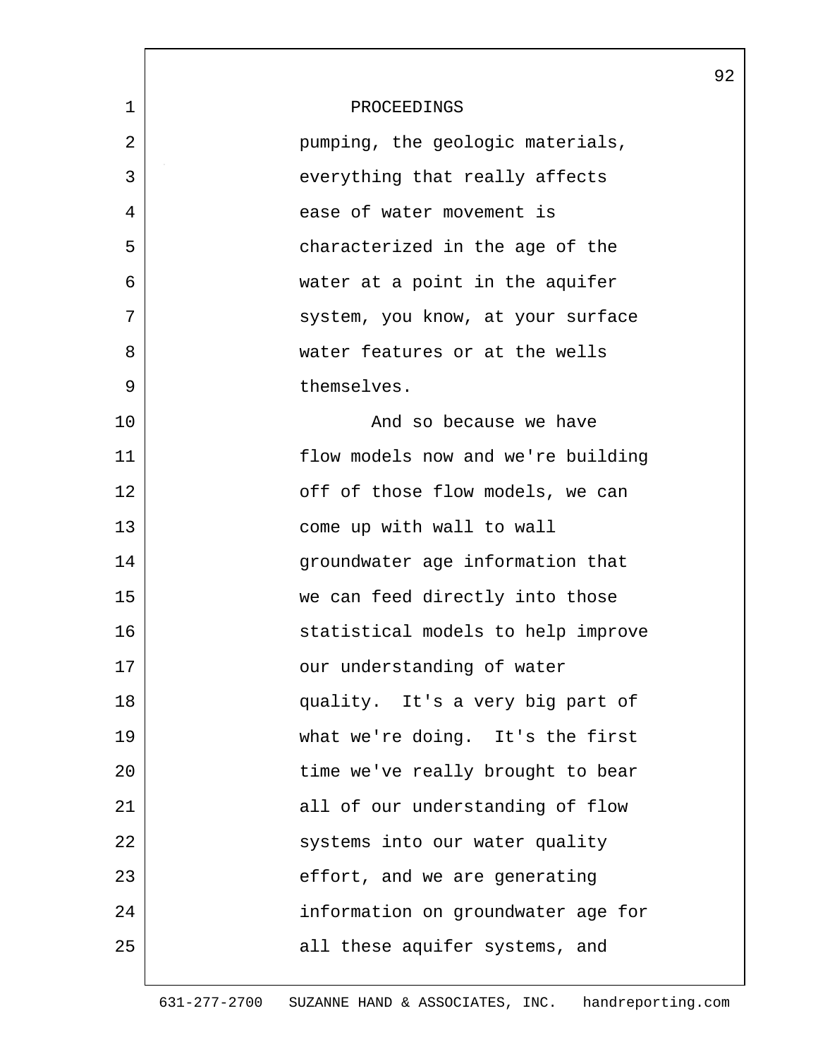PROCEEDINGS

pumping, the geologic materials, everything that really affects ease of water movement is characterized in the age of the water at a point in the aquifer system, you know, at your surface water features or at the wells themselves.

And so because we have flow models now and we're building off of those flow models, we can come up with wall to wall groundwater age information that we can feed directly into those statistical models to help improve our understanding of water quality. It's a very big part of what we're doing. It's the first time we've really brought to bear all of our understanding of flow systems into our water quality effort, and we are generating information on groundwater age for all these aquifer systems, and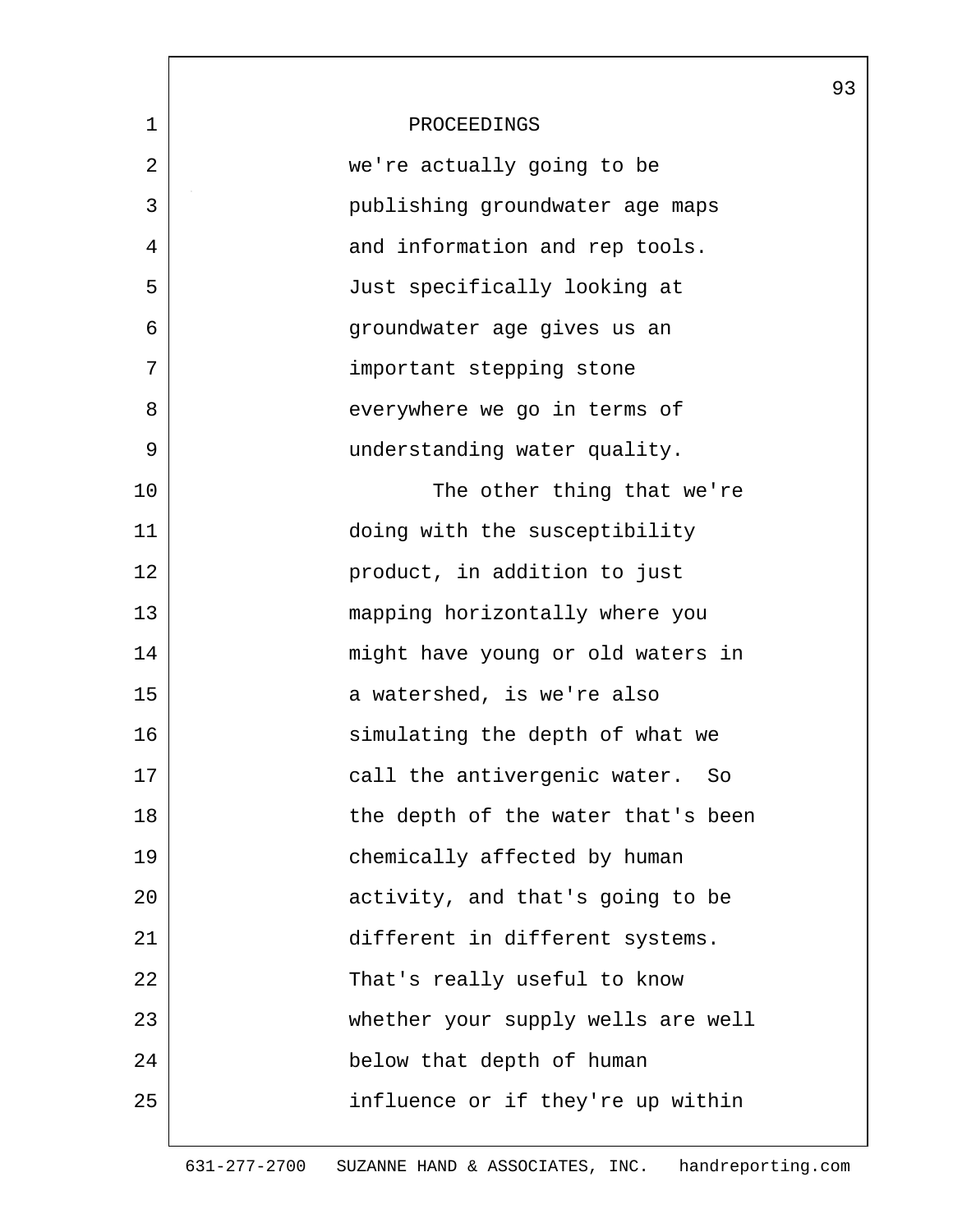PROCEEDINGS

we're actually going to be publishing groundwater age maps and information and rep tools. Just specifically looking at groundwater age gives us an important stepping stone everywhere we go in terms of understanding water quality.

The other thing that we're doing with the susceptibility product, in addition to just mapping horizontally where you might have young or old waters in a watershed, is we're also simulating the depth of what we call the antivergenic water. So the depth of the water that's been chemically affected by human activity, and that's going to be different in different systems. That's really useful to know whether your supply wells are well below that depth of human influence or if they're up within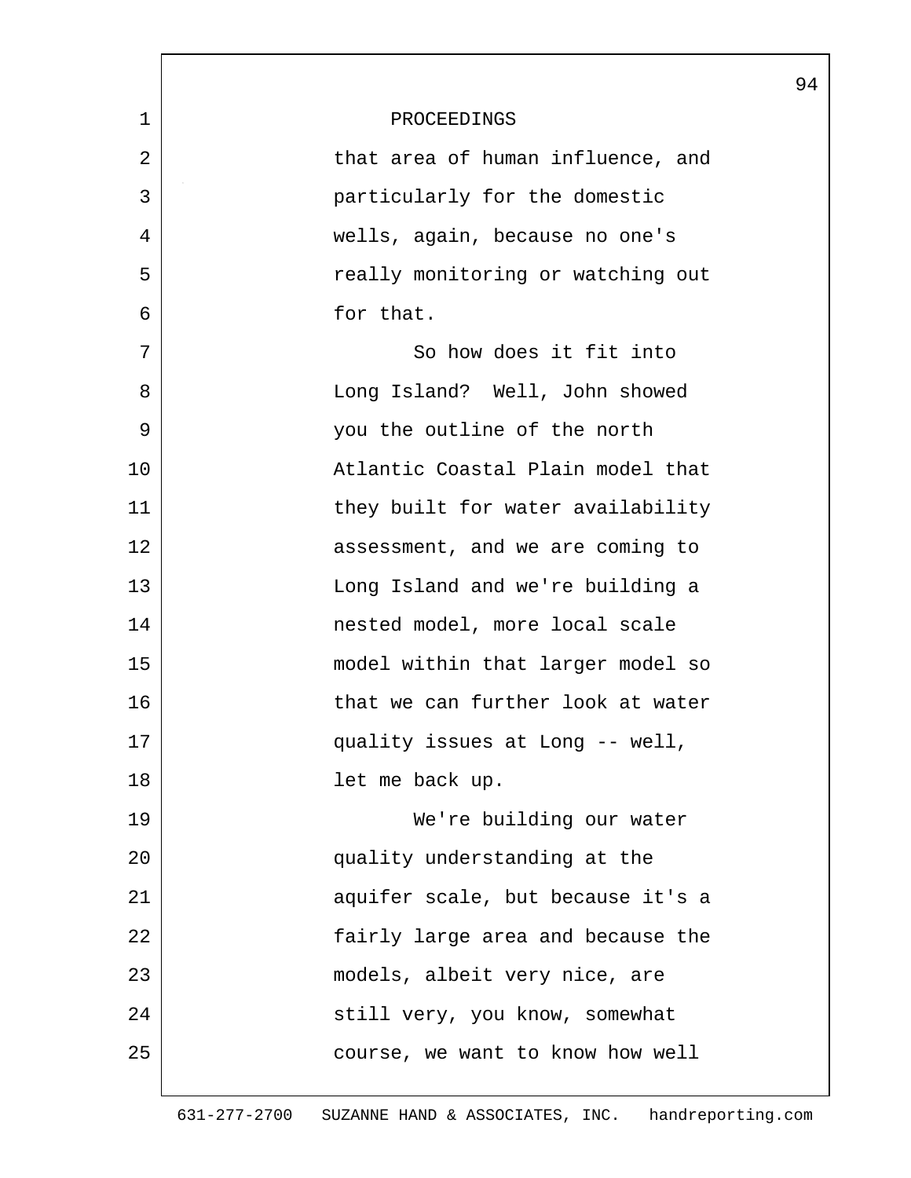PROCEEDINGS

that area of human influence, and particularly for the domestic wells, again, because no one's really monitoring or watching out for that.

So how does it fit into Long Island? Well, John showed you the outline of the north Atlantic Coastal Plain model that they built for water availability assessment, and we are coming to Long Island and we're building a nested model, more local scale model within that larger model so that we can further look at water quality issues at Long -- well, let me back up.

We're building our water quality understanding at the aquifer scale, but because it's a fairly large area and because the models, albeit very nice, are still very, you know, somewhat course, we want to know how well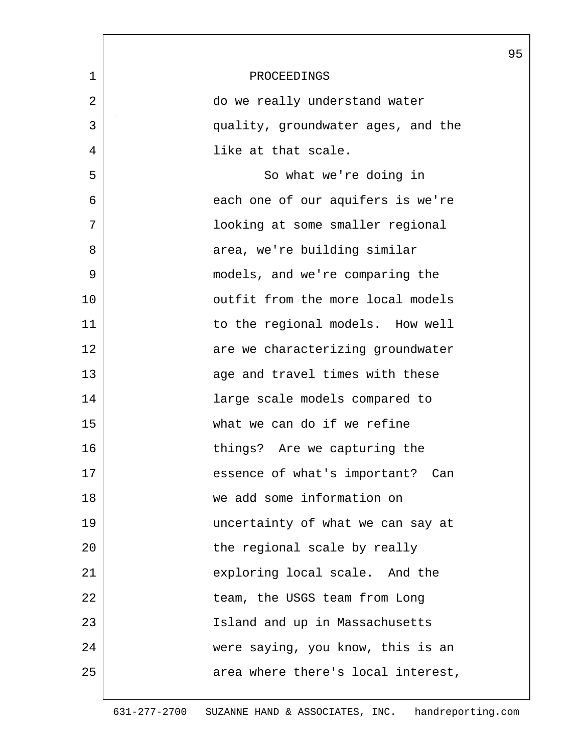PROCEEDINGS

do we really understand water quality, groundwater ages, and the like at that scale.

So what we're doing in each one of our aquifers is we're looking at some smaller regional area, we're building similar models, and we're comparing the outfit from the more local models to the regional models. How well are we characterizing groundwater age and travel times with these large scale models compared to what we can do if we refine things? Are we capturing the essence of what's important? Can we add some information on uncertainty of what we can say at the regional scale by really exploring local scale. And the team, the USGS team from Long Island and up in Massachusetts were saying, you know, this is an area where there's local interest,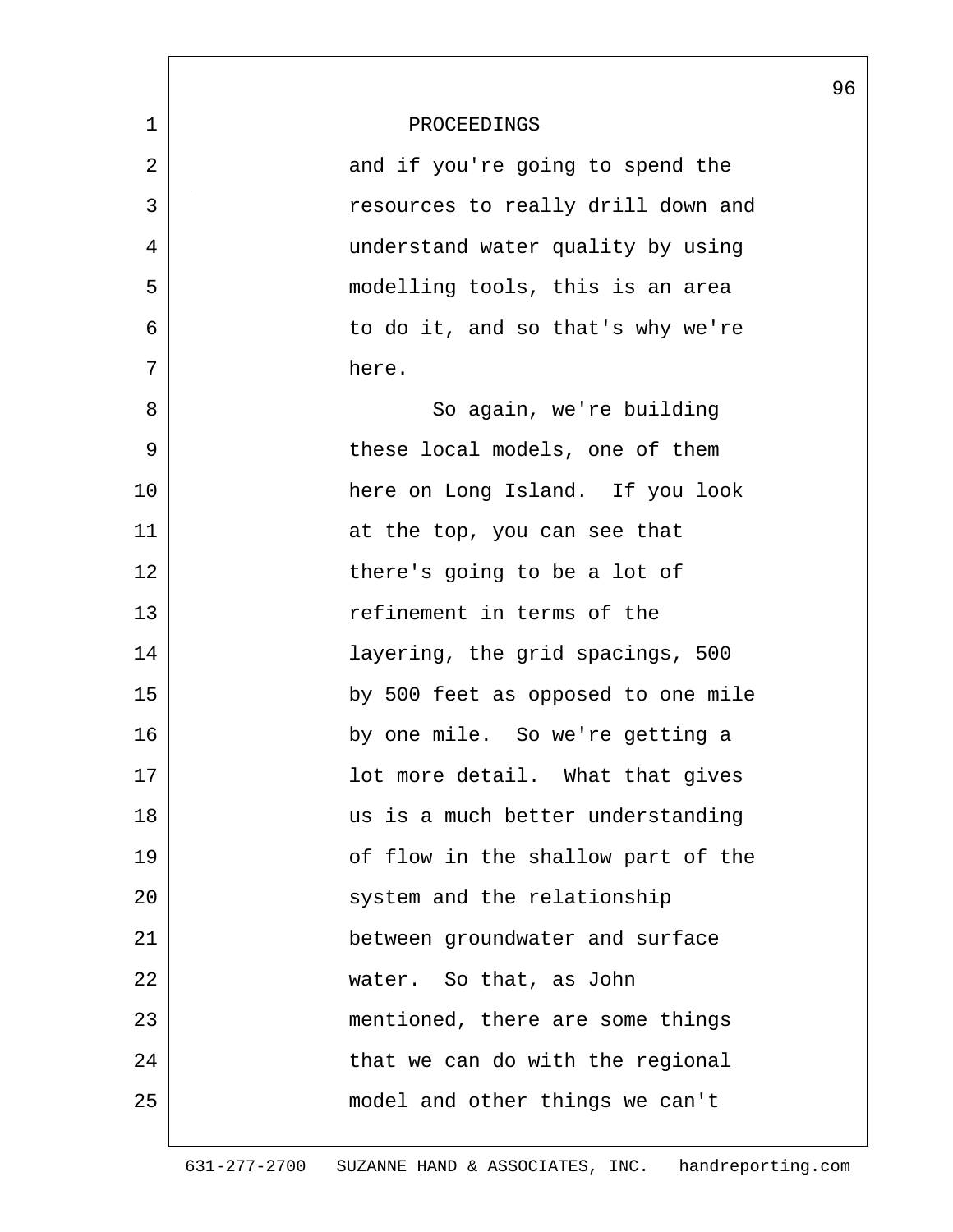PROCEEDINGS

and if you're going to spend the resources to really drill down and understand water quality by using modelling tools, this is an area to do it, and so that's why we're here.

So again, we're building these local models, one of them here on Long Island. If you look at the top, you can see that there's going to be a lot of refinement in terms of the layering, the grid spacings, 500 by 500 feet as opposed to one mile by one mile. So we're getting a lot more detail. What that gives us is a much better understanding of flow in the shallow part of the system and the relationship between groundwater and surface water. So that, as John mentioned, there are some things that we can do with the regional model and other things we can't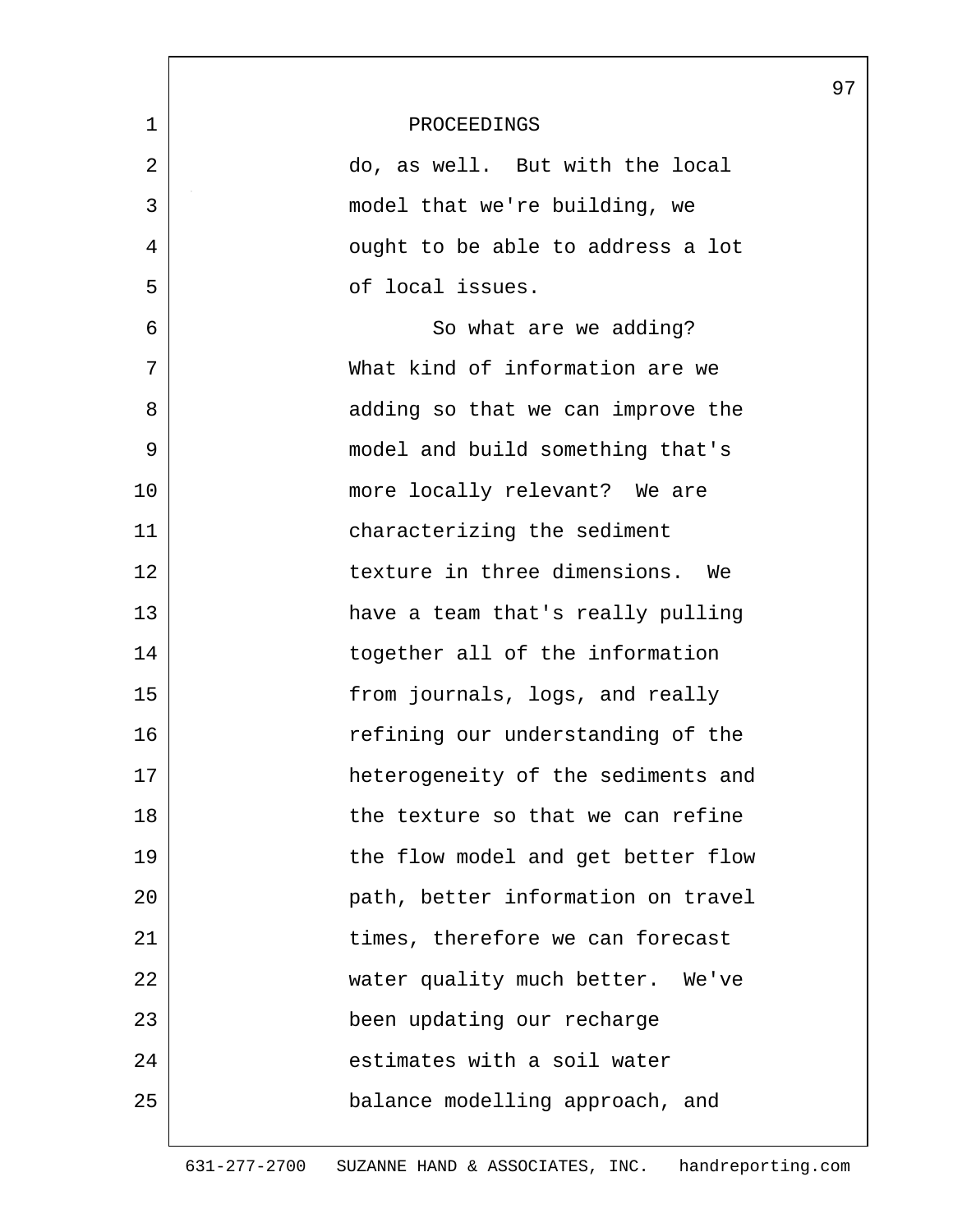PROCEEDINGS

do, as well. But with the local model that we're building, we ought to be able to address a lot of local issues.

So what are we adding? What kind of information are we adding so that we can improve the model and build something that's more locally relevant? We are characterizing the sediment texture in three dimensions. We have a team that's really pulling together all of the information from journals, logs, and really refining our understanding of the heterogeneity of the sediments and the texture so that we can refine the flow model and get better flow path, better information on travel times, therefore we can forecast water quality much better. We've been updating our recharge estimates with a soil water balance modelling approach, and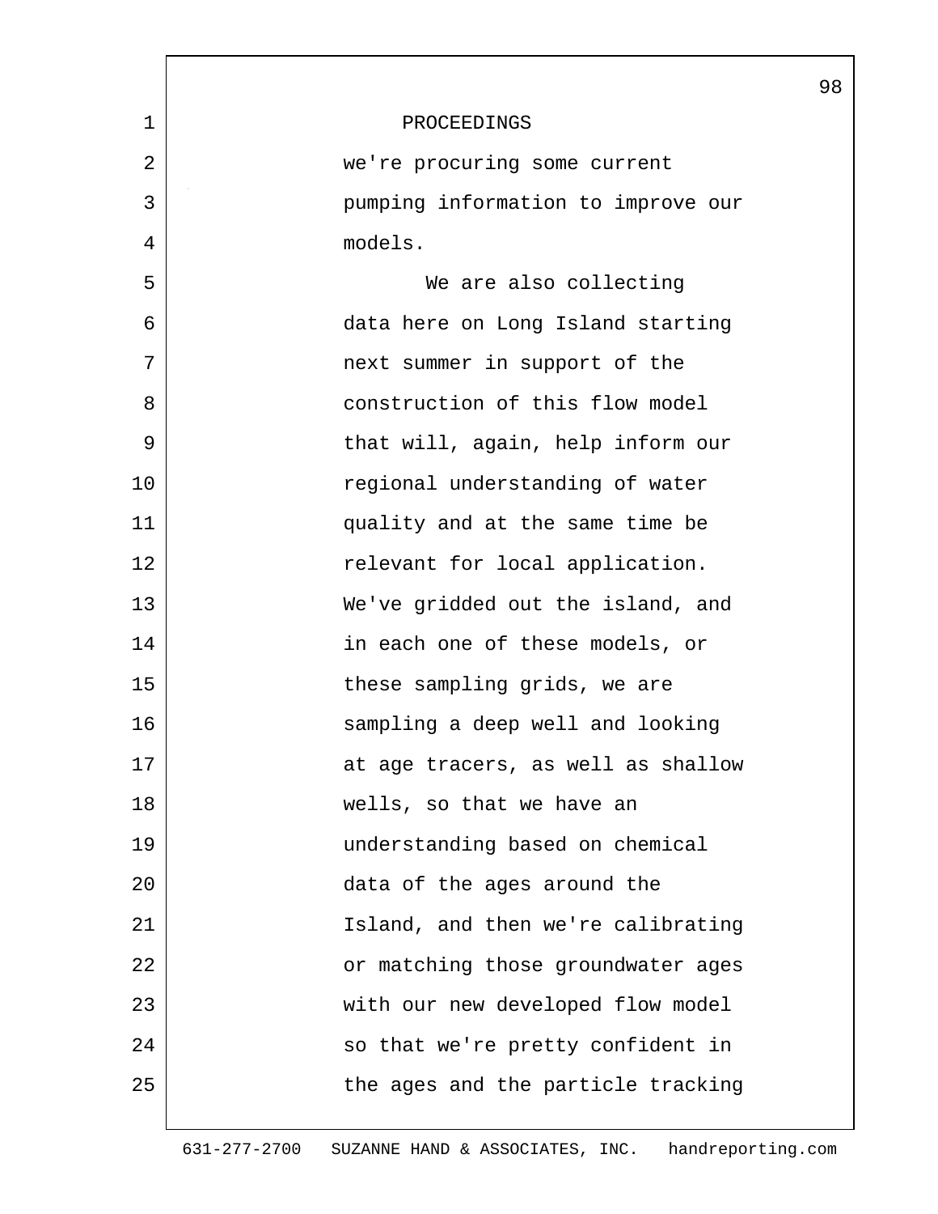PROCEEDINGS

we're procuring some current pumping information to improve our models.

We are also collecting data here on Long Island starting next summer in support of the construction of this flow model that will, again, help inform our regional understanding of water quality and at the same time be relevant for local application. We've gridded out the island, and in each one of these models, or these sampling grids, we are sampling a deep well and looking at age tracers, as well as shallow wells, so that we have an understanding based on chemical data of the ages around the Island, and then we're calibrating or matching those groundwater ages with our new developed flow model so that we're pretty confident in the ages and the particle tracking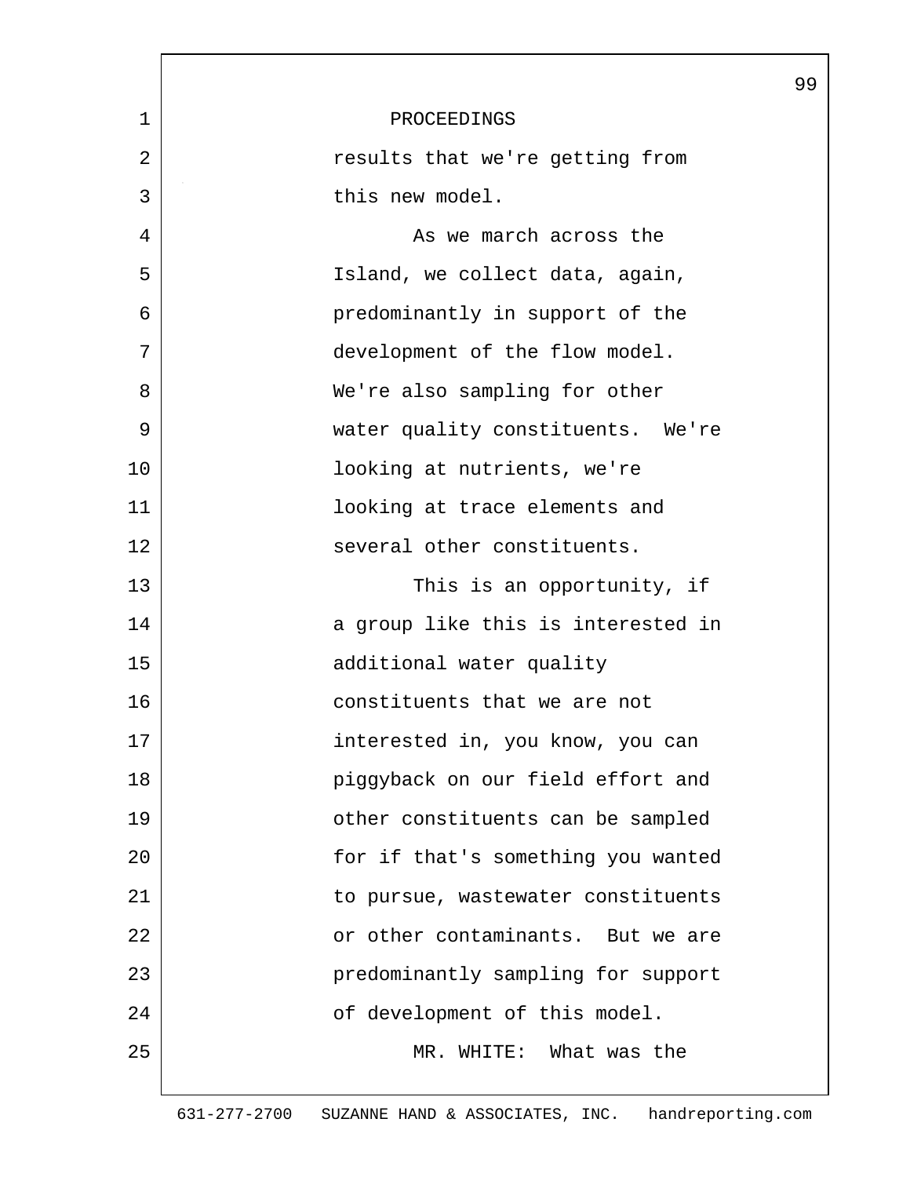PROCEEDINGS

results that we're getting from this new model.

As we march across the Island, we collect data, again, predominantly in support of the development of the flow model. We're also sampling for other water quality constituents. We're looking at nutrients, we're looking at trace elements and several other constituents.

This is an opportunity, if a group like this is interested in additional water quality constituents that we are not interested in, you know, you can piggyback on our field effort and other constituents can be sampled for if that's something you wanted to pursue, wastewater constituents or other contaminants. But we are predominantly sampling for support of development of this model.

MR. WHITE: What was the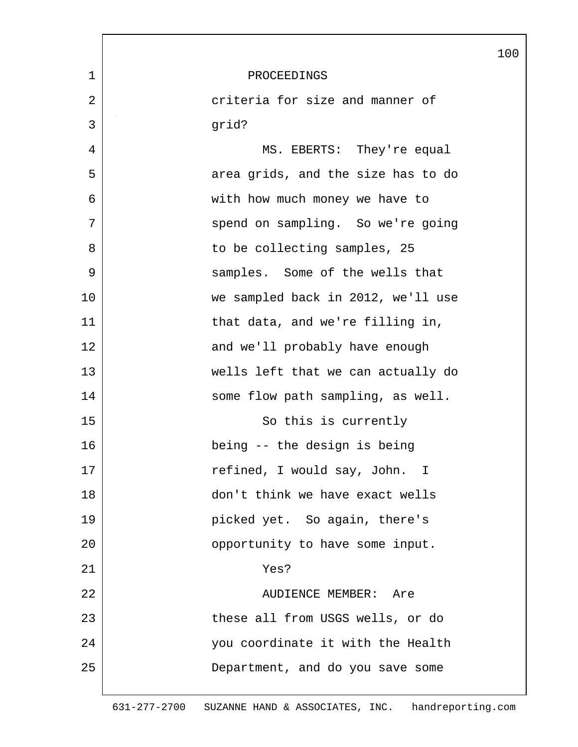PROCEEDINGS

criteria for size and manner of grid?

MS. EBERTS: They're equal area grids, and the size has to do with how much money we have to spend on sampling. So we're going to be collecting samples, 25 samples. Some of the wells that we sampled back in 2012, we'll use that data, and we're filling in, and we'll probably have enough wells left that we can actually do some flow path sampling, as well.

So this is currently being -- the design is being refined, I would say, John. I don't think we have exact wells picked yet. So again, there's opportunity to have some input.

Yes?

AUDIENCE MEMBER: Are these all from USGS wells, or do you coordinate it with the Health Department, and do you save some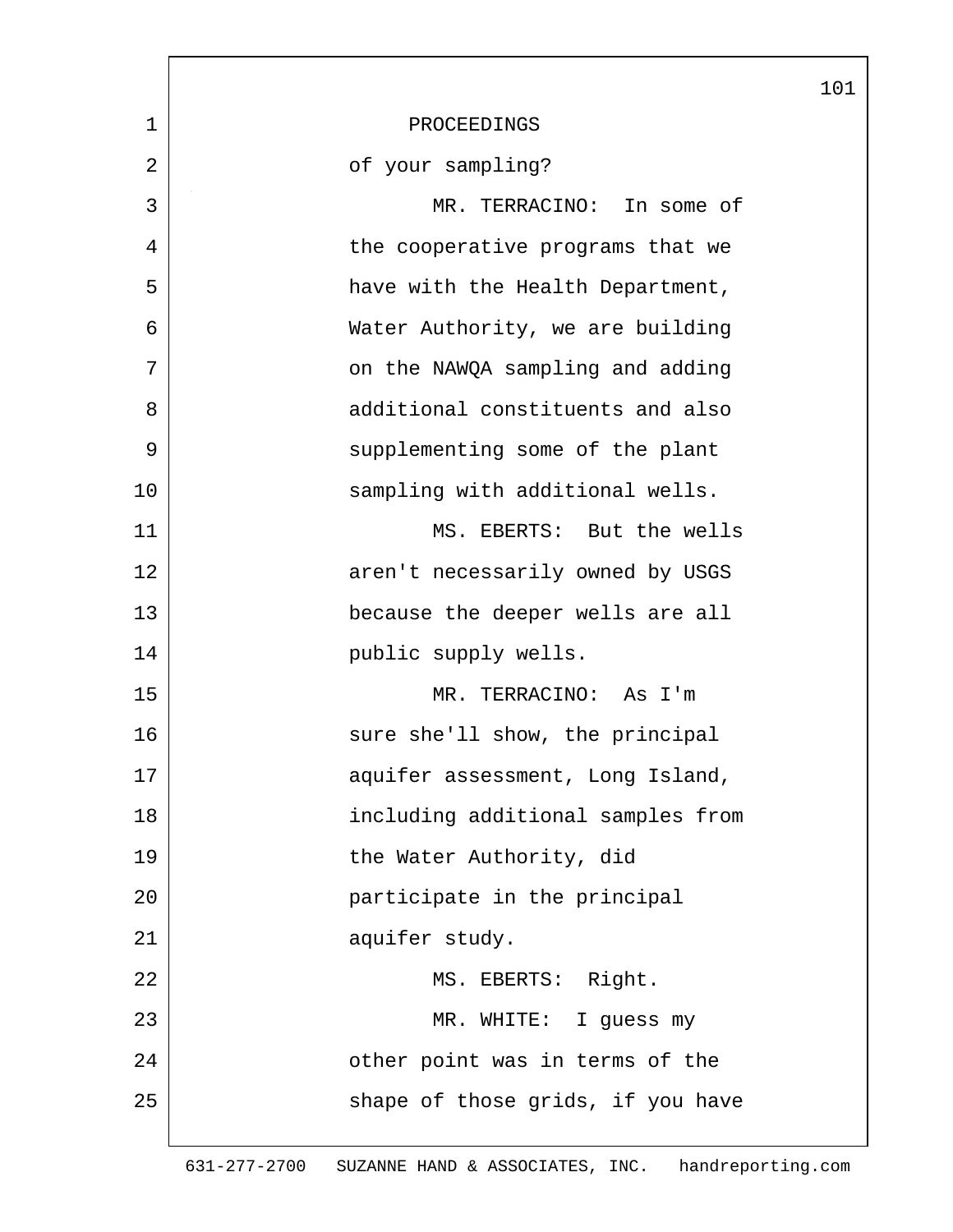PROCEEDINGS

of your sampling?

MR. TERRACINO: In some of the cooperative programs that we have with the Health Department, Water Authority, we are building on the NAWQA sampling and adding additional constituents and also supplementing some of the plant sampling with additional wells.

MS. EBERTS: But the wells aren't necessarily owned by USGS because the deeper wells are all public supply wells.

MR. TERRACINO: As I'm sure she'll show, the principal aquifer assessment, Long Island, including additional samples from the Water Authority, did participate in the principal aquifer study.

MS. EBERTS: Right.

MR. WHITE: I guess my other point was in terms of the shape of those grids, if you have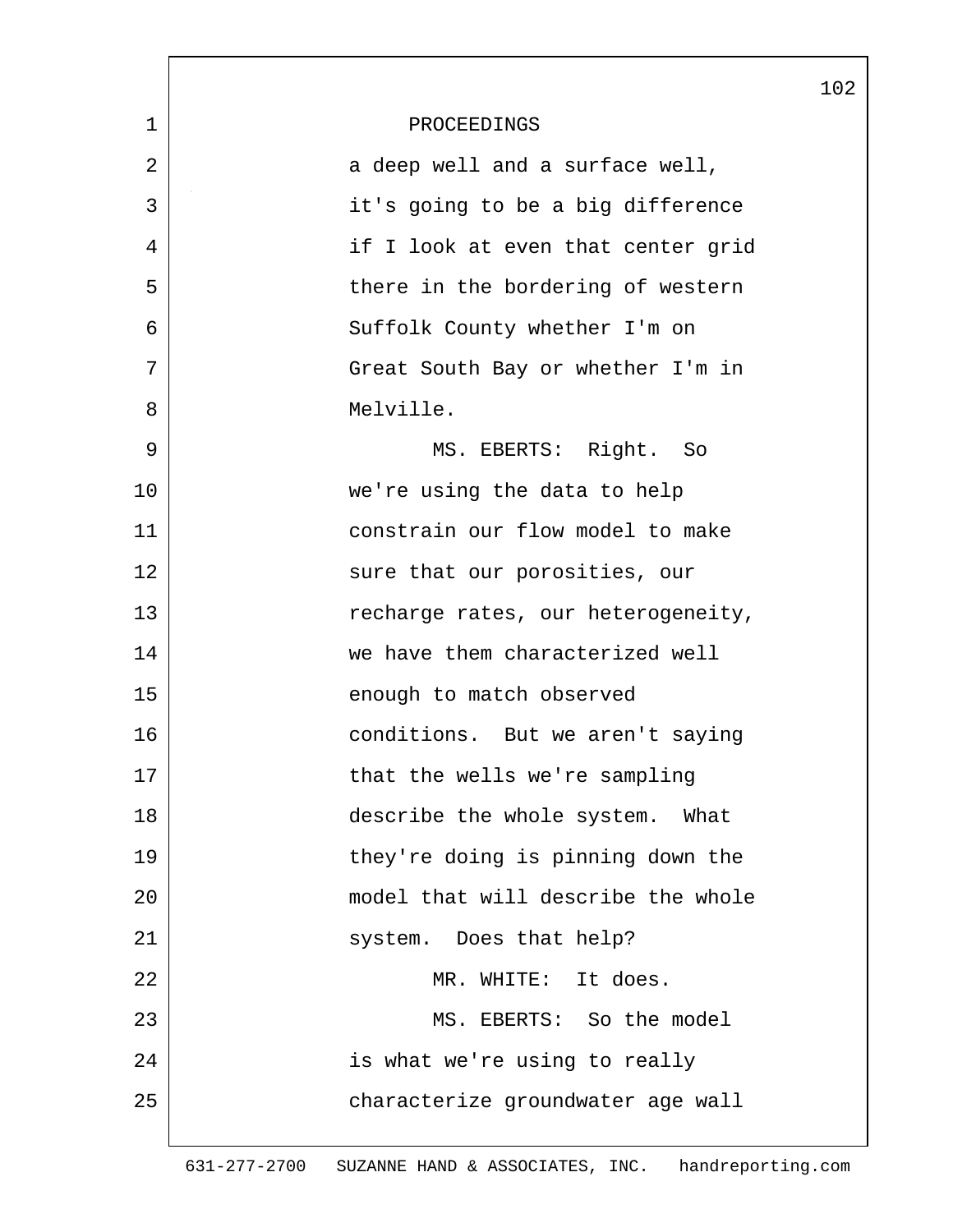PROCEEDINGS

a deep well and a surface well, it's going to be a big difference if I look at even that center grid there in the bordering of western Suffolk County whether I'm on Great South Bay or whether I'm in Melville.

MS. EBERTS: Right. So we're using the data to help constrain our flow model to make sure that our porosities, our recharge rates, our heterogeneity, we have them characterized well enough to match observed conditions. But we aren't saying that the wells we're sampling describe the whole system. What they're doing is pinning down the model that will describe the whole system. Does that help?

MR. WHITE: It does.

MS. EBERTS: So the model is what we're using to really characterize groundwater age wall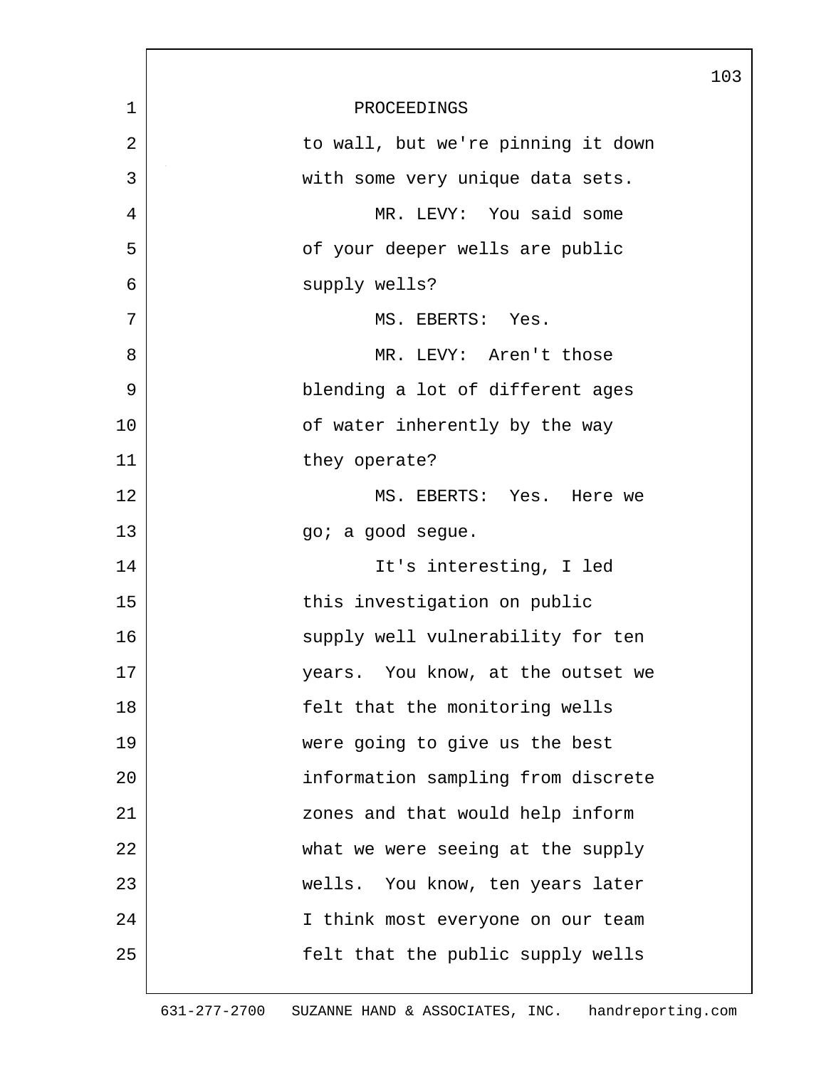PROCEEDINGS

to wall, but we're pinning it down with some very unique data sets.

MR. LEVY: You said some of your deeper wells are public supply wells?

MS. EBERTS: Yes.

MR. LEVY: Aren't those blending a lot of different ages of water inherently by the way they operate?

MS. EBERTS: Yes. Here we go; a good segue.

It's interesting, I led this investigation on public supply well vulnerability for ten years. You know, at the outset we felt that the monitoring wells were going to give us the best information sampling from discrete zones and that would help inform what we were seeing at the supply wells. You know, ten years later I think most everyone on our team felt that the public supply wells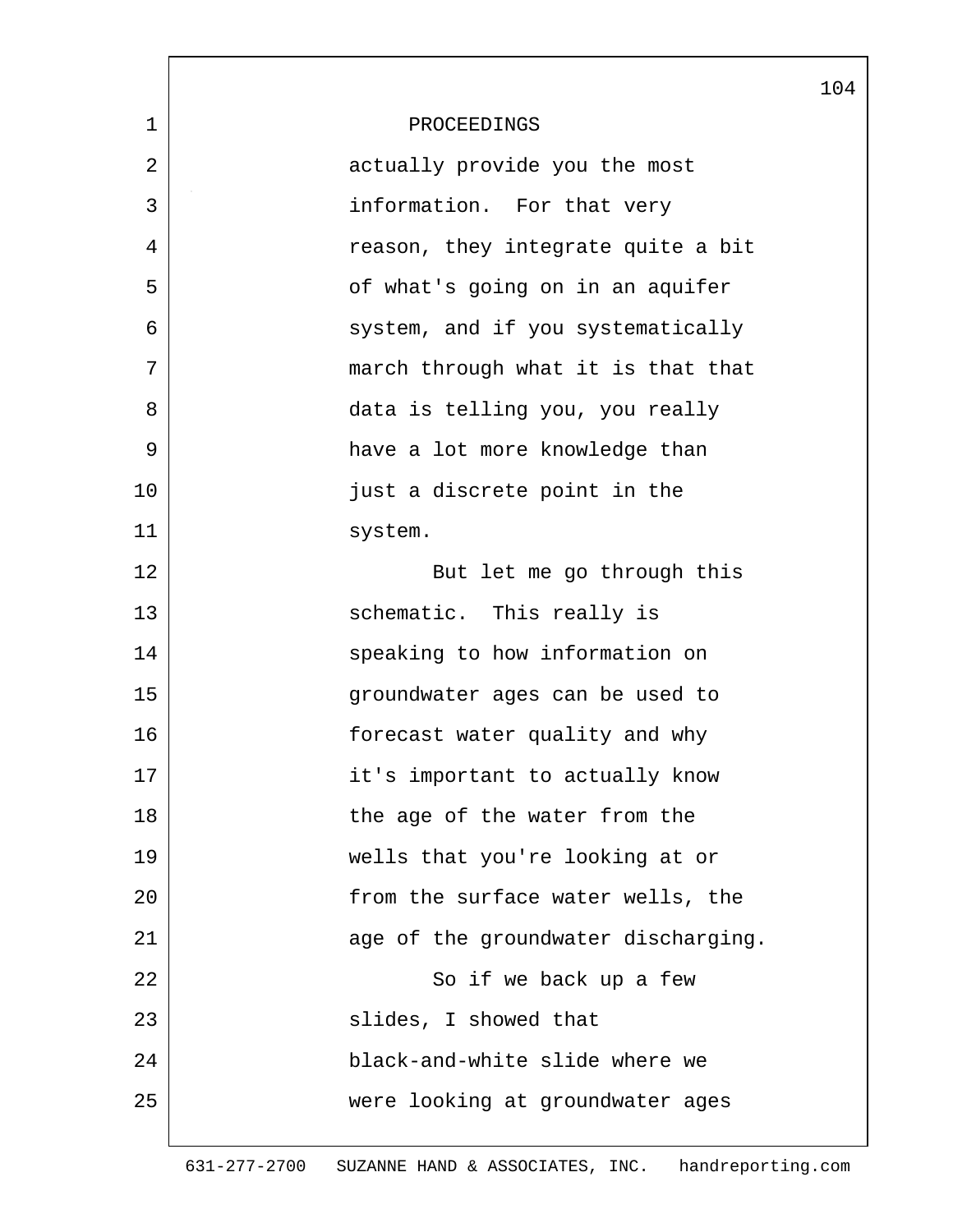PROCEEDINGS

actually provide you the most information. For that very reason, they integrate quite a bit of what's going on in an aquifer system, and if you systematically march through what it is that that data is telling you, you really have a lot more knowledge than just a discrete point in the system.

But let me go through this schematic. This really is speaking to how information on groundwater ages can be used to forecast water quality and why it's important to actually know the age of the water from the wells that you're looking at or from the surface water wells, the age of the groundwater discharging.

So if we back up a few slides, I showed that black-and-white slide where we were looking at groundwater ages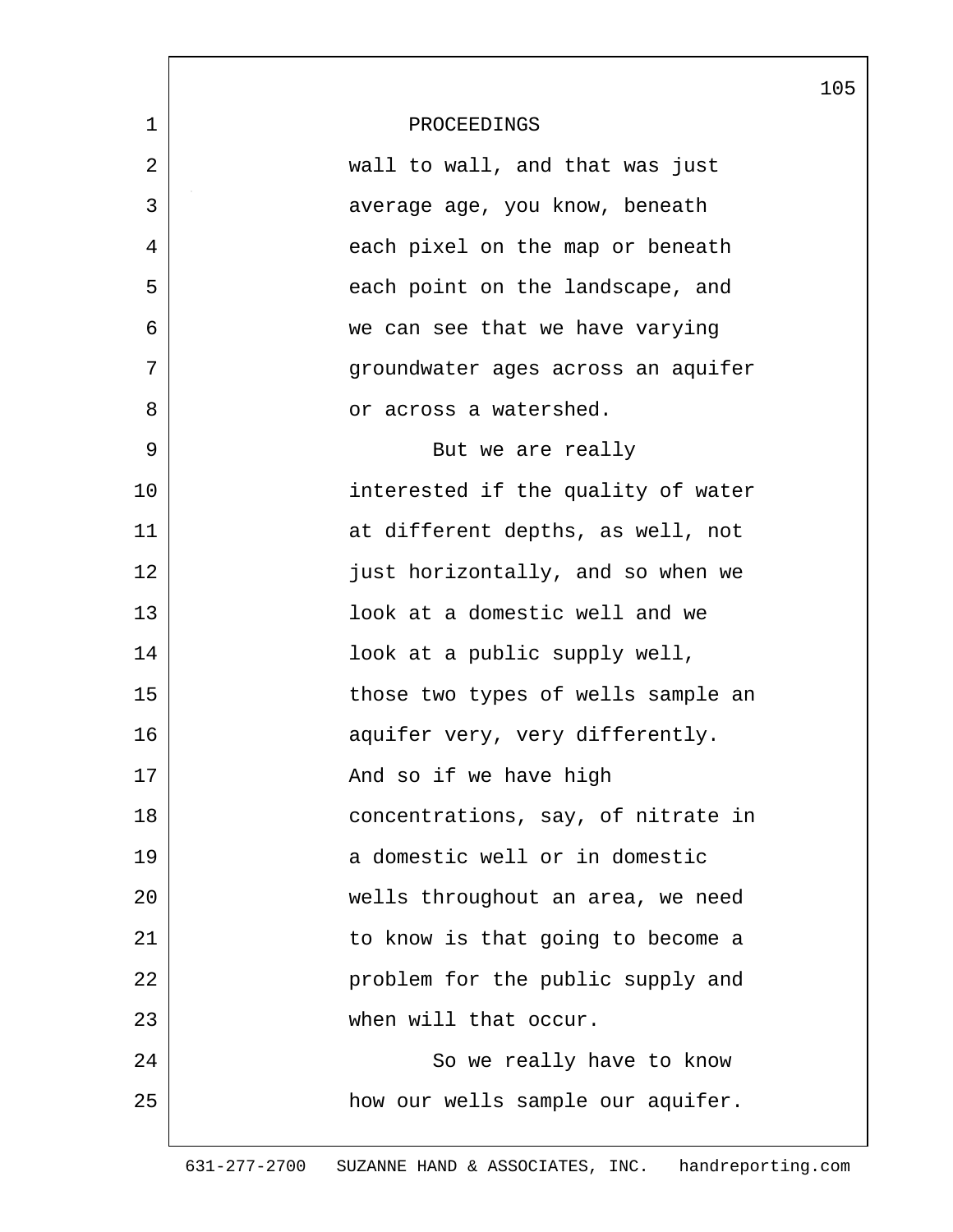PROCEEDINGS

wall to wall, and that was just average age, you know, beneath each pixel on the map or beneath each point on the landscape, and we can see that we have varying groundwater ages across an aquifer or across a watershed.

But we are really interested if the quality of water at different depths, as well, not just horizontally, and so when we look at a domestic well and we look at a public supply well, those two types of wells sample an aquifer very, very differently. And so if we have high concentrations, say, of nitrate in a domestic well or in domestic wells throughout an area, we need to know is that going to become a problem for the public supply and when will that occur.

So we really have to know how our wells sample our aquifer.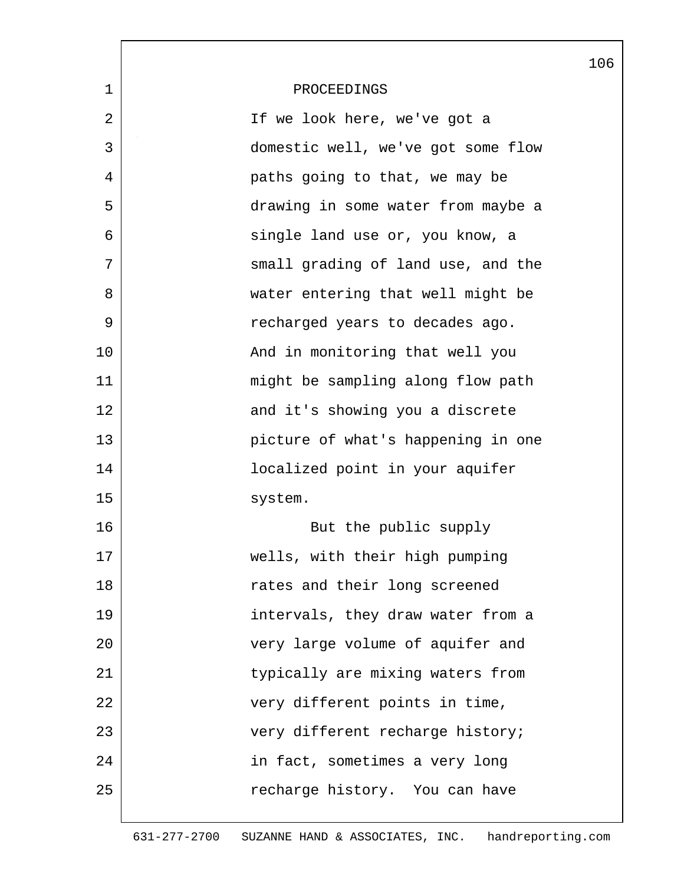PROCEEDINGS

If we look here, we've got a domestic well, we've got some flow paths going to that, we may be drawing in some water from maybe a single land use or, you know, a small grading of land use, and the water entering that well might be recharged years to decades ago. And in monitoring that well you might be sampling along flow path and it's showing you a discrete picture of what's happening in one localized point in your aquifer system.

But the public supply wells, with their high pumping rates and their long screened intervals, they draw water from a very large volume of aquifer and typically are mixing waters from very different points in time, very different recharge history; in fact, sometimes a very long recharge history. You can have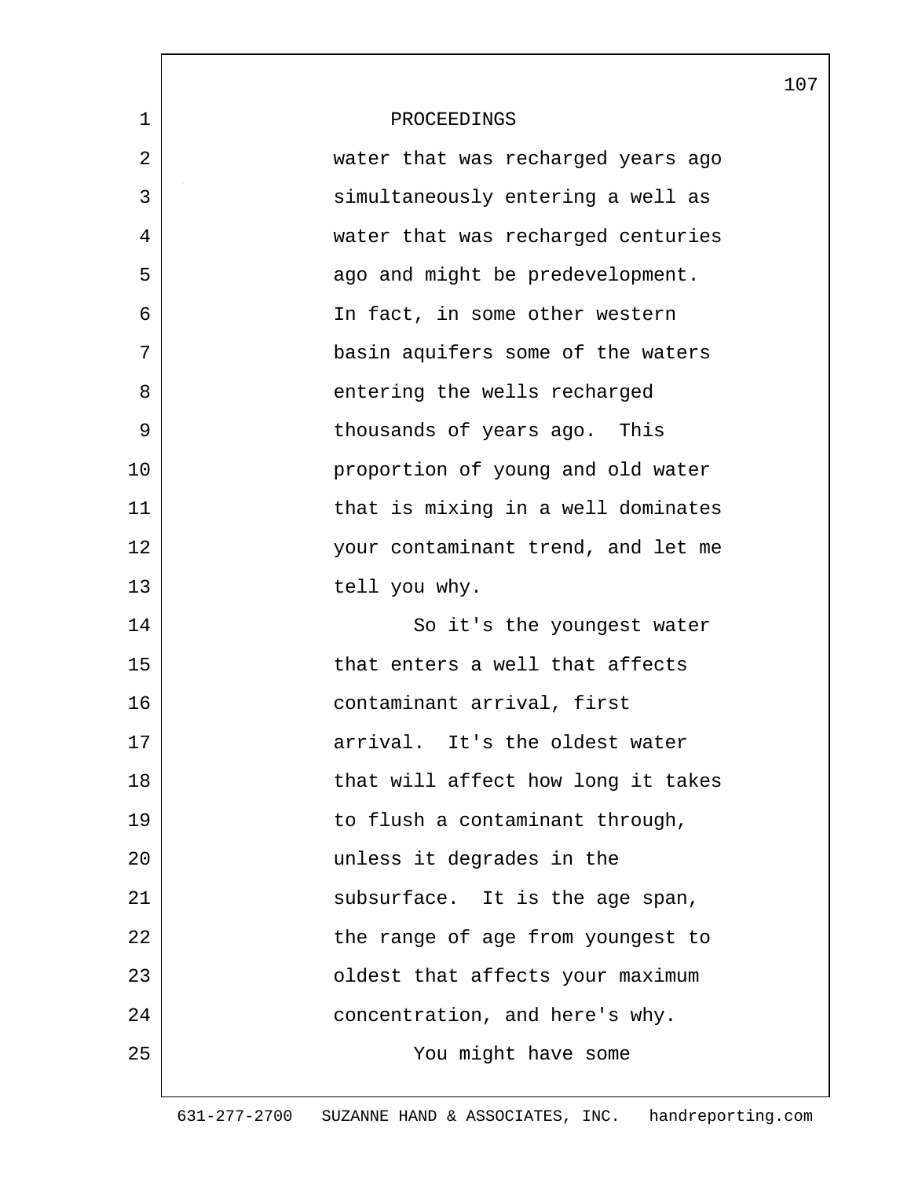PROCEEDINGS

water that was recharged years ago simultaneously entering a well as water that was recharged centuries ago and might be predevelopment. In fact, in some other western basin aquifers some of the waters entering the wells recharged thousands of years ago. This proportion of young and old water that is mixing in a well dominates your contaminant trend, and let me tell you why.

So it's the youngest water that enters a well that affects contaminant arrival, first arrival. It's the oldest water that will affect how long it takes to flush a contaminant through, unless it degrades in the subsurface. It is the age span, the range of age from youngest to oldest that affects your maximum concentration, and here's why.

You might have some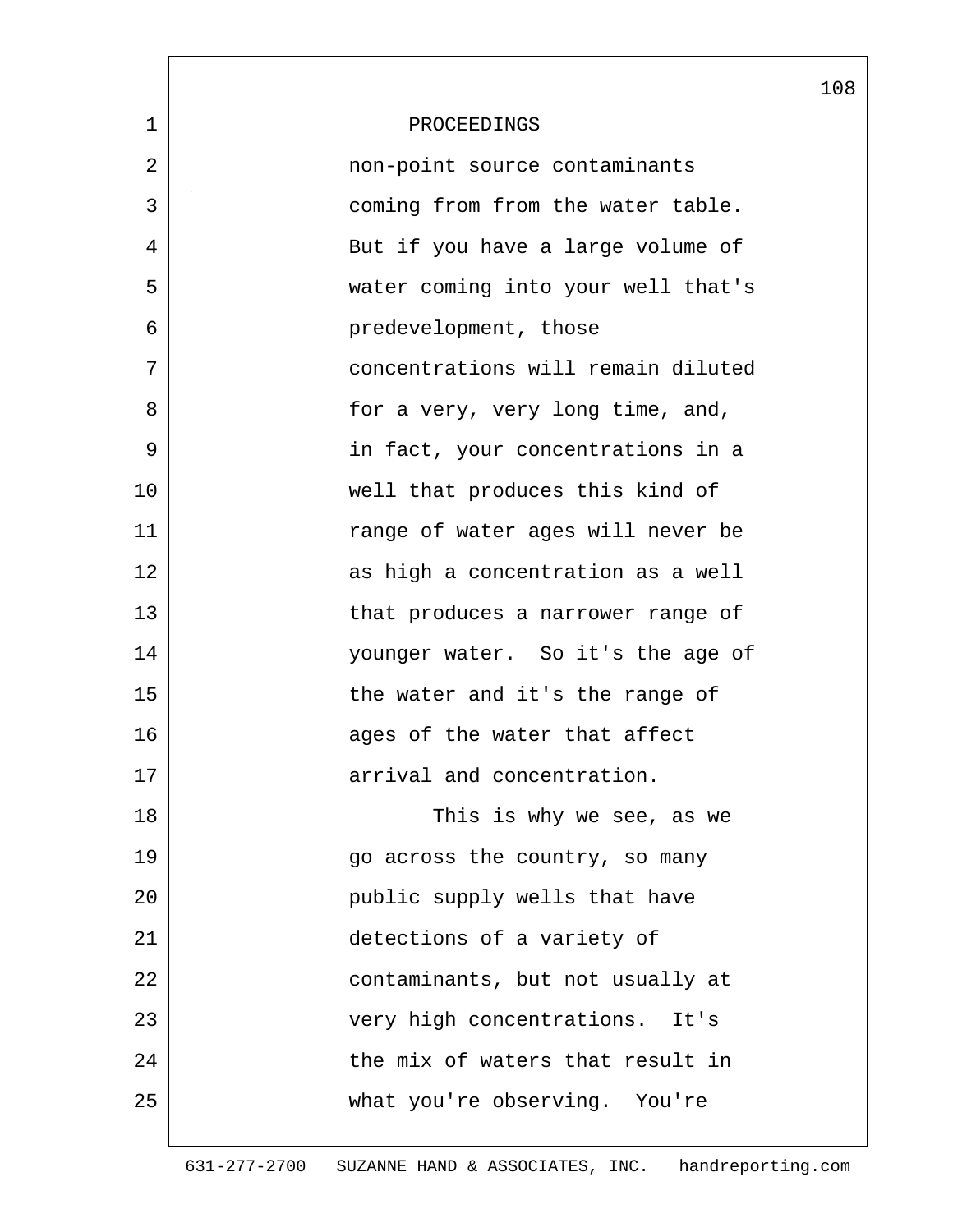PROCEEDINGS

non-point source contaminants coming from from the water table. But if you have a large volume of water coming into your well that's predevelopment, those concentrations will remain diluted for a very, very long time, and, in fact, your concentrations in a well that produces this kind of range of water ages will never be as high a concentration as a well that produces a narrower range of younger water. So it's the age of the water and it's the range of ages of the water that affect arrival and concentration.

This is why we see, as we go across the country, so many public supply wells that have detections of a variety of contaminants, but not usually at very high concentrations. It's the mix of waters that result in what you're observing. You're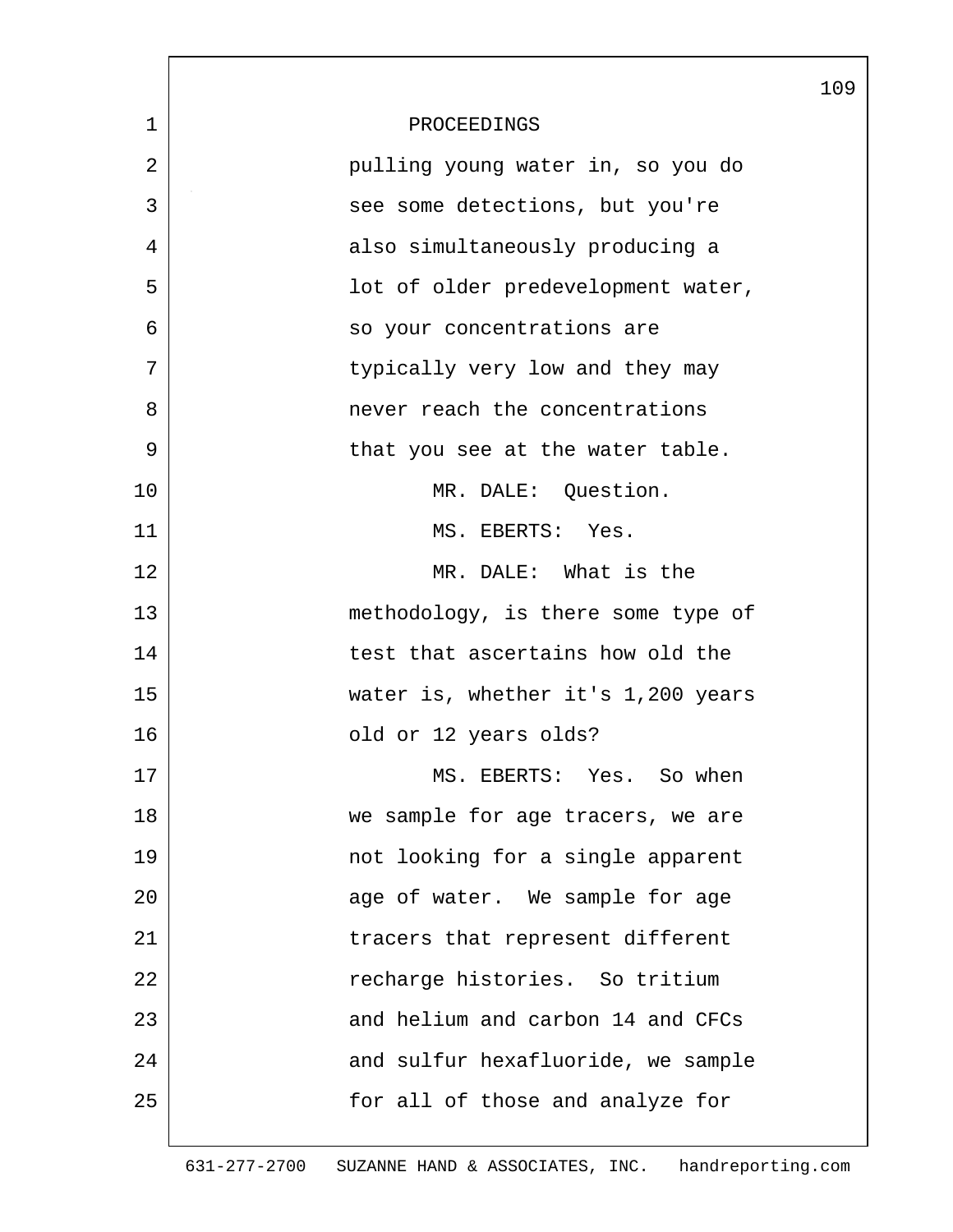PROCEEDINGS

pulling young water in, so you do see some detections, but you're also simultaneously producing a lot of older predevelopment water, so your concentrations are typically very low and they may never reach the concentrations that you see at the water table.

MR. DALE: Question.

MS. EBERTS: Yes.

MR. DALE: What is the methodology, is there some type of test that ascertains how old the water is, whether it's 1,200 years old or 12 years olds?

MS. EBERTS: Yes. So when we sample for age tracers, we are not looking for a single apparent age of water. We sample for age tracers that represent different recharge histories. So tritium and helium and carbon 14 and CFCs and sulfur hexafluoride, we sample for all of those and analyze for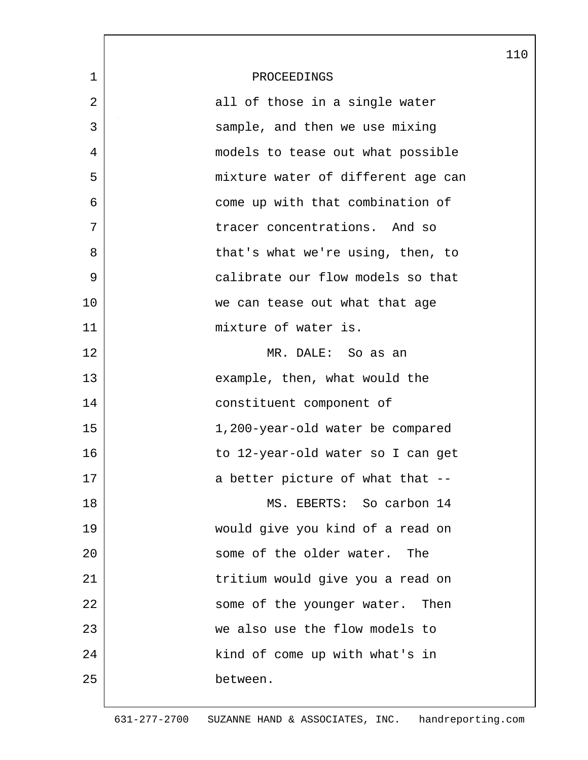PROCEEDINGS

all of those in a single water sample, and then we use mixing models to tease out what possible mixture water of different age can come up with that combination of tracer concentrations. And so that's what we're using, then, to calibrate our flow models so that we can tease out what that age mixture of water is.

MR. DALE: So as an example, then, what would the constituent component of 1,200-year-old water be compared to 12-year-old water so I can get a better picture of what that --

MS. EBERTS: So carbon 14 would give you kind of a read on some of the older water. The tritium would give you a read on some of the younger water. Then we also use the flow models to kind of come up with what's in between.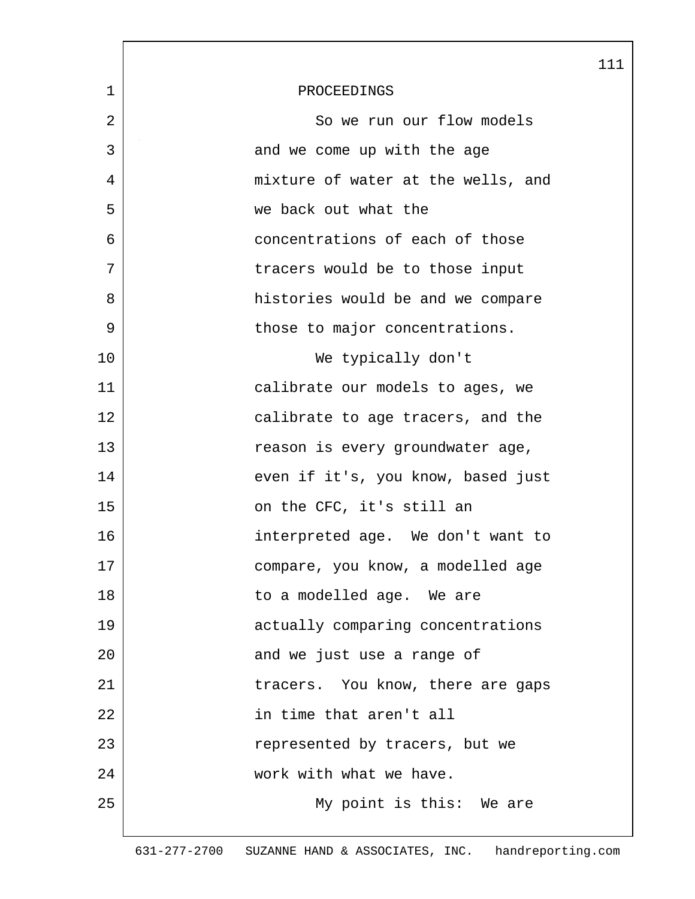PROCEEDINGS

So we run our flow models and we come up with the age mixture of water at the wells, and we back out what the concentrations of each of those tracers would be to those input histories would be and we compare those to major concentrations.

We typically don't calibrate our models to ages, we calibrate to age tracers, and the reason is every groundwater age, even if it's, you know, based just on the CFC, it's still an interpreted age. We don't want to compare, you know, a modelled age to a modelled age. We are actually comparing concentrations and we just use a range of tracers. You know, there are gaps in time that aren't all represented by tracers, but we work with what we have.

My point is this: We are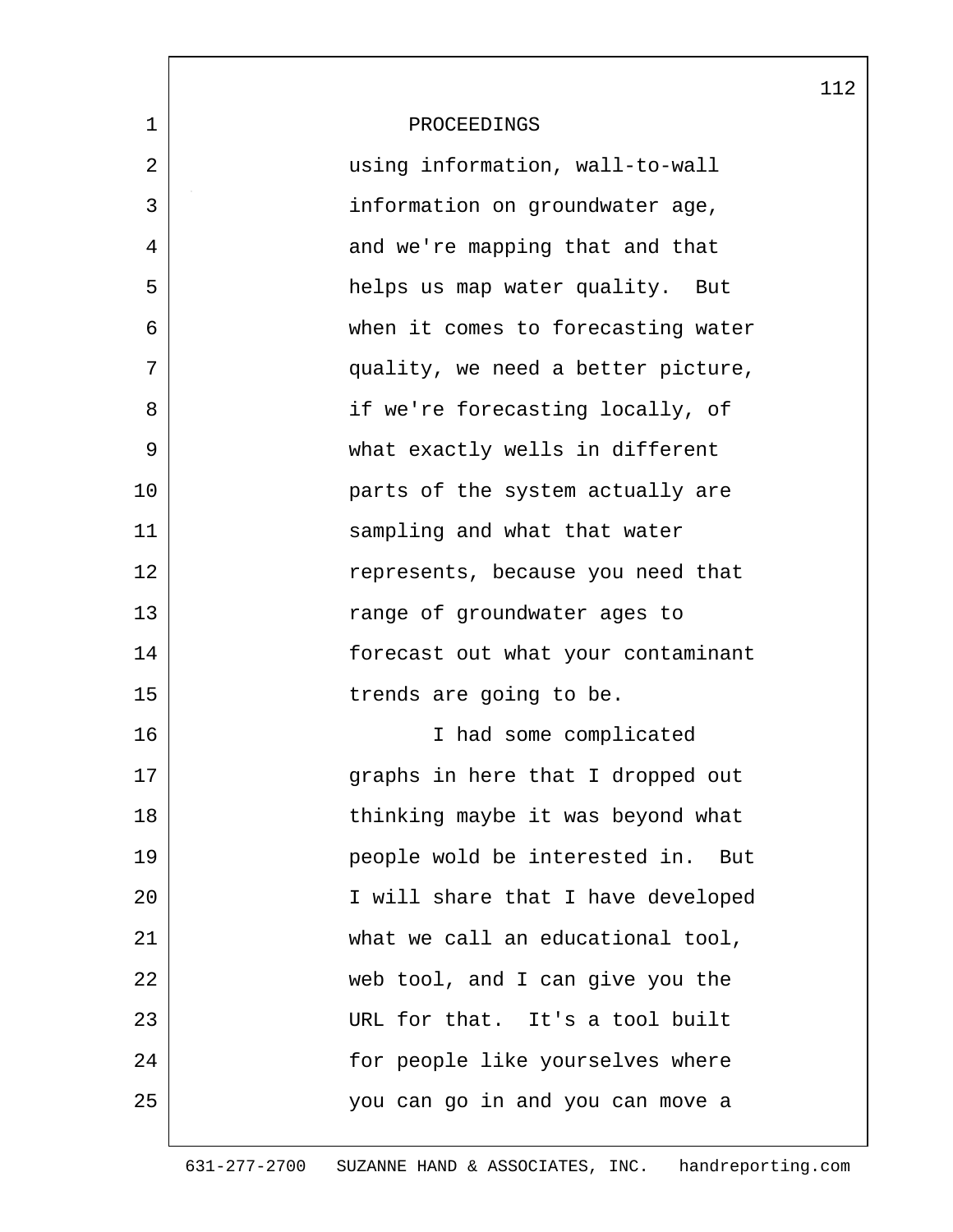PROCEEDINGS

using information, wall-to-wall information on groundwater age, and we're mapping that and that helps us map water quality. But when it comes to forecasting water quality, we need a better picture, if we're forecasting locally, of what exactly wells in different parts of the system actually are sampling and what that water represents, because you need that range of groundwater ages to forecast out what your contaminant trends are going to be.

I had some complicated graphs in here that I dropped out thinking maybe it was beyond what people wold be interested in. But I will share that I have developed what we call an educational tool, web tool, and I can give you the URL for that. It's a tool built for people like yourselves where you can go in and you can move a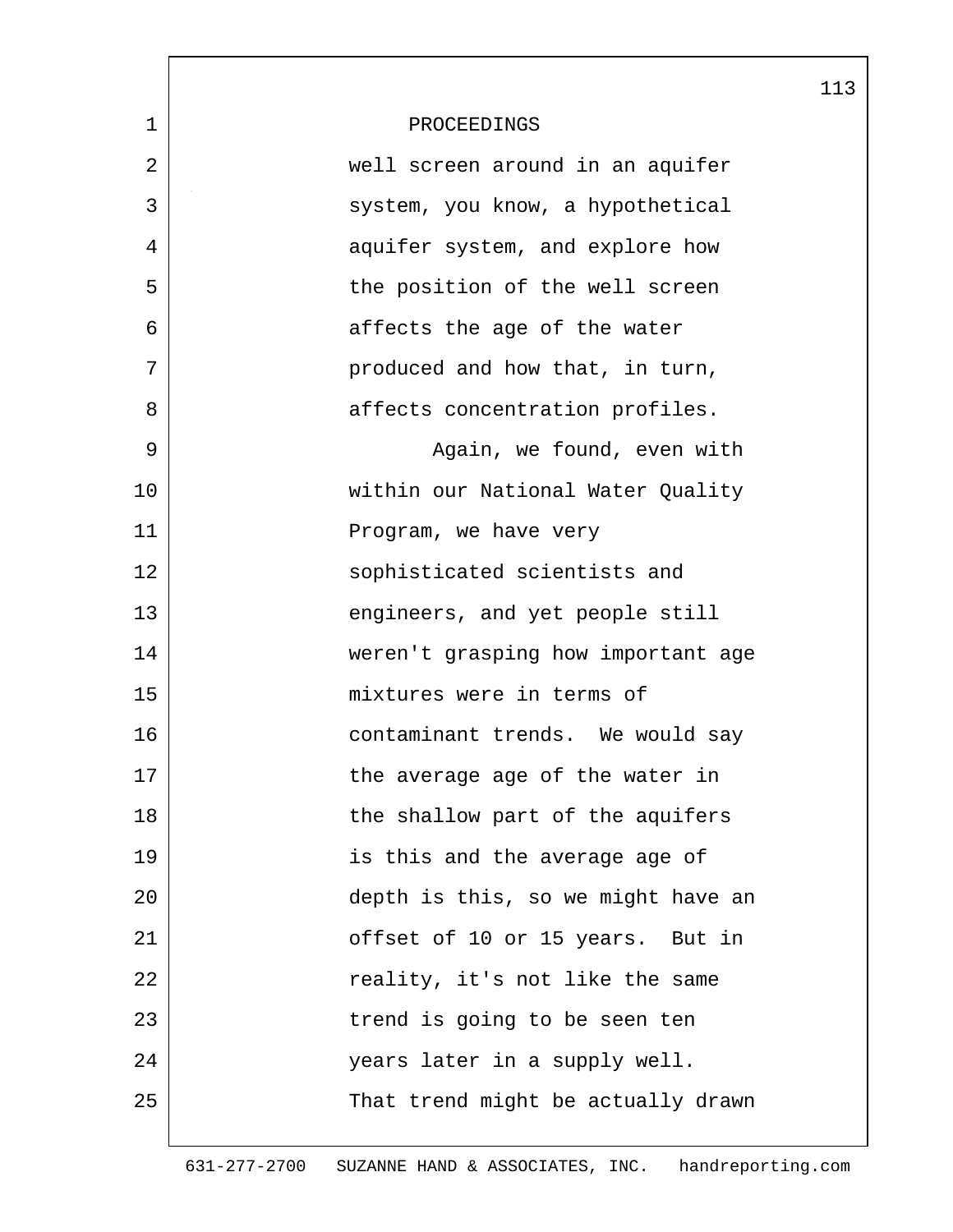PROCEEDINGS

well screen around in an aquifer system, you know, a hypothetical aquifer system, and explore how the position of the well screen affects the age of the water produced and how that, in turn, affects concentration profiles.

Again, we found, even with within our National Water Quality Program, we have very sophisticated scientists and engineers, and yet people still weren't grasping how important age mixtures were in terms of contaminant trends. We would say the average age of the water in the shallow part of the aquifers is this and the average age of depth is this, so we might have an offset of 10 or 15 years. But in reality, it's not like the same trend is going to be seen ten years later in a supply well. That trend might be actually drawn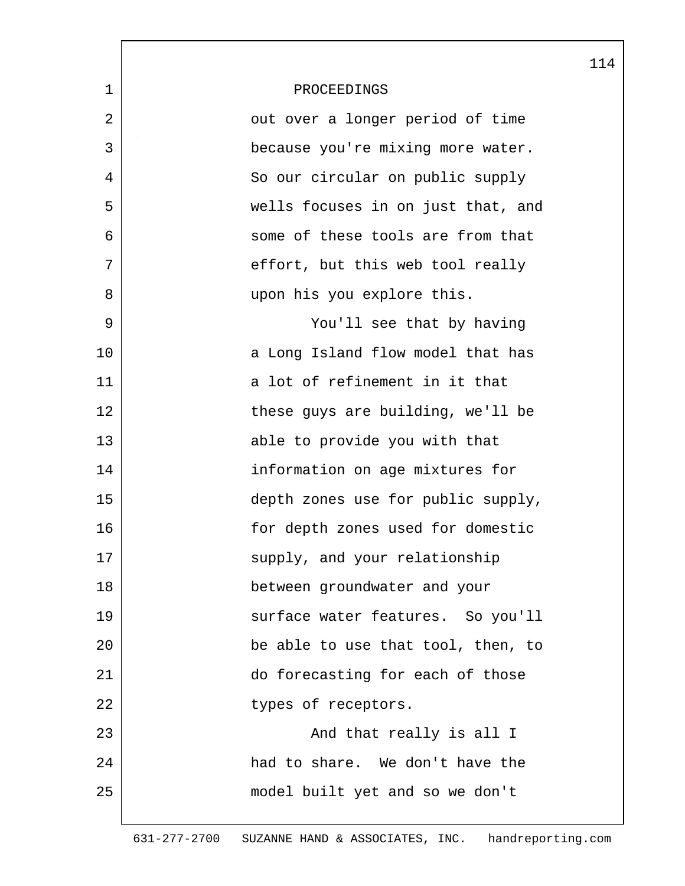PROCEEDINGS

out over a longer period of time because you're mixing more water. So our circular on public supply wells focuses in on just that, and some of these tools are from that effort, but this web tool really upon his you explore this.

You'll see that by having a Long Island flow model that has a lot of refinement in it that these guys are building, we'll be able to provide you with that information on age mixtures for depth zones use for public supply, for depth zones used for domestic supply, and your relationship between groundwater and your surface water features. So you'll be able to use that tool, then, to do forecasting for each of those types of receptors.

And that really is all I had to share. We don't have the model built yet and so we don't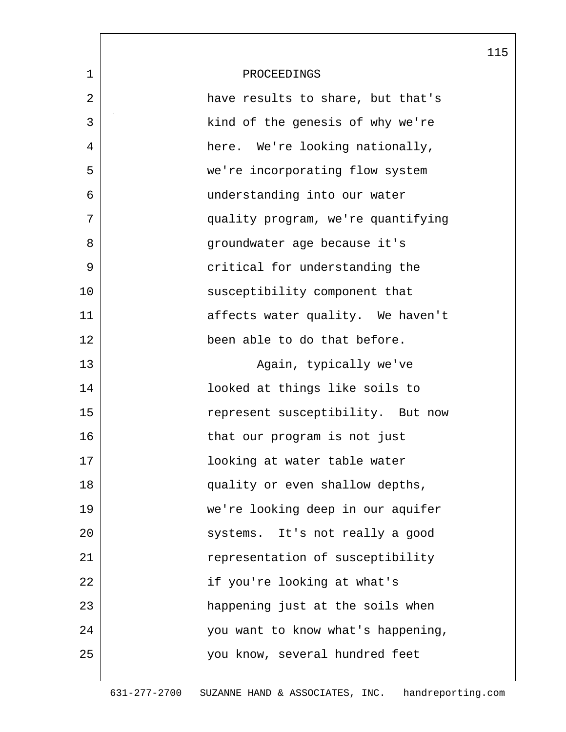PROCEEDINGS

have results to share, but that's kind of the genesis of why we're here. We're looking nationally, we're incorporating flow system understanding into our water quality program, we're quantifying groundwater age because it's critical for understanding the susceptibility component that affects water quality. We haven't been able to do that before.

Again, typically we've looked at things like soils to represent susceptibility. But now that our program is not just looking at water table water quality or even shallow depths, we're looking deep in our aquifer systems. It's not really a good representation of susceptibility if you're looking at what's happening just at the soils when you want to know what's happening, you know, several hundred feet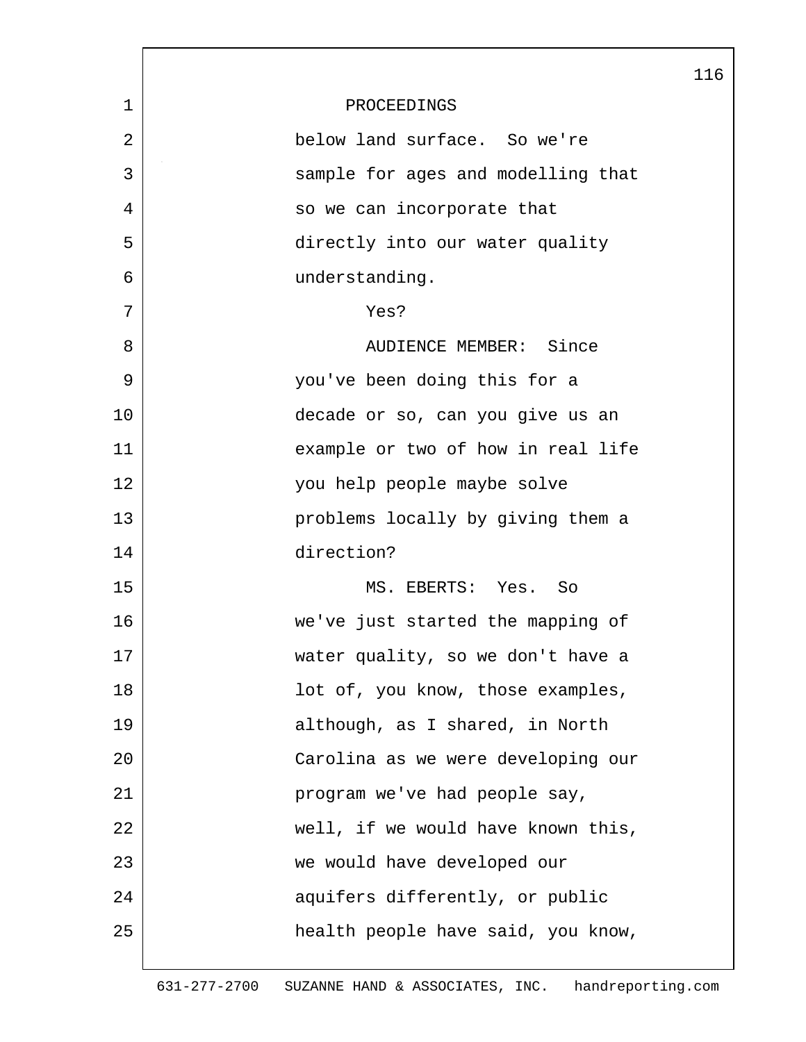PROCEEDINGS

below land surface. So we're sample for ages and modelling that so we can incorporate that directly into our water quality understanding.

Yes?

AUDIENCE MEMBER: Since you've been doing this for a decade or so, can you give us an example or two of how in real life you help people maybe solve problems locally by giving them a direction?

MS. EBERTS: Yes. So we've just started the mapping of water quality, so we don't have a lot of, you know, those examples, although, as I shared, in North Carolina as we were developing our program we've had people say, well, if we would have known this, we would have developed our aquifers differently, or public health people have said, you know,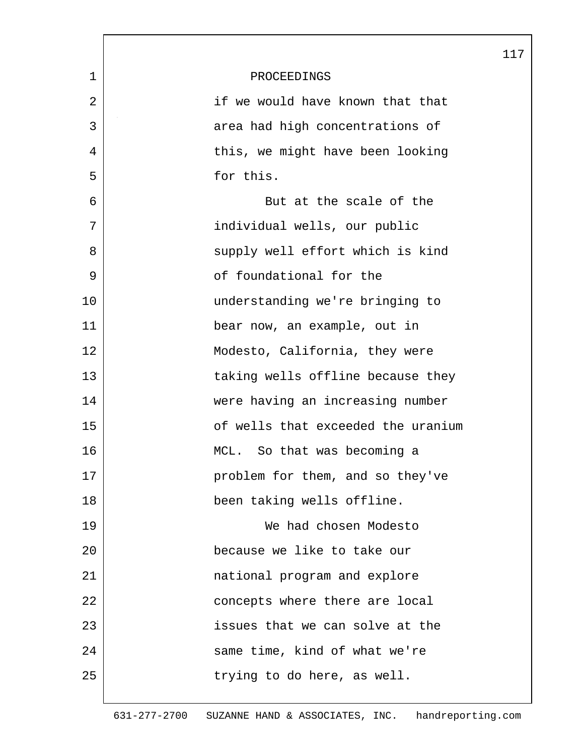PROCEEDINGS

if we would have known that that area had high concentrations of this, we might have been looking for this.

But at the scale of the individual wells, our public supply well effort which is kind of foundational for the understanding we're bringing to bear now, an example, out in Modesto, California, they were taking wells offline because they were having an increasing number of wells that exceeded the uranium MCL. So that was becoming a problem for them, and so they've been taking wells offline.

We had chosen Modesto because we like to take our national program and explore concepts where there are local issues that we can solve at the same time, kind of what we're trying to do here, as well.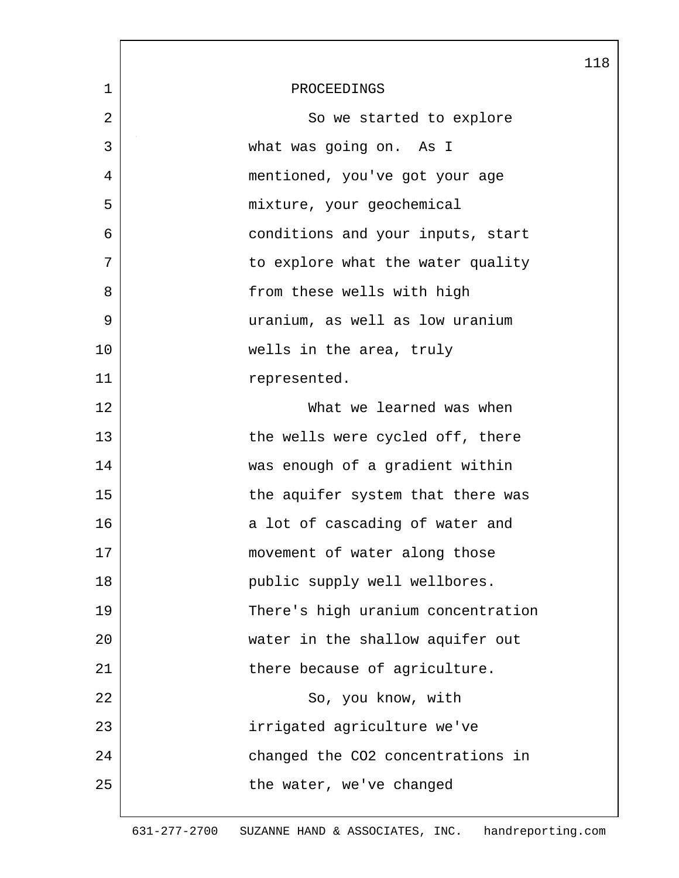PROCEEDINGS

So we started to explore what was going on. As I mentioned, you've got your age mixture, your geochemical conditions and your inputs, start to explore what the water quality from these wells with high uranium, as well as low uranium wells in the area, truly represented.

What we learned was when the wells were cycled off, there was enough of a gradient within the aquifer system that there was a lot of cascading of water and movement of water along those public supply well wellbores. There's high uranium concentration water in the shallow aquifer out there because of agriculture.

So, you know, with irrigated agriculture we've changed the $CO_2$ concentrations in the water, we've changed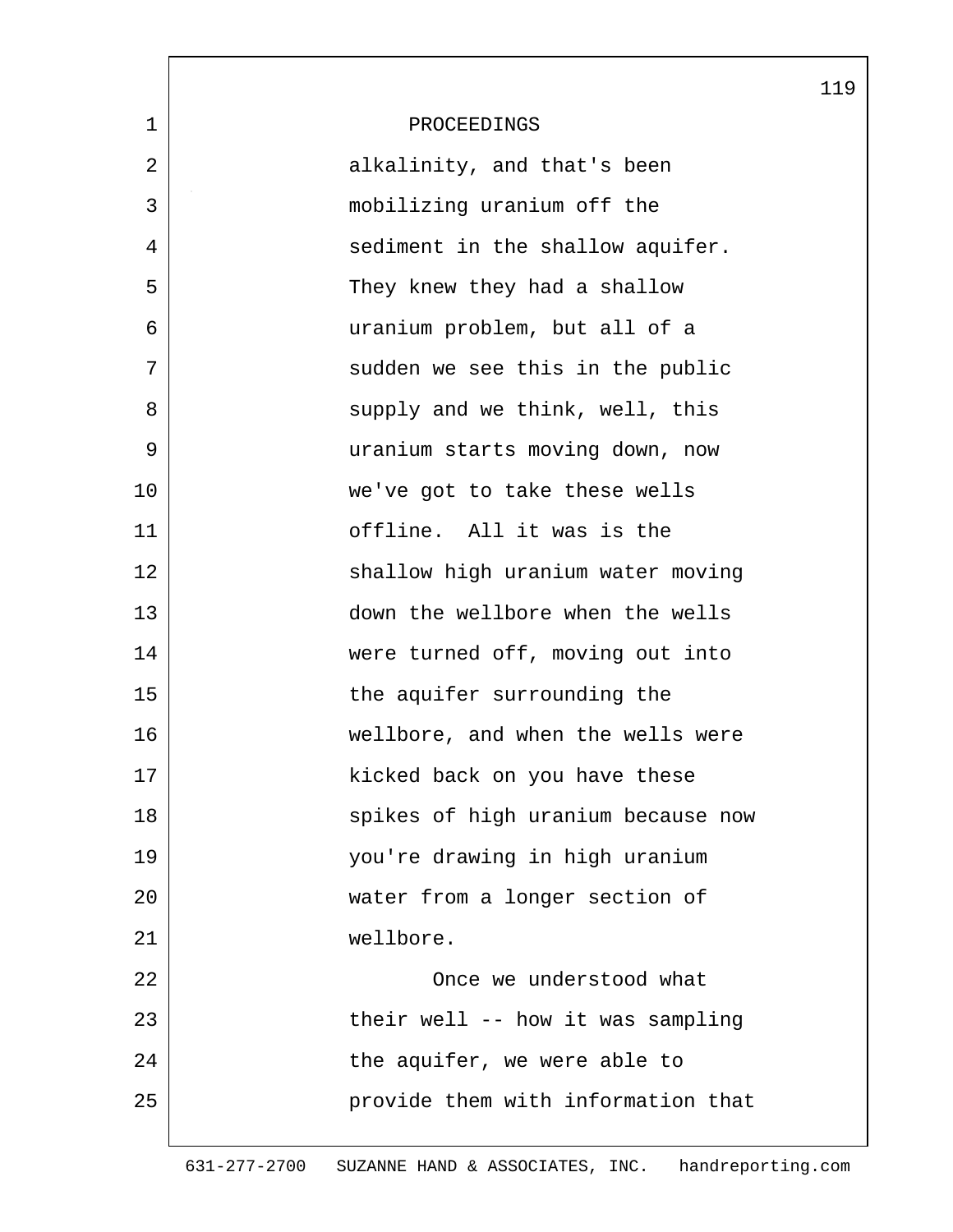PROCEEDINGS

alkalinity, and that's been mobilizing uranium off the sediment in the shallow aquifer. They knew they had a shallow uranium problem, but all of a sudden we see this in the public supply and we think, well, this uranium starts moving down, now we've got to take these wells offline. All it was is the shallow high uranium water moving down the wellbore when the wells were turned off, moving out into the aquifer surrounding the wellbore, and when the wells were kicked back on you have these spikes of high uranium because now you're drawing in high uranium water from a longer section of wellbore.

Once we understood what their well -- how it was sampling the aquifer, we were able to provide them with information that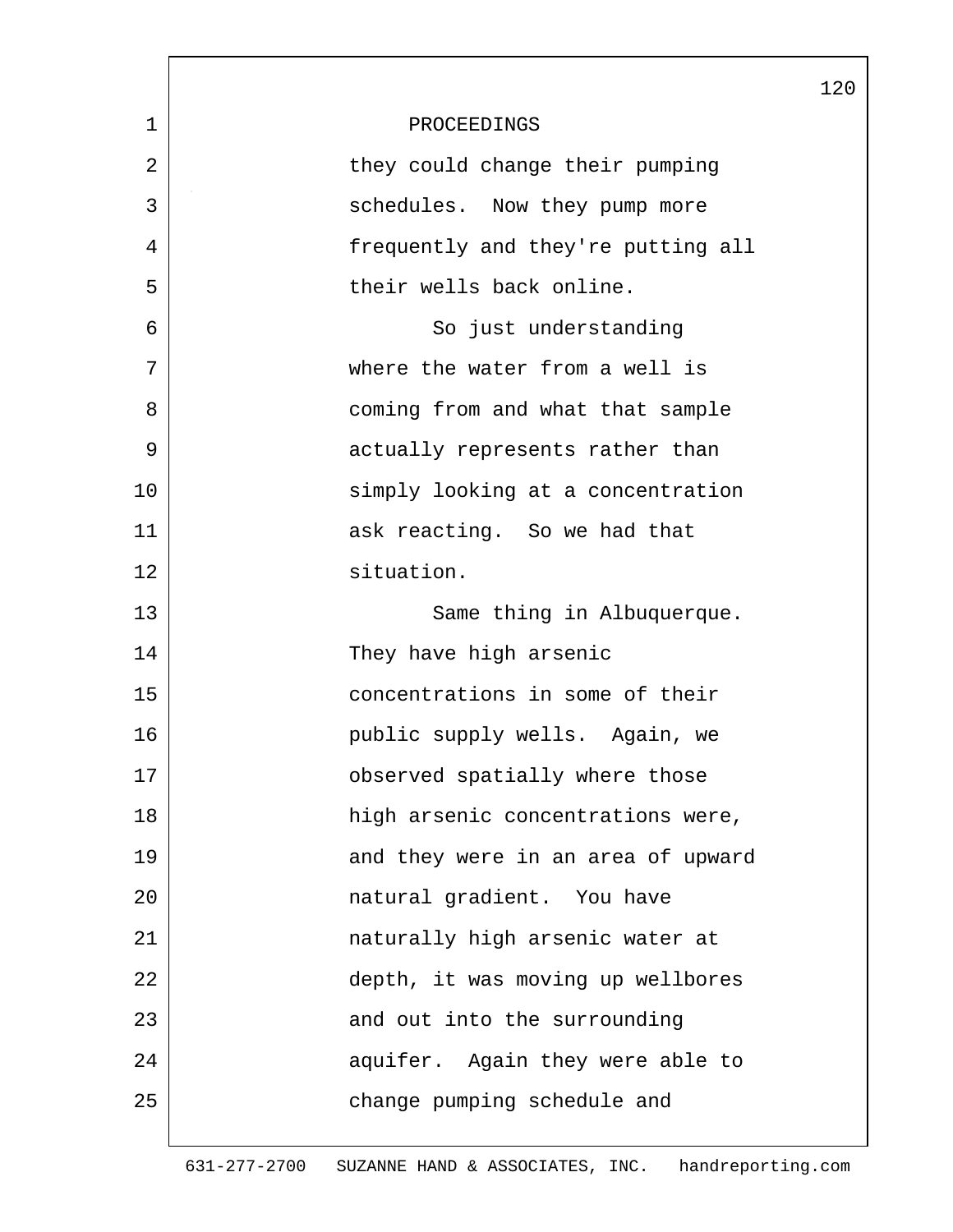PROCEEDINGS

they could change their pumping schedules. Now they pump more frequently and they're putting all their wells back online.

So just understanding where the water from a well is coming from and what that sample actually represents rather than simply looking at a concentration ask reacting. So we had that situation.

Same thing in Albuquerque. They have high arsenic concentrations in some of their public supply wells. Again, we observed spatially where those high arsenic concentrations were, and they were in an area of upward natural gradient. You have naturally high arsenic water at depth, it was moving up wellbores and out into the surrounding aquifer. Again they were able to change pumping schedule and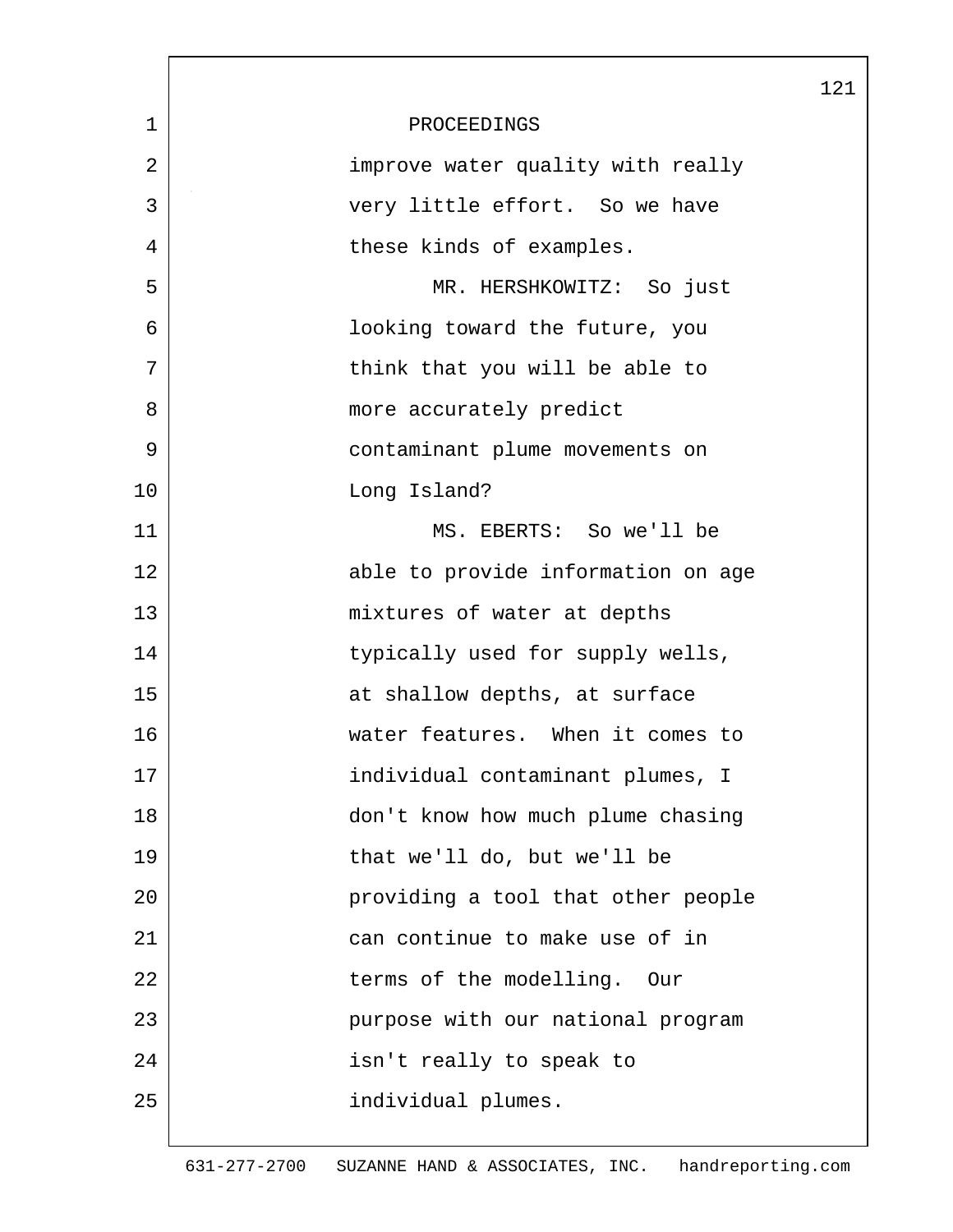PROCEEDINGS

improve water quality with really very little effort. So we have these kinds of examples.

MR. HERSHKOWITZ: So just looking toward the future, you think that you will be able to more accurately predict contaminant plume movements on Long Island?

MS. EBERTS: So we'll be able to provide information on age mixtures of water at depths typically used for supply wells, at shallow depths, at surface water features. When it comes to individual contaminant plumes, I don't know how much plume chasing that we'll do, but we'll be providing a tool that other people can continue to make use of in terms of the modelling. Our purpose with our national program isn't really to speak to individual plumes.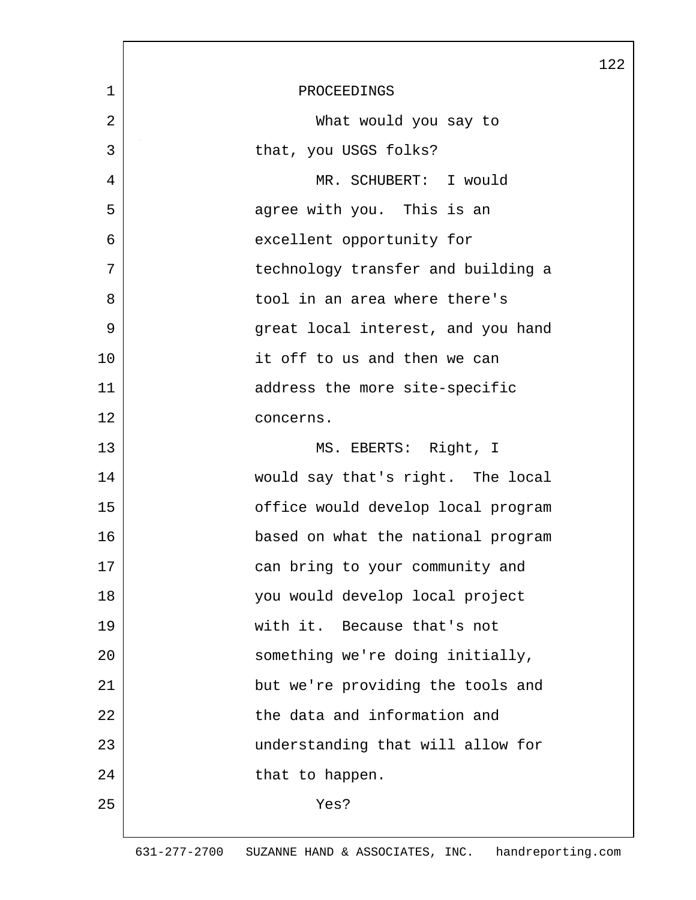PROCEEDINGS

What would you say to that, you USGS folks?

MR. SCHUBERT: I would agree with you. This is an excellent opportunity for technology transfer and building a tool in an area where there's great local interest, and you hand it off to us and then we can address the more site-specific concerns.

MS. EBERTS: Right, I would say that's right. The local office would develop local program based on what the national program can bring to your community and you would develop local project with it. Because that's not something we're doing initially, but we're providing the tools and the data and information and understanding that will allow for that to happen.

Yes?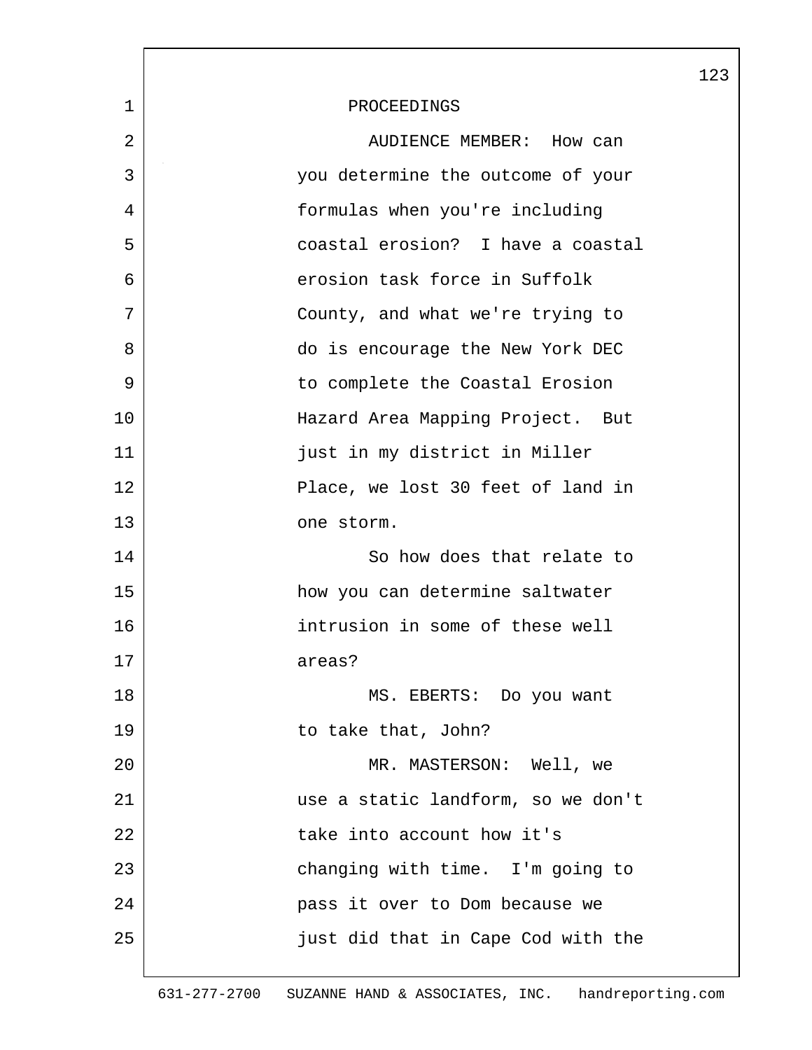PROCEEDINGS

AUDIENCE MEMBER: How can you determine the outcome of your formulas when you're including coastal erosion? I have a coastal erosion task force in Suffolk County, and what we're trying to do is encourage the New York DEC to complete the Coastal Erosion Hazard Area Mapping Project. But just in my district in Miller Place, we lost 30 feet of land in one storm.

So how does that relate to how you can determine saltwater intrusion in some of these well areas?

MS. EBERTS: Do you want to take that, John?

MR. MASTERSON: Well, we use a static landform, so we don't take into account how it's changing with time. I'm going to pass it over to Dom because we just did that in Cape Cod with the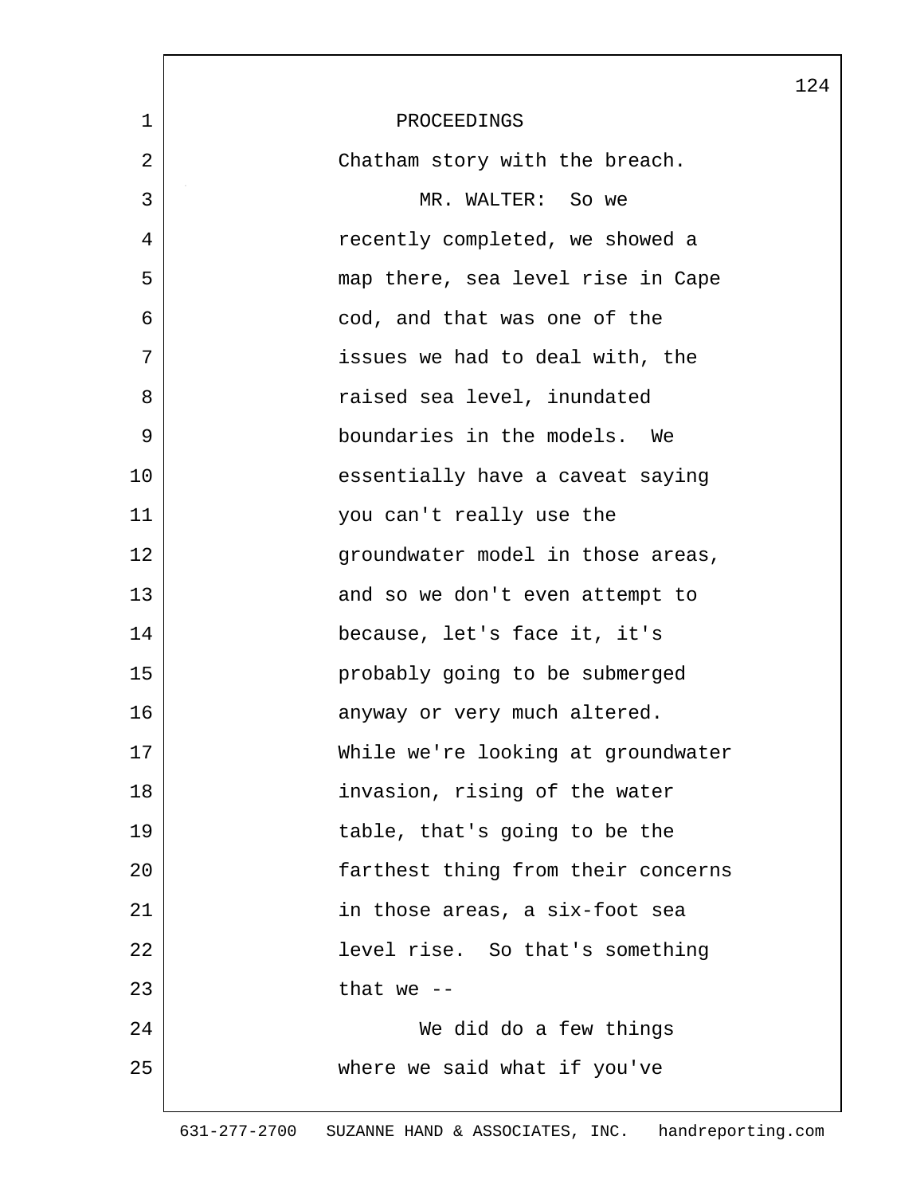PROCEEDINGS

Chatham story with the breach.

MR. WALTER: So we recently completed, we showed a map there, sea level rise in Cape cod, and that was one of the issues we had to deal with, the raised sea level, inundated boundaries in the models. We essentially have a caveat saying you can't really use the groundwater model in those areas, and so we don't even attempt to because, let's face it, it's probably going to be submerged anyway or very much altered. While we're looking at groundwater invasion, rising of the water table, that's going to be the farthest thing from their concerns in those areas, a six-foot sea level rise. So that's something that we --

We did do a few things where we said what if you've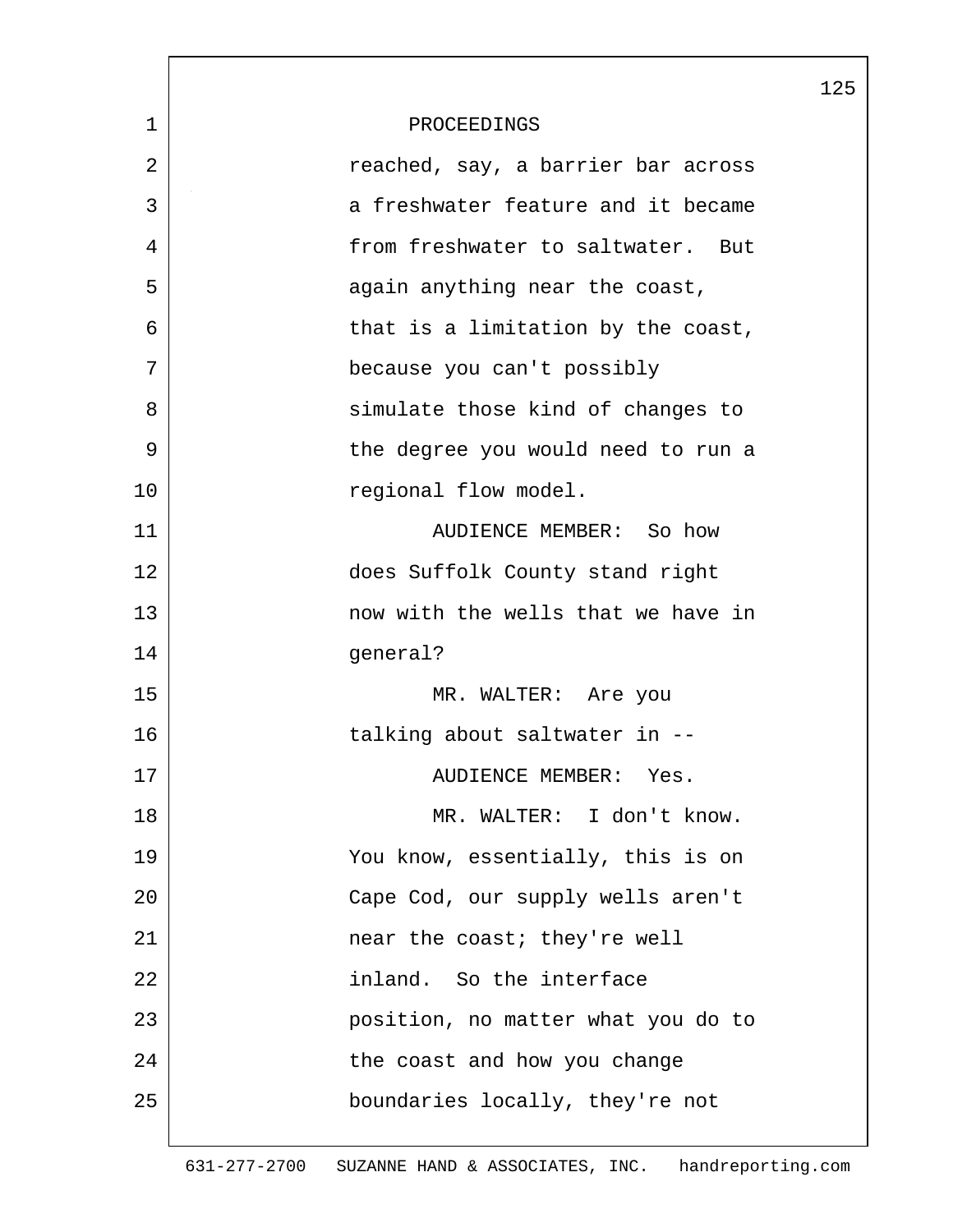PROCEEDINGS

reached, say, a barrier bar across a freshwater feature and it became from freshwater to saltwater. But again anything near the coast, that is a limitation by the coast, because you can't possibly simulate those kind of changes to the degree you would need to run a regional flow model.

AUDIENCE MEMBER: So how does Suffolk County stand right now with the wells that we have in general?

MR. WALTER: Are you talking about saltwater in --

AUDIENCE MEMBER: Yes.

MR. WALTER: I don't know. You know, essentially, this is on Cape Cod, our supply wells aren't near the coast; they're well inland. So the interface position, no matter what you do to the coast and how you change boundaries locally, they're not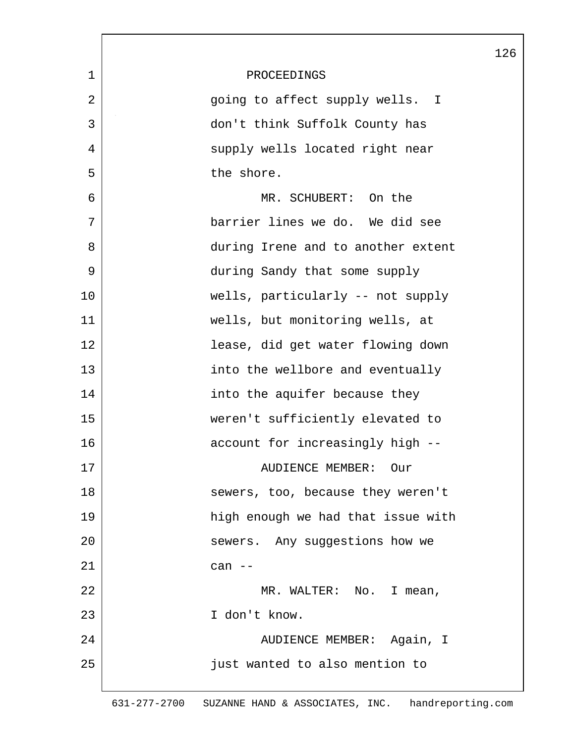PROCEEDINGS

going to affect supply wells. I don't think Suffolk County has supply wells located right near the shore.

MR. SCHUBERT: On the barrier lines we do. We did see during Irene and to another extent during Sandy that some supply wells, particularly -- not supply wells, but monitoring wells, at lease, did get water flowing down into the wellbore and eventually into the aquifer because they weren't sufficiently elevated to account for increasingly high --

AUDIENCE MEMBER: Our sewers, too, because they weren't high enough we had that issue with sewers. Any suggestions how we can --

MR. WALTER: No. I mean, I don't know.

AUDIENCE MEMBER: Again, I just wanted to also mention to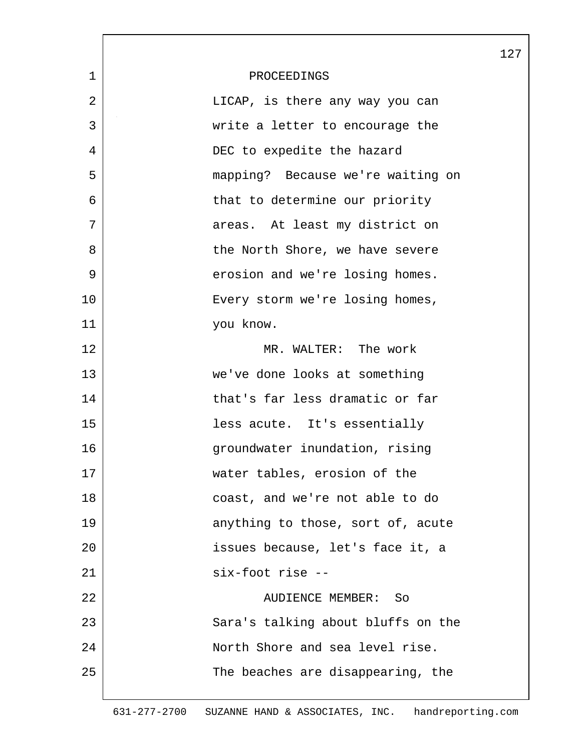PROCEEDINGS

LICAP, is there any way you can write a letter to encourage the DEC to expedite the hazard mapping? Because we're waiting on that to determine our priority areas. At least my district on the North Shore, we have severe erosion and we're losing homes. Every storm we're losing homes, you know.

MR. WALTER: The work we've done looks at something that's far less dramatic or far less acute. It's essentially groundwater inundation, rising water tables, erosion of the coast, and we're not able to do anything to those, sort of, acute issues because, let's face it, a six-foot rise --

AUDIENCE MEMBER: So Sara's talking about bluffs on the North Shore and sea level rise. The beaches are disappearing, the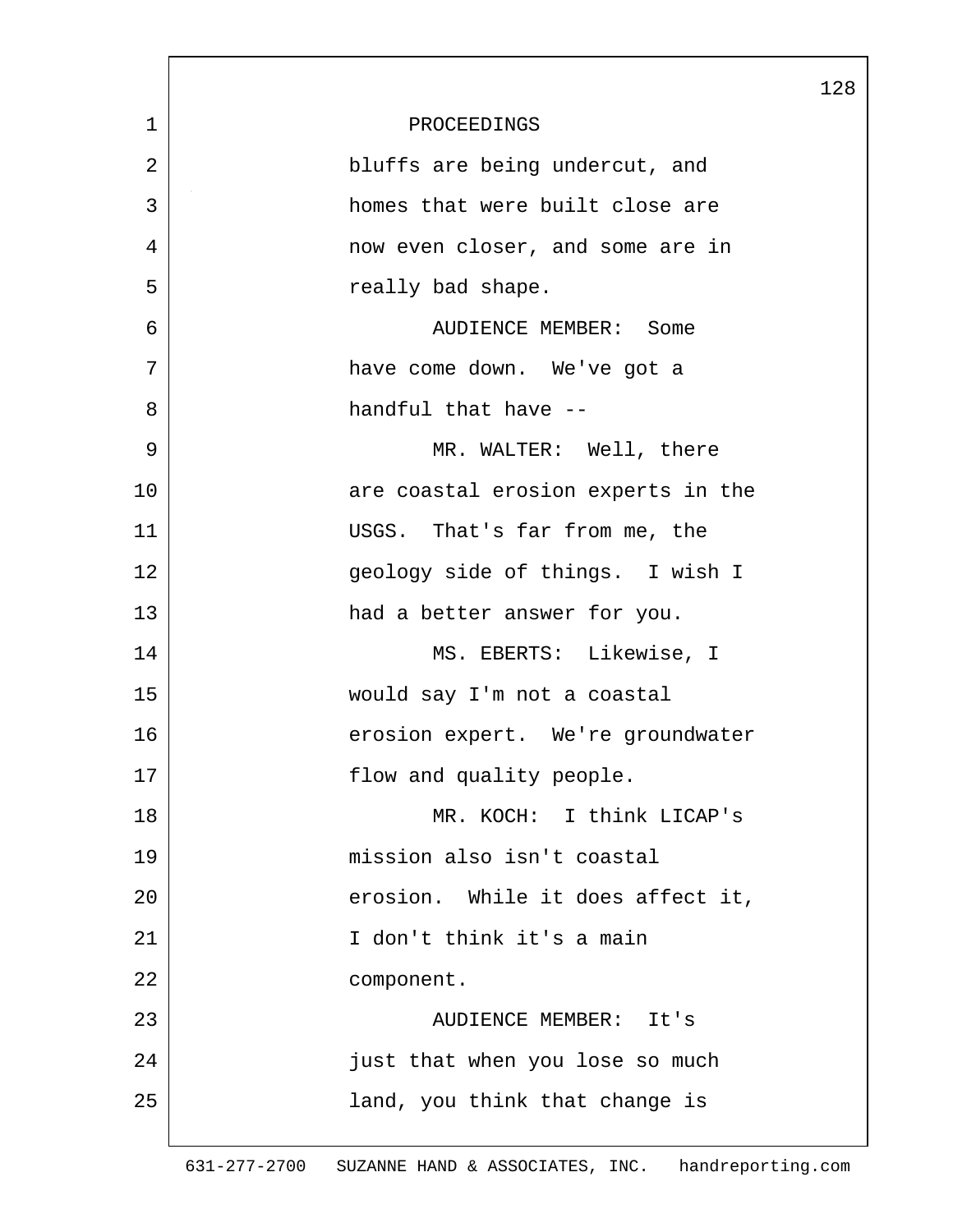PROCEEDINGS

bluffs are being undercut, and homes that were built close are now even closer, and some are in really bad shape.

AUDIENCE MEMBER: Some have come down. We've got a handful that have --

MR. WALTER: Well, there are coastal erosion experts in the USGS. That's far from me, the geology side of things. I wish I had a better answer for you.

MS. EBERTS: Likewise, I would say I'm not a coastal erosion expert. We're groundwater flow and quality people.

MR. KOCH: I think LICAP's mission also isn't coastal erosion. While it does affect it, I don't think it's a main component.

AUDIENCE MEMBER: It's just that when you lose so much land, you think that change is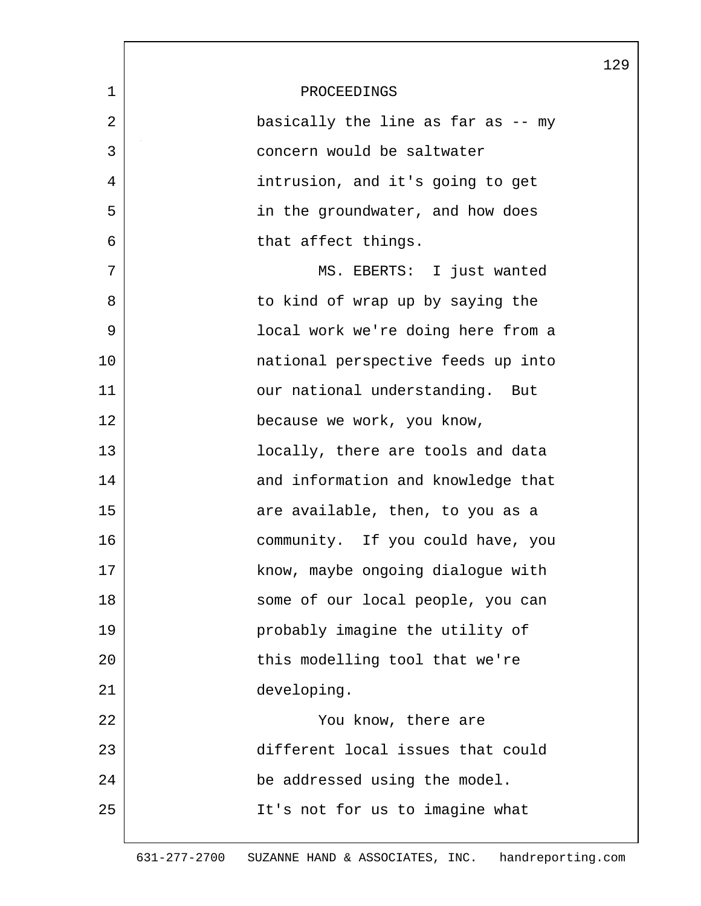PROCEEDINGS

basically the line as far as -- my concern would be saltwater intrusion, and it's going to get in the groundwater, and how does that affect things.

MS. EBERTS: I just wanted to kind of wrap up by saying the local work we're doing here from a national perspective feeds up into our national understanding. But because we work, you know, locally, there are tools and data and information and knowledge that are available, then, to you as a community. If you could have, you know, maybe ongoing dialogue with some of our local people, you can probably imagine the utility of this modelling tool that we're developing.

You know, there are different local issues that could be addressed using the model. It's not for us to imagine what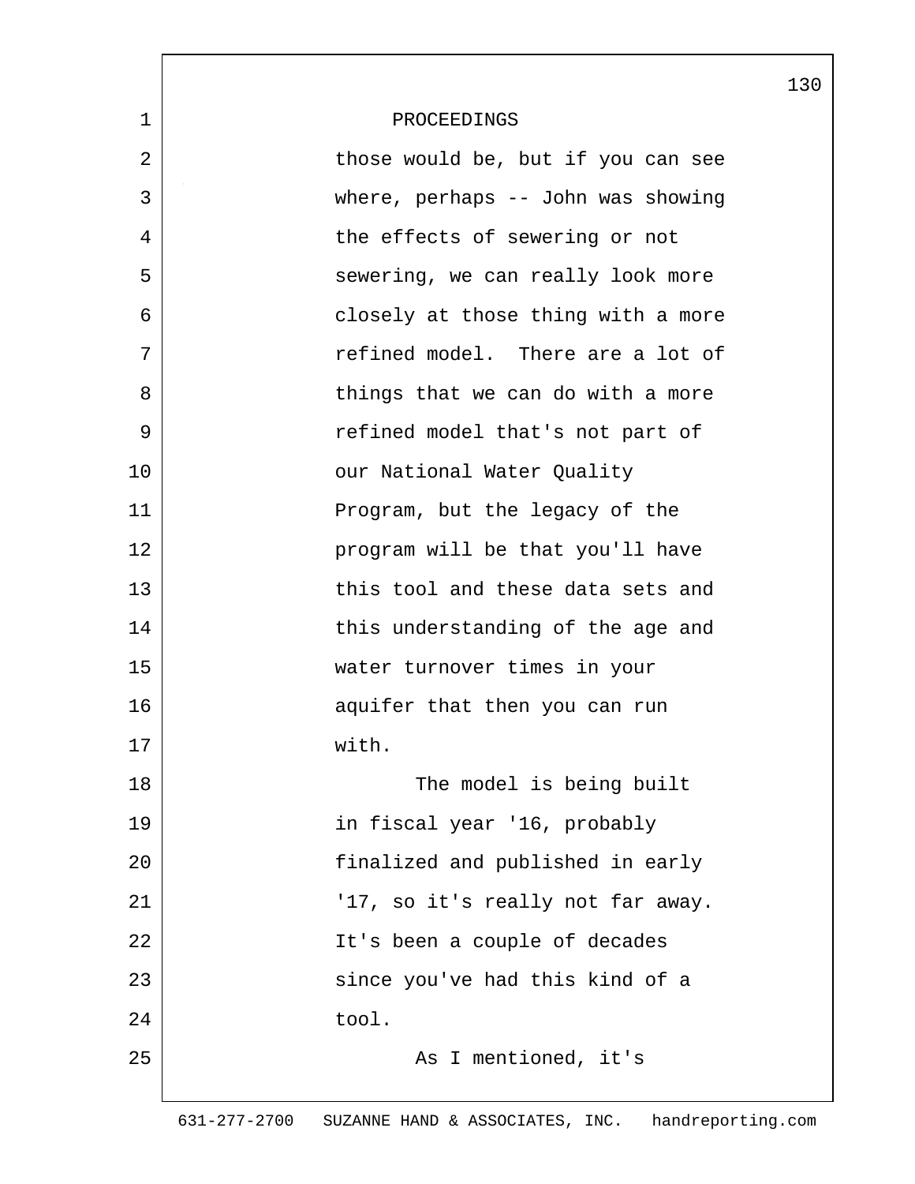PROCEEDINGS

those would be, but if you can see where, perhaps -- John was showing the effects of sewering or not sewering, we can really look more closely at those thing with a more refined model. There are a lot of things that we can do with a more refined model that's not part of our National Water Quality Program, but the legacy of the program will be that you'll have this tool and these data sets and this understanding of the age and water turnover times in your aquifer that then you can run with.

The model is being built in fiscal year '16, probably finalized and published in early '17, so it's really not far away. It's been a couple of decades since you've had this kind of a tool.

As I mentioned, it's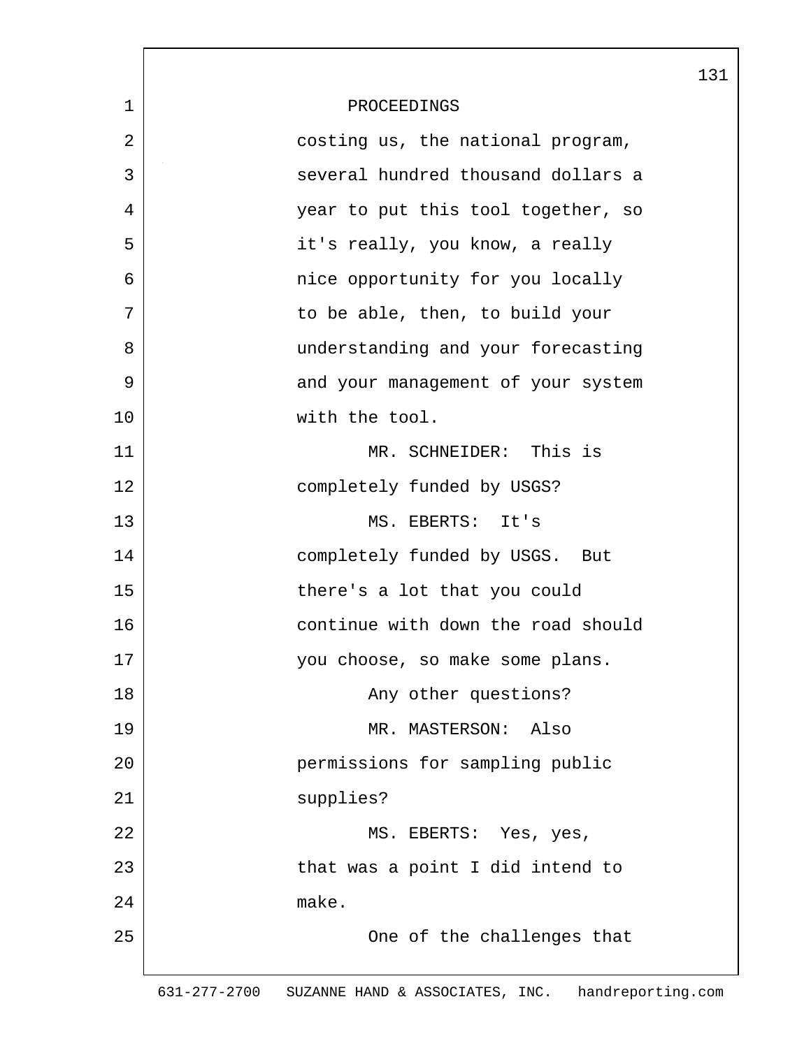PROCEEDINGS

costing us, the national program, several hundred thousand dollars a year to put this tool together, so it's really, you know, a really nice opportunity for you locally to be able, then, to build your understanding and your forecasting and your management of your system with the tool.

MR. SCHNEIDER: This is completely funded by USGS?

MS. EBERTS: It's completely funded by USGS. But there's a lot that you could continue with down the road should you choose, so make some plans.

Any other questions?

MR. MASTERSON: Also permissions for sampling public supplies?

MS. EBERTS: Yes, yes, that was a point I did intend to make.

One of the challenges that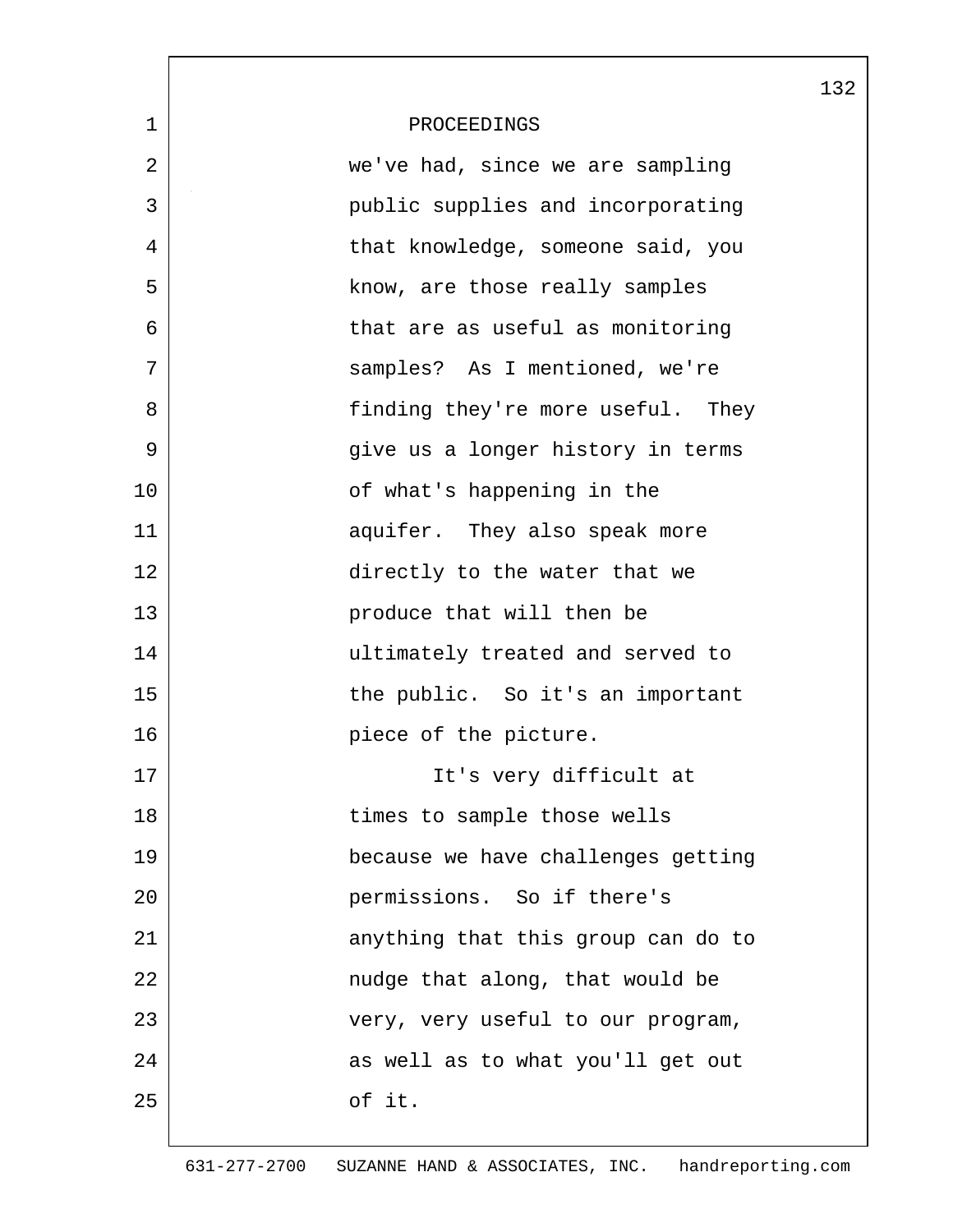PROCEEDINGS

we've had, since we are sampling public supplies and incorporating that knowledge, someone said, you know, are those really samples that are as useful as monitoring samples? As I mentioned, we're finding they're more useful. They give us a longer history in terms of what's happening in the aquifer. They also speak more directly to the water that we produce that will then be ultimately treated and served to the public. So it's an important piece of the picture.

It's very difficult at times to sample those wells because we have challenges getting permissions. So if there's anything that this group can do to nudge that along, that would be very, very useful to our program, as well as to what you'll get out of it.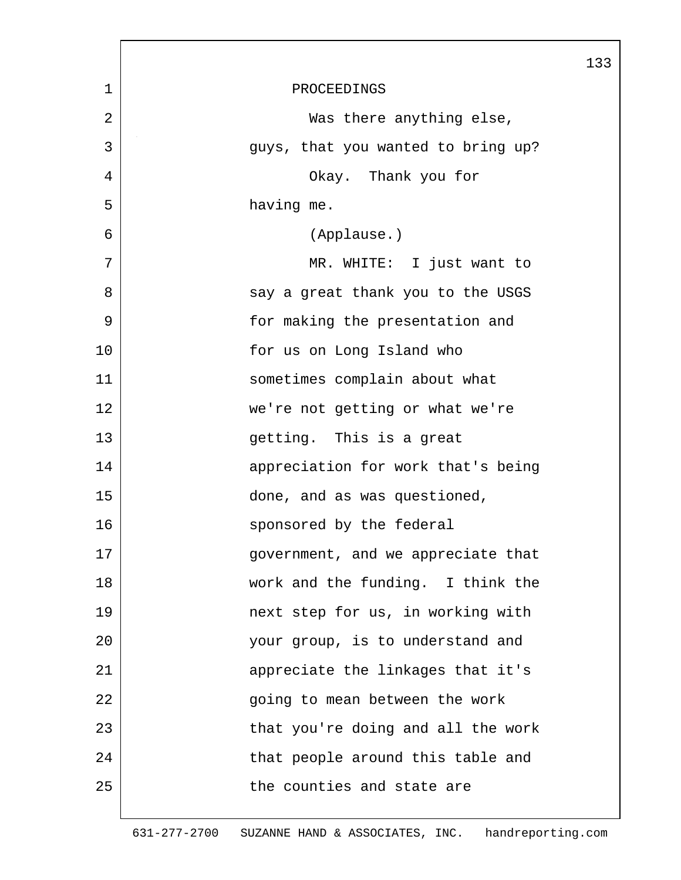PROCEEDINGS

Was there anything else, guys, that you wanted to bring up?

Okay. Thank you for having me.

(Applause.)

MR. WHITE: I just want to say a great thank you to the USGS for making the presentation and for us on Long Island who sometimes complain about what we're not getting or what we're getting. This is a great appreciation for work that's being done, and as was questioned, sponsored by the federal government, and we appreciate that work and the funding. I think the next step for us, in working with your group, is to understand and appreciate the linkages that it's going to mean between the work that you're doing and all the work that people around this table and the counties and state are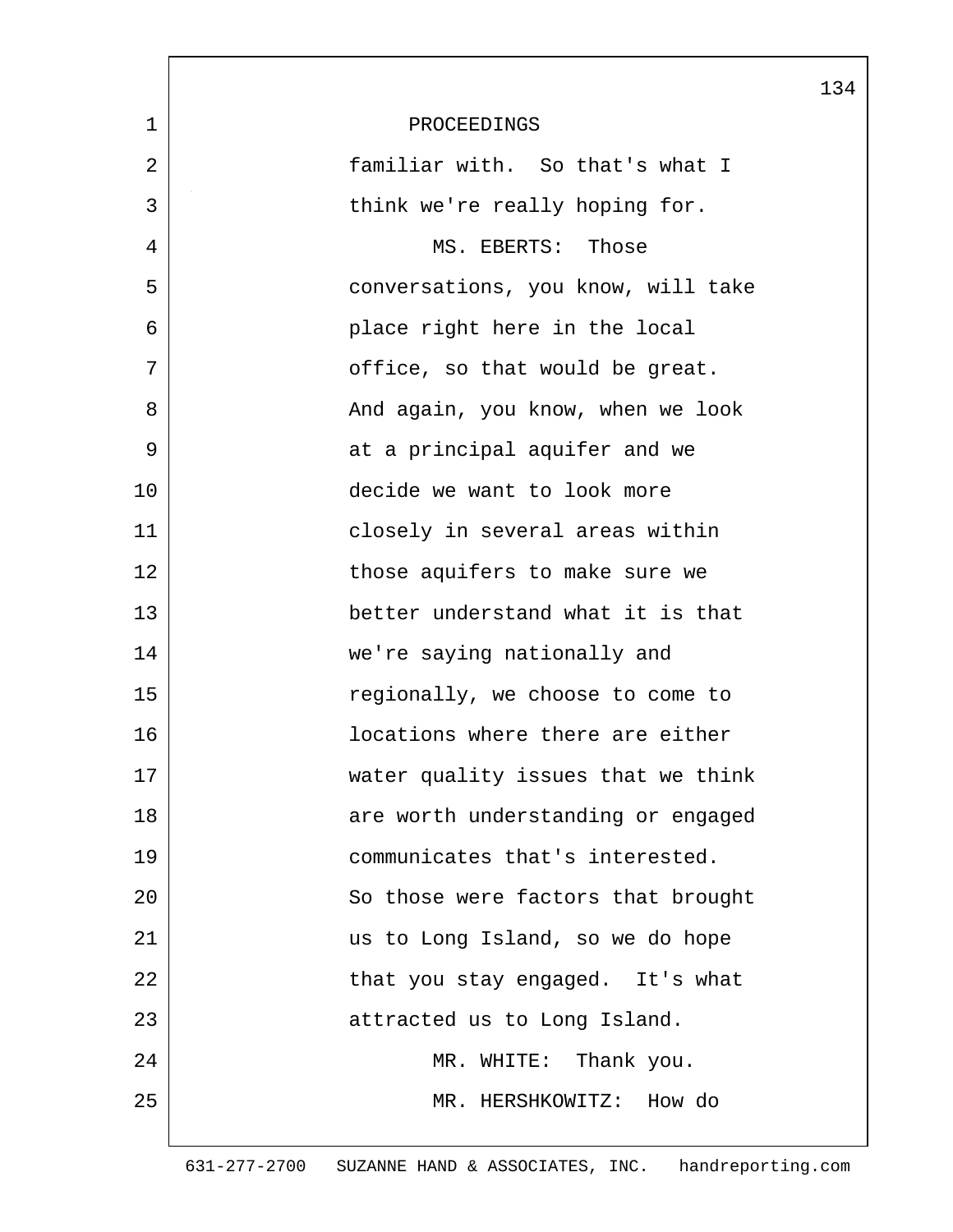PROCEEDINGS

familiar with. So that's what I think we're really hoping for.

MS. EBERTS: Those conversations, you know, will take place right here in the local office, so that would be great. And again, you know, when we look at a principal aquifer and we decide we want to look more closely in several areas within those aquifers to make sure we better understand what it is that we're saying nationally and regionally, we choose to come to locations where there are either water quality issues that we think are worth understanding or engaged communicates that's interested. So those were factors that brought us to Long Island, so we do hope that you stay engaged. It's what attracted us to Long Island.

MR. WHITE: Thank you.

MR. HERSHKOWITZ: How do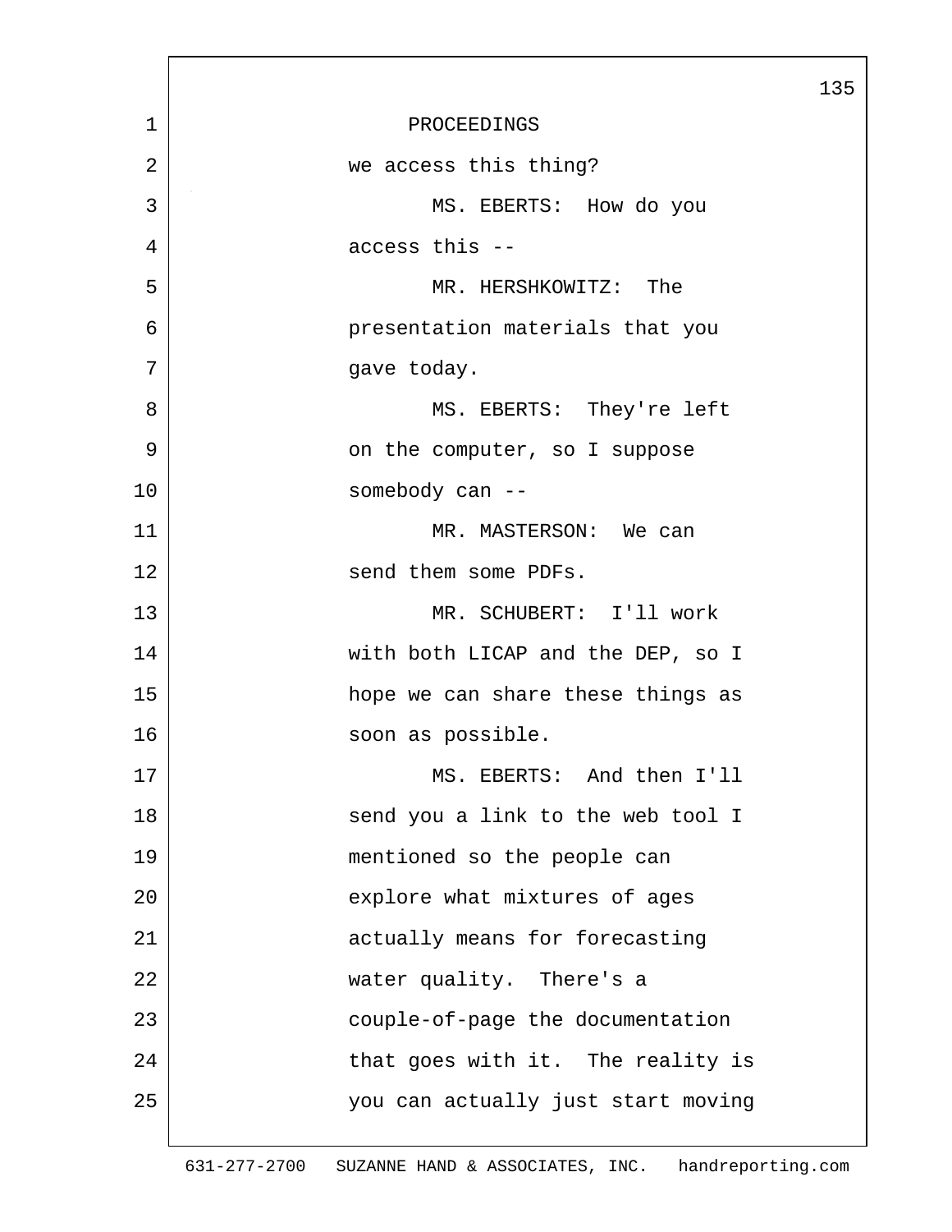PROCEEDINGS

we access this thing?

MS. EBERTS: How do you access this --

MR. HERSHKOWITZ: The presentation materials that you gave today.

MS. EBERTS: They're left on the computer, so I suppose somebody can --

MR. MASTERSON: We can send them some PDFs.

MR. SCHUBERT: I'll work with both LICAP and the DEP, so I hope we can share these things as soon as possible.

MS. EBERTS: And then I'll send you a link to the web tool I mentioned so the people can explore what mixtures of ages actually means for forecasting water quality. There's a couple-of-page the documentation that goes with it. The reality is you can actually just start moving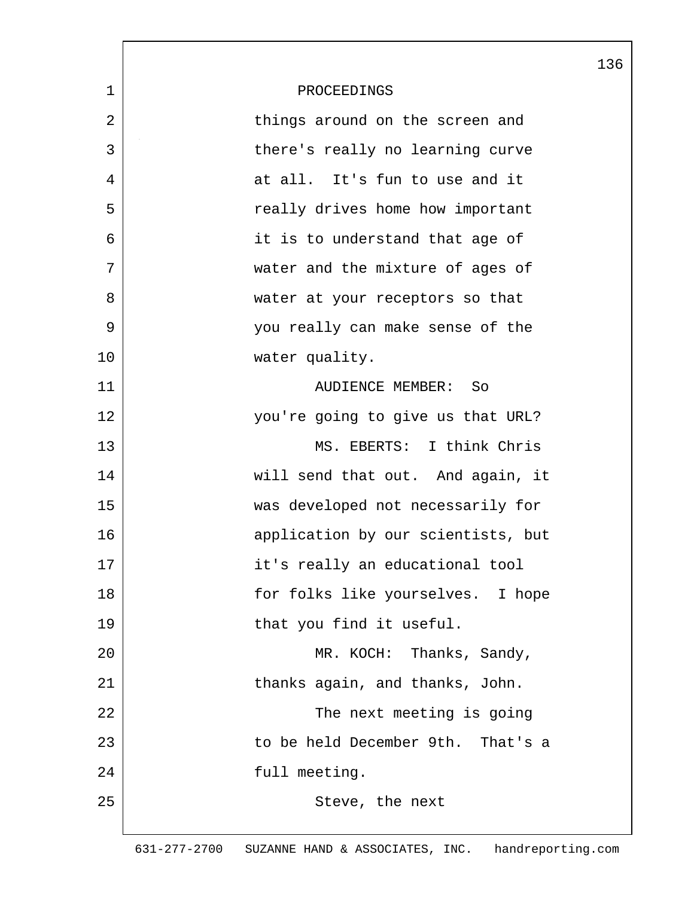PROCEEDINGS

things around on the screen and there's really no learning curve at all. It's fun to use and it really drives home how important it is to understand that age of water and the mixture of ages of water at your receptors so that you really can make sense of the water quality.

AUDIENCE MEMBER: So you're going to give us that URL?

MS. EBERTS: I think Chris will send that out. And again, it was developed not necessarily for application by our scientists, but it's really an educational tool for folks like yourselves. I hope that you find it useful.

MR. KOCH: Thanks, Sandy, thanks again, and thanks, John.

The next meeting is going to be held December 9th. That's a full meeting.

Steve, the next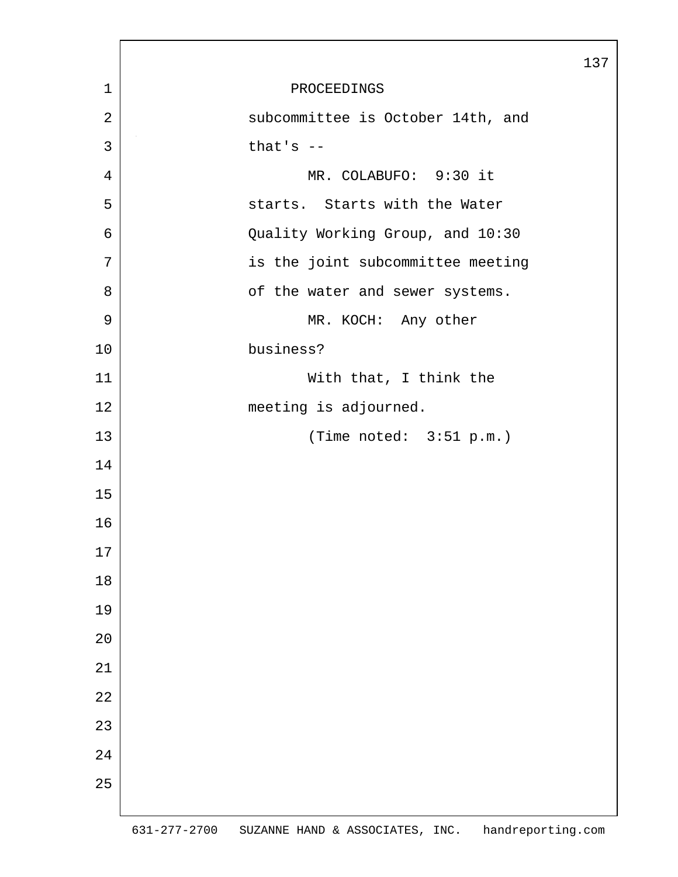PROCEEDINGS

subcommittee is October 14th, and that's --

MR. COLABUFO: 9:30 it starts. Starts with the Water Quality Working Group, and 10:30 is the joint subcommittee meeting of the water and sewer systems.

MR. KOCH: Any other business?

With that, I think the meeting is adjourned.

(Time noted: 3:51 p.m.)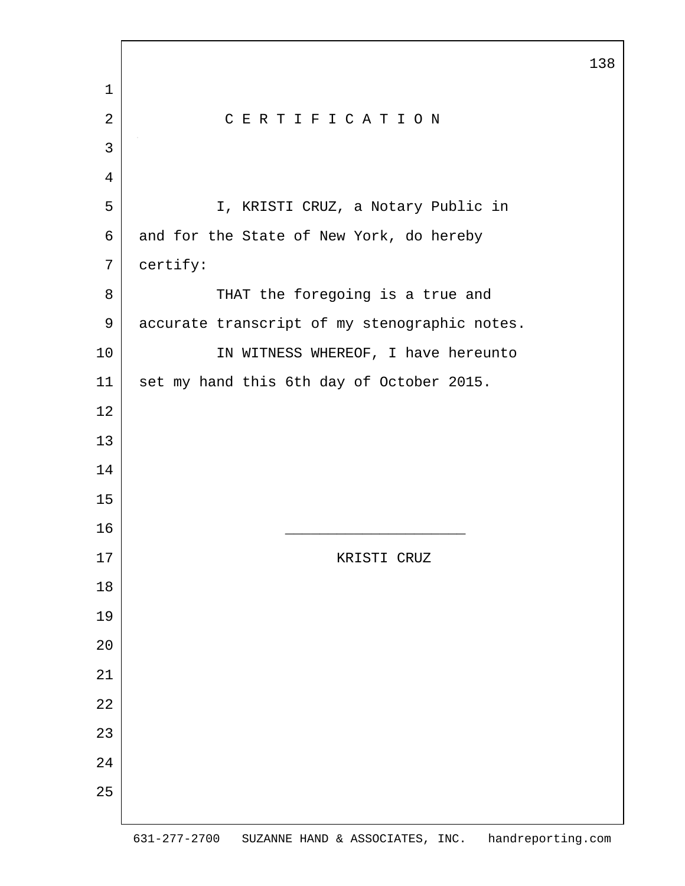# C E R T I F I C A T I O N

I, KRISTI CRUZ, a Notary Public in and for the State of New York, do hereby certify:

THAT the foregoing is a true and accurate transcript of my stenographic notes.

IN WITNESS WHEREOF, I have hereunto set my hand this 6th day of October 2015.

_____________________

KRISTI CRUZ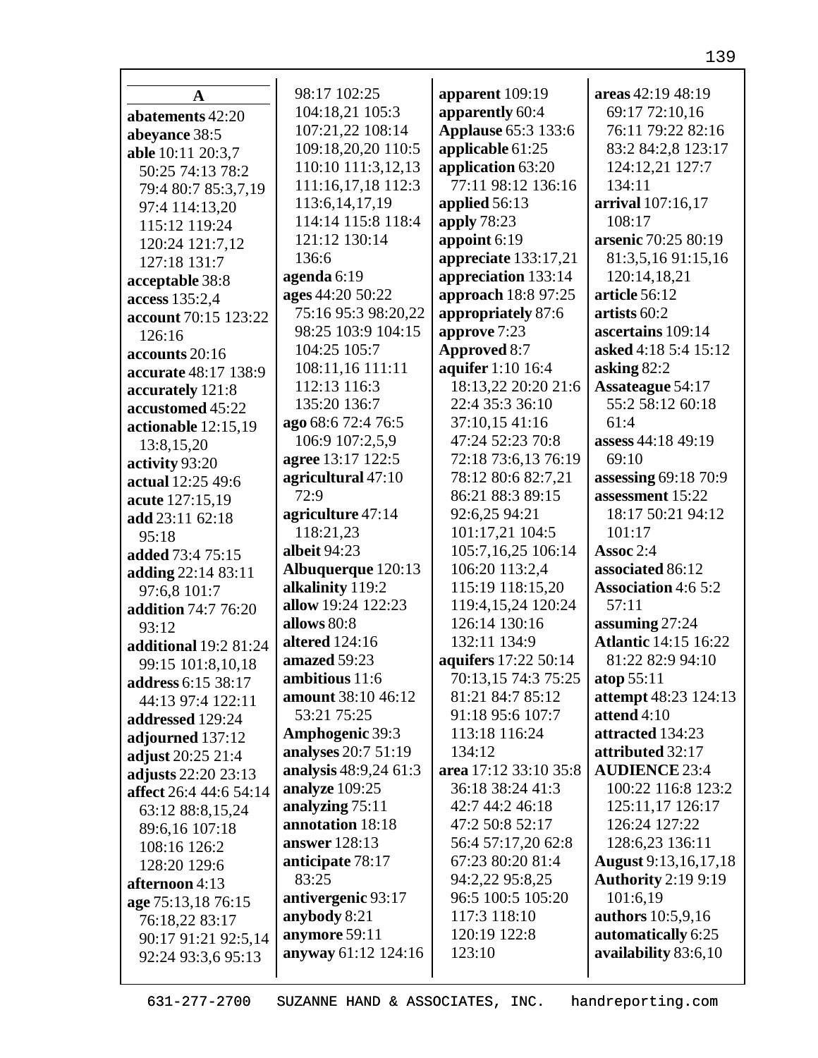**A**

**abatements** 42:20
**abeyance** 38:5
**able** 10:11 20:3,7 50:25 74:13 78:2 79:4 80:7 85:3,7,19 97:4 114:13,20 115:12 119:24 120:24 121:7,12 127:18 131:7
**acceptable** 38:8
**access** 135:2,4
**account** 70:15 123:22 126:16
**accounts** 20:16
**accurate** 48:17 138:9
**accurately** 121:8
**accustomed** 45:22
**actionable** 12:15,19 13:8,15,20
**activity** 93:20
**actual** 12:25 49:6
**acute** 127:15,19
**add** 23:11 62:18 95:18
**added** 73:4 75:15
**adding** 22:14 83:11 97:6,8 101:7
**addition** 74:7 76:20 93:12
**additional** 19:2 81:24 99:15 101:8,10,18
**address** 6:15 38:17 44:13 97:4 122:11
**addressed** 129:24
**adjourned** 137:12
**adjust** 20:25 21:4
**adjusts** 22:20 23:13
**affect** 26:4 44:6 54:14 63:12 88:8,15,24 89:6,16 107:18 108:16 126:2 128:20 129:6
**afternoon** 4:13
**age** 75:13,18 76:15 76:18,22 83:17 90:17 91:21 92:5,14 92:24 93:3,6 95:13 98:17 102:25 104:18,21 105:3 107:21,22 108:14 109:18,20,20 110:5 110:10 111:3,12,13 111:16,17,18 112:3 113:6,14,17,19 114:14 115:8 118:4 121:12 130:14 136:6
**agenda** 6:19
**ages** 44:20 50:22 75:16 95:3 98:20,22 98:25 103:9 104:15 104:25 105:7 108:11,16 111:11 112:13 116:3 135:20 136:7
**ago** 68:6 72:4 76:5 106:9 107:2,5,9
**agree** 13:17 122:5
**agricultural** 47:10 72:9
**agriculture** 47:14 118:21,23
**albeit** 94:23
**Albuquerque** 120:13
**alkalinity** 119:2
**allow** 19:24 122:23
**allows** 80:8
**altered** 124:16
**amazed** 59:23
**ambitious** 11:6
**amount** 38:10 46:12 53:21 75:25
**Amphogenic** 39:3
**analyses** 20:7 51:19
**analysis** 48:9,24 61:3
**analyze** 109:25
**analyzing** 75:11
**annotation** 18:18
**answer** 128:13
**anticipate** 78:17 83:25
**antivergenic** 93:17
**anybody** 8:21
**anymore** 59:11
**anyway** 61:12 124:16
**apparent** 109:19
**apparently** 60:4
**Applause** 65:3 133:6
**applicable** 61:25
**application** 63:20 77:11 98:12 136:16
**applied** 56:13
**apply** 78:23
**appoint** 6:19
**appreciate** 133:17,21
**appreciation** 133:14
**approach** 18:8 97:25
**appropriately** 87:6
**approve** 7:23
**Approved** 8:7
**aquifer** 1:10 16:4 18:13,22 20:20 21:6 22:4 35:3 36:10 37:10,15 41:16 47:24 52:23 70:8 72:18 73:6,13 76:19 78:12 80:6 82:7,21 86:21 88:3 89:15 92:6,25 94:21 101:17,21 104:5 105:7,16,25 106:14 106:20 113:2,4 115:19 118:15,20 119:4,15,24 120:24 126:14 130:16 132:11 134:9
**aquifers** 17:22 50:14 70:13,15 74:3 75:25 81:21 84:7 85:12 91:18 95:6 107:7 113:18 116:24 134:12
**area** 17:12 33:10 35:8 36:18 38:24 41:3 42:7 44:2 46:18 47:2 50:8 52:17 56:4 57:17,20 62:8 67:23 80:20 81:4 94:2,22 95:8,25 96:5 100:5 105:20 117:3 118:10 120:19 122:8 123:10
**areas** 42:19 48:19 69:17 72:10,16 76:11 79:22 82:16 83:2 84:2,8 123:17 124:12,21 127:7 134:11
**arrival** 107:16,17 108:17
**arsenic** 70:25 80:19 81:3,5,16 91:15,16 120:14,18,21
**article** 56:12
**artists** 60:2
**ascertains** 109:14
**asked** 4:18 5:4 15:12
**asking** 82:2
**Assateague** 54:17 55:2 58:12 60:18 61:4
**assess** 44:18 49:19 69:10
**assessing** 69:18 70:9
**assessment** 15:22 18:17 50:21 94:12 101:17
**Assoc** 2:4
**associated** 86:12
**Association** 4:6 5:2 57:11
**assuming** 27:24
**Atlantic** 14:15 16:22 81:22 82:9 94:10
**atop** 55:11
**attempt** 48:23 124:13
**attend** 4:10
**attracted** 134:23
**attributed** 32:17
**AUDIENCE** 23:4 100:22 116:8 123:2 125:11,17 126:17 126:24 127:22 128:6,23 136:11
**August** 9:13,16,17,18
**Authority** 2:19 9:19 101:6,19
**authors** 10:5,9,16
**automatically** 6:25
**availability** 83:6,10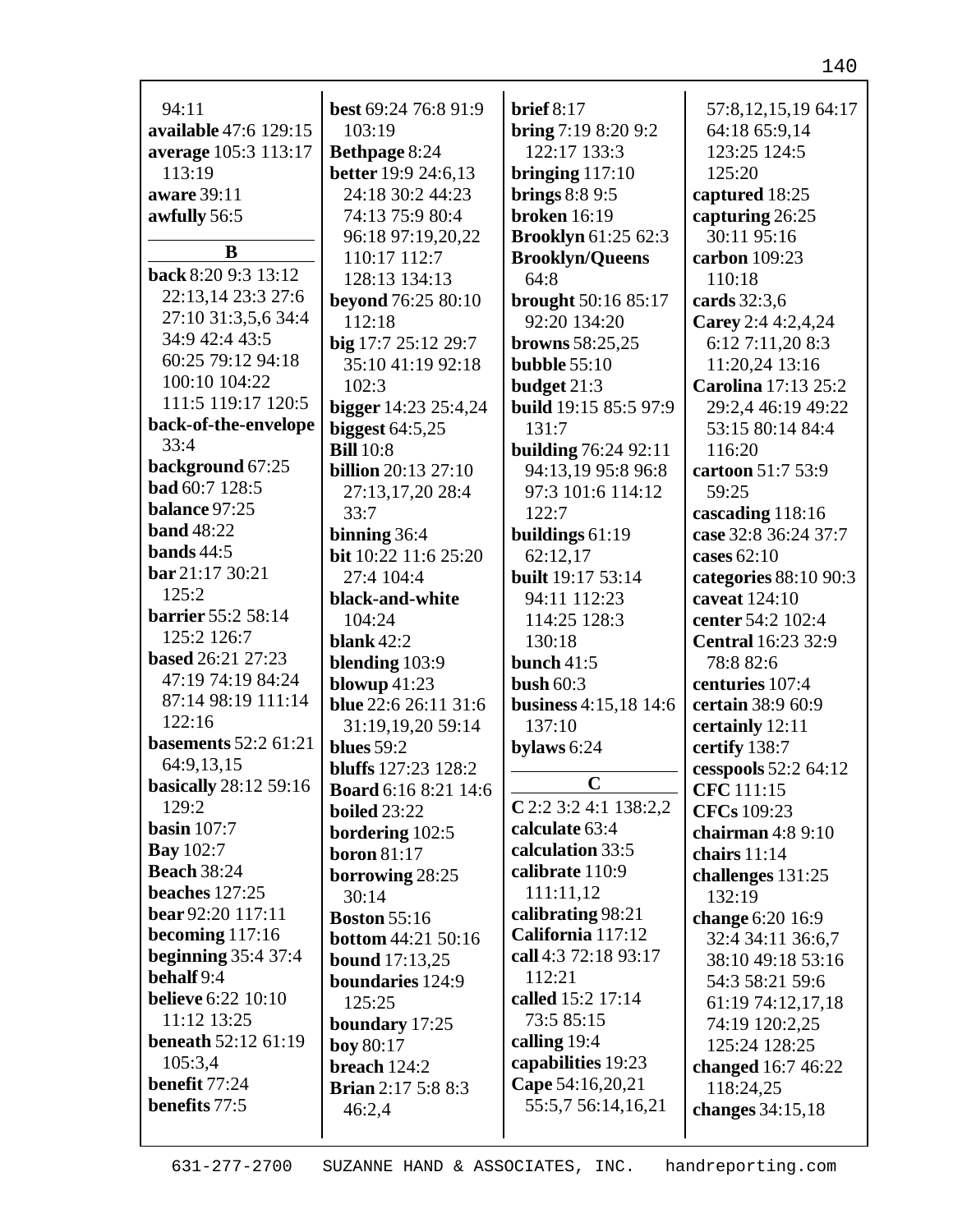94:11
**available** 47:6 129:15
**average** 105:3 113:17 113:19
**aware** 39:11
**awfully** 56:5

## B

**back** 8:20 9:3 13:12 22:13,14 23:3 27:6 27:10 31:3,5,6 34:4 34:9 42:4 43:5 60:25 79:12 94:18 100:10 104:22 111:5 119:17 120:5
**back-of-the-envelope** 33:4
**background** 67:25
**bad** 60:7 128:5
**balance** 97:25
**band** 48:22
**bands** 44:5
**bar** 21:17 30:21 125:2
**barrier** 55:2 58:14 125:2 126:7
**based** 26:21 27:23 47:19 74:19 84:24 87:14 98:19 111:14 122:16
**basements** 52:2 61:21 64:9,13,15
**basically** 28:12 59:16 129:2
**basin** 107:7
**Bay** 102:7
**Beach** 38:24
**beaches** 127:25
**bear** 92:20 117:11
**becoming** 117:16
**beginning** 35:4 37:4
**behalf** 9:4
**believe** 6:22 10:10 11:12 13:25
**beneath** 52:12 61:19 105:3,4
**benefit** 77:24
**benefits** 77:5
**best** 69:24 76:8 91:9 103:19
**Bethpage** 8:24
**better** 19:9 24:6,13 24:18 30:2 44:23 74:13 75:9 80:4 96:18 97:19,20,22 110:17 112:7 128:13 134:13
**beyond** 76:25 80:10 112:18
**big** 17:7 25:12 29:7 35:10 41:19 92:18 102:3
**bigger** 14:23 25:4,24
**biggest** 64:5,25
**Bill** 10:8
**billion** 20:13 27:10 27:13,17,20 28:4 33:7
**binning** 36:4
**bit** 10:22 11:6 25:20 27:4 104:4
**black-and-white** 104:24
**blank** 42:2
**blending** 103:9
**blowup** 41:23
**blue** 22:6 26:11 31:6 31:19,19,20 59:14
**blues** 59:2
**bluffs** 127:23 128:2
**Board** 6:16 8:21 14:6
**boiled** 23:22
**bordering** 102:5
**boron** 81:17
**borrowing** 28:25 30:14
**Boston** 55:16
**bottom** 44:21 50:16
**bound** 17:13,25
**boundaries** 124:9 125:25
**boundary** 17:25
**boy** 80:17
**breach** 124:2
**Brian** 2:17 5:8 8:3 46:2,4
**brief** 8:17
**bring** 7:19 8:20 9:2 122:17 133:3
**bringing** 117:10
**brings** 8:8 9:5
**broken** 16:19
**Brooklyn** 61:25 62:3
**Brooklyn/Queens** 64:8
**brought** 50:16 85:17 92:20 134:20
**browns** 58:25,25
**bubble** 55:10
**budget** 21:3
**build** 19:15 85:5 97:9 131:7
**building** 76:24 92:11 94:13,19 95:8 96:8 97:3 101:6 114:12 122:7
**buildings** 61:19 62:12,17
**built** 19:17 53:14 94:11 112:23 114:25 128:3 130:18
**bunch** 41:5
**bush** 60:3
**business** 4:15,18 14:6 137:10
**bylaws** 6:24

## C

**C** 2:2 3:2 4:1 138:2,2
**calculate** 63:4
**calculation** 33:5
**calibrate** 110:9 111:11,12
**calibrating** 98:21
**California** 117:12
**call** 4:3 72:18 93:17 112:21
**called** 15:2 17:14 73:5 85:15
**calling** 19:4
**capabilities** 19:23
**Cape** 54:16,20,21 55:5,7 56:14,16,21 57:8,12,15,19 64:17 64:18 65:9,14 123:25 124:5 125:20
**captured** 18:25
**capturing** 26:25 30:11 95:16
**carbon** 109:23 110:18
**cards** 32:3,6
**Carey** 2:4 4:2,4,24 6:12 7:11,20 8:3 11:20,24 13:16
**Carolina** 17:13 25:2 29:2,4 46:19 49:22 53:15 80:14 84:4 116:20
**cartoon** 51:7 53:9 59:25
**cascading** 118:16
**case** 32:8 36:24 37:7
**cases** 62:10
**categories** 88:10 90:3
**caveat** 124:10
**center** 54:2 102:4
**Central** 16:23 32:9 78:8 82:6
**centuries** 107:4
**certain** 38:9 60:9
**certainly** 12:11
**certify** 138:7
**cesspools** 52:2 64:12
**CFC** 111:15
**CFCs** 109:23
**chairman** 4:8 9:10
**chairs** 11:14
**challenges** 131:25 132:19
**change** 6:20 16:9 32:4 34:11 36:6,7 38:10 49:18 53:16 54:3 58:21 59:6 61:19 74:12,17,18 74:19 120:2,25 125:24 128:25
**changed** 16:7 46:22 118:24,25
**changes** 34:15,18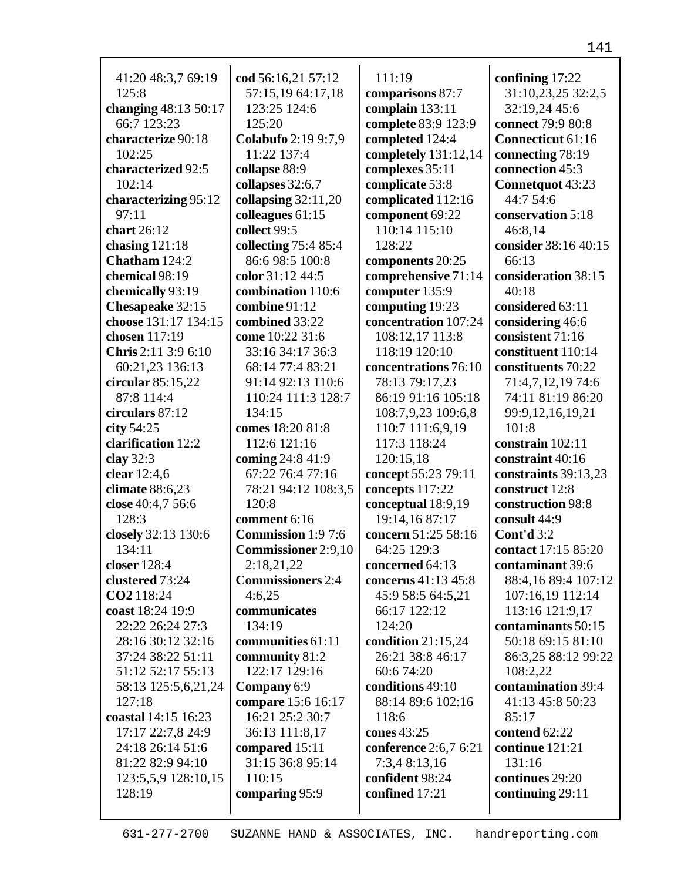41:20 48:3,7 69:19 125:8
**changing** 48:13 50:17 66:7 123:23
**characterize** 90:18 102:25
**characterized** 92:5 102:14
**characterizing** 95:12 97:11
**chart** 26:12
**chasing** 121:18
**Chatham** 124:2
**chemical** 98:19
**chemically** 93:19
**Chesapeake** 32:15
**choose** 131:17 134:15
**chosen** 117:19
**Chris** 2:11 3:9 6:10 60:21,23 136:13
**circular** 85:15,22 87:8 114:4
**circulars** 87:12
**city** 54:25
**clarification** 12:2
**clay** 32:3
**clear** 12:4,6
**climate** 88:6,23
**close** 40:4,7 56:6 128:3
**closely** 32:13 130:6 134:11
**closer** 128:4
**clustered** 73:24
**CO2** 118:24
**coast** 18:24 19:9 22:22 26:24 27:3 28:16 30:12 32:16 37:24 38:22 51:11 51:12 52:17 55:13 58:13 125:5,6,21,24 127:18
**coastal** 14:15 16:23 17:17 22:7,8 24:9 24:18 26:14 51:6 81:22 82:9 94:10 123:5,5,9 128:10,15 128:19
**cod** 56:16,21 57:12 57:15,19 64:17,18 123:25 124:6 125:20
**Colabufo** 2:19 9:7,9 11:22 137:4
**collapse** 88:9
**collapses** 32:6,7
**collapsing** 32:11,20
**colleagues** 61:15
**collect** 99:5
**collecting** 75:4 85:4 86:6 98:5 100:8
**color** 31:12 44:5
**combination** 110:6
**combine** 91:12
**combined** 33:22
**come** 10:22 31:6 33:16 34:17 36:3 68:14 77:4 83:21 91:14 92:13 110:6 110:24 111:3 128:7 134:15
**comes** 18:20 81:8 112:6 121:16
**coming** 24:8 41:9 67:22 76:4 77:16 78:21 94:12 108:3,5 120:8
**comment** 6:16
**Commission** 1:9 7:6
**Commissioner** 2:9,10 2:18,21,22
**Commissioners** 2:4 4:6,25
**communicates** 134:19
**communities** 61:11
**community** 81:2 122:17 129:16
**Company** 6:9
**compare** 15:6 16:17 16:21 25:2 30:7 36:13 111:8,17
**compared** 15:11 31:15 36:8 95:14 110:15
**comparing** 95:9
111:19
**comparisons** 87:7
**complain** 133:11
**complete** 83:9 123:9
**completed** 124:4
**completely** 131:12,14
**complexes** 35:11
**complicate** 53:8
**complicated** 112:16
**component** 69:22 110:14 115:10 128:22
**components** 20:25
**comprehensive** 71:14
**computer** 135:9
**computing** 19:23
**concentration** 107:24 108:12,17 113:8 118:19 120:10
**concentrations** 76:10 78:13 79:17,23 86:19 91:16 105:18 108:7,9,23 109:6,8 110:7 111:6,9,19 117:3 118:24 120:15,18
**concept** 55:23 79:11
**concepts** 117:22
**conceptual** 18:9,19 19:14,16 87:17
**concern** 51:25 58:16 64:25 129:3
**concerned** 64:13
**concerns** 41:13 45:8 45:9 58:5 64:5,21 66:17 122:12 124:20
**condition** 21:15,24 26:21 38:8 46:17 60:6 74:20
**conditions** 49:10 88:14 89:6 102:16 118:6
**cones** 43:25
**conference** 2:6,7 6:21 7:3,4 8:13,16
**confident** 98:24
**confined** 17:21
**confining** 17:22 31:10,23,25 32:2,5 32:19,24 45:6
**connect** 79:9 80:8
**Connecticut** 61:16
**connecting** 78:19
**connection** 45:3
**Connetquot** 43:23 44:7 54:6
**conservation** 5:18 46:8,14
**consider** 38:16 40:15 66:13
**consideration** 38:15 40:18
**considered** 63:11
**considering** 46:6
**consistent** 71:16
**constituent** 110:14
**constituents** 70:22 71:4,7,12,19 74:6 74:11 81:19 86:20 99:9,12,16,19,21 101:8
**constrain** 102:11
**constraint** 40:16
**constraints** 39:13,23
**construct** 12:8
**construction** 98:8
**consult** 44:9
**Cont'd** 3:2
**contact** 17:15 85:20
**contaminant** 39:6 88:4,16 89:4 107:12 107:16,19 112:14 113:16 121:9,17
**contaminants** 50:15 50:18 69:15 81:10 86:3,25 88:12 99:22 108:2,22
**contamination** 39:4 41:13 45:8 50:23 85:17
**contend** 62:22
**continue** 121:21 131:16
**continues** 29:20
**continuing** 29:11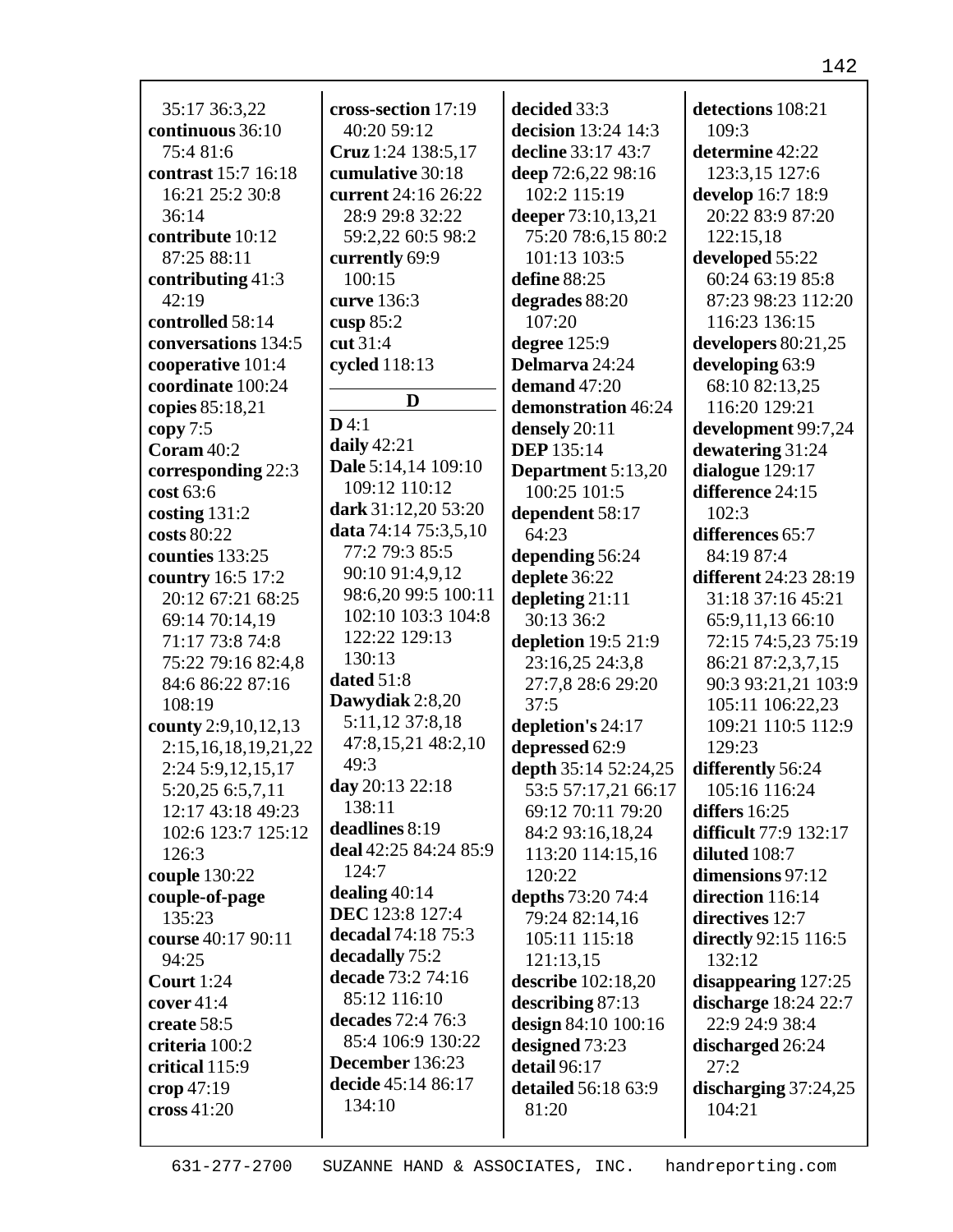35:17 36:3,22
**continuous** 36:10 75:4 81:6
**contrast** 15:7 16:18 16:21 25:2 30:8 36:14
**contribute** 10:12 87:25 88:11
**contributing** 41:3 42:19
**controlled** 58:14
**conversations** 134:5
**cooperative** 101:4
**coordinate** 100:24
**copies** 85:18,21
**copy** 7:5
**Coram** 40:2
**corresponding** 22:3
**cost** 63:6
**costing** 131:2
**costs** 80:22
**counties** 133:25
**country** 16:5 17:2 20:12 67:21 68:25 69:14 70:14,19 71:17 73:8 74:8 75:22 79:16 82:4,8 84:6 86:22 87:16 108:19
**county** 2:9,10,12,13 2:15,16,18,19,21,22 2:24 5:9,12,15,17 5:20,25 6:5,7,11 12:17 43:18 49:23 102:6 123:7 125:12 126:3
**couple** 130:22
**couple-of-page** 135:23
**course** 40:17 90:11 94:25
**Court** 1:24
**cover** 41:4
**create** 58:5
**criteria** 100:2
**critical** 115:9
**crop** 47:19
**cross** 41:20
**cross-section** 17:19 40:20 59:12
**Cruz** 1:24 138:5,17
**cumulative** 30:18
**current** 24:16 26:22 28:9 29:8 32:22 59:2,22 60:5 98:2
**currently** 69:9 100:15
**curve** 136:3
**cusp** 85:2
**cut** 31:4
**cycled** 118:13

## D

**D** 4:1
**daily** 42:21
**Dale** 5:14,14 109:10 109:12 110:12
**dark** 31:12,20 53:20
**data** 74:14 75:3,5,10 77:2 79:3 85:5 90:10 91:4,9,12 98:6,20 99:5 100:11 102:10 103:3 104:8 122:22 129:13 130:13
**dated** 51:8
**Dawydiak** 2:8,20 5:11,12 37:8,18 47:8,15,21 48:2,10 49:3
**day** 20:13 22:18 138:11
**deadlines** 8:19
**deal** 42:25 84:24 85:9 124:7
**dealing** 40:14
**DEC** 123:8 127:4
**decadal** 74:18 75:3
**decadally** 75:2
**decade** 73:2 74:16 85:12 116:10
**decades** 72:4 76:3 85:4 106:9 130:22
**December** 136:23
**decide** 45:14 86:17 134:10
**decided** 33:3
**decision** 13:24 14:3
**decline** 33:17 43:7
**deep** 72:6,22 98:16 102:2 115:19
**deeper** 73:10,13,21 75:20 78:6,15 80:2 101:13 103:5
**define** 88:25
**degrades** 88:20 107:20
**degree** 125:9
**Delmarva** 24:24
**demand** 47:20
**demonstration** 46:24
**densely** 20:11
**DEP** 135:14
**Department** 5:13,20 100:25 101:5
**dependent** 58:17 64:23
**depending** 56:24
**deplete** 36:22
**depleting** 21:11 30:13 36:2
**depletion** 19:5 21:9 23:16,25 24:3,8 27:7,8 28:6 29:20 37:5
**depletion's** 24:17
**depressed** 62:9
**depth** 35:14 52:24,25 53:5 57:17,21 66:17 69:12 70:11 79:20 84:2 93:16,18,24 113:20 114:15,16 120:22
**depths** 73:20 74:4 79:24 82:14,16 105:11 115:18 121:13,15
**describe** 102:18,20
**describing** 87:13
**design** 84:10 100:16
**designed** 73:23
**detail** 96:17
**detailed** 56:18 63:9 81:20
**detections** 108:21 109:3
**determine** 42:22 123:3,15 127:6
**develop** 16:7 18:9 20:22 83:9 87:20 122:15,18
**developed** 55:22 60:24 63:19 85:8 87:23 98:23 112:20 116:23 136:15
**developers** 80:21,25
**developing** 63:9 68:10 82:13,25 116:20 129:21
**development** 99:7,24
**dewatering** 31:24
**dialogue** 129:17
**difference** 24:15 102:3
**differences** 65:7 84:19 87:4
**different** 24:23 28:19 31:18 37:16 45:21 65:9,11,13 66:10 72:15 74:5,23 75:19 86:21 87:2,3,7,15 90:3 93:21,21 103:9 105:11 106:22,23 109:21 110:5 112:9 129:23
**differently** 56:24 105:16 116:24
**differs** 16:25
**difficult** 77:9 132:17
**diluted** 108:7
**dimensions** 97:12
**direction** 116:14
**directives** 12:7
**directly** 92:15 116:5 132:12
**disappearing** 127:25
**discharge** 18:24 22:7 22:9 24:9 38:4
**discharged** 26:24 27:2
**discharging** 37:24,25 104:21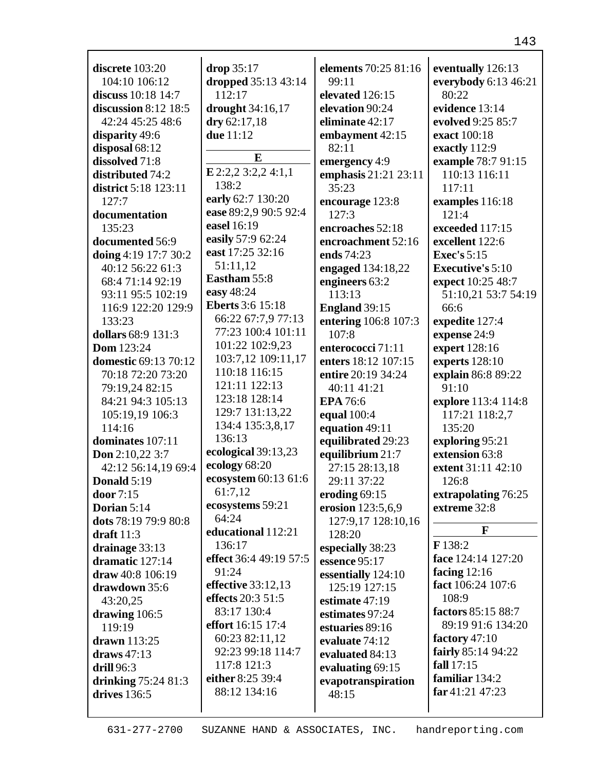**discrete** 103:20 104:10 106:12
**discuss** 10:18 14:7
**discussion** 8:12 18:5 42:24 45:25 48:6
**disparity** 49:6
**disposal** 68:12
**dissolved** 71:8
**distributed** 74:2
**district** 5:18 123:11 127:7
**documentation** 135:23
**documented** 56:9
**doing** 4:19 17:7 30:2 40:12 56:22 61:3 68:4 71:14 92:19 93:11 95:5 102:19 116:9 122:20 129:9 133:23
**dollars** 68:9 131:3
**Dom** 123:24
**domestic** 69:13 70:12 70:18 72:20 73:20 79:19,24 82:15 84:21 94:3 105:13 105:19,19 106:3 114:16
**dominates** 107:11
**Don** 2:10,22 3:7 42:12 56:14,19 69:4
**Donald** 5:19
**door** 7:15
**Dorian** 5:14
**dots** 78:19 79:9 80:8
**draft** 11:3
**drainage** 33:13
**dramatic** 127:14
**draw** 40:8 106:19
**drawdown** 35:6 43:20,25
**drawing** 106:5 119:19
**drawn** 113:25
**draws** 47:13
**drill** 96:3
**drinking** 75:24 81:3
**drives** 136:5
**drop** 35:17
**dropped** 35:13 43:14 112:17
**drought** 34:16,17
**dry** 62:17,18
**due** 11:12

## E

**E** 2:2,2 3:2,2 4:1,1 138:2
**early** 62:7 130:20
**ease** 89:2,9 90:5 92:4
**easel** 16:19
**easily** 57:9 62:24
**east** 17:25 32:16 51:11,12
**Eastham** 55:8
**easy** 48:24
**Eberts** 3:6 15:18 66:22 67:7,9 77:13 77:23 100:4 101:11 101:22 102:9,23 103:7,12 109:11,17 110:18 116:15 121:11 122:13 123:18 128:14 129:7 131:13,22 134:4 135:3,8,17 136:13
**ecological** 39:13,23
**ecology** 68:20
**ecosystem** 60:13 61:6 61:7,12
**ecosystems** 59:21 64:24
**educational** 112:21 136:17
**effect** 36:4 49:19 57:5 91:24
**effective** 33:12,13
**effects** 20:3 51:5 83:17 130:4
**effort** 16:15 17:4 60:23 82:11,12 92:23 99:18 114:7 117:8 121:3
**either** 8:25 39:4 88:12 134:16
**elements** 70:25 81:16 99:11
**elevated** 126:15
**elevation** 90:24
**eliminate** 42:17
**embayment** 42:15 82:11
**emergency** 4:9
**emphasis** 21:21 23:11 35:23
**encourage** 123:8 127:3
**encroaches** 52:18
**encroachment** 52:16
**ends** 74:23
**engaged** 134:18,22
**engineers** 63:2 113:13
**England** 39:15
**entering** 106:8 107:3 107:8
**enterococci** 71:11
**enters** 18:12 107:15
**entire** 20:19 34:24 40:11 41:21
**EPA** 76:6
**equal** 100:4
**equation** 49:11
**equilibrated** 29:23
**equilibrium** 21:7 27:15 28:13,18 29:11 37:22
**eroding** 69:15
**erosion** 123:5,6,9 127:9,17 128:10,16 128:20
**especially** 38:23
**essence** 95:17
**essentially** 124:10 125:19 127:15
**estimate** 47:19
**estimates** 97:24
**estuaries** 89:16
**evaluate** 74:12
**evaluated** 84:13
**evaluating** 69:15
**evapotranspiration** 48:15
**eventually** 126:13
**everybody** 6:13 46:21 80:22
**evidence** 13:14
**evolved** 9:25 85:7
**exact** 100:18
**exactly** 112:9
**example** 78:7 91:15 110:13 116:11 117:11
**examples** 116:18 121:4
**exceeded** 117:15
**excellent** 122:6
**Exec's** 5:15
**Executive's** 5:10
**expect** 10:25 48:7 51:10,21 53:7 54:19 66:6
**expedite** 127:4
**expense** 24:9
**expert** 128:16
**experts** 128:10
**explain** 86:8 89:22 91:10
**explore** 113:4 114:8 117:21 118:2,7 135:20
**exploring** 95:21
**extension** 63:8
**extent** 31:11 42:10 126:8
**extrapolating** 76:25
**extreme** 32:8

## F

**F** 138:2
**face** 124:14 127:20
**facing** 12:16
**fact** 106:24 107:6 108:9
**factors** 85:15 88:7 89:19 91:6 134:20
**factory** 47:10
**fairly** 85:14 94:22
**fall** 17:15
**familiar** 134:2
**far** 41:21 47:23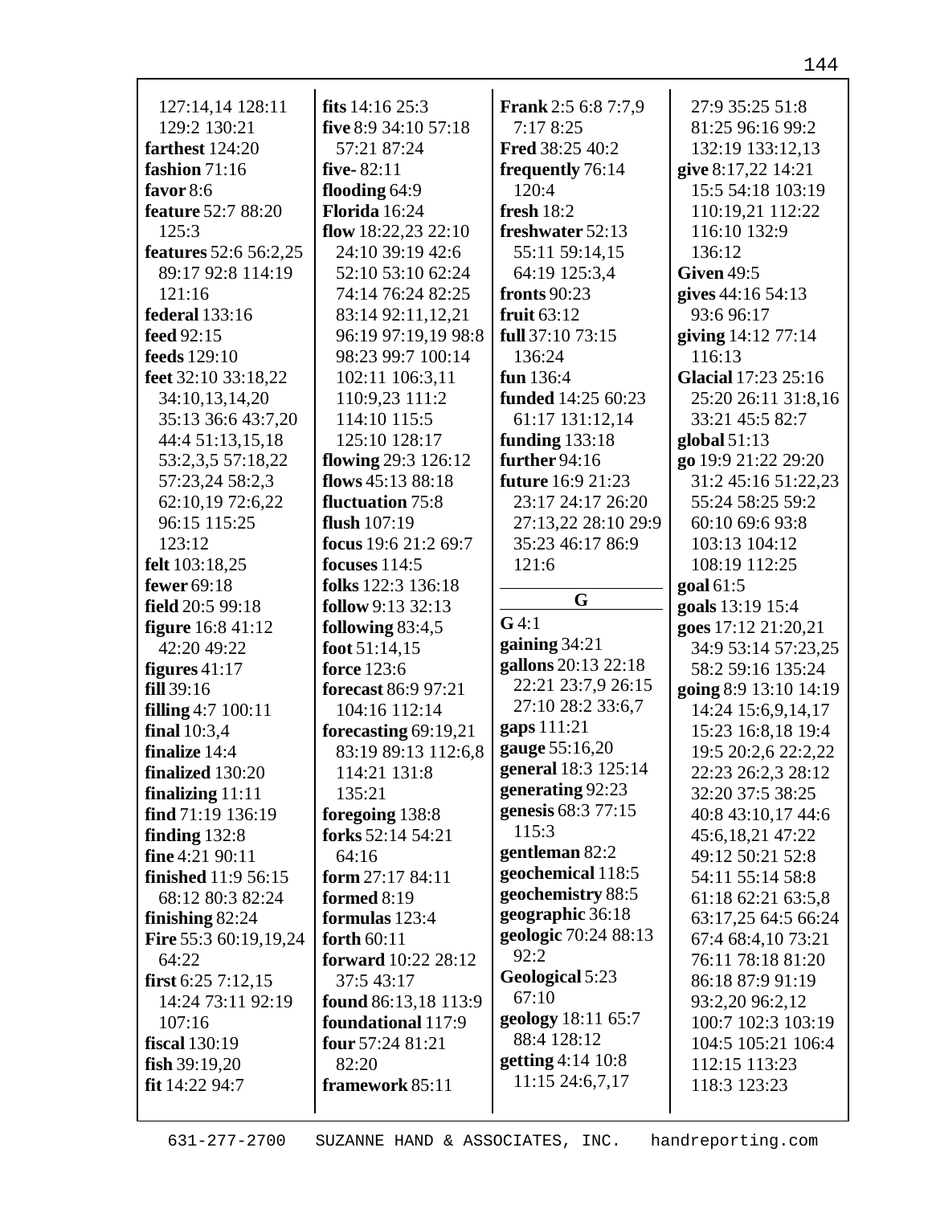127:14,14 128:11 129:2 130:21
**farthest** 124:20
**fashion** 71:16
**favor** 8:6
**feature** 52:7 88:20 125:3
**features** 52:6 56:2,25 89:17 92:8 114:19 121:16
**federal** 133:16
**feed** 92:15
**feeds** 129:10
**feet** 32:10 33:18,22 34:10,13,14,20 35:13 36:6 43:7,20 44:4 51:13,15,18 53:2,3,5 57:18,22 57:23,24 58:2,3 62:10,19 72:6,22 96:15 115:25 123:12
**felt** 103:18,25
**fewer** 69:18
**field** 20:5 99:18
**figure** 16:8 41:12 42:20 49:22
**figures** 41:17
**fill** 39:16
**filling** 4:7 100:11
**final** 10:3,4
**finalize** 14:4
**finalized** 130:20
**finalizing** 11:11
**find** 71:19 136:19
**finding** 132:8
**fine** 4:21 90:11
**finished** 11:9 56:15 68:12 80:3 82:24
**finishing** 82:24
**Fire** 55:3 60:19,19,24 64:22
**first** 6:25 7:12,15 14:24 73:11 92:19 107:16
**fiscal** 130:19
**fish** 39:19,20
**fit** 14:22 94:7
**fits** 14:16 25:3
**five** 8:9 34:10 57:18 57:21 87:24
**five-** 82:11
**flooding** 64:9
**Florida** 16:24
**flow** 18:22,23 22:10 24:10 39:19 42:6 52:10 53:10 62:24 74:14 76:24 82:25 83:14 92:11,12,21 96:19 97:19,19 98:8 98:23 99:7 100:14 102:11 106:3,11 110:9,23 111:2 114:10 115:5 125:10 128:17
**flowing** 29:3 126:12
**flows** 45:13 88:18
**fluctuation** 75:8
**flush** 107:19
**focus** 19:6 21:2 69:7
**focuses** 114:5
**folks** 122:3 136:18
**follow** 9:13 32:13
**following** 83:4,5
**foot** 51:14,15
**force** 123:6
**forecast** 86:9 97:21 104:16 112:14
**forecasting** 69:19,21 83:19 89:13 112:6,8 114:21 131:8 135:21
**foregoing** 138:8
**forks** 52:14 54:21 64:16
**form** 27:17 84:11
**formed** 8:19
**formulas** 123:4
**forth** 60:11
**forward** 10:22 28:12 37:5 43:17
**found** 86:13,18 113:9
**foundational** 117:9
**four** 57:24 81:21 82:20
**framework** 85:11
**Frank** 2:5 6:8 7:7,9 7:17 8:25
**Fred** 38:25 40:2
**frequently** 76:14 120:4
**fresh** 18:2
**freshwater** 52:13 55:11 59:14,15 64:19 125:3,4
**fronts** 90:23
**fruit** 63:12
**full** 37:10 73:15 136:24
**fun** 136:4
**funded** 14:25 60:23 61:17 131:12,14
**funding** 133:18
**further** 94:16
**future** 16:9 21:23 23:17 24:17 26:20 27:13,22 28:10 29:9 35:23 46:17 86:9 121:6

## G

**G** 4:1
**gaining** 34:21
**gallons** 20:13 22:18 22:21 23:7,9 26:15 27:10 28:2 33:6,7
**gaps** 111:21
**gauge** 55:16,20
**general** 18:3 125:14
**generating** 92:23
**genesis** 68:3 77:15 115:3
**gentleman** 82:2
**geochemical** 118:5
**geochemistry** 88:5
**geographic** 36:18
**geologic** 70:24 88:13 92:2
**Geological** 5:23 67:10
**geology** 18:11 65:7 88:4 128:12
**getting** 4:14 10:8 11:15 24:6,7,17 27:9 35:25 51:8 81:25 96:16 99:2 132:19 133:12,13
**give** 8:17,22 14:21 15:5 54:18 103:19 110:19,21 112:22 116:10 132:9 136:12
**Given** 49:5
**gives** 44:16 54:13 93:6 96:17
**giving** 14:12 77:14 116:13
**Glacial** 17:23 25:16 25:20 26:11 31:8,16 33:21 45:5 82:7
**global** 51:13
**go** 19:9 21:22 29:20 31:2 45:16 51:22,23 55:24 58:25 59:2 60:10 69:6 93:8 103:13 104:12 108:19 112:25
**goal** 61:5
**goals** 13:19 15:4
**goes** 17:12 21:20,21 34:9 53:14 57:23,25 58:2 59:16 135:24
**going** 8:9 13:10 14:19 14:24 15:6,9,14,17 15:23 16:8,18 19:4 19:5 20:2,6 22:2,22 22:23 26:2,3 28:12 32:20 37:5 38:25 40:8 43:10,17 44:6 45:6,18,21 47:22 49:12 50:21 52:8 54:11 55:14 58:8 61:18 62:21 63:5,8 63:17,25 64:5 66:24 67:4 68:4,10 73:21 76:11 78:18 81:20 86:18 87:9 91:19 93:2,20 96:2,12 100:7 102:3 103:19 104:5 105:21 106:4 112:15 113:23 118:3 123:23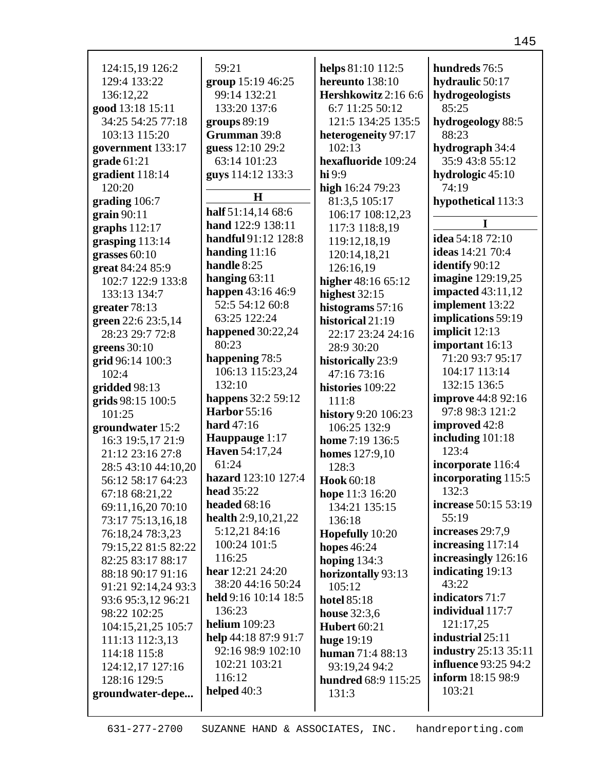124:15,19 126:2 129:4 133:22 136:12,22
**good** 13:18 15:11 34:25 54:25 77:18 103:13 115:20
**government** 133:17
**grade** 61:21
**gradient** 118:14 120:20
**grading** 106:7
**grain** 90:11
**graphs** 112:17
**grasping** 113:14
**grasses** 60:10
**great** 84:24 85:9 102:7 122:9 133:8 133:13 134:7
**greater** 78:13
**green** 22:6 23:5,14 28:23 29:7 72:8
**greens** 30:10
**grid** 96:14 100:3 102:4
**gridded** 98:13
**grids** 98:15 100:5 101:25
**groundwater** 15:2 16:3 19:5,17 21:9 21:12 23:16 27:8 28:5 43:10 44:10,20 56:12 58:17 64:23 67:18 68:21,22 69:11,16,20 70:10 73:17 75:13,16,18 76:18,24 78:3,23 79:15,22 81:5 82:22 82:25 83:17 88:17 88:18 90:17 91:16 91:21 92:14,24 93:3 93:6 95:3,12 96:21 98:22 102:25 104:15,21,25 105:7 111:13 112:3,13 114:18 115:8 124:12,17 127:16 128:16 129:5
**groundwater-depe...**
59:21
**group** 15:19 46:25 99:14 132:21 133:20 137:6
**groups** 89:19
**Grumman** 39:8
**guess** 12:10 29:2 63:14 101:23
**guys** 114:12 133:3

**H**

**half** 51:14,14 68:6
**hand** 122:9 138:11
**handful** 91:12 128:8
**handing** 11:16
**handle** 8:25
**hanging** 63:11
**happen** 43:16 46:9 52:5 54:12 60:8 63:25 122:24
**happened** 30:22,24 80:23
**happening** 78:5 106:13 115:23,24 132:10
**happens** 32:2 59:12
**Harbor** 55:16
**hard** 47:16
**Hauppauge** 1:17
**Haven** 54:17,24 61:24
**hazard** 123:10 127:4
**head** 35:22
**headed** 68:16
**health** 2:9,10,21,22 5:12,21 84:16 100:24 101:5 116:25
**hear** 12:21 24:20 38:20 44:16 50:24
**held** 9:16 10:14 18:5 136:23
**helium** 109:23
**help** 44:18 87:9 91:7 92:16 98:9 102:10 102:21 103:21 116:12
**helped** 40:3
**helps** 81:10 112:5
**hereunto** 138:10
**Hershkowitz** 2:16 6:6 6:7 11:25 50:12 121:5 134:25 135:5
**heterogeneity** 97:17 102:13
**hexafluoride** 109:24
**hi** 9:9
**high** 16:24 79:23 81:3,5 105:17 106:17 108:12,23 117:3 118:8,19 119:12,18,19 120:14,18,21 126:16,19
**higher** 48:16 65:12
**highest** 32:15
**histograms** 57:16
**historical** 21:19 22:17 23:24 24:16 28:9 30:20
**historically** 23:9 47:16 73:16
**histories** 109:22 111:8
**history** 9:20 106:23 106:25 132:9
**home** 7:19 136:5
**homes** 127:9,10 128:3
**Hook** 60:18
**hope** 11:3 16:20 134:21 135:15 136:18
**Hopefully** 10:20
**hopes** 46:24
**hoping** 134:3
**horizontally** 93:13 105:12
**hotel** 85:18
**house** 32:3,6
**Hubert** 60:21
**huge** 19:19
**human** 71:4 88:13 93:19,24 94:2
**hundred** 68:9 115:25 131:3
**hundreds** 76:5
**hydraulic** 50:17
**hydrogeologists** 85:25
**hydrogeology** 88:5 88:23
**hydrograph** 34:4 35:9 43:8 55:12
**hydrologic** 45:10 74:19
**hypothetical** 113:3

**I**

**idea** 54:18 72:10
**ideas** 14:21 70:4
**identify** 90:12
**imagine** 129:19,25
**impacted** 43:11,12
**implement** 13:22
**implications** 59:19
**implicit** 12:13
**important** 16:13 71:20 93:7 95:17 104:17 113:14 132:15 136:5
**improve** 44:8 92:16 97:8 98:3 121:2
**improved** 42:8
**including** 101:18 123:4
**incorporate** 116:4
**incorporating** 115:5 132:3
**increase** 50:15 53:19 55:19
**increases** 29:7,9
**increasing** 117:14
**increasingly** 126:16
**indicating** 19:13 43:22
**indicators** 71:7
**individual** 117:7 121:17,25
**industrial** 25:11
**industry** 25:13 35:11
**influence** 93:25 94:2
**inform** 18:15 98:9 103:21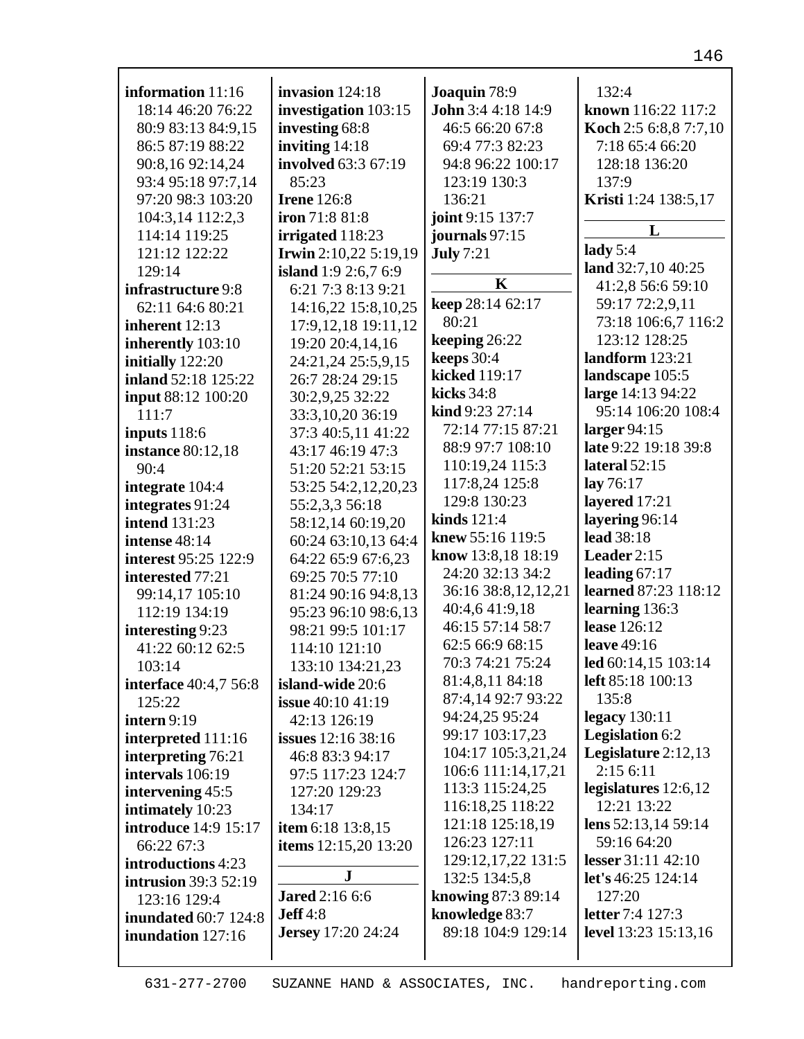**information** 11:16 18:14 46:20 76:22 80:9 83:13 84:9,15 86:5 87:19 88:22 90:8,16 92:14,24 93:4 95:18 97:7,14 97:20 98:3 103:20 104:3,14 112:2,3 114:14 119:25 121:12 122:22 129:14
**infrastructure** 9:8 62:11 64:6 80:21
**inherent** 12:13
**inherently** 103:10
**initially** 122:20
**inland** 52:18 125:22
**input** 88:12 100:20 111:7
**inputs** 118:6
**instance** 80:12,18 90:4
**integrate** 104:4
**integrates** 91:24
**intend** 131:23
**intense** 48:14
**interest** 95:25 122:9
**interested** 77:21 99:14,17 105:10 112:19 134:19
**interesting** 9:23 41:22 60:12 62:5 103:14
**interface** 40:4,7 56:8 125:22
**intern** 9:19
**interpreted** 111:16
**interpreting** 76:21
**intervals** 106:19
**intervening** 45:5
**intimately** 10:23
**introduce** 14:9 15:17 66:22 67:3
**introductions** 4:23
**intrusion** 39:3 52:19 123:16 129:4
**inundated** 60:7 124:8
**inundation** 127:16
**invasion** 124:18
**investigation** 103:15
**investing** 68:8
**inviting** 14:18
**involved** 63:3 67:19 85:23
**Irene** 126:8
**iron** 71:8 81:8
**irrigated** 118:23
**Irwin** 2:10,22 5:19,19
**island** 1:9 2:6,7 6:9 6:21 7:3 8:13 9:21 14:16,22 15:8,10,25 17:9,12,18 19:11,12 19:20 20:4,14,16 24:21,24 25:5,9,15 26:7 28:24 29:15 30:2,9,25 32:22 33:3,10,20 36:19 37:3 40:5,11 41:22 43:17 46:19 47:3 51:20 52:21 53:15 53:25 54:2,12,20,23 55:2,3,3 56:18 58:12,14 60:19,20 60:24 63:10,13 64:4 64:22 65:9 67:6,23 69:25 70:5 77:10 81:24 90:16 94:8,13 95:23 96:10 98:6,13 98:21 99:5 101:17 114:10 121:10 133:10 134:21,23
**island-wide** 20:6
**issue** 40:10 41:19 42:13 126:19
**issues** 12:16 38:16 46:8 83:3 94:17 97:5 117:23 124:7 127:20 129:23 134:17
**item** 6:18 13:8,15
**items** 12:15,20 13:20

**J**

**Jared** 2:16 6:6
**Jeff** 4:8
**Jersey** 17:20 24:24
**Joaquin** 78:9
**John** 3:4 4:18 14:9 46:5 66:20 67:8 69:4 77:3 82:23 94:8 96:22 100:17 123:19 130:3 136:21
**joint** 9:15 137:7
**journals** 97:15
**July** 7:21

**K**

**keep** 28:14 62:17 80:21
**keeping** 26:22
**keeps** 30:4
**kicked** 119:17
**kicks** 34:8
**kind** 9:23 27:14 72:14 77:15 87:21 88:9 97:7 108:10 110:19,24 115:3 117:8,24 125:8 129:8 130:23
**kinds** 121:4
**knew** 55:16 119:5
**know** 13:8,18 18:19 24:20 32:13 34:2 36:16 38:8,12,12,21 40:4,6 41:9,18 46:15 57:14 58:7 62:5 66:9 68:15 70:3 74:21 75:24 81:4,8,11 84:18 87:4,14 92:7 93:22 94:24,25 95:24 99:17 103:17,23 104:17 105:3,21,24 106:6 111:14,17,21 113:3 115:24,25 116:18,25 118:22 121:18 125:18,19 126:23 127:11 129:12,17,22 131:5 132:5 134:5,8
**knowing** 87:3 89:14
**knowledge** 83:7 89:18 104:9 129:14 132:4
**known** 116:22 117:2
**Koch** 2:5 6:8,8 7:7,10 7:18 65:4 66:20 128:18 136:20 137:9
**Kristi** 1:24 138:5,17

**L**

**lady** 5:4
**land** 32:7,10 40:25 41:2,8 56:6 59:10 59:17 72:2,9,11 73:18 106:6,7 116:2 123:12 128:25
**landform** 123:21
**landscape** 105:5
**large** 14:13 94:22 95:14 106:20 108:4
**larger** 94:15
**late** 9:22 19:18 39:8
**lateral** 52:15
**lay** 76:17
**layered** 17:21
**layering** 96:14
**lead** 38:18
**Leader** 2:15
**leading** 67:17
**learned** 87:23 118:12
**learning** 136:3
**lease** 126:12
**leave** 49:16
**led** 60:14,15 103:14
**left** 85:18 100:13 135:8
**legacy** 130:11
**Legislation** 6:2
**Legislature** 2:12,13 2:15 6:11
**legislatures** 12:6,12 12:21 13:22
**lens** 52:13,14 59:14 59:16 64:20
**lesser** 31:11 42:10
**let's** 46:25 124:14 127:20
**letter** 7:4 127:3
**level** 13:23 15:13,16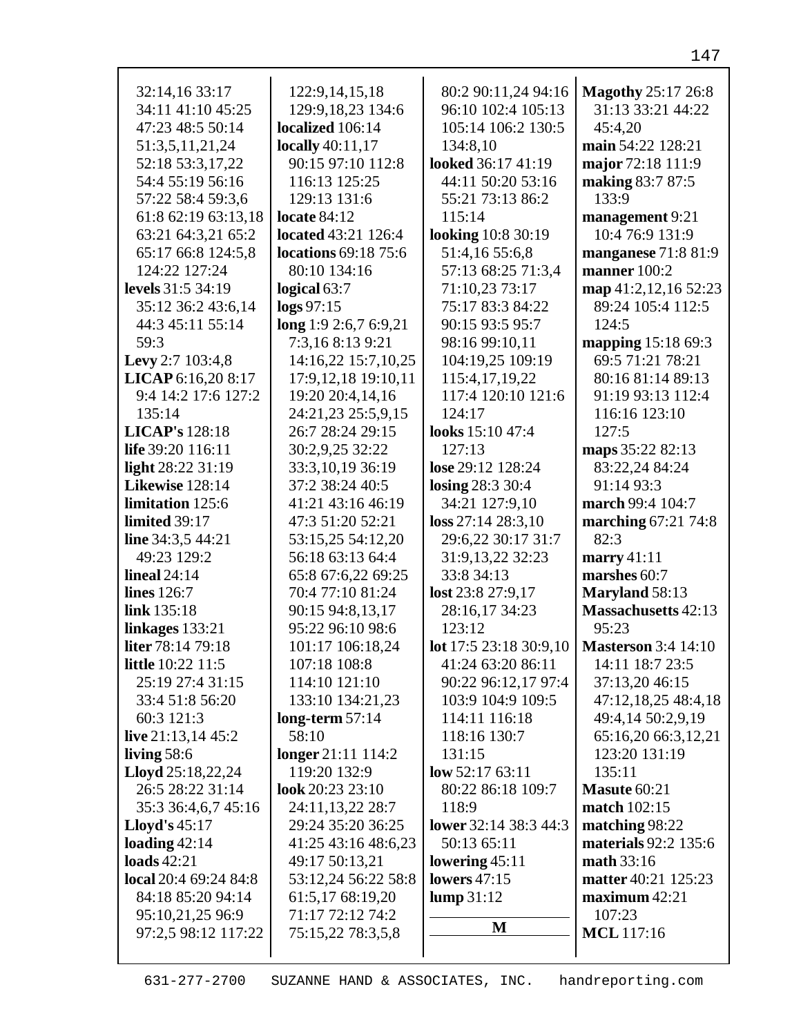32:14,16 33:17
34:11 41:10 45:25
47:23 48:5 50:14
51:3,5,11,21,24
52:18 53:3,17,22
54:4 55:19 56:16
57:22 58:4 59:3,6
61:8 62:19 63:13,18
63:21 64:3,21 65:2
65:17 66:8 124:5,8
124:22 127:24

**levels** 31:5 34:19
35:12 36:2 43:6,14
44:3 45:11 55:14
59:3

**Levy** 2:7 103:4,8

**LICAP** 6:16,20 8:17
9:4 14:2 17:6 127:2
135:14

**LICAP's** 128:18

**life** 39:20 116:11

**light** 28:22 31:19

**Likewise** 128:14

**limitation** 125:6

**limited** 39:17

**line** 34:3,5 44:21
49:23 129:2

**lineal** 24:14

**lines** 126:7

**link** 135:18

**linkages** 133:21

**liter** 78:14 79:18

**little** 10:22 11:5
25:19 27:4 31:15
33:4 51:8 56:20
60:3 121:3

**live** 21:13,14 45:2

**living** 58:6

**Lloyd** 25:18,22,24
26:5 28:22 31:14
35:3 36:4,6,7 45:16

**Lloyd's** 45:17

**loading** 42:14

**loads** 42:21

**local** 20:4 69:24 84:8
84:18 85:20 94:14
95:10,21,25 96:9
97:2,5 98:12 117:22
122:9,14,15,18
129:9,18,23 134:6

**localized** 106:14

**locally** 40:11,17
90:15 97:10 112:8
116:13 125:25
129:13 131:6

**locate** 84:12

**located** 43:21 126:4

**locations** 69:18 75:6
80:10 134:16

**logical** 63:7

**logs** 97:15

**long** 1:9 2:6,7 6:9,21
7:3,16 8:13 9:21
14:16,22 15:7,10,25
17:9,12,18 19:10,11
19:20 20:4,14,16
24:21,23 25:5,9,15
26:7 28:24 29:15
30:2,9,25 32:22
33:3,10,19 36:19
37:2 38:24 40:5
41:21 43:16 46:19
47:3 51:20 52:21
53:15,25 54:12,20
56:18 63:13 64:4
65:8 67:6,22 69:25
70:4 77:10 81:24
90:15 94:8,13,17
95:22 96:10 98:6
101:17 106:18,24
107:18 108:8
114:10 121:10
133:10 134:21,23

**long-term** 57:14
58:10

**longer** 21:11 114:2
119:20 132:9

**look** 20:23 23:10
24:11,13,22 28:7
29:24 35:20 36:25
41:25 43:16 48:6,23
49:17 50:13,21
53:12,24 56:22 58:8
61:5,17 68:19,20
71:17 72:12 74:2
75:15,22 78:3,5,8
80:2 90:11,24 94:16
96:10 102:4 105:13
105:14 106:2 130:5
134:8,10

**looked** 36:17 41:19
44:11 50:20 53:16
55:21 73:13 86:2
115:14

**looking** 10:8 30:19
51:4,16 55:6,8
57:13 68:25 71:3,4
71:10,23 73:17
75:17 83:3 84:22
90:15 93:5 95:7
98:16 99:10,11
104:19,25 109:19
115:4,17,19,22
117:4 120:10 121:6
124:17

**looks** 15:10 47:4
127:13

**lose** 29:12 128:24

**losing** 28:3 30:4
34:21 127:9,10

**loss** 27:14 28:3,10
29:6,22 30:17 31:7
31:9,13,22 32:23
33:8 34:13

**lost** 23:8 27:9,17
28:16,17 34:23
123:12

**lot** 17:5 23:18 30:9,10
41:24 63:20 86:11
90:22 96:12,17 97:4
103:9 104:9 109:5
114:11 116:18
118:16 130:7
131:15

**low** 52:17 63:11
80:22 86:18 109:7
118:9

**lower** 32:14 38:3 44:3
50:13 65:11

**lowering** 45:11

**lowers** 47:15

**lump** 31:12

## M

**Magothy** 25:17 26:8
31:13 33:21 44:22
45:4,20

**main** 54:22 128:21

**major** 72:18 111:9

**making** 83:7 87:5
133:9

**management** 9:21
10:4 76:9 131:9

**manganese** 71:8 81:9

**manner** 100:2

**map** 41:2,12,16 52:23
89:24 105:4 112:5
124:5

**mapping** 15:18 69:3
69:5 71:21 78:21
80:16 81:14 89:13
91:19 93:13 112:4
116:16 123:10
127:5

**maps** 35:22 82:13
83:22,24 84:24
91:14 93:3

**march** 99:4 104:7

**marching** 67:21 74:8
82:3

**marry** 41:11

**marshes** 60:7

**Maryland** 58:13

**Massachusetts** 42:13
95:23

**Masterson** 3:4 14:10
14:11 18:7 23:5
37:13,20 46:15
47:12,18,25 48:4,18
49:4,14 50:2,9,19
65:16,20 66:3,12,21
123:20 131:19
135:11

**Masute** 60:21

**match** 102:15

**matching** 98:22

**materials** 92:2 135:6

**math** 33:16

**matter** 40:21 125:23

**maximum** 42:21
107:23

**MCL** 117:16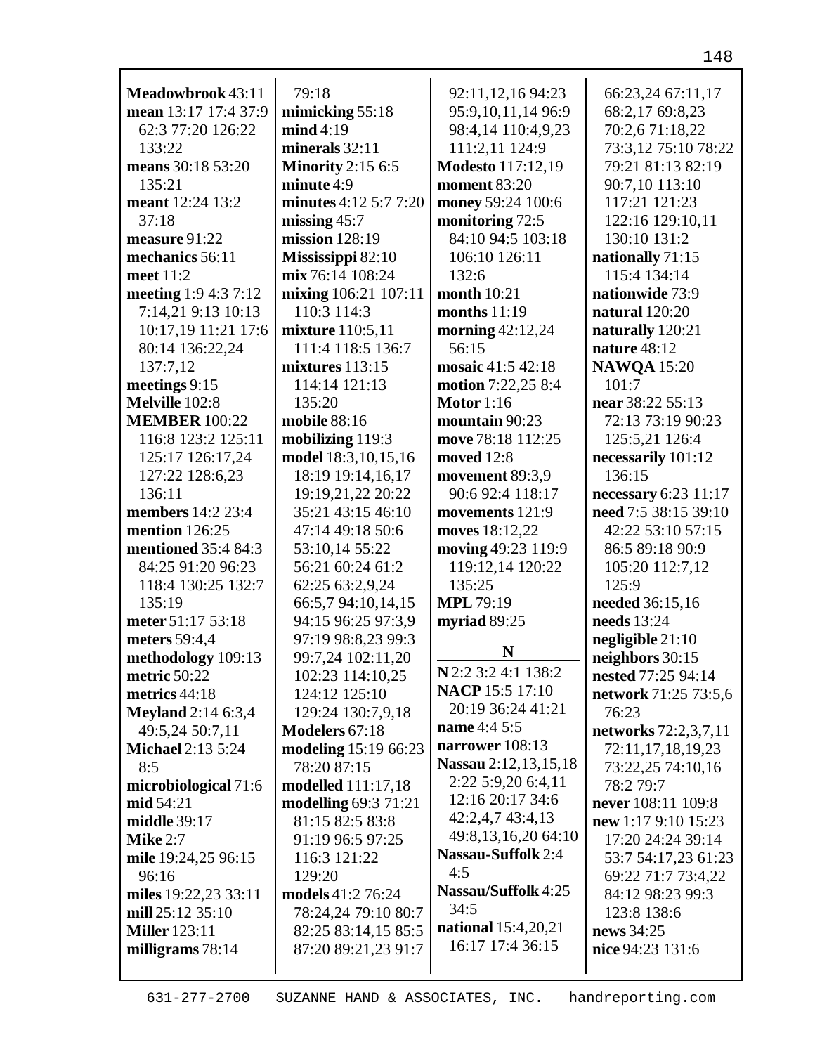**Meadowbrook** 43:11
**mean** 13:17 17:4 37:9 62:3 77:20 126:22 133:22
**means** 30:18 53:20 135:21
**meant** 12:24 13:2 37:18
**measure** 91:22
**mechanics** 56:11
**meet** 11:2
**meeting** 1:9 4:3 7:12 7:14,21 9:13 10:13 10:17,19 11:21 17:6 80:14 136:22,24 137:7,12
**meetings** 9:15
**Melville** 102:8
**MEMBER** 100:22 116:8 123:2 125:11 125:17 126:17,24 127:22 128:6,23 136:11
**members** 14:2 23:4
**mention** 126:25
**mentioned** 35:4 84:3 84:25 91:20 96:23 118:4 130:25 132:7 135:19
**meter** 51:17 53:18
**meters** 59:4,4
**methodology** 109:13
**metric** 50:22
**metrics** 44:18
**Meyland** 2:14 6:3,4 49:5,24 50:7,11
**Michael** 2:13 5:24 8:5
**microbiological** 71:6
**mid** 54:21
**middle** 39:17
**Mike** 2:7
**mile** 19:24,25 96:15 96:16
**miles** 19:22,23 33:11
**mill** 25:12 35:10
**Miller** 123:11
**milligrams** 78:14
79:18
**mimicking** 55:18
**mind** 4:19
**minerals** 32:11
**Minority** 2:15 6:5
**minute** 4:9
**minutes** 4:12 5:7 7:20
**missing** 45:7
**mission** 128:19
**Mississippi** 82:10
**mix** 76:14 108:24
**mixing** 106:21 107:11 110:3 114:3
**mixture** 110:5,11 111:4 118:5 136:7
**mixtures** 113:15 114:14 121:13 135:20
**mobile** 88:16
**mobilizing** 119:3
**model** 18:3,10,15,16 18:19 19:14,16,17 19:19,21,22 20:22 35:21 43:15 46:10 47:14 49:18 50:6 53:10,14 55:22 56:21 60:24 61:2 62:25 63:2,9,24 66:5,7 94:10,14,15 94:15 96:25 97:3,9 97:19 98:8,23 99:3 99:7,24 102:11,20 102:23 114:10,25 124:12 125:10 129:24 130:7,9,18
**Modelers** 67:18
**modeling** 15:19 66:23 78:20 87:15
**modelled** 111:17,18
**modelling** 69:3 71:21 81:15 82:5 83:8 91:19 96:5 97:25 116:3 121:22 129:20
**models** 41:2 76:24 78:24,24 79:10 80:7 82:25 83:14,15 85:5 87:20 89:21,23 91:7 92:11,12,16 94:23 95:9,10,11,14 96:9 98:4,14 110:4,9,23 111:2,11 124:9
**Modesto** 117:12,19
**moment** 83:20
**money** 59:24 100:6
**monitoring** 72:5 84:10 94:5 103:18 106:10 126:11 132:6
**month** 10:21
**months** 11:19
**morning** 42:12,24 56:15
**mosaic** 41:5 42:18
**motion** 7:22,25 8:4
**Motor** 1:16
**mountain** 90:23
**move** 78:18 112:25
**moved** 12:8
**movement** 89:3,9 90:6 92:4 118:17
**movements** 121:9
**moves** 18:12,22
**moving** 49:23 119:9 119:12,14 120:22 135:25
**MPL** 79:19
**myriad** 89:25

## N

**N** 2:2 3:2 4:1 138:2
**NACP** 15:5 17:10 20:19 36:24 41:21
**name** 4:4 5:5
**narrower** 108:13
**Nassau** 2:12,13,15,18 2:22 5:9,20 6:4,11 12:16 20:17 34:6 42:2,4,7 43:4,13 49:8,13,16,20 64:10
**Nassau-Suffolk** 2:4 4:5
**Nassau/Suffolk** 4:25 34:5
**national** 15:4,20,21 16:17 17:4 36:15 66:23,24 67:11,17 68:2,17 69:8,23 70:2,6 71:18,22 73:3,12 75:10 78:22 79:21 81:13 82:19 90:7,10 113:10 117:21 121:23 122:16 129:10,11 130:10 131:2
**nationally** 71:15 115:4 134:14
**nationwide** 73:9
**natural** 120:20
**naturally** 120:21
**nature** 48:12
**NAWQA** 15:20 101:7
**near** 38:22 55:13 72:13 73:19 90:23 125:5,21 126:4
**necessarily** 101:12 136:15
**necessary** 6:23 11:17
**need** 7:5 38:15 39:10 42:22 53:10 57:15 86:5 89:18 90:9 105:20 112:7,12 125:9
**needed** 36:15,16
**needs** 13:24
**negligible** 21:10
**neighbors** 30:15
**nested** 77:25 94:14
**network** 71:25 73:5,6 76:23
**networks** 72:2,3,7,11 72:11,17,18,19,23 73:22,25 74:10,16 78:2 79:7
**never** 108:11 109:8
**new** 1:17 9:10 15:23 17:20 24:24 39:14 53:7 54:17,23 61:23 69:22 71:7 73:4,22 84:12 98:23 99:3 123:8 138:6
**news** 34:25
**nice** 94:23 131:6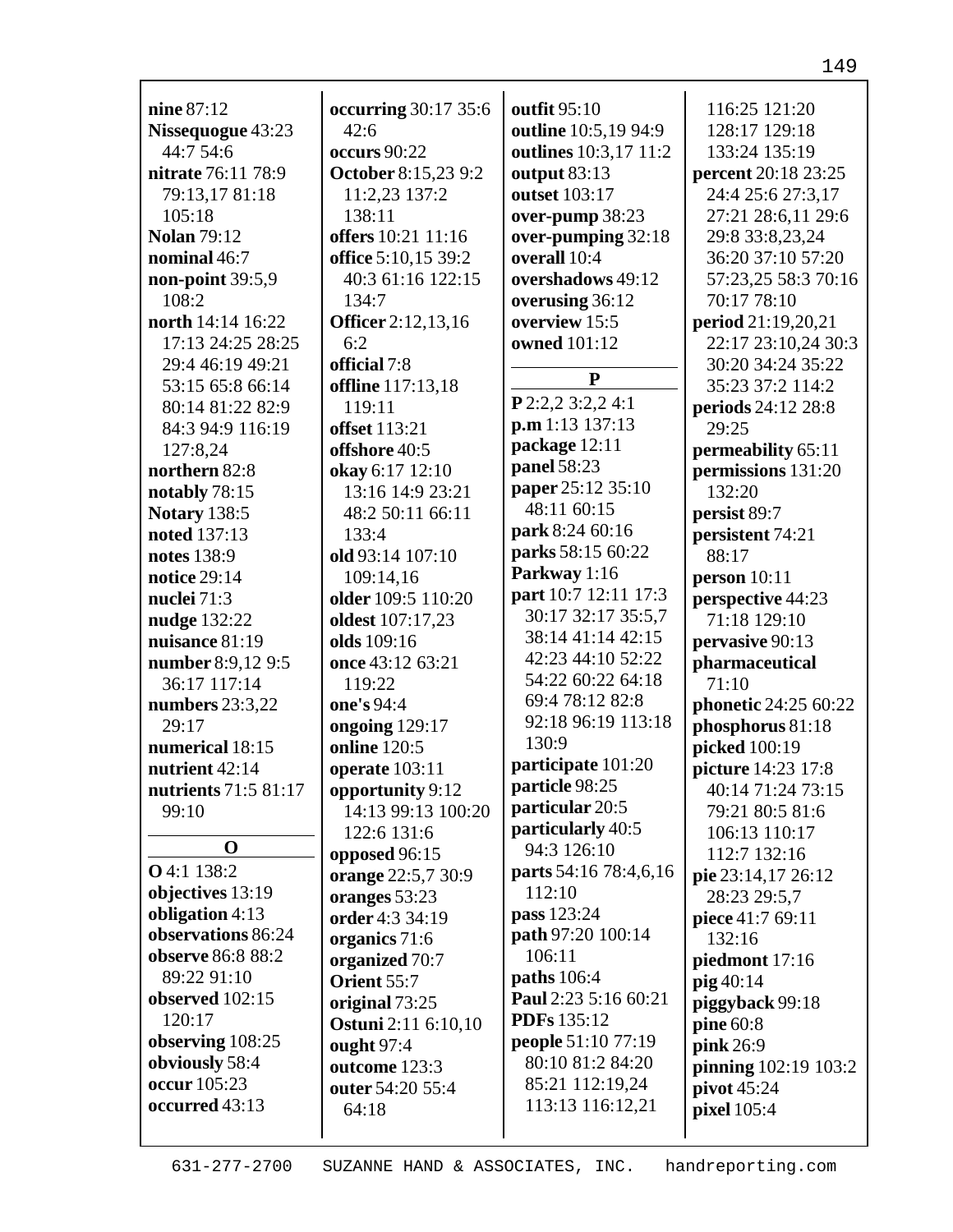**nine** 87:12
**Nissequogue** 43:23 44:7 54:6
**nitrate** 76:11 78:9 79:13,17 81:18 105:18
**Nolan** 79:12
**nominal** 46:7
**non-point** 39:5,9 108:2
**north** 14:14 16:22 17:13 24:25 28:25 29:4 46:19 49:21 53:15 65:8 66:14 80:14 81:22 82:9 84:3 94:9 116:19 127:8,24
**northern** 82:8
**notably** 78:15
**Notary** 138:5
**noted** 137:13
**notes** 138:9
**notice** 29:14
**nuclei** 71:3
**nudge** 132:22
**nuisance** 81:19
**number** 8:9,12 9:5 36:17 117:14
**numbers** 23:3,22 29:17
**numerical** 18:15
**nutrient** 42:14
**nutrients** 71:5 81:17 99:10

## O

**O** 4:1 138:2
**objectives** 13:19
**obligation** 4:13
**observations** 86:24
**observe** 86:8 88:2 89:22 91:10
**observed** 102:15 120:17
**observing** 108:25
**obviously** 58:4
**occur** 105:23
**occurred** 43:13
**occurring** 30:17 35:6 42:6
**occurs** 90:22
**October** 8:15,23 9:2 11:2,23 137:2 138:11
**offers** 10:21 11:16
**office** 5:10,15 39:2 40:3 61:16 122:15 134:7
**Officer** 2:12,13,16 6:2
**official** 7:8
**offline** 117:13,18 119:11
**offset** 113:21
**offshore** 40:5
**okay** 6:17 12:10 13:16 14:9 23:21 48:2 50:11 66:11 133:4
**old** 93:14 107:10 109:14,16
**older** 109:5 110:20
**oldest** 107:17,23
**olds** 109:16
**once** 43:12 63:21 119:22
**one's** 94:4
**ongoing** 129:17
**online** 120:5
**operate** 103:11
**opportunity** 9:12 14:13 99:13 100:20 122:6 131:6
**opposed** 96:15
**orange** 22:5,7 30:9
**oranges** 53:23
**order** 4:3 34:19
**organics** 71:6
**organized** 70:7
**Orient** 55:7
**original** 73:25
**Ostuni** 2:11 6:10,10
**ought** 97:4
**outcome** 123:3
**outer** 54:20 55:4 64:18
**outfit** 95:10
**outline** 10:5,19 94:9
**outlines** 10:3,17 11:2
**output** 83:13
**outset** 103:17
**over-pump** 38:23
**over-pumping** 32:18
**overall** 10:4
**overshadows** 49:12
**overusing** 36:12
**overview** 15:5
**owned** 101:12

## P

**P** 2:2,2 3:2,2 4:1
**p.m** 1:13 137:13
**package** 12:11
**panel** 58:23
**paper** 25:12 35:10 48:11 60:15
**park** 8:24 60:16
**parks** 58:15 60:22
**Parkway** 1:16
**part** 10:7 12:11 17:3 30:17 32:17 35:5,7 38:14 41:14 42:15 42:23 44:10 52:22 54:22 60:22 64:18 69:4 78:12 82:8 92:18 96:19 113:18 130:9
**participate** 101:20
**particle** 98:25
**particular** 20:5
**particularly** 40:5 94:3 126:10
**parts** 54:16 78:4,6,16 112:10
**pass** 123:24
**path** 97:20 100:14 106:11
**paths** 106:4
**Paul** 2:23 5:16 60:21
**PDFs** 135:12
**people** 51:10 77:19 80:10 81:2 84:20 85:21 112:19,24 113:13 116:12,21 116:25 121:20 128:17 129:18 133:24 135:19
**percent** 20:18 23:25 24:4 25:6 27:3,17 27:21 28:6,11 29:6 29:8 33:8,23,24 36:20 37:10 57:20 57:23,25 58:3 70:16 70:17 78:10
**period** 21:19,20,21 22:17 23:10,24 30:3 30:20 34:24 35:22 35:23 37:2 114:2
**periods** 24:12 28:8 29:25
**permeability** 65:11
**permissions** 131:20 132:20
**persist** 89:7
**persistent** 74:21 88:17
**person** 10:11
**perspective** 44:23 71:18 129:10
**pervasive** 90:13
**pharmaceutical** 71:10
**phonetic** 24:25 60:22
**phosphorus** 81:18
**picked** 100:19
**picture** 14:23 17:8 40:14 71:24 73:15 79:21 80:5 81:6 106:13 110:17 112:7 132:16
**pie** 23:14,17 26:12 28:23 29:5,7
**piece** 41:7 69:11 132:16
**piedmont** 17:16
**pig** 40:14
**piggyback** 99:18
**pine** 60:8
**pink** 26:9
**pinning** 102:19 103:2
**pivot** 45:24
**pixel** 105:4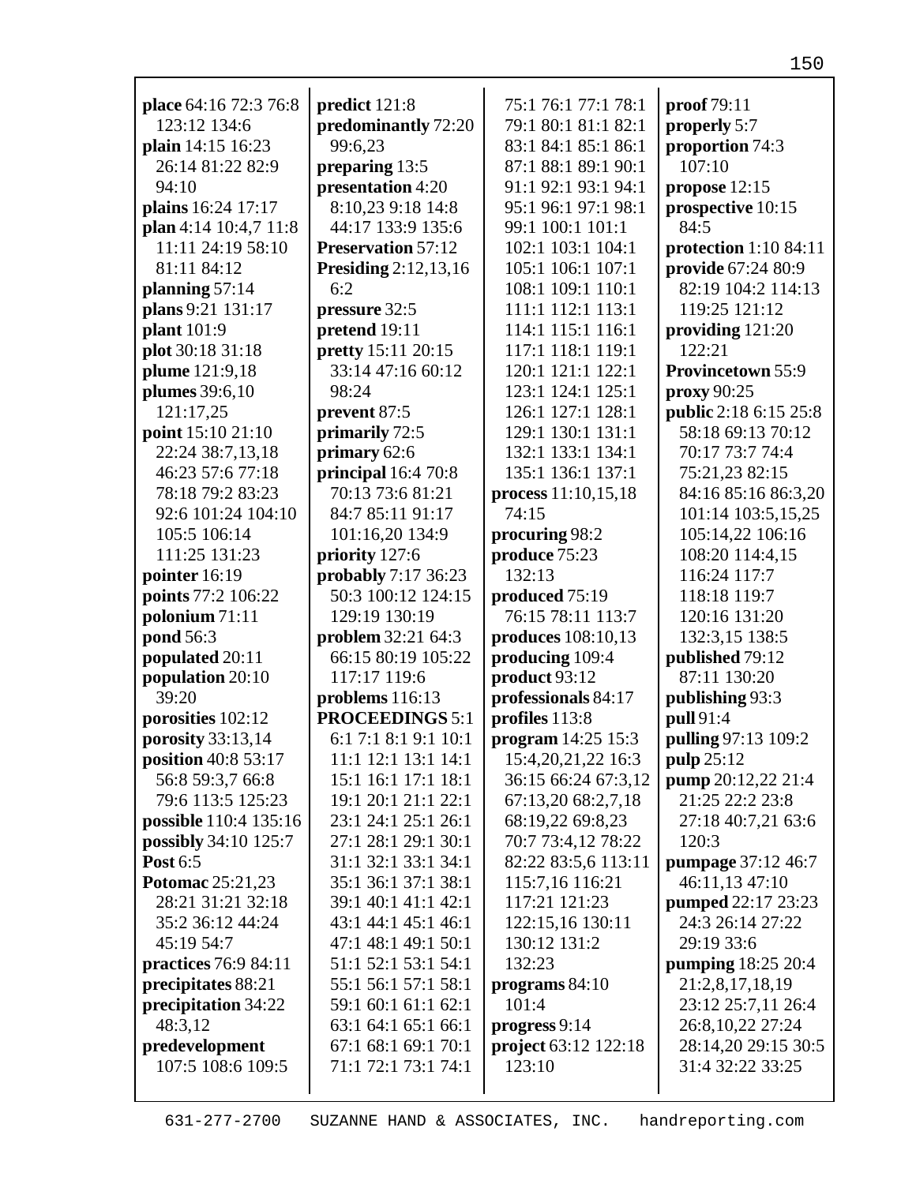**place** 64:16 72:3 76:8 123:12 134:6
**plain** 14:15 16:23 26:14 81:22 82:9 94:10
**plains** 16:24 17:17
**plan** 4:14 10:4,7 11:8 11:11 24:19 58:10 81:11 84:12
**planning** 57:14
**plans** 9:21 131:17
**plant** 101:9
**plot** 30:18 31:18
**plume** 121:9,18
**plumes** 39:6,10 121:17,25
**point** 15:10 21:10 22:24 38:7,13,18 46:23 57:6 77:18 78:18 79:2 83:23 92:6 101:24 104:10 105:5 106:14 111:25 131:23
**pointer** 16:19
**points** 77:2 106:22
**polonium** 71:11
**pond** 56:3
**populated** 20:11
**population** 20:10 39:20
**porosities** 102:12
**porosity** 33:13,14
**position** 40:8 53:17 56:8 59:3,7 66:8 79:6 113:5 125:23
**possible** 110:4 135:16
**possibly** 34:10 125:7
**Post** 6:5
**Potomac** 25:21,23 28:21 31:21 32:18 35:2 36:12 44:24 45:19 54:7
**practices** 76:9 84:11
**precipitates** 88:21
**precipitation** 34:22 48:3,12
**predevelopment** 107:5 108:6 109:5
**predict** 121:8
**predominantly** 72:20 99:6,23
**preparing** 13:5
**presentation** 4:20 8:10,23 9:18 14:8 44:17 133:9 135:6
**Preservation** 57:12
**Presiding** 2:12,13,16 6:2
**pressure** 32:5
**pretend** 19:11
**pretty** 15:11 20:15 33:14 47:16 60:12 98:24
**prevent** 87:5
**primarily** 72:5
**primary** 62:6
**principal** 16:4 70:8 70:13 73:6 81:21 84:7 85:11 91:17 101:16,20 134:9
**priority** 127:6
**probably** 7:17 36:23 50:3 100:12 124:15 129:19 130:19
**problem** 32:21 64:3 66:15 80:19 105:22 117:17 119:6
**problems** 116:13
**PROCEEDINGS** 5:1 6:1 7:1 8:1 9:1 10:1 11:1 12:1 13:1 14:1 15:1 16:1 17:1 18:1 19:1 20:1 21:1 22:1 23:1 24:1 25:1 26:1 27:1 28:1 29:1 30:1 31:1 32:1 33:1 34:1 35:1 36:1 37:1 38:1 39:1 40:1 41:1 42:1 43:1 44:1 45:1 46:1 47:1 48:1 49:1 50:1 51:1 52:1 53:1 54:1 55:1 56:1 57:1 58:1 59:1 60:1 61:1 62:1 63:1 64:1 65:1 66:1 67:1 68:1 69:1 70:1 71:1 72:1 73:1 74:1 75:1 76:1 77:1 78:1 79:1 80:1 81:1 82:1 83:1 84:1 85:1 86:1 87:1 88:1 89:1 90:1 91:1 92:1 93:1 94:1 95:1 96:1 97:1 98:1 99:1 100:1 101:1 102:1 103:1 104:1 105:1 106:1 107:1 108:1 109:1 110:1 111:1 112:1 113:1 114:1 115:1 116:1 117:1 118:1 119:1 120:1 121:1 122:1 123:1 124:1 125:1 126:1 127:1 128:1 129:1 130:1 131:1 132:1 133:1 134:1 135:1 136:1 137:1
**process** 11:10,15,18 74:15
**procuring** 98:2
**produce** 75:23 132:13
**produced** 75:19 76:15 78:11 113:7
**produces** 108:10,13
**producing** 109:4
**product** 93:12
**professionals** 84:17
**profiles** 113:8
**program** 14:25 15:3 15:4,20,21,22 16:3 36:15 66:24 67:3,12 67:13,20 68:2,7,18 68:19,22 69:8,23 70:7 73:4,12 78:22 82:22 83:5,6 113:11 115:7,16 116:21 117:21 121:23 122:15,16 130:11 130:12 131:2 132:23
**programs** 84:10 101:4
**progress** 9:14
**project** 63:12 122:18 123:10
**proof** 79:11
**properly** 5:7
**proportion** 74:3 107:10
**propose** 12:15
**prospective** 10:15 84:5
**protection** 1:10 84:11
**provide** 67:24 80:9 82:19 104:2 114:13 119:25 121:12
**providing** 121:20 122:21
**Provincetown** 55:9
**proxy** 90:25
**public** 2:18 6:15 25:8 58:18 69:13 70:12 70:17 73:7 74:4 75:21,23 82:15 84:16 85:16 86:3,20 101:14 103:5,15,25 105:14,22 106:16 108:20 114:4,15 116:24 117:7 118:18 119:7 120:16 131:20 132:3,15 138:5
**published** 79:12 87:11 130:20
**publishing** 93:3
**pull** 91:4
**pulling** 97:13 109:2
**pulp** 25:12
**pump** 20:12,22 21:4 21:25 22:2 23:8 27:18 40:7,21 63:6 120:3
**pumpage** 37:12 46:7 46:11,13 47:10
**pumped** 22:17 23:23 24:3 26:14 27:22 29:19 33:6
**pumping** 18:25 20:4 21:2,8,17,18,19 23:12 25:7,11 26:4 26:8,10,22 27:24 28:14,20 29:15 30:5 31:4 32:22 33:25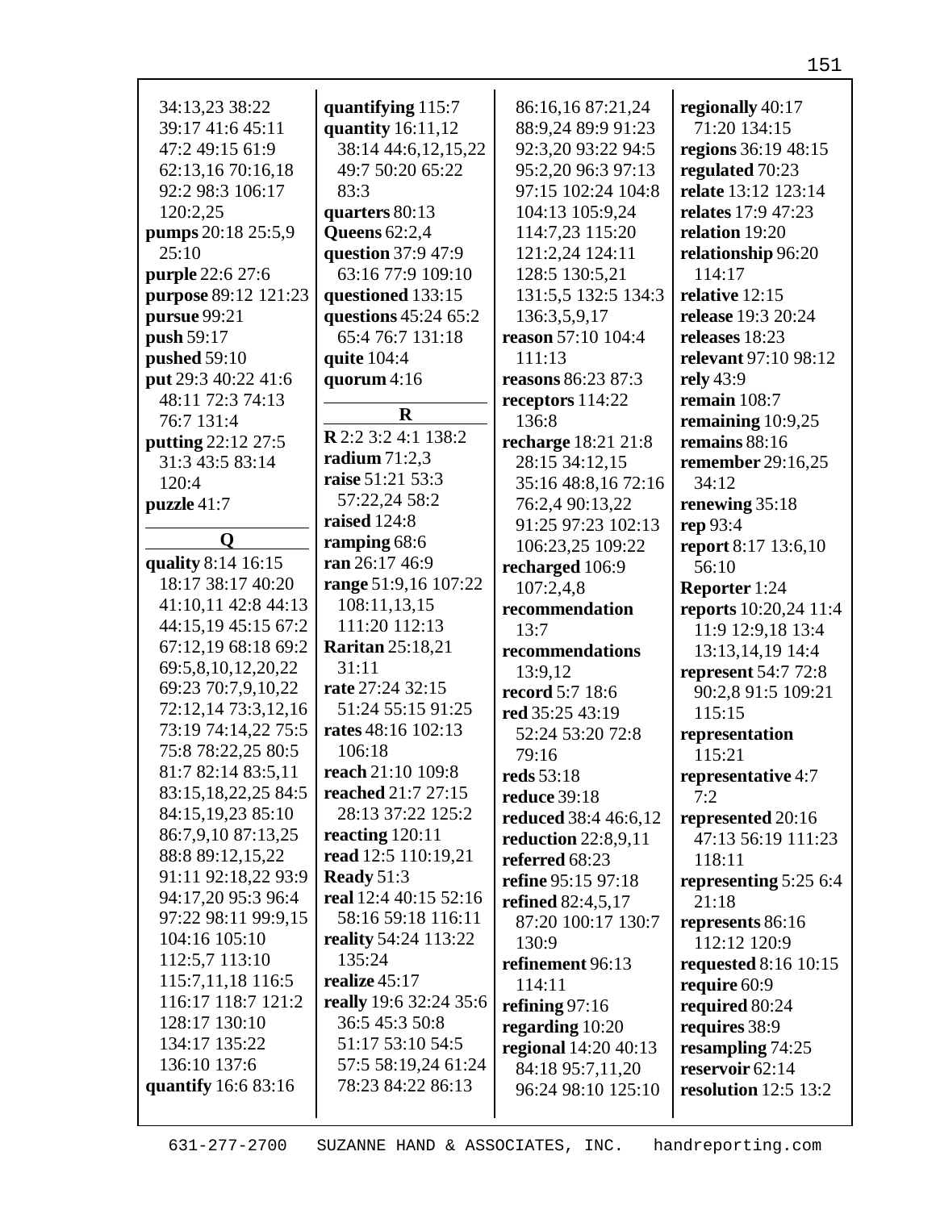34:13,23 38:22 39:17 41:6 45:11 47:2 49:15 61:9 62:13,16 70:16,18 92:2 98:3 106:17 120:2,25
**pumps** 20:18 25:5,9 25:10
**purple** 22:6 27:6
**purpose** 89:12 121:23
**pursue** 99:21
**push** 59:17
**pushed** 59:10
**put** 29:3 40:22 41:6 48:11 72:3 74:13 76:7 131:4
**putting** 22:12 27:5 31:3 43:5 83:14 120:4
**puzzle** 41:7

## Q

**quality** 8:14 16:15 18:17 38:17 40:20 41:10,11 42:8 44:13 44:15,19 45:15 67:2 67:12,19 68:18 69:2 69:5,8,10,12,20,22 69:23 70:7,9,10,22 72:12,14 73:3,12,16 73:19 74:14,22 75:5 75:8 78:22,25 80:5 81:7 82:14 83:5,11 83:15,18,22,25 84:5 84:15,19,23 85:10 86:7,9,10 87:13,25 88:8 89:12,15,22 91:11 92:18,22 93:9 94:17,20 95:3 96:4 97:22 98:11 99:9,15 104:16 105:10 112:5,7 113:10 115:7,11,18 116:5 116:17 118:7 121:2 128:17 130:10 134:17 135:22 136:10 137:6
**quantify** 16:6 83:16
**quantifying** 115:7
**quantity** 16:11,12 38:14 44:6,12,15,22 49:7 50:20 65:22 83:3
**quarters** 80:13
**Queens** 62:2,4
**question** 37:9 47:9 63:16 77:9 109:10
**questioned** 133:15
**questions** 45:24 65:2 65:4 76:7 131:18
**quite** 104:4
**quorum** 4:16

## R

**R** 2:2 3:2 4:1 138:2
**radium** 71:2,3
**raise** 51:21 53:3 57:22,24 58:2
**raised** 124:8
**ramping** 68:6
**ran** 26:17 46:9
**range** 51:9,16 107:22 108:11,13,15 111:20 112:13
**Raritan** 25:18,21 31:11
**rate** 27:24 32:15 51:24 55:15 91:25
**rates** 48:16 102:13 106:18
**reach** 21:10 109:8
**reached** 21:7 27:15 28:13 37:22 125:2
**reacting** 120:11
**read** 12:5 110:19,21
**Ready** 51:3
**real** 12:4 40:15 52:16 58:16 59:18 116:11
**reality** 54:24 113:22 135:24
**realize** 45:17
**really** 19:6 32:24 35:6 36:5 45:3 50:8 51:17 53:10 54:5 57:5 58:19,24 61:24 78:23 84:22 86:13 86:16,16 87:21,24 88:9,24 89:9 91:23 92:3,20 93:22 94:5 95:2,20 96:3 97:13 97:15 102:24 104:8 104:13 105:9,24 114:7,23 115:20 121:2,24 124:11 128:5 130:5,21 131:5,5 132:5 134:3 136:3,5,9,17
**reason** 57:10 104:4 111:13
**reasons** 86:23 87:3
**receptors** 114:22 136:8
**recharge** 18:21 21:8 28:15 34:12,15 35:16 48:8,16 72:16 76:2,4 90:13,22 91:25 97:23 102:13 106:23,25 109:22
**recharged** 106:9 107:2,4,8
**recommendation** 13:7
**recommendations** 13:9,12
**record** 5:7 18:6
**red** 35:25 43:19 52:24 53:20 72:8 79:16
**reds** 53:18
**reduce** 39:18
**reduced** 38:4 46:6,12
**reduction** 22:8,9,11
**referred** 68:23
**refine** 95:15 97:18
**refined** 82:4,5,17 87:20 100:17 130:7 130:9
**refinement** 96:13 114:11
**refining** 97:16
**regarding** 10:20
**regional** 14:20 40:13 84:18 95:7,11,20 96:24 98:10 125:10
**regionally** 40:17 71:20 134:15
**regions** 36:19 48:15
**regulated** 70:23
**relate** 13:12 123:14
**relates** 17:9 47:23
**relation** 19:20
**relationship** 96:20 114:17
**relative** 12:15
**release** 19:3 20:24
**releases** 18:23
**relevant** 97:10 98:12
**rely** 43:9
**remain** 108:7
**remaining** 10:9,25
**remains** 88:16
**remember** 29:16,25 34:12
**renewing** 35:18
**rep** 93:4
**report** 8:17 13:6,10 56:10
**Reporter** 1:24
**reports** 10:20,24 11:4 11:9 12:9,18 13:4 13:13,14,19 14:4
**represent** 54:7 72:8 90:2,8 91:5 109:21 115:15
**representation** 115:21
**representative** 4:7 7:2
**represented** 20:16 47:13 56:19 111:23 118:11
**representing** 5:25 6:4 21:18
**represents** 86:16 112:12 120:9
**requested** 8:16 10:15
**require** 60:9
**required** 80:24
**requires** 38:9
**resampling** 74:25
**reservoir** 62:14
**resolution** 12:5 13:2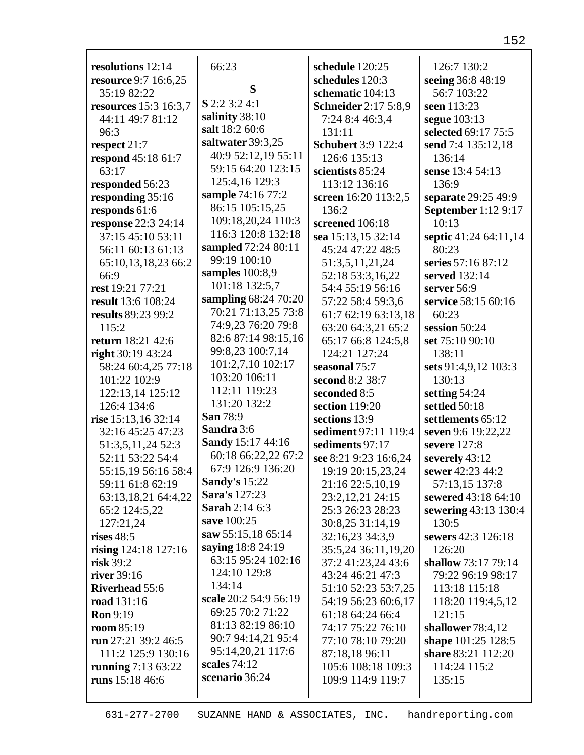**resolutions** 12:14
**resource** 9:7 16:6,25 35:19 82:22
**resources** 15:3 16:3,7 44:11 49:7 81:12 96:3
**respect** 21:7
**respond** 45:18 61:7 63:17
**responded** 56:23
**responding** 35:16
**responds** 61:6
**response** 22:3 24:14 37:15 45:10 53:11 56:11 60:13 61:13 65:10,13,18,23 66:2 66:9
**rest** 19:21 77:21
**result** 13:6 108:24
**results** 89:23 99:2 115:2
**return** 18:21 42:6
**right** 30:19 43:24 58:24 60:4,25 77:18 101:22 102:9 122:13,14 125:12 126:4 134:6
**rise** 15:13,16 32:14 32:16 45:25 47:23 51:3,5,11,24 52:3 52:11 53:22 54:4 55:15,19 56:16 58:4 59:11 61:8 62:19 63:13,18,21 64:4,22 65:2 124:5,22 127:21,24
**rises** 48:5
**rising** 124:18 127:16
**risk** 39:2
**river** 39:16
**Riverhead** 55:6
**road** 131:16
**Ron** 9:19
**room** 85:19
**run** 27:21 39:2 46:5 111:2 125:9 130:16
**running** 7:13 63:22
**runs** 15:18 46:6
66:23

## S

**S** 2:2 3:2 4:1
**salinity** 38:10
**salt** 18:2 60:6
**saltwater** 39:3,25 40:9 52:12,19 55:11 59:15 64:20 123:15 125:4,16 129:3
**sample** 74:16 77:2 86:15 105:15,25 109:18,20,24 110:3 116:3 120:8 132:18
**sampled** 72:24 80:11 99:19 100:10
**samples** 100:8,9 101:18 132:5,7
**sampling** 68:24 70:20 70:21 71:13,25 73:8 74:9,23 76:20 79:8 82:6 87:14 98:15,16 99:8,23 100:7,14 101:2,7,10 102:17 103:20 106:11 112:11 119:23 131:20 132:2
**San** 78:9
**Sandra** 3:6
**Sandy** 15:17 44:16 60:18 66:22,22 67:2 67:9 126:9 136:20
**Sandy's** 15:22
**Sara's** 127:23
**Sarah** 2:14 6:3
**save** 100:25
**saw** 55:15,18 65:14
**saying** 18:8 24:19 63:15 95:24 102:16 124:10 129:8 134:14
**scale** 20:2 54:9 56:19 69:25 70:2 71:22 81:13 82:19 86:10 90:7 94:14,21 95:4 95:14,20,21 117:6
**scales** 74:12
**scenario** 36:24
**schedule** 120:25
**schedules** 120:3
**schematic** 104:13
**Schneider** 2:17 5:8,9 7:24 8:4 46:3,4 131:11
**Schubert** 3:9 122:4 126:6 135:13
**scientists** 85:24 113:12 136:16
**screen** 16:20 113:2,5 136:2
**screened** 106:18
**sea** 15:13,15 32:14 45:24 47:22 48:5 51:3,5,11,21,24 52:18 53:3,16,22 54:4 55:19 56:16 57:22 58:4 59:3,6 61:7 62:19 63:13,18 63:20 64:3,21 65:2 65:17 66:8 124:5,8 124:21 127:24
**seasonal** 75:7
**second** 8:2 38:7
**seconded** 8:5
**section** 119:20
**sections** 13:9
**sediment** 97:11 119:4
**sediments** 97:17
**see** 8:21 9:23 16:6,24 19:19 20:15,23,24 21:16 22:5,10,19 23:2,12,21 24:15 25:3 26:23 28:23 30:8,25 31:14,19 32:16,23 34:3,9 35:5,24 36:11,19,20 37:2 41:23,24 43:6 43:24 46:21 47:3 51:10 52:23 53:7,25 54:19 56:23 60:6,17 61:18 64:24 66:4 74:17 75:22 76:10 77:10 78:10 79:20 87:18,18 96:11 105:6 108:18 109:3 109:9 114:9 119:7 126:7 130:2
**seeing** 36:8 48:19 56:7 103:22
**seen** 113:23
**segue** 103:13
**selected** 69:17 75:5
**send** 7:4 135:12,18 136:14
**sense** 13:4 54:13 136:9
**separate** 29:25 49:9
**September** 1:12 9:17 10:13
**septic** 41:24 64:11,14 80:23
**series** 57:16 87:12
**served** 132:14
**server** 56:9
**service** 58:15 60:16 60:23
**session** 50:24
**set** 75:10 90:10 138:11
**sets** 91:4,9,12 103:3 130:13
**setting** 54:24
**settled** 50:18
**settlements** 65:12
**seven** 9:6 19:22,22
**severe** 127:8
**severely** 43:12
**sewer** 42:23 44:2 57:13,15 137:8
**sewered** 43:18 64:10
**sewering** 43:13 130:4 130:5
**sewers** 42:3 126:18 126:20
**shallow** 73:17 79:14 79:22 96:19 98:17 113:18 115:18 118:20 119:4,5,12 121:15
**shallower** 78:4,12
**shape** 101:25 128:5
**share** 83:21 112:20 114:24 115:2 135:15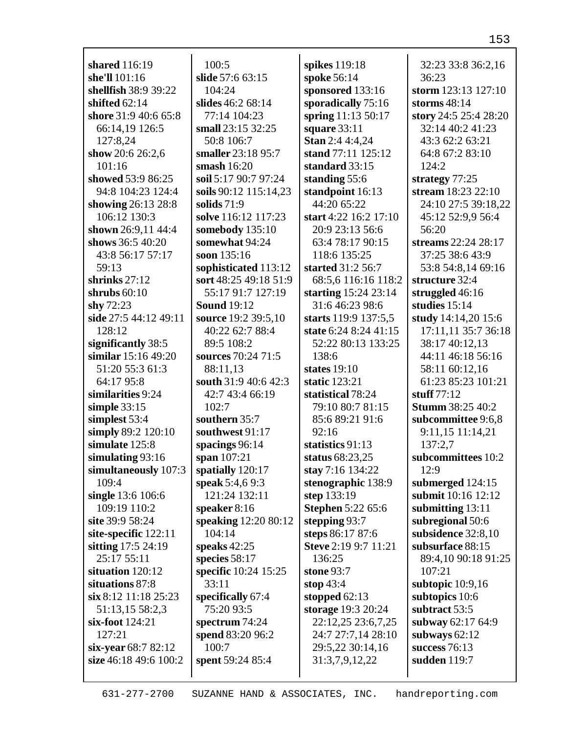100:5

**shared** 116:19
**she'll** 101:16
**shellfish** 38:9 39:22
**shifted** 62:14
**shore** 31:9 40:6 65:8 66:14,19 126:5 127:8,24
**show** 20:6 26:2,6 101:16
**showed** 53:9 86:25 94:8 104:23 124:4
**showing** 26:13 28:8 106:12 130:3
**shown** 26:9,11 44:4
**shows** 36:5 40:20 43:8 56:17 57:17 59:13
**shrinks** 27:12
**shrubs** 60:10
**shy** 72:23
**side** 27:5 44:12 49:11 128:12
**significantly** 38:5
**similar** 15:16 49:20 51:20 55:3 61:3 64:17 95:8
**similarities** 9:24
**simple** 33:15
**simplest** 53:4
**simply** 89:2 120:10
**simulate** 125:8
**simulating** 93:16
**simultaneously** 107:3 109:4
**single** 13:6 106:6 109:19 110:2
**site** 39:9 58:24
**site-specific** 122:11
**sitting** 17:5 24:19 25:17 55:11
**situation** 120:12
**situations** 87:8
**six** 8:12 11:18 25:23 51:13,15 58:2,3
**six-foot** 124:21 127:21
**six-year** 68:7 82:12
**size** 46:18 49:6 100:2 100:5
**slide** 57:6 63:15 104:24
**slides** 46:2 68:14 77:14 104:23
**small** 23:15 32:25 50:8 106:7
**smaller** 23:18 95:7
**smash** 16:20
**soil** 5:17 90:7 97:24
**soils** 90:12 115:14,23
**solids** 71:9
**solve** 116:12 117:23
**somebody** 135:10
**somewhat** 94:24
**soon** 135:16
**sophisticated** 113:12
**sort** 48:25 49:18 51:9 55:17 91:7 127:19
**Sound** 19:12
**source** 19:2 39:5,10 40:22 62:7 88:4 89:5 108:2
**sources** 70:24 71:5 88:11,13
**south** 31:9 40:6 42:3 42:7 43:4 66:19 102:7
**southern** 35:7
**southwest** 91:17
**spacings** 96:14
**span** 107:21
**spatially** 120:17
**speak** 5:4,6 9:3 121:24 132:11
**speaker** 8:16
**speaking** 12:20 80:12 104:14
**speaks** 42:25
**species** 58:17
**specific** 10:24 15:25 33:11
**specifically** 67:4 75:20 93:5
**spectrum** 74:24
**spend** 83:20 96:2 100:7
**spent** 59:24 85:4
**spikes** 119:18
**spoke** 56:14
**sponsored** 133:16
**sporadically** 75:16
**spring** 11:13 50:17
**square** 33:11
**Stan** 2:4 4:4,24
**stand** 77:11 125:12
**standard** 33:15
**standing** 55:6
**standpoint** 16:13 44:20 65:22
**start** 4:22 16:2 17:10 20:9 23:13 56:6 63:4 78:17 90:15 118:6 135:25
**started** 31:2 56:7 68:5,6 116:16 118:2
**starting** 15:24 23:14 31:6 46:23 98:6
**starts** 119:9 137:5,5
**state** 6:24 8:24 41:15 52:22 80:13 133:25 138:6
**states** 19:10
**static** 123:21
**statistical** 78:24 79:10 80:7 81:15 85:6 89:21 91:6 92:16
**statistics** 91:13
**status** 68:23,25
**stay** 7:16 134:22
**stenographic** 138:9
**step** 133:19
**Stephen** 5:22 65:6
**stepping** 93:7
**steps** 86:17 87:6
**Steve** 2:19 9:7 11:21 136:25
**stone** 93:7
**stop** 43:4
**stopped** 62:13
**storage** 19:3 20:24 22:12,25 23:6,7,25 24:7 27:7,14 28:10 29:5,22 30:14,16 31:3,7,9,12,22 32:23 33:8 36:2,16 36:23
**storm** 123:13 127:10
**storms** 48:14
**story** 24:5 25:4 28:20 32:14 40:2 41:23 43:3 62:2 63:21 64:8 67:2 83:10 124:2
**strategy** 77:25
**stream** 18:23 22:10 24:10 27:5 39:18,22 45:12 52:9,9 56:4 56:20
**streams** 22:24 28:17 37:25 38:6 43:9 53:8 54:8,14 69:16
**structure** 32:4
**struggled** 46:16
**studies** 15:14
**study** 14:14,20 15:6 17:11,11 35:7 36:18 38:17 40:12,13 44:11 46:18 56:16 58:11 60:12,16 61:23 85:23 101:21
**stuff** 77:12
**Stumm** 38:25 40:2
**subcommittee** 9:6,8 9:11,15 11:14,21 137:2,7
**subcommittees** 10:2 12:9
**submerged** 124:15
**submit** 10:16 12:12
**submitting** 13:11
**subregional** 50:6
**subsidence** 32:8,10
**subsurface** 88:15 89:4,10 90:18 91:25 107:21
**subtopic** 10:9,16
**subtopics** 10:6
**subtract** 53:5
**subway** 62:17 64:9
**subways** 62:12
**success** 76:13
**sudden** 119:7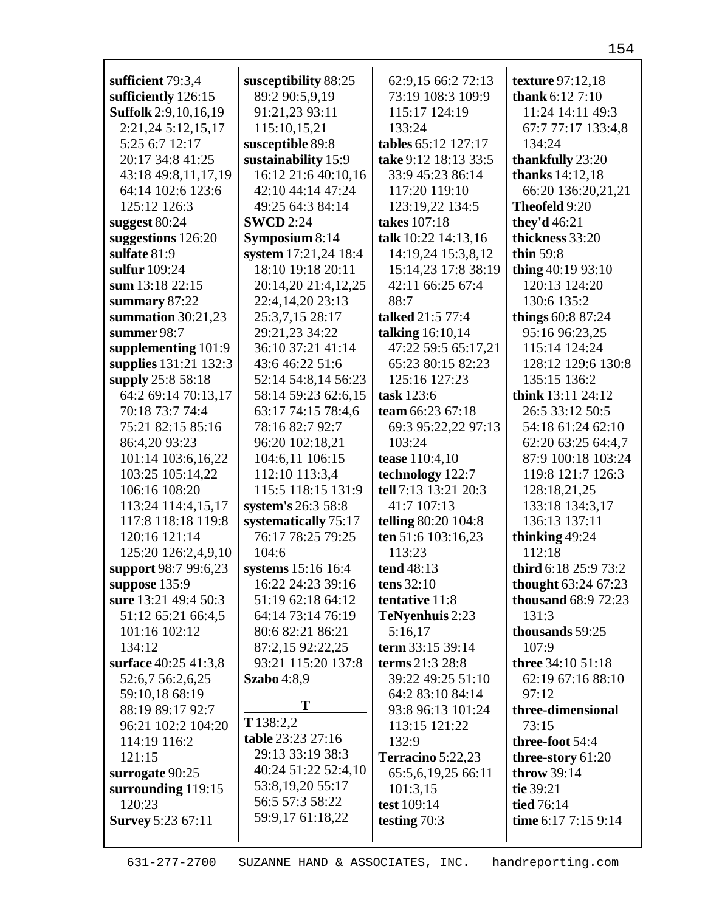**sufficient** 79:3,4
**sufficiently** 126:15
**Suffolk** 2:9,10,16,19 2:21,24 5:12,15,17 5:25 6:7 12:17 20:17 34:8 41:25 43:18 49:8,11,17,19 64:14 102:6 123:6 125:12 126:3
**suggest** 80:24
**suggestions** 126:20
**sulfate** 81:9
**sulfur** 109:24
**sum** 13:18 22:15
**summary** 87:22
**summation** 30:21,23
**summer** 98:7
**supplementing** 101:9
**supplies** 131:21 132:3
**supply** 25:8 58:18 64:2 69:14 70:13,17 70:18 73:7 74:4 75:21 82:15 85:16 86:4,20 93:23 101:14 103:6,16,22 103:25 105:14,22 106:16 108:20 113:24 114:4,15,17 117:8 118:18 119:8 120:16 121:14 125:20 126:2,4,9,10
**support** 98:7 99:6,23
**suppose** 135:9
**sure** 13:21 49:4 50:3 51:12 65:21 66:4,5 101:16 102:12 134:12
**surface** 40:25 41:3,8 52:6,7 56:2,6,25 59:10,18 68:19 88:19 89:17 92:7 96:21 102:2 104:20 114:19 116:2 121:15
**surrogate** 90:25
**surrounding** 119:15 120:23
**Survey** 5:23 67:11

**susceptibility** 88:25 89:2 90:5,9,19 91:21,23 93:11 115:10,15,21
**susceptible** 89:8
**sustainability** 15:9 16:12 21:6 40:10,16 42:10 44:14 47:24 49:25 64:3 84:14
**SWCD** 2:24
**Symposium** 8:14
**system** 17:21,24 18:4 18:10 19:18 20:11 20:14,20 21:4,12,25 22:4,14,20 23:13 25:3,7,15 28:17 29:21,23 34:22 36:10 37:21 41:14 43:6 46:22 51:6 52:14 54:8,14 56:23 58:14 59:23 62:6,15 63:17 74:15 78:4,6 78:16 82:7 92:7 96:20 102:18,21 104:6,11 106:15 112:10 113:3,4 115:5 118:15 131:9
**system's** 26:3 58:8
**systematically** 75:17 76:17 78:25 79:25 104:6
**systems** 15:16 16:4 16:22 24:23 39:16 51:19 62:18 64:12 64:14 73:14 76:19 80:6 82:21 86:21 87:2,15 92:22,25 93:21 115:20 137:8
**Szabo** 4:8,9

**T**

**T** 138:2,2
**table** 23:23 27:16 29:13 33:19 38:3 40:24 51:22 52:4,10 53:8,19,20 55:17 56:5 57:3 58:22 59:9,17 61:18,22 62:9,15 66:2 72:13 73:19 108:3 109:9 115:17 124:19 133:24
**tables** 65:12 127:17
**take** 9:12 18:13 33:5 33:9 45:23 86:14 117:20 119:10 123:19,22 134:5
**takes** 107:18
**talk** 10:22 14:13,16 14:19,24 15:3,8,12 15:14,23 17:8 38:19 42:11 66:25 67:4 88:7
**talked** 21:5 77:4
**talking** 16:10,14 47:22 59:5 65:17,21 65:23 80:15 82:23 125:16 127:23
**task** 123:6
**team** 66:23 67:18 69:3 95:22,22 97:13 103:24
**tease** 110:4,10
**technology** 122:7
**tell** 7:13 13:21 20:3 41:7 107:13
**telling** 80:20 104:8
**ten** 51:6 103:16,23 113:23
**tend** 48:13
**tens** 32:10
**tentative** 11:8
**TeNyenhuis** 2:23 5:16,17
**term** 33:15 39:14
**terms** 21:3 28:8 39:22 49:25 51:10 64:2 83:10 84:14 93:8 96:13 101:24 113:15 121:22 132:9
**Terracino** 5:22,23 65:5,6,19,25 66:11 101:3,15
**test** 109:14
**testing** 70:3

**texture** 97:12,18
**thank** 6:12 7:10 11:24 14:11 49:3 67:7 77:17 133:4,8 134:24
**thankfully** 23:20
**thanks** 14:12,18 66:20 136:20,21,21
**Theofeld** 9:20
**they'd** 46:21
**thickness** 33:20
**thin** 59:8
**thing** 40:19 93:10 120:13 124:20 130:6 135:2
**things** 60:8 87:24 95:16 96:23,25 115:14 124:24 128:12 129:6 130:8 135:15 136:2
**think** 13:11 24:12 26:5 33:12 50:5 54:18 61:24 62:10 62:20 63:25 64:4,7 87:9 100:18 103:24 119:8 121:7 126:3 128:18,21,25 133:18 134:3,17 136:13 137:11
**thinking** 49:24 112:18
**third** 6:18 25:9 73:2
**thought** 63:24 67:23
**thousand** 68:9 72:23 131:3
**thousands** 59:25 107:9
**three** 34:10 51:18 62:19 67:16 88:10 97:12
**three-dimensional** 73:15
**three-foot** 54:4
**three-story** 61:20
**throw** 39:14
**tie** 39:21
**tied** 76:14
**time** 6:17 7:15 9:14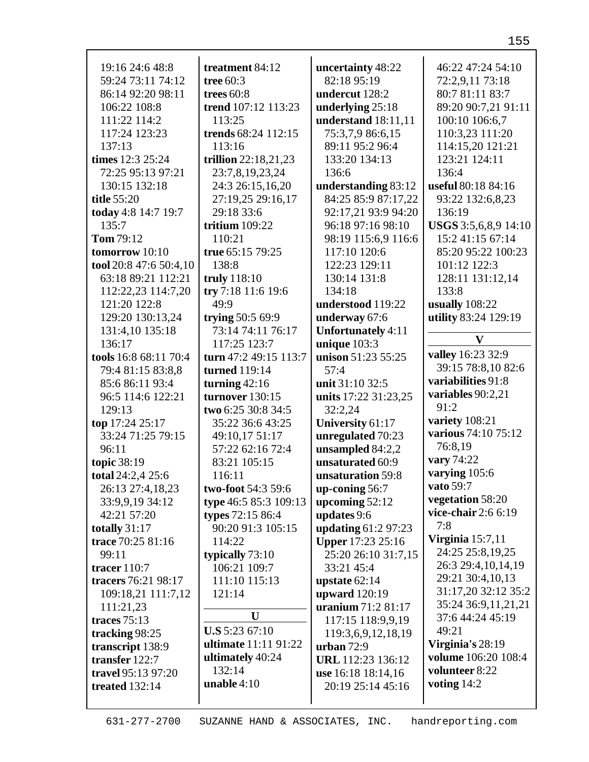19:16 24:6 48:8 59:24 73:11 74:12 86:14 92:20 98:11 106:22 108:8 111:22 114:2 117:24 123:23 137:13

**times** 12:3 25:24 72:25 95:13 97:21 130:15 132:18

**title** 55:20

**today** 4:8 14:7 19:7 135:7

**Tom** 79:12

**tomorrow** 10:10

**tool** 20:8 47:6 50:4,10 63:18 89:21 112:21 112:22,23 114:7,20 121:20 122:8 129:20 130:13,24 131:4,10 135:18 136:17

**tools** 16:8 68:11 70:4 79:4 81:15 83:8,8 85:6 86:11 93:4 96:5 114:6 122:21 129:13

**top** 17:24 25:17 33:24 71:25 79:15 96:11

**topic** 38:19

**total** 24:2,4 25:6 26:13 27:4,18,23 33:9,9,19 34:12 42:21 57:20

**totally** 31:17

**trace** 70:25 81:16 99:11

**tracer** 110:7

**tracers** 76:21 98:17 109:18,21 111:7,12 111:21,23

**traces** 75:13

**tracking** 98:25

**transcript** 138:9

**transfer** 122:7

**travel** 95:13 97:20

**treated** 132:14

**treatment** 84:12

**tree** 60:3

**trees** 60:8

**trend** 107:12 113:23 113:25

**trends** 68:24 112:15 113:16

**trillion** 22:18,21,23 23:7,8,19,23,24 24:3 26:15,16,20 27:19,25 29:16,17 29:18 33:6

**tritium** 109:22 110:21

**true** 65:15 79:25 138:8

**truly** 118:10

**try** 7:18 11:6 19:6 49:9

**trying** 50:5 69:9 73:14 74:11 76:17 117:25 123:7

**turn** 47:2 49:15 113:7

**turned** 119:14

**turning** 42:16

**turnover** 130:15

**two** 6:25 30:8 34:5 35:22 36:6 43:25 49:10,17 51:17 57:22 62:16 72:4 83:21 105:15 116:11

**two-foot** 54:3 59:6

**type** 46:5 85:3 109:13

**types** 72:15 86:4 90:20 91:3 105:15 114:22

**typically** 73:10 106:21 109:7 111:10 115:13 121:14

## U

**U.S** 5:23 67:10

**ultimate** 11:11 91:22

**ultimately** 40:24 132:14

**unable** 4:10

**uncertainty** 48:22 82:18 95:19

**undercut** 128:2

**underlying** 25:18

**understand** 18:11,11 75:3,7,9 86:6,15 89:11 95:2 96:4 133:20 134:13 136:6

**understanding** 83:12 84:25 85:9 87:17,22 92:17,21 93:9 94:20 96:18 97:16 98:10 98:19 115:6,9 116:6 117:10 120:6 122:23 129:11 130:14 131:8 134:18

**understood** 119:22

**underway** 67:6

**Unfortunately** 4:11

**unique** 103:3

**unison** 51:23 55:25 57:4

**unit** 31:10 32:5

**units** 17:22 31:23,25 32:2,24

**University** 61:17

**unregulated** 70:23

**unsampled** 84:2,2

**unsaturated** 60:9

**unsaturation** 59:8

**up-coning** 56:7

**upcoming** 52:12

**updates** 9:6

**updating** 61:2 97:23

**Upper** 17:23 25:16 25:20 26:10 31:7,15 33:21 45:4

**upstate** 62:14

**upward** 120:19

**uranium** 71:2 81:17 117:15 118:9,9,19 119:3,6,9,12,18,19

**urban** 72:9

**URL** 112:23 136:12

**use** 16:18 18:14,16 20:19 25:14 45:16 46:22 47:24 54:10 72:2,9,11 73:18 80:7 81:11 83:7 89:20 90:7,21 91:11 100:10 106:6,7 110:3,23 111:20 114:15,20 121:21 123:21 124:11 136:4

**useful** 80:18 84:16 93:22 132:6,8,23 136:19

**USGS** 3:5,6,8,9 14:10 15:2 41:15 67:14 85:20 95:22 100:23 101:12 122:3 128:11 131:12,14 133:8

**usually** 108:22

**utility** 83:24 129:19

## V

**valley** 16:23 32:9 39:15 78:8,10 82:6

**variabilities** 91:8

**variables** 90:2,21 91:2

**variety** 108:21

**various** 74:10 75:12 76:8,19

**vary** 74:22

**varying** 105:6

**vato** 59:7

**vegetation** 58:20

**vice-chair** 2:6 6:19 7:8

**Virginia** 15:7,11 24:25 25:8,19,25 26:3 29:4,10,14,19 29:21 30:4,10,13 31:17,20 32:12 35:2 35:24 36:9,11,21,21 37:6 44:24 45:19 49:21

**Virginia's** 28:19

**volume** 106:20 108:4

**volunteer** 8:22

**voting** 14:2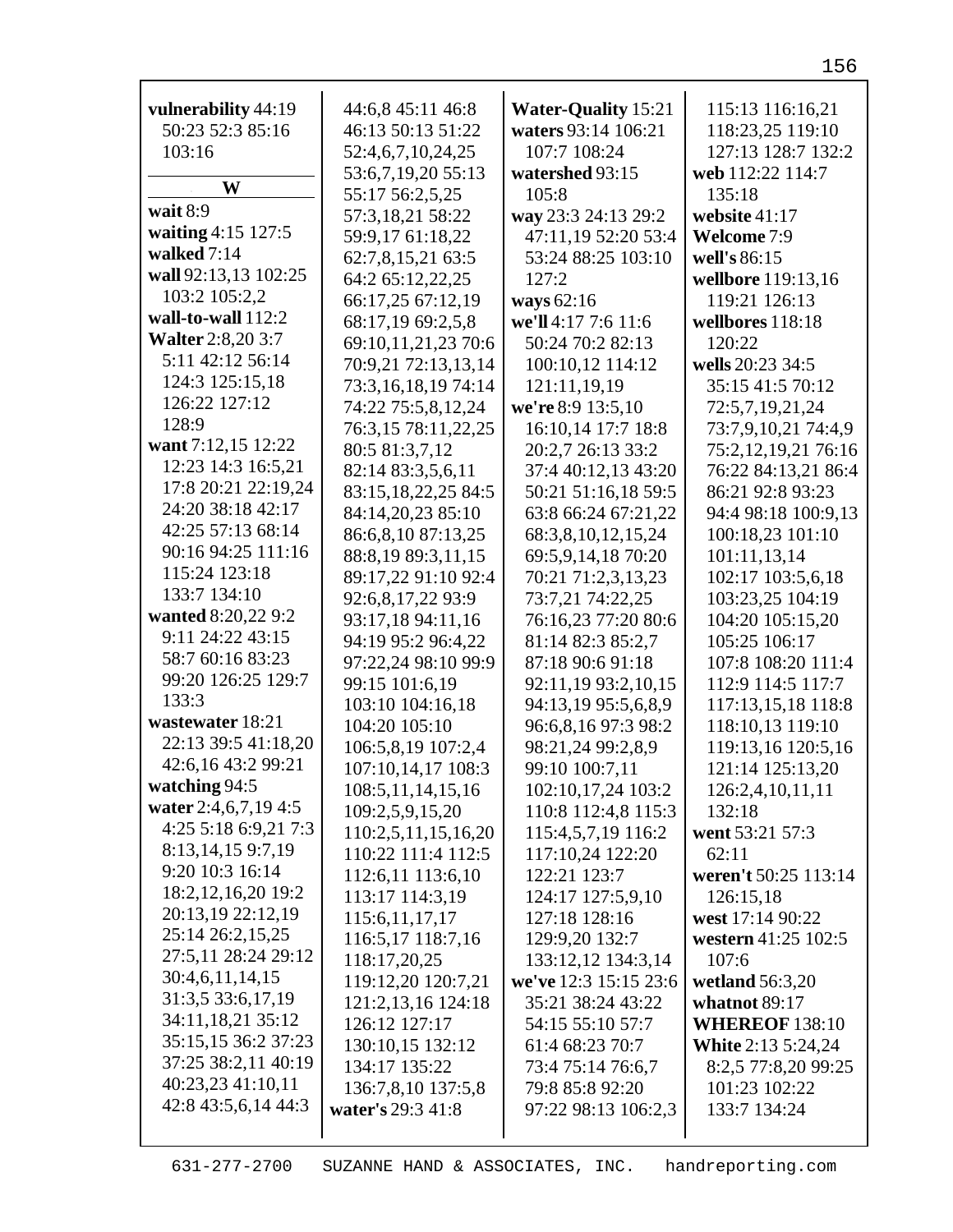**vulnerability** 44:19 50:23 52:3 85:16 103:16

## W

**wait** 8:9
**waiting** 4:15 127:5
**walked** 7:14
**wall** 92:13,13 102:25 103:2 105:2,2
**wall-to-wall** 112:2
**Walter** 2:8,20 3:7 5:11 42:12 56:14 124:3 125:15,18 126:22 127:12 128:9
**want** 7:12,15 12:22 12:23 14:3 16:5,21 17:8 20:21 22:19,24 24:20 38:18 42:17 42:25 57:13 68:14 90:16 94:25 111:16 115:24 123:18 133:7 134:10
**wanted** 8:20,22 9:2 9:11 24:22 43:15 58:7 60:16 83:23 99:20 126:25 129:7 133:3
**wastewater** 18:21 22:13 39:5 41:18,20 42:6,16 43:2 99:21
**watching** 94:5
**water** 2:4,6,7,19 4:5 4:25 5:18 6:9,21 7:3 8:13,14,15 9:7,19 9:20 10:3 16:14 18:2,12,16,20 19:2 20:13,19 22:12,19 25:14 26:2,15,25 27:5,11 28:24 29:12 30:4,6,11,14,15 31:3,5 33:6,17,19 34:11,18,21 35:12 35:15,15 36:2 37:23 37:25 38:2,11 40:19 40:23,23 41:10,11 42:8 43:5,6,14 44:3 44:6,8 45:11 46:8 46:13 50:13 51:22 52:4,6,7,10,24,25 53:6,7,19,20 55:13 55:17 56:2,5,25 57:3,18,21 58:22 59:9,17 61:18,22 62:7,8,15,21 63:5 64:2 65:12,22,25 66:17,25 67:12,19 68:17,19 69:2,5,8 69:10,11,21,23 70:6 70:9,21 72:13,13,14 73:3,16,18,19 74:14 74:22 75:5,8,12,24 76:3,15 78:11,22,25 80:5 81:3,7,12 82:14 83:3,5,6,11 83:15,18,22,25 84:5 84:14,20,23 85:10 86:6,8,10 87:13,25 88:8,19 89:3,11,15 89:17,22 91:10 92:4 92:6,8,17,22 93:9 93:17,18 94:11,16 94:19 95:2 96:4,22 97:22,24 98:10 99:9 99:15 101:6,19 103:10 104:16,18 104:20 105:10 106:5,8,19 107:2,4 107:10,14,17 108:3 108:5,11,14,15,16 109:2,5,9,15,20 110:2,5,11,15,16,20 110:22 111:4 112:5 112:6,11 113:6,10 113:17 114:3,19 115:6,11,17,17 116:5,17 118:7,16 118:17,20,25 119:12,20 120:7,21 121:2,13,16 124:18 126:12 127:17 130:10,15 132:12 134:17 135:22 136:7,8,10 137:5,8
**water's** 29:3 41:8
**Water-Quality** 15:21
**waters** 93:14 106:21 107:7 108:24
**watershed** 93:15 105:8
**way** 23:3 24:13 29:2 47:11,19 52:20 53:4 53:24 88:25 103:10 127:2
**ways** 62:16
**we'll** 4:17 7:6 11:6 50:24 70:2 82:13 100:10,12 114:12 121:11,19,19
**we're** 8:9 13:5,10 16:10,14 17:7 18:8 20:2,7 26:13 33:2 37:4 40:12,13 43:20 50:21 51:16,18 59:5 63:8 66:24 67:21,22 68:3,8,10,12,15,24 69:5,9,14,18 70:20 70:21 71:2,3,13,23 73:7,21 74:22,25 76:16,23 77:20 80:6 81:14 82:3 85:2,7 87:18 90:6 91:18 92:11,19 93:2,10,15 94:13,19 95:5,6,8,9 96:6,8,16 97:3 98:2 98:21,24 99:2,8,9 99:10 100:7,11 102:10,17,24 103:2 110:8 112:4,8 115:3 115:4,5,7,19 116:2 117:10,24 122:20 122:21 123:7 124:17 127:5,9,10 127:18 128:16 129:9,20 132:7 133:12,12 134:3,14
**we've** 12:3 15:15 23:6 35:21 38:24 43:22 54:15 55:10 57:7 61:4 68:23 70:7 73:4 75:14 76:6,7 79:8 85:8 92:20 97:22 98:13 106:2,3 115:13 116:16,21 118:23,25 119:10 127:13 128:7 132:2
**web** 112:22 114:7 135:18
**website** 41:17
**Welcome** 7:9
**well's** 86:15
**wellbore** 119:13,16 119:21 126:13
**wellbores** 118:18 120:22
**wells** 20:23 34:5 35:15 41:5 70:12 72:5,7,19,21,24 73:7,9,10,21 74:4,9 75:2,12,19,21 76:16 76:22 84:13,21 86:4 86:21 92:8 93:23 94:4 98:18 100:9,13 100:18,23 101:10 101:11,13,14 102:17 103:5,6,18 103:23,25 104:19 104:20 105:15,20 105:25 106:17 107:8 108:20 111:4 112:9 114:5 117:7 117:13,15,18 118:8 118:10,13 119:10 119:13,16 120:5,16 121:14 125:13,20 126:2,4,10,11,11 132:18
**went** 53:21 57:3 62:11
**weren't** 50:25 113:14 126:15,18
**west** 17:14 90:22
**western** 41:25 102:5 107:6
**wetland** 56:3,20
**whatnot** 89:17
**WHEREOF** 138:10
**White** 2:13 5:24,24 8:2,5 77:8,20 99:25 101:23 102:22 133:7 134:24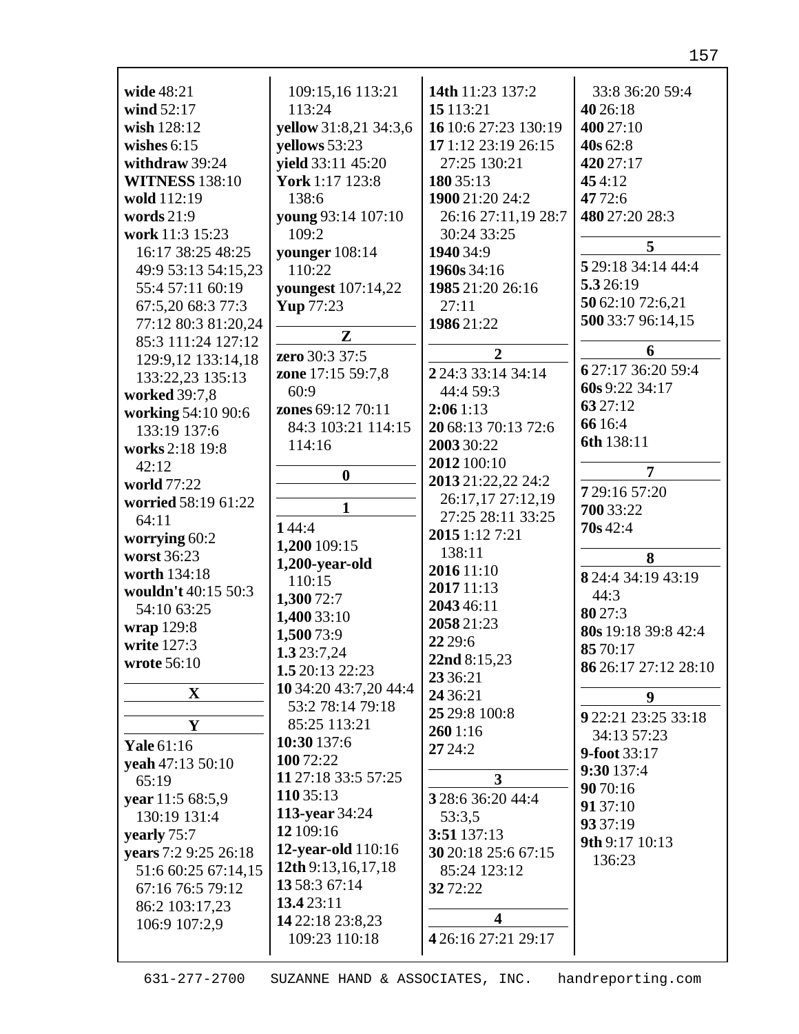**wide** 48:21
**wind** 52:17
**wish** 128:12
**wishes** 6:15
**withdraw** 39:24
**WITNESS** 138:10
**wold** 112:19
**words** 21:9
**work** 11:3 15:23 16:17 38:25 48:25 49:9 53:13 54:15,23 55:4 57:11 60:19 67:5,20 68:3 77:3 77:12 80:3 81:20,24 85:3 111:24 127:12 129:9,12 133:14,18 133:22,23 135:13
**worked** 39:7,8
**working** 54:10 90:6 133:19 137:6
**works** 2:18 19:8 42:12
**world** 77:22
**worried** 58:19 61:22 64:11
**worrying** 60:2
**worst** 36:23
**worth** 134:18
**wouldn't** 40:15 50:3 54:10 63:25
**wrap** 129:8
**write** 127:3
**wrote** 56:10

**X**

**Y**

**Yale** 61:16
**yeah** 47:13 50:10 65:19
**year** 11:5 68:5,9 130:19 131:4
**yearly** 75:7
**years** 7:2 9:25 26:18 51:6 60:25 67:14,15 67:16 76:5 79:12 86:2 103:17,23 106:9 107:2,9 109:15,16 113:21 113:24
**yellow** 31:8,21 34:3,6
**yellows** 53:23
**yield** 33:11 45:20
**York** 1:17 123:8 138:6
**young** 93:14 107:10 109:2
**younger** 108:14 110:22
**youngest** 107:14,22
**Yup** 77:23

**Z**

**zero** 30:3 37:5
**zone** 17:15 59:7,8 60:9
**zones** 69:12 70:11 84:3 103:21 114:15 114:16

**0**

**1**

**1** 44:4
**1,200** 109:15
**1,200-year-old** 110:15
**1,300** 72:7
**1,400** 33:10
**1,500** 73:9
**1.3** 23:7,24
**1.5** 20:13 22:23
**10** 34:20 43:7,20 44:4 53:2 78:14 79:18 85:25 113:21
**10:30** 137:6
**100** 72:22
**11** 27:18 33:5 57:25
**110** 35:13
**113-year** 34:24
**12** 109:16
**12-year-old** 110:16
**12th** 9:13,16,17,18
**13** 58:3 67:14
**13.4** 23:11
**14** 22:18 23:8,23 109:23 110:18
**14th** 11:23 137:2
**15** 113:21
**16** 10:6 27:23 130:19
**17** 1:12 23:19 26:15 27:25 130:21
**180** 35:13
**1900** 21:20 24:2 26:16 27:11,19 28:7 30:24 33:25
**1940** 34:9
**1960s** 34:16
**1985** 21:20 26:16 27:11
**1986** 21:22

**2**

**2** 24:3 33:14 34:14 44:4 59:3
**2:06** 1:13
**20** 68:13 70:13 72:6
**2003** 30:22
**2012** 100:10
**2013** 21:22,22 24:2 26:17,17 27:12,19 27:25 28:11 33:25
**2015** 1:12 7:21 138:11
**2016** 11:10
**2017** 11:13
**2043** 46:11
**2058** 21:23
**22** 29:6
**22nd** 8:15,23
**23** 36:21
**24** 36:21
**25** 29:8 100:8
**260** 1:16
**27** 24:2

**3**

**3** 28:6 36:20 44:4 53:3,5
**3:51** 137:13
**30** 20:18 25:6 67:15 85:24 123:12
**32** 72:22

**4**

**4** 26:16 27:21 29:17 33:8 36:20 59:4
**40** 26:18
**400** 27:10
**40s** 62:8
**420** 27:17
**45** 4:12
**47** 72:6
**480** 27:20 28:3

**5**

**5** 29:18 34:14 44:4
**5.3** 26:19
**50** 62:10 72:6,21
**500** 33:7 96:14,15

**6**

**6** 27:17 36:20 59:4
**60s** 9:22 34:17
**63** 27:12
**66** 16:4
**6th** 138:11

**7**

**7** 29:16 57:20
**700** 33:22
**70s** 42:4

**8**

**8** 24:4 34:19 43:19 44:3
**80** 27:3
**80s** 19:18 39:8 42:4
**85** 70:17
**86** 26:17 27:12 28:10

**9**

**9** 22:21 23:25 33:18 34:13 57:23
**9-foot** 33:17
**9:30** 137:4
**90** 70:16
**91** 37:10
**93** 37:19
**9th** 9:17 10:13 136:23